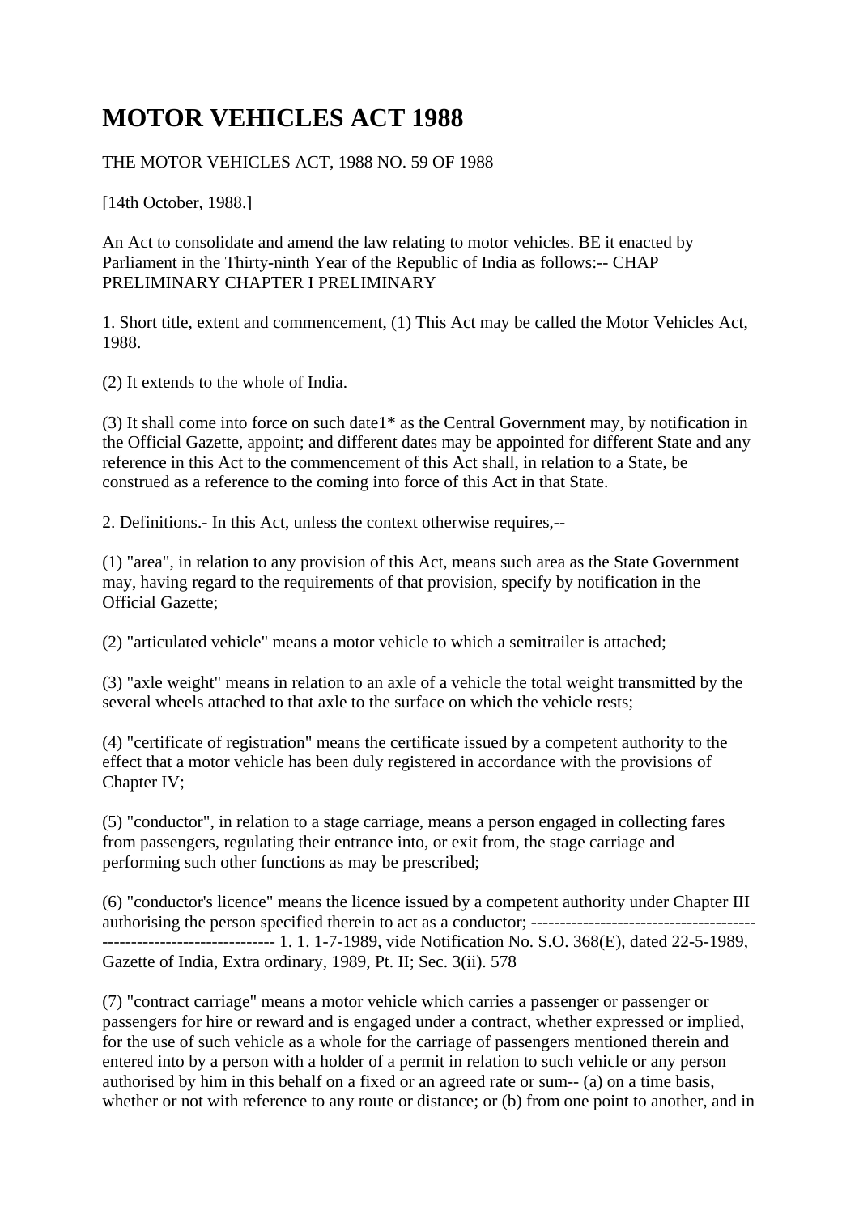# MOTOR VEHICLES ACT 1988

THE MOTOR VEHICLES ACT, 1988 NO. 59 OF 1988

[14th October, 1988.]

An Act to consolidate and amend the law relating to motor vehicles. BE it enacted by Parliament in the Thirty-ninth Year of the Republic of India as follows:-- CHAP PRELIMINARY CHAPTER I PRELIMINARY

1. Short title, extent and commencement, (1) This Act may be called the Motor Vehicles Act, 1988.

(2) It extends to the whole of India.

(3) It shall come into force on such date1* as the Central Government may, by notification in the Official Gazette, appoint; and different dates may be appointed for different State and any reference in this Act to the commencement of this Act shall, in relation to a State, be construed as a reference to the coming into force of this Act in that State.

2. Definitions.- In this Act, unless the context otherwise requires,--

(1) "area", in relation to any provision of this Act, means such area as the State Government may, having regard to the requirements of that provision, specify by notification in the Official Gazette;

(2) "articulated vehicle" means a motor vehicle to which a semitrailer is attached;

(3) "axle weight" means in relation to an axle of a vehicle the total weight transmitted by the several wheels attached to that axle to the surface on which the vehicle rests;

(4) "certificate of registration" means the certificate issued by a competent authority to the effect that a motor vehicle has been duly registered in accordance with the provisions of Chapter IV;

(5) "conductor", in relation to a stage carriage, means a person engaged in collecting fares from passengers, regulating their entrance into, or exit from, the stage carriage and performing such other functions as may be prescribed;

(6) "conductor's licence" means the licence issued by a competent authority under Chapter III authorising the person specified therein to act as a conductor; ------------------------------------------------------------------- 1. 1. 1-7-1989, vide Notification No. S.O. 368(E), dated 22-5-1989, Gazette of India, Extra ordinary, 1989, Pt. II; Sec. 3(ii). 578

(7) "contract carriage" means a motor vehicle which carries a passenger or passenger or passengers for hire or reward and is engaged under a contract, whether expressed or implied, for the use of such vehicle as a whole for the carriage of passengers mentioned therein and entered into by a person with a holder of a permit in relation to such vehicle or any person authorised by him in this behalf on a fixed or an agreed rate or sum-- (a) on a time basis, whether or not with reference to any route or distance; or (b) from one point to another, and in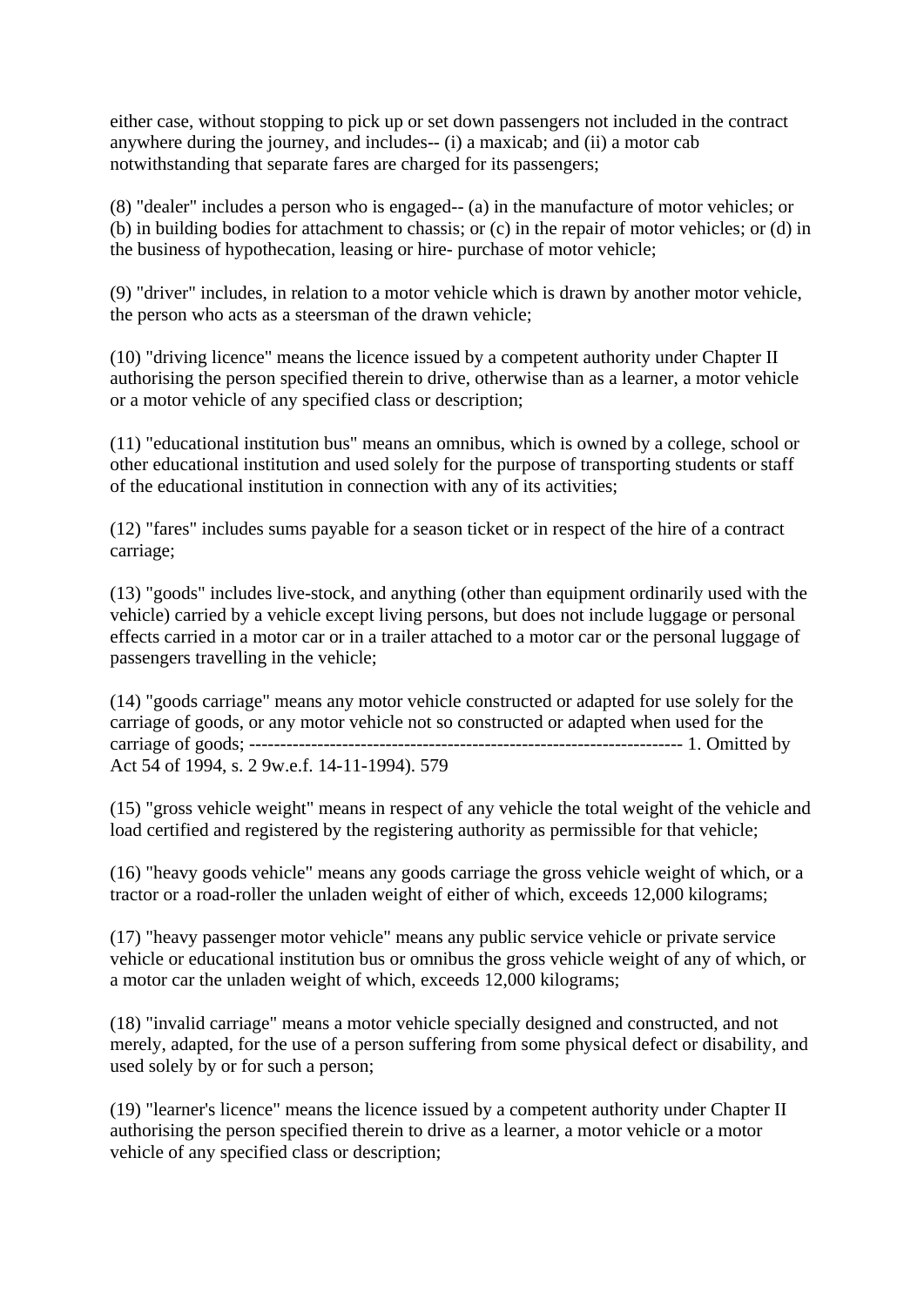either case, without stopping to pick up or set down passengers not included in the contract anywhere during the journey, and includes-- (i) a maxicab; and (ii) a motor cab notwithstanding that separate fares are charged for its passengers;

(8) "dealer" includes a person who is engaged-- (a) in the manufacture of motor vehicles; or (b) in building bodies for attachment to chassis; or (c) in the repair of motor vehicles; or (d) in the business of hypothecation, leasing or hire- purchase of motor vehicle;

(9) "driver" includes, in relation to a motor vehicle which is drawn by another motor vehicle, the person who acts as a steersman of the drawn vehicle;

(10) "driving licence" means the licence issued by a competent authority under Chapter II authorising the person specified therein to drive, otherwise than as a learner, a motor vehicle or a motor vehicle of any specified class or description;

(11) "educational institution bus" means an omnibus, which is owned by a college, school or other educational institution and used solely for the purpose of transporting students or staff of the educational institution in connection with any of its activities;

(12) "fares" includes sums payable for a season ticket or in respect of the hire of a contract carriage;

(13) "goods" includes live-stock, and anything (other than equipment ordinarily used with the vehicle) carried by a vehicle except living persons, but does not include luggage or personal effects carried in a motor car or in a trailer attached to a motor car or the personal luggage of passengers travelling in the vehicle;

(14) "goods carriage" means any motor vehicle constructed or adapted for use solely for the carriage of goods, or any motor vehicle not so constructed or adapted when used for the carriage of goods; ---------------------------------------------------------------------- 1. Omitted by Act 54 of 1994, s. 2 9w.e.f. 14-11-1994). 579

(15) "gross vehicle weight" means in respect of any vehicle the total weight of the vehicle and load certified and registered by the registering authority as permissible for that vehicle;

(16) "heavy goods vehicle" means any goods carriage the gross vehicle weight of which, or a tractor or a road-roller the unladen weight of either of which, exceeds 12,000 kilograms;

(17) "heavy passenger motor vehicle" means any public service vehicle or private service vehicle or educational institution bus or omnibus the gross vehicle weight of any of which, or a motor car the unladen weight of which, exceeds 12,000 kilograms;

(18) "invalid carriage" means a motor vehicle specially designed and constructed, and not merely, adapted, for the use of a person suffering from some physical defect or disability, and used solely by or for such a person;

(19) "learner's licence" means the licence issued by a competent authority under Chapter II authorising the person specified therein to drive as a learner, a motor vehicle or a motor vehicle of any specified class or description;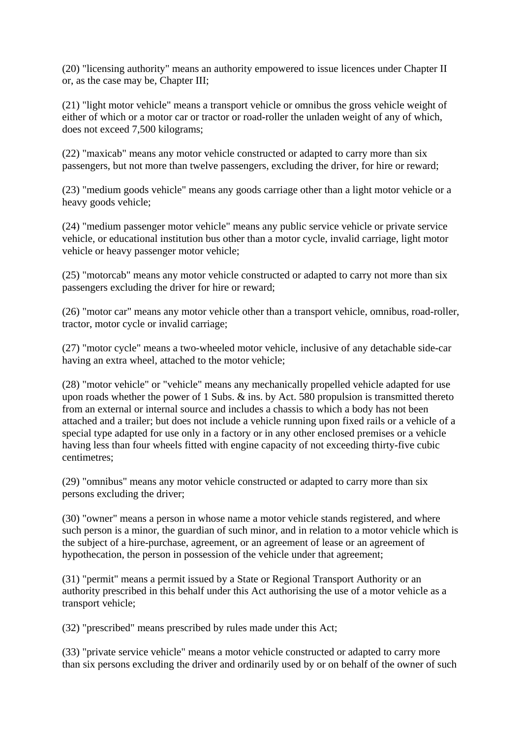(20) "licensing authority" means an authority empowered to issue licences under Chapter II or, as the case may be, Chapter III;

(21) "light motor vehicle" means a transport vehicle or omnibus the gross vehicle weight of either of which or a motor car or tractor or road-roller the unladen weight of any of which, does not exceed 7,500 kilograms;

(22) "maxicab" means any motor vehicle constructed or adapted to carry more than six passengers, but not more than twelve passengers, excluding the driver, for hire or reward;

(23) "medium goods vehicle" means any goods carriage other than a light motor vehicle or a heavy goods vehicle;

(24) "medium passenger motor vehicle" means any public service vehicle or private service vehicle, or educational institution bus other than a motor cycle, invalid carriage, light motor vehicle or heavy passenger motor vehicle;

(25) "motorcab" means any motor vehicle constructed or adapted to carry not more than six passengers excluding the driver for hire or reward;

(26) "motor car" means any motor vehicle other than a transport vehicle, omnibus, road-roller, tractor, motor cycle or invalid carriage;

(27) "motor cycle" means a two-wheeled motor vehicle, inclusive of any detachable side-car having an extra wheel, attached to the motor vehicle;

(28) "motor vehicle" or "vehicle" means any mechanically propelled vehicle adapted for use upon roads whether the power of 1 Subs. & ins. by Act. 580 propulsion is transmitted thereto from an external or internal source and includes a chassis to which a body has not been attached and a trailer; but does not include a vehicle running upon fixed rails or a vehicle of a special type adapted for use only in a factory or in any other enclosed premises or a vehicle having less than four wheels fitted with engine capacity of not exceeding thirty-five cubic centimetres;

(29) "omnibus" means any motor vehicle constructed or adapted to carry more than six persons excluding the driver;

(30) "owner" means a person in whose name a motor vehicle stands registered, and where such person is a minor, the guardian of such minor, and in relation to a motor vehicle which is the subject of a hire-purchase, agreement, or an agreement of lease or an agreement of hypothecation, the person in possession of the vehicle under that agreement;

(31) "permit" means a permit issued by a State or Regional Transport Authority or an authority prescribed in this behalf under this Act authorising the use of a motor vehicle as a transport vehicle;

(32) "prescribed" means prescribed by rules made under this Act;

(33) "private service vehicle" means a motor vehicle constructed or adapted to carry more than six persons excluding the driver and ordinarily used by or on behalf of the owner of such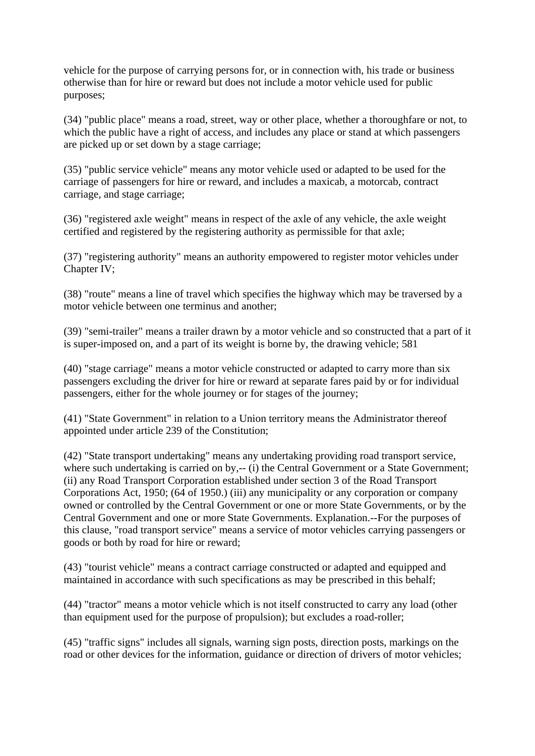vehicle for the purpose of carrying persons for, or in connection with, his trade or business otherwise than for hire or reward but does not include a motor vehicle used for public purposes;

(34) "public place" means a road, street, way or other place, whether a thoroughfare or not, to which the public have a right of access, and includes any place or stand at which passengers are picked up or set down by a stage carriage;

(35) "public service vehicle" means any motor vehicle used or adapted to be used for the carriage of passengers for hire or reward, and includes a maxicab, a motorcab, contract carriage, and stage carriage;

(36) "registered axle weight" means in respect of the axle of any vehicle, the axle weight certified and registered by the registering authority as permissible for that axle;

(37) "registering authority" means an authority empowered to register motor vehicles under Chapter IV;

(38) "route" means a line of travel which specifies the highway which may be traversed by a motor vehicle between one terminus and another;

(39) "semi-trailer" means a trailer drawn by a motor vehicle and so constructed that a part of it is super-imposed on, and a part of its weight is borne by, the drawing vehicle; 581

(40) "stage carriage" means a motor vehicle constructed or adapted to carry more than six passengers excluding the driver for hire or reward at separate fares paid by or for individual passengers, either for the whole journey or for stages of the journey;

(41) "State Government" in relation to a Union territory means the Administrator thereof appointed under article 239 of the Constitution;

(42) "State transport undertaking" means any undertaking providing road transport service, where such undertaking is carried on by,-- (i) the Central Government or a State Government; (ii) any Road Transport Corporation established under section 3 of the Road Transport Corporations Act, 1950; (64 of 1950.) (iii) any municipality or any corporation or company owned or controlled by the Central Government or one or more State Governments, or by the Central Government and one or more State Governments. Explanation.--For the purposes of this clause, "road transport service" means a service of motor vehicles carrying passengers or goods or both by road for hire or reward;

(43) "tourist vehicle" means a contract carriage constructed or adapted and equipped and maintained in accordance with such specifications as may be prescribed in this behalf;

(44) "tractor" means a motor vehicle which is not itself constructed to carry any load (other than equipment used for the purpose of propulsion); but excludes a road-roller;

(45) "traffic signs" includes all signals, warning sign posts, direction posts, markings on the road or other devices for the information, guidance or direction of drivers of motor vehicles;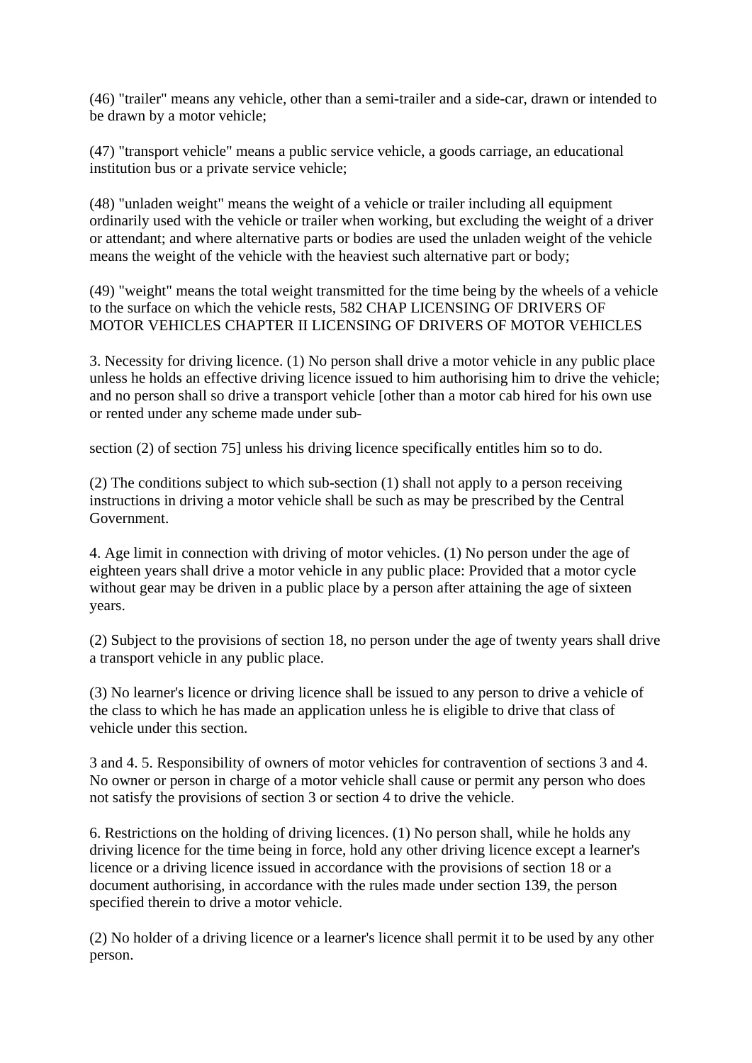(46) "trailer" means any vehicle, other than a semi-trailer and a side-car, drawn or intended to be drawn by a motor vehicle;

(47) "transport vehicle" means a public service vehicle, a goods carriage, an educational institution bus or a private service vehicle;

(48) "unladen weight" means the weight of a vehicle or trailer including all equipment ordinarily used with the vehicle or trailer when working, but excluding the weight of a driver or attendant; and where alternative parts or bodies are used the unladen weight of the vehicle means the weight of the vehicle with the heaviest such alternative part or body;

(49) "weight" means the total weight transmitted for the time being by the wheels of a vehicle to the surface on which the vehicle rests, 582 CHAP LICENSING OF DRIVERS OF MOTOR VEHICLES CHAPTER II LICENSING OF DRIVERS OF MOTOR VEHICLES

3. Necessity for driving licence. (1) No person shall drive a motor vehicle in any public place unless he holds an effective driving licence issued to him authorising him to drive the vehicle; and no person shall so drive a transport vehicle [other than a motor cab hired for his own use or rented under any scheme made under sub-

section (2) of section 75] unless his driving licence specifically entitles him so to do.

(2) The conditions subject to which sub-section (1) shall not apply to a person receiving instructions in driving a motor vehicle shall be such as may be prescribed by the Central Government.

4. Age limit in connection with driving of motor vehicles. (1) No person under the age of eighteen years shall drive a motor vehicle in any public place: Provided that a motor cycle without gear may be driven in a public place by a person after attaining the age of sixteen years.

(2) Subject to the provisions of section 18, no person under the age of twenty years shall drive a transport vehicle in any public place.

(3) No learner's licence or driving licence shall be issued to any person to drive a vehicle of the class to which he has made an application unless he is eligible to drive that class of vehicle under this section.

3 and 4. 5. Responsibility of owners of motor vehicles for contravention of sections 3 and 4. No owner or person in charge of a motor vehicle shall cause or permit any person who does not satisfy the provisions of section 3 or section 4 to drive the vehicle.

6. Restrictions on the holding of driving licences. (1) No person shall, while he holds any driving licence for the time being in force, hold any other driving licence except a learner's licence or a driving licence issued in accordance with the provisions of section 18 or a document authorising, in accordance with the rules made under section 139, the person specified therein to drive a motor vehicle.

(2) No holder of a driving licence or a learner's licence shall permit it to be used by any other person.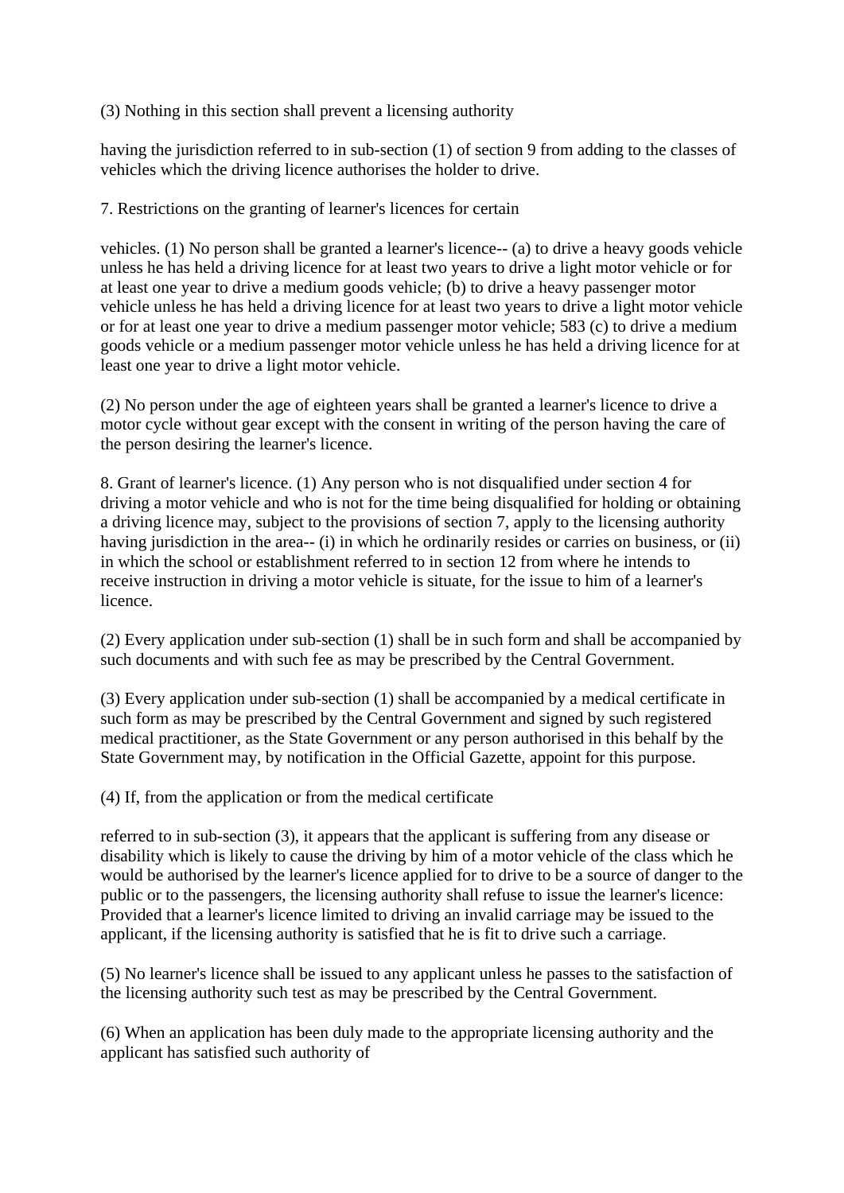(3) Nothing in this section shall prevent a licensing authority

having the jurisdiction referred to in sub-section (1) of section 9 from adding to the classes of vehicles which the driving licence authorises the holder to drive.

7. Restrictions on the granting of learner's licences for certain

vehicles. (1) No person shall be granted a learner's licence-- (a) to drive a heavy goods vehicle unless he has held a driving licence for at least two years to drive a light motor vehicle or for at least one year to drive a medium goods vehicle; (b) to drive a heavy passenger motor vehicle unless he has held a driving licence for at least two years to drive a light motor vehicle or for at least one year to drive a medium passenger motor vehicle; 583 (c) to drive a medium goods vehicle or a medium passenger motor vehicle unless he has held a driving licence for at least one year to drive a light motor vehicle.

(2) No person under the age of eighteen years shall be granted a learner's licence to drive a motor cycle without gear except with the consent in writing of the person having the care of the person desiring the learner's licence.

8. Grant of learner's licence. (1) Any person who is not disqualified under section 4 for driving a motor vehicle and who is not for the time being disqualified for holding or obtaining a driving licence may, subject to the provisions of section 7, apply to the licensing authority having jurisdiction in the area-- (i) in which he ordinarily resides or carries on business, or (ii) in which the school or establishment referred to in section 12 from where he intends to receive instruction in driving a motor vehicle is situate, for the issue to him of a learner's licence.

(2) Every application under sub-section (1) shall be in such form and shall be accompanied by such documents and with such fee as may be prescribed by the Central Government.

(3) Every application under sub-section (1) shall be accompanied by a medical certificate in such form as may be prescribed by the Central Government and signed by such registered medical practitioner, as the State Government or any person authorised in this behalf by the State Government may, by notification in the Official Gazette, appoint for this purpose.

(4) If, from the application or from the medical certificate

referred to in sub-section (3), it appears that the applicant is suffering from any disease or disability which is likely to cause the driving by him of a motor vehicle of the class which he would be authorised by the learner's licence applied for to drive to be a source of danger to the public or to the passengers, the licensing authority shall refuse to issue the learner's licence: Provided that a learner's licence limited to driving an invalid carriage may be issued to the applicant, if the licensing authority is satisfied that he is fit to drive such a carriage.

(5) No learner's licence shall be issued to any applicant unless he passes to the satisfaction of the licensing authority such test as may be prescribed by the Central Government.

(6) When an application has been duly made to the appropriate licensing authority and the applicant has satisfied such authority of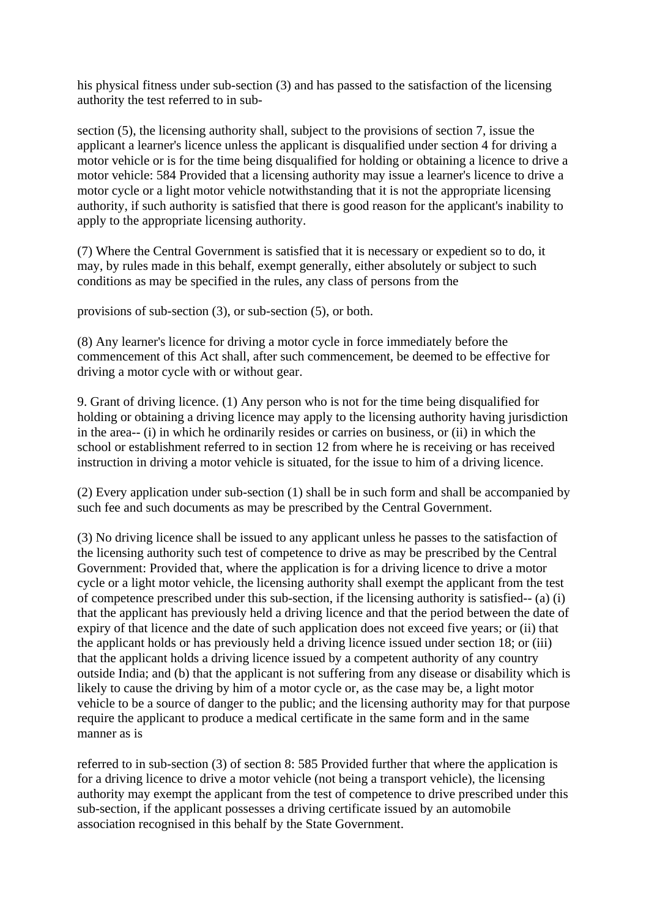his physical fitness under sub-section (3) and has passed to the satisfaction of the licensing authority the test referred to in sub-

section (5), the licensing authority shall, subject to the provisions of section 7, issue the applicant a learner's licence unless the applicant is disqualified under section 4 for driving a motor vehicle or is for the time being disqualified for holding or obtaining a licence to drive a motor vehicle: 584 Provided that a licensing authority may issue a learner's licence to drive a motor cycle or a light motor vehicle notwithstanding that it is not the appropriate licensing authority, if such authority is satisfied that there is good reason for the applicant's inability to apply to the appropriate licensing authority.

(7) Where the Central Government is satisfied that it is necessary or expedient so to do, it may, by rules made in this behalf, exempt generally, either absolutely or subject to such conditions as may be specified in the rules, any class of persons from the

provisions of sub-section (3), or sub-section (5), or both.

(8) Any learner's licence for driving a motor cycle in force immediately before the commencement of this Act shall, after such commencement, be deemed to be effective for driving a motor cycle with or without gear.

9. Grant of driving licence. (1) Any person who is not for the time being disqualified for holding or obtaining a driving licence may apply to the licensing authority having jurisdiction in the area-- (i) in which he ordinarily resides or carries on business, or (ii) in which the school or establishment referred to in section 12 from where he is receiving or has received instruction in driving a motor vehicle is situated, for the issue to him of a driving licence.

(2) Every application under sub-section (1) shall be in such form and shall be accompanied by such fee and such documents as may be prescribed by the Central Government.

(3) No driving licence shall be issued to any applicant unless he passes to the satisfaction of the licensing authority such test of competence to drive as may be prescribed by the Central Government: Provided that, where the application is for a driving licence to drive a motor cycle or a light motor vehicle, the licensing authority shall exempt the applicant from the test of competence prescribed under this sub-section, if the licensing authority is satisfied-- (a) (i) that the applicant has previously held a driving licence and that the period between the date of expiry of that licence and the date of such application does not exceed five years; or (ii) that the applicant holds or has previously held a driving licence issued under section 18; or (iii) that the applicant holds a driving licence issued by a competent authority of any country outside India; and (b) that the applicant is not suffering from any disease or disability which is likely to cause the driving by him of a motor cycle or, as the case may be, a light motor vehicle to be a source of danger to the public; and the licensing authority may for that purpose require the applicant to produce a medical certificate in the same form and in the same manner as is

referred to in sub-section (3) of section 8: 585 Provided further that where the application is for a driving licence to drive a motor vehicle (not being a transport vehicle), the licensing authority may exempt the applicant from the test of competence to drive prescribed under this sub-section, if the applicant possesses a driving certificate issued by an automobile association recognised in this behalf by the State Government.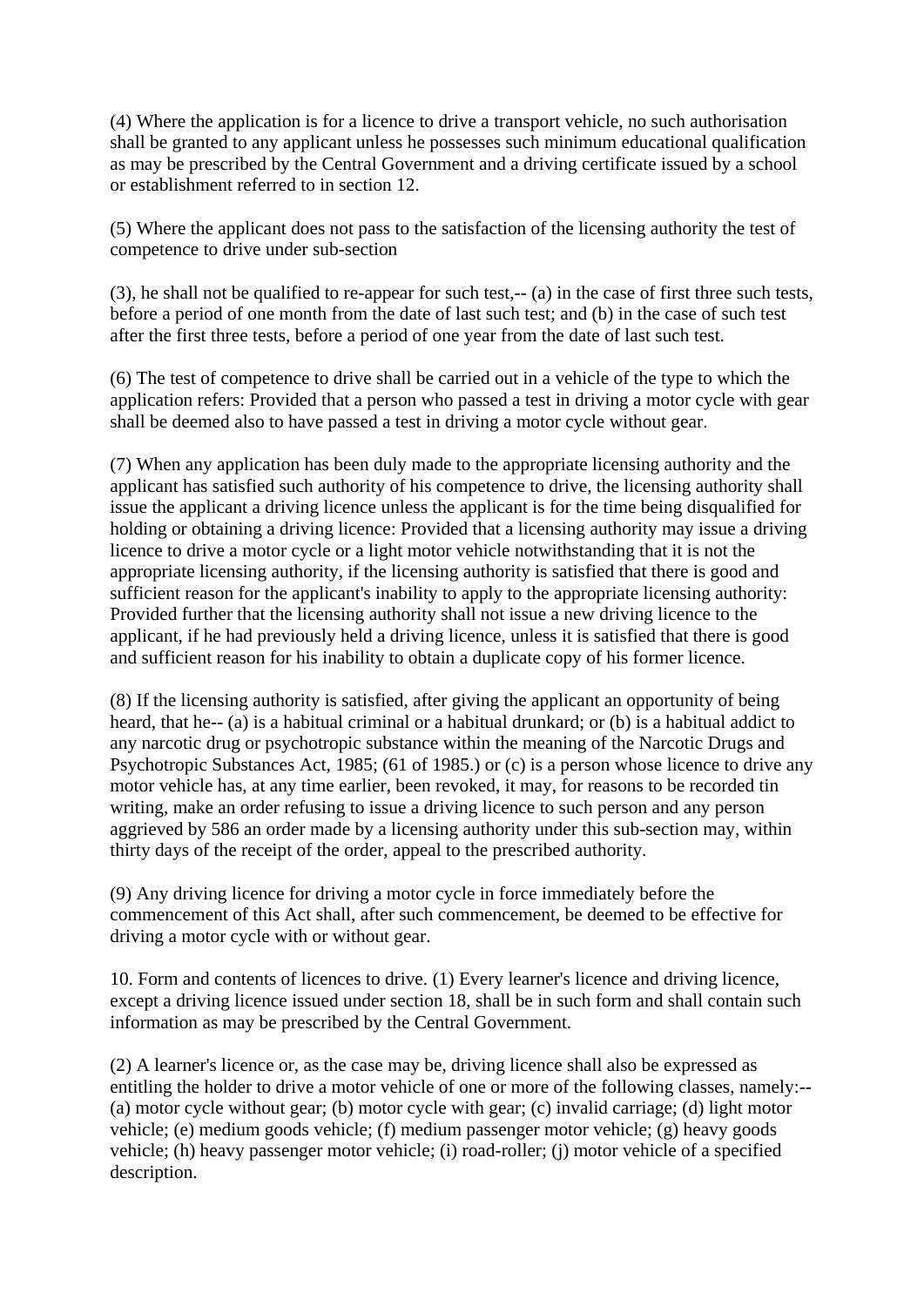(4) Where the application is for a licence to drive a transport vehicle, no such authorisation shall be granted to any applicant unless he possesses such minimum educational qualification as may be prescribed by the Central Government and a driving certificate issued by a school or establishment referred to in section 12.

(5) Where the applicant does not pass to the satisfaction of the licensing authority the test of competence to drive under sub-section

(3), he shall not be qualified to re-appear for such test,-- (a) in the case of first three such tests, before a period of one month from the date of last such test; and (b) in the case of such test after the first three tests, before a period of one year from the date of last such test.

(6) The test of competence to drive shall be carried out in a vehicle of the type to which the application refers: Provided that a person who passed a test in driving a motor cycle with gear shall be deemed also to have passed a test in driving a motor cycle without gear.

(7) When any application has been duly made to the appropriate licensing authority and the applicant has satisfied such authority of his competence to drive, the licensing authority shall issue the applicant a driving licence unless the applicant is for the time being disqualified for holding or obtaining a driving licence: Provided that a licensing authority may issue a driving licence to drive a motor cycle or a light motor vehicle notwithstanding that it is not the appropriate licensing authority, if the licensing authority is satisfied that there is good and sufficient reason for the applicant's inability to apply to the appropriate licensing authority: Provided further that the licensing authority shall not issue a new driving licence to the applicant, if he had previously held a driving licence, unless it is satisfied that there is good and sufficient reason for his inability to obtain a duplicate copy of his former licence.

(8) If the licensing authority is satisfied, after giving the applicant an opportunity of being heard, that he-- (a) is a habitual criminal or a habitual drunkard; or (b) is a habitual addict to any narcotic drug or psychotropic substance within the meaning of the Narcotic Drugs and Psychotropic Substances Act, 1985; (61 of 1985.) or (c) is a person whose licence to drive any motor vehicle has, at any time earlier, been revoked, it may, for reasons to be recorded tin writing, make an order refusing to issue a driving licence to such person and any person aggrieved by 586 an order made by a licensing authority under this sub-section may, within thirty days of the receipt of the order, appeal to the prescribed authority.

(9) Any driving licence for driving a motor cycle in force immediately before the commencement of this Act shall, after such commencement, be deemed to be effective for driving a motor cycle with or without gear.

10. Form and contents of licences to drive. (1) Every learner's licence and driving licence, except a driving licence issued under section 18, shall be in such form and shall contain such information as may be prescribed by the Central Government.

(2) A learner's licence or, as the case may be, driving licence shall also be expressed as entitling the holder to drive a motor vehicle of one or more of the following classes, namely:-- (a) motor cycle without gear; (b) motor cycle with gear; (c) invalid carriage; (d) light motor vehicle; (e) medium goods vehicle; (f) medium passenger motor vehicle; (g) heavy goods vehicle; (h) heavy passenger motor vehicle; (i) road-roller; (j) motor vehicle of a specified description.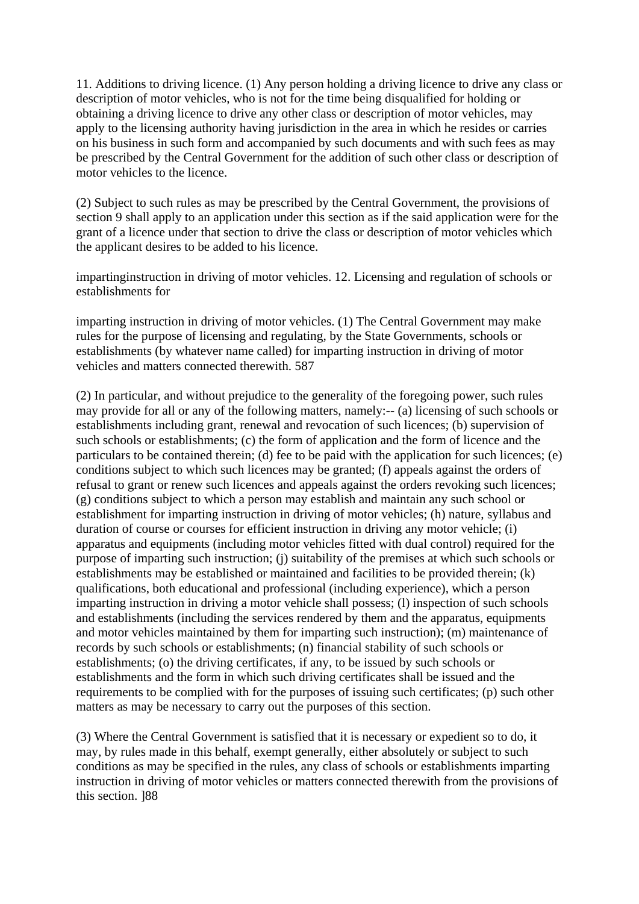11. Additions to driving licence. (1) Any person holding a driving licence to drive any class or description of motor vehicles, who is not for the time being disqualified for holding or obtaining a driving licence to drive any other class or description of motor vehicles, may apply to the licensing authority having jurisdiction in the area in which he resides or carries on his business in such form and accompanied by such documents and with such fees as may be prescribed by the Central Government for the addition of such other class or description of motor vehicles to the licence.

(2) Subject to such rules as may be prescribed by the Central Government, the provisions of section 9 shall apply to an application under this section as if the said application were for the grant of a licence under that section to drive the class or description of motor vehicles which the applicant desires to be added to his licence.

impartinginstruction in driving of motor vehicles. 12. Licensing and regulation of schools or establishments for

imparting instruction in driving of motor vehicles. (1) The Central Government may make rules for the purpose of licensing and regulating, by the State Governments, schools or establishments (by whatever name called) for imparting instruction in driving of motor vehicles and matters connected therewith. 587

(2) In particular, and without prejudice to the generality of the foregoing power, such rules may provide for all or any of the following matters, namely:-- (a) licensing of such schools or establishments including grant, renewal and revocation of such licences; (b) supervision of such schools or establishments; (c) the form of application and the form of licence and the particulars to be contained therein; (d) fee to be paid with the application for such licences; (e) conditions subject to which such licences may be granted; (f) appeals against the orders of refusal to grant or renew such licences and appeals against the orders revoking such licences; (g) conditions subject to which a person may establish and maintain any such school or establishment for imparting instruction in driving of motor vehicles; (h) nature, syllabus and duration of course or courses for efficient instruction in driving any motor vehicle; (i) apparatus and equipments (including motor vehicles fitted with dual control) required for the purpose of imparting such instruction; (j) suitability of the premises at which such schools or establishments may be established or maintained and facilities to be provided therein; (k) qualifications, both educational and professional (including experience), which a person imparting instruction in driving a motor vehicle shall possess; (l) inspection of such schools and establishments (including the services rendered by them and the apparatus, equipments and motor vehicles maintained by them for imparting such instruction); (m) maintenance of records by such schools or establishments; (n) financial stability of such schools or establishments; (o) the driving certificates, if any, to be issued by such schools or establishments and the form in which such driving certificates shall be issued and the requirements to be complied with for the purposes of issuing such certificates; (p) such other matters as may be necessary to carry out the purposes of this section.

(3) Where the Central Government is satisfied that it is necessary or expedient so to do, it may, by rules made in this behalf, exempt generally, either absolutely or subject to such conditions as may be specified in the rules, any class of schools or establishments imparting instruction in driving of motor vehicles or matters connected therewith from the provisions of this section. ]88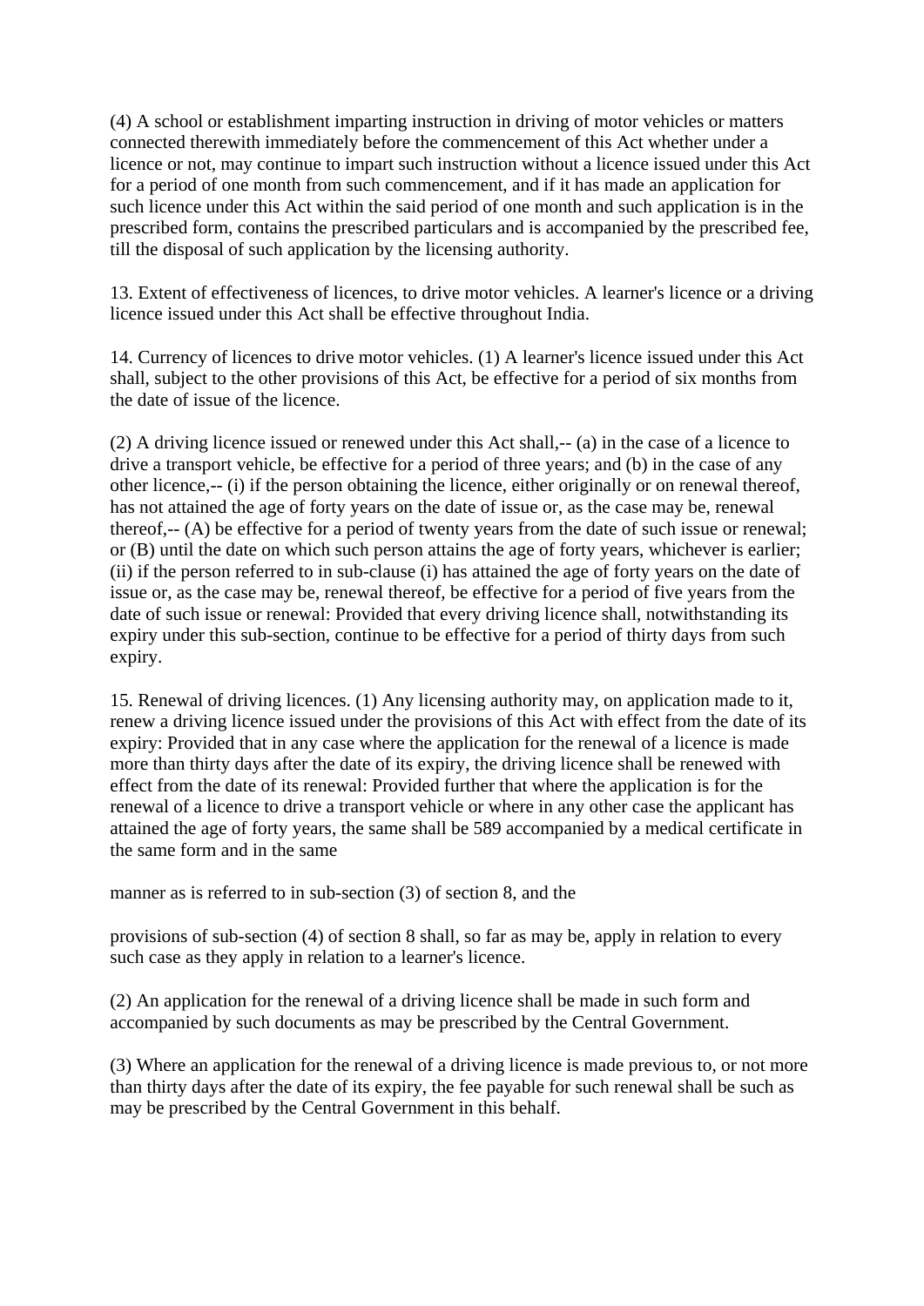(4) A school or establishment imparting instruction in driving of motor vehicles or matters connected therewith immediately before the commencement of this Act whether under a licence or not, may continue to impart such instruction without a licence issued under this Act for a period of one month from such commencement, and if it has made an application for such licence under this Act within the said period of one month and such application is in the prescribed form, contains the prescribed particulars and is accompanied by the prescribed fee, till the disposal of such application by the licensing authority.

13. Extent of effectiveness of licences, to drive motor vehicles. A learner's licence or a driving licence issued under this Act shall be effective throughout India.

14. Currency of licences to drive motor vehicles. (1) A learner's licence issued under this Act shall, subject to the other provisions of this Act, be effective for a period of six months from the date of issue of the licence.

(2) A driving licence issued or renewed under this Act shall,-- (a) in the case of a licence to drive a transport vehicle, be effective for a period of three years; and (b) in the case of any other licence,-- (i) if the person obtaining the licence, either originally or on renewal thereof, has not attained the age of forty years on the date of issue or, as the case may be, renewal thereof,-- (A) be effective for a period of twenty years from the date of such issue or renewal; or (B) until the date on which such person attains the age of forty years, whichever is earlier; (ii) if the person referred to in sub-clause (i) has attained the age of forty years on the date of issue or, as the case may be, renewal thereof, be effective for a period of five years from the date of such issue or renewal: Provided that every driving licence shall, notwithstanding its expiry under this sub-section, continue to be effective for a period of thirty days from such expiry.

15. Renewal of driving licences. (1) Any licensing authority may, on application made to it, renew a driving licence issued under the provisions of this Act with effect from the date of its expiry: Provided that in any case where the application for the renewal of a licence is made more than thirty days after the date of its expiry, the driving licence shall be renewed with effect from the date of its renewal: Provided further that where the application is for the renewal of a licence to drive a transport vehicle or where in any other case the applicant has attained the age of forty years, the same shall be 589 accompanied by a medical certificate in the same form and in the same

manner as is referred to in sub-section (3) of section 8, and the

provisions of sub-section (4) of section 8 shall, so far as may be, apply in relation to every such case as they apply in relation to a learner's licence.

(2) An application for the renewal of a driving licence shall be made in such form and accompanied by such documents as may be prescribed by the Central Government.

(3) Where an application for the renewal of a driving licence is made previous to, or not more than thirty days after the date of its expiry, the fee payable for such renewal shall be such as may be prescribed by the Central Government in this behalf.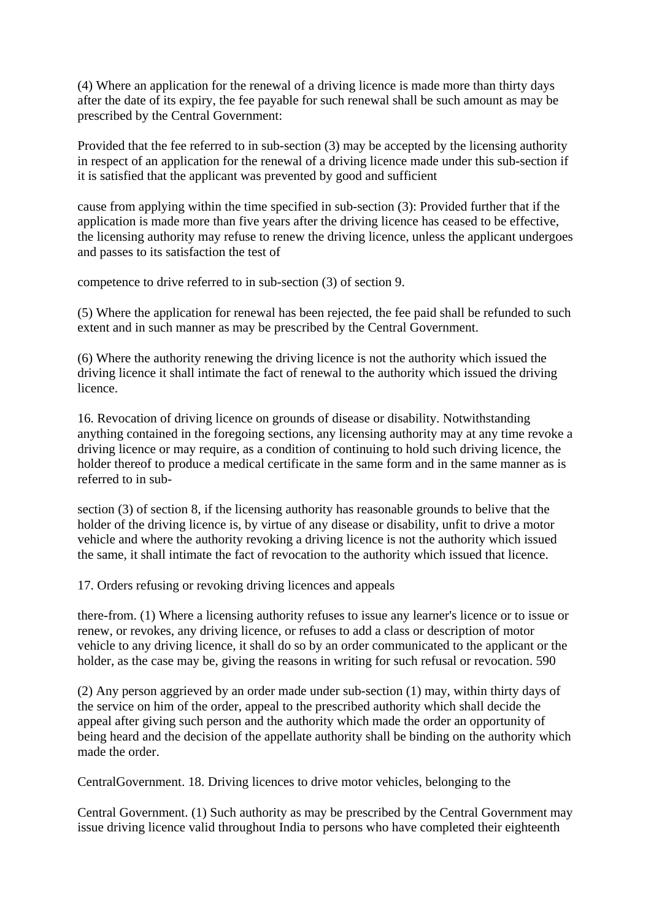(4) Where an application for the renewal of a driving licence is made more than thirty days after the date of its expiry, the fee payable for such renewal shall be such amount as may be prescribed by the Central Government:

Provided that the fee referred to in sub-section (3) may be accepted by the licensing authority in respect of an application for the renewal of a driving licence made under this sub-section if it is satisfied that the applicant was prevented by good and sufficient

cause from applying within the time specified in sub-section (3): Provided further that if the application is made more than five years after the driving licence has ceased to be effective, the licensing authority may refuse to renew the driving licence, unless the applicant undergoes and passes to its satisfaction the test of

competence to drive referred to in sub-section (3) of section 9.

(5) Where the application for renewal has been rejected, the fee paid shall be refunded to such extent and in such manner as may be prescribed by the Central Government.

(6) Where the authority renewing the driving licence is not the authority which issued the driving licence it shall intimate the fact of renewal to the authority which issued the driving licence.

16. Revocation of driving licence on grounds of disease or disability. Notwithstanding anything contained in the foregoing sections, any licensing authority may at any time revoke a driving licence or may require, as a condition of continuing to hold such driving licence, the holder thereof to produce a medical certificate in the same form and in the same manner as is referred to in sub-

section (3) of section 8, if the licensing authority has reasonable grounds to belive that the holder of the driving licence is, by virtue of any disease or disability, unfit to drive a motor vehicle and where the authority revoking a driving licence is not the authority which issued the same, it shall intimate the fact of revocation to the authority which issued that licence.

17. Orders refusing or revoking driving licences and appeals

there-from. (1) Where a licensing authority refuses to issue any learner's licence or to issue or renew, or revokes, any driving licence, or refuses to add a class or description of motor vehicle to any driving licence, it shall do so by an order communicated to the applicant or the holder, as the case may be, giving the reasons in writing for such refusal or revocation. 590

(2) Any person aggrieved by an order made under sub-section (1) may, within thirty days of the service on him of the order, appeal to the prescribed authority which shall decide the appeal after giving such person and the authority which made the order an opportunity of being heard and the decision of the appellate authority shall be binding on the authority which made the order.

CentralGovernment. 18. Driving licences to drive motor vehicles, belonging to the

Central Government. (1) Such authority as may be prescribed by the Central Government may issue driving licence valid throughout India to persons who have completed their eighteenth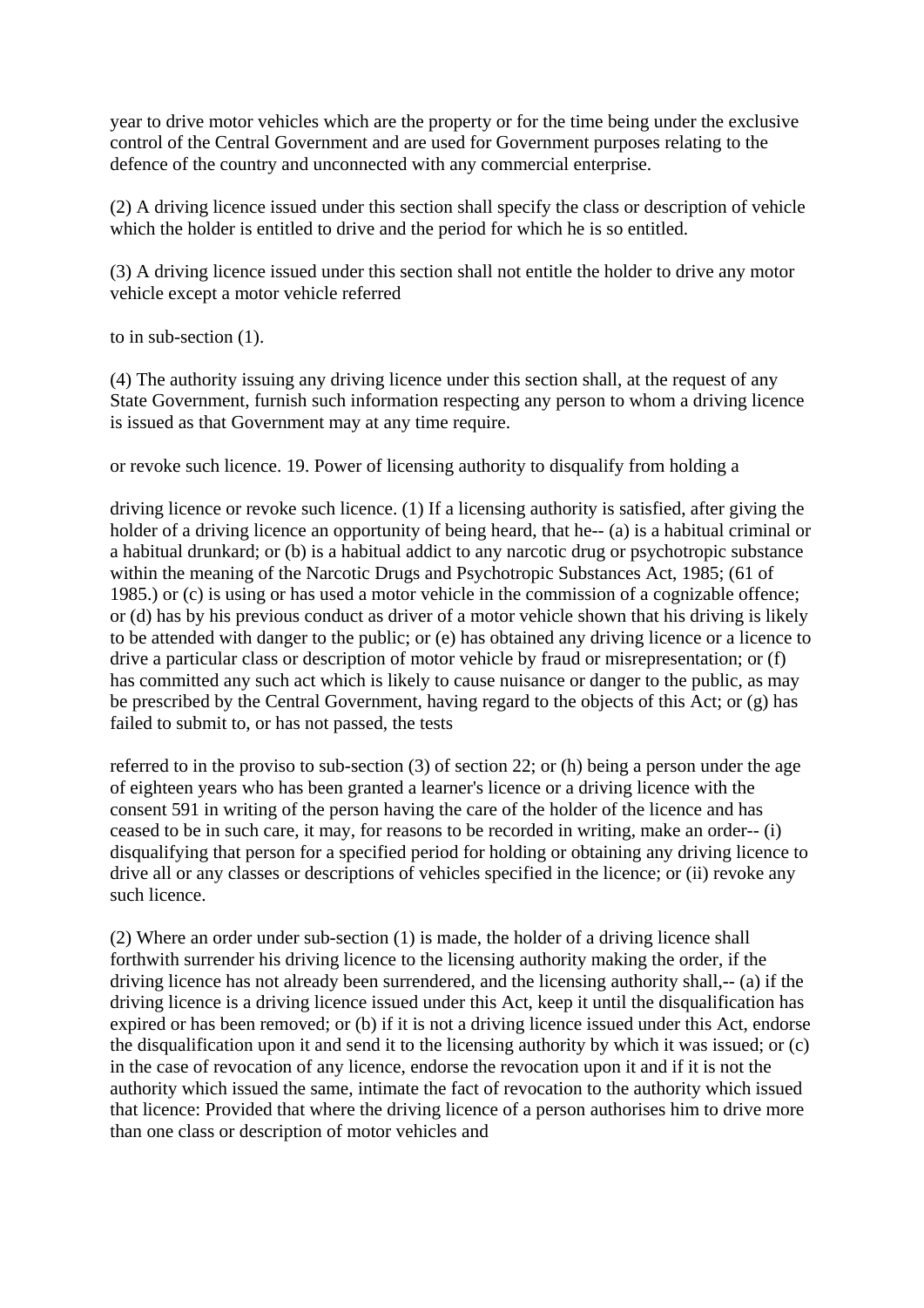year to drive motor vehicles which are the property or for the time being under the exclusive control of the Central Government and are used for Government purposes relating to the defence of the country and unconnected with any commercial enterprise.

(2) A driving licence issued under this section shall specify the class or description of vehicle which the holder is entitled to drive and the period for which he is so entitled.

(3) A driving licence issued under this section shall not entitle the holder to drive any motor vehicle except a motor vehicle referred

to in sub-section (1).

(4) The authority issuing any driving licence under this section shall, at the request of any State Government, furnish such information respecting any person to whom a driving licence is issued as that Government may at any time require.

or revoke such licence. 19. Power of licensing authority to disqualify from holding a

driving licence or revoke such licence. (1) If a licensing authority is satisfied, after giving the holder of a driving licence an opportunity of being heard, that he-- (a) is a habitual criminal or a habitual drunkard; or (b) is a habitual addict to any narcotic drug or psychotropic substance within the meaning of the Narcotic Drugs and Psychotropic Substances Act, 1985; (61 of 1985.) or (c) is using or has used a motor vehicle in the commission of a cognizable offence; or (d) has by his previous conduct as driver of a motor vehicle shown that his driving is likely to be attended with danger to the public; or (e) has obtained any driving licence or a licence to drive a particular class or description of motor vehicle by fraud or misrepresentation; or (f) has committed any such act which is likely to cause nuisance or danger to the public, as may be prescribed by the Central Government, having regard to the objects of this Act; or (g) has failed to submit to, or has not passed, the tests

referred to in the proviso to sub-section (3) of section 22; or (h) being a person under the age of eighteen years who has been granted a learner's licence or a driving licence with the consent 591 in writing of the person having the care of the holder of the licence and has ceased to be in such care, it may, for reasons to be recorded in writing, make an order-- (i) disqualifying that person for a specified period for holding or obtaining any driving licence to drive all or any classes or descriptions of vehicles specified in the licence; or (ii) revoke any such licence.

(2) Where an order under sub-section (1) is made, the holder of a driving licence shall forthwith surrender his driving licence to the licensing authority making the order, if the driving licence has not already been surrendered, and the licensing authority shall,-- (a) if the driving licence is a driving licence issued under this Act, keep it until the disqualification has expired or has been removed; or (b) if it is not a driving licence issued under this Act, endorse the disqualification upon it and send it to the licensing authority by which it was issued; or (c) in the case of revocation of any licence, endorse the revocation upon it and if it is not the authority which issued the same, intimate the fact of revocation to the authority which issued that licence: Provided that where the driving licence of a person authorises him to drive more than one class or description of motor vehicles and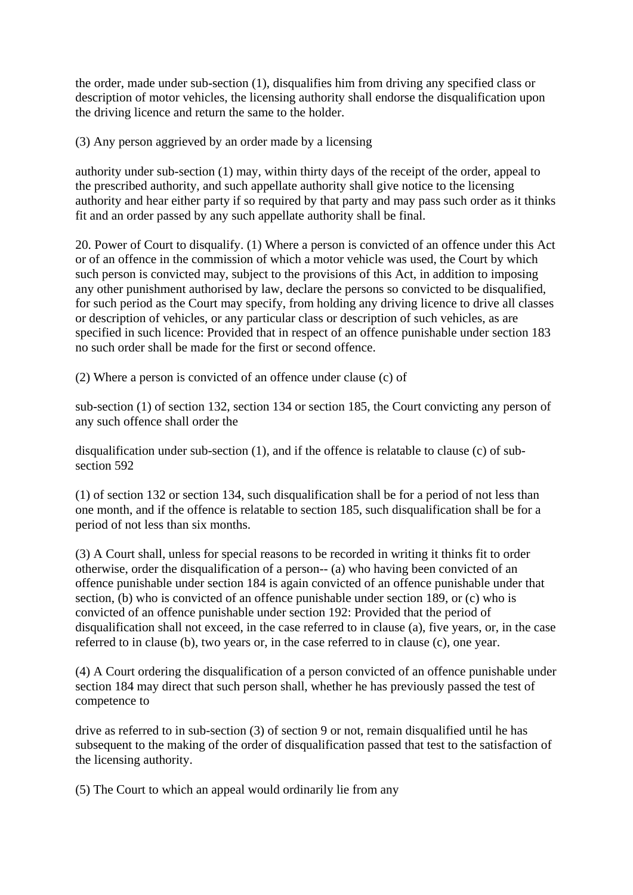the order, made under sub-section (1), disqualifies him from driving any specified class or description of motor vehicles, the licensing authority shall endorse the disqualification upon the driving licence and return the same to the holder.

(3) Any person aggrieved by an order made by a licensing

authority under sub-section (1) may, within thirty days of the receipt of the order, appeal to the prescribed authority, and such appellate authority shall give notice to the licensing authority and hear either party if so required by that party and may pass such order as it thinks fit and an order passed by any such appellate authority shall be final.

20. Power of Court to disqualify. (1) Where a person is convicted of an offence under this Act or of an offence in the commission of which a motor vehicle was used, the Court by which such person is convicted may, subject to the provisions of this Act, in addition to imposing any other punishment authorised by law, declare the persons so convicted to be disqualified, for such period as the Court may specify, from holding any driving licence to drive all classes or description of vehicles, or any particular class or description of such vehicles, as are specified in such licence: Provided that in respect of an offence punishable under section 183 no such order shall be made for the first or second offence.

(2) Where a person is convicted of an offence under clause (c) of

sub-section (1) of section 132, section 134 or section 185, the Court convicting any person of any such offence shall order the

disqualification under sub-section (1), and if the offence is relatable to clause (c) of sub-section 592

(1) of section 132 or section 134, such disqualification shall be for a period of not less than one month, and if the offence is relatable to section 185, such disqualification shall be for a period of not less than six months.

(3) A Court shall, unless for special reasons to be recorded in writing it thinks fit to order otherwise, order the disqualification of a person-- (a) who having been convicted of an offence punishable under section 184 is again convicted of an offence punishable under that section, (b) who is convicted of an offence punishable under section 189, or (c) who is convicted of an offence punishable under section 192: Provided that the period of disqualification shall not exceed, in the case referred to in clause (a), five years, or, in the case referred to in clause (b), two years or, in the case referred to in clause (c), one year.

(4) A Court ordering the disqualification of a person convicted of an offence punishable under section 184 may direct that such person shall, whether he has previously passed the test of competence to

drive as referred to in sub-section (3) of section 9 or not, remain disqualified until he has subsequent to the making of the order of disqualification passed that test to the satisfaction of the licensing authority.

(5) The Court to which an appeal would ordinarily lie from any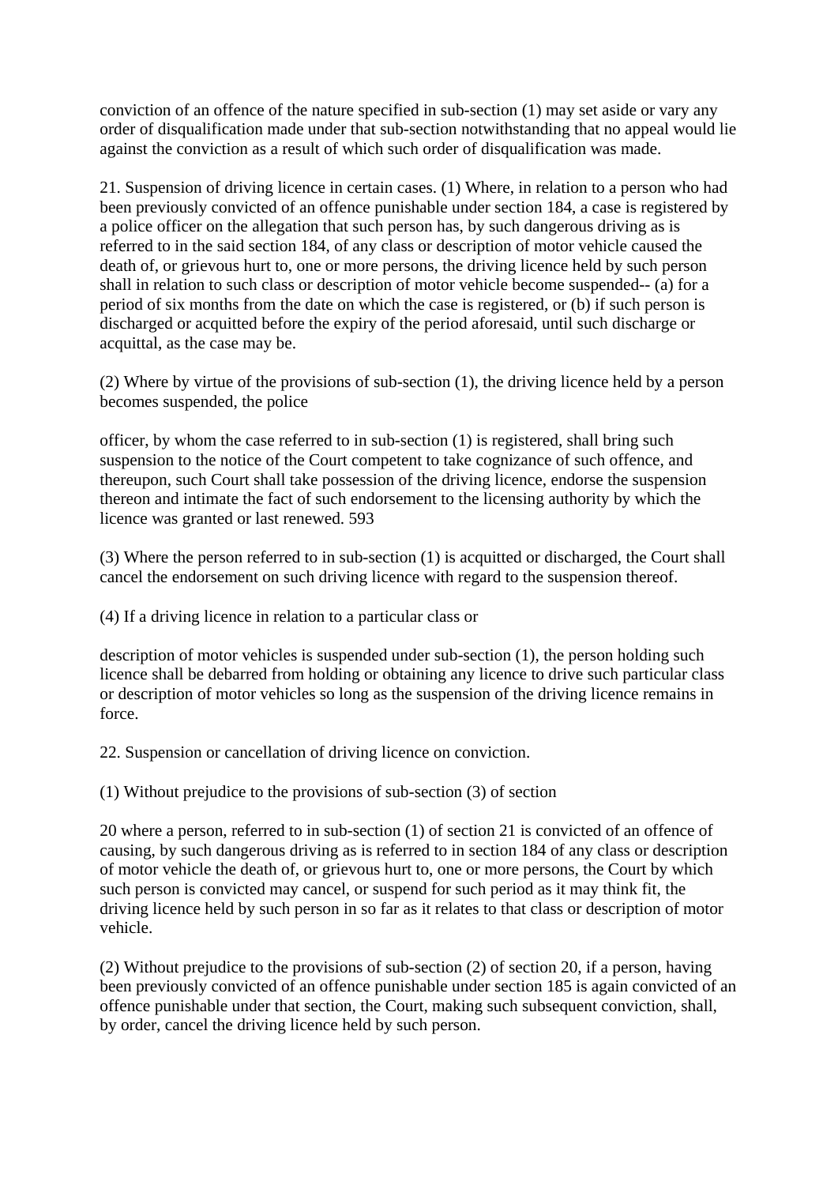conviction of an offence of the nature specified in sub-section (1) may set aside or vary any order of disqualification made under that sub-section notwithstanding that no appeal would lie against the conviction as a result of which such order of disqualification was made.

21. Suspension of driving licence in certain cases. (1) Where, in relation to a person who had been previously convicted of an offence punishable under section 184, a case is registered by a police officer on the allegation that such person has, by such dangerous driving as is referred to in the said section 184, of any class or description of motor vehicle caused the death of, or grievous hurt to, one or more persons, the driving licence held by such person shall in relation to such class or description of motor vehicle become suspended-- (a) for a period of six months from the date on which the case is registered, or (b) if such person is discharged or acquitted before the expiry of the period aforesaid, until such discharge or acquittal, as the case may be.

(2) Where by virtue of the provisions of sub-section (1), the driving licence held by a person becomes suspended, the police

officer, by whom the case referred to in sub-section (1) is registered, shall bring such suspension to the notice of the Court competent to take cognizance of such offence, and thereupon, such Court shall take possession of the driving licence, endorse the suspension thereon and intimate the fact of such endorsement to the licensing authority by which the licence was granted or last renewed. 593

(3) Where the person referred to in sub-section (1) is acquitted or discharged, the Court shall cancel the endorsement on such driving licence with regard to the suspension thereof.

(4) If a driving licence in relation to a particular class or

description of motor vehicles is suspended under sub-section (1), the person holding such licence shall be debarred from holding or obtaining any licence to drive such particular class or description of motor vehicles so long as the suspension of the driving licence remains in force.

22. Suspension or cancellation of driving licence on conviction.

(1) Without prejudice to the provisions of sub-section (3) of section

20 where a person, referred to in sub-section (1) of section 21 is convicted of an offence of causing, by such dangerous driving as is referred to in section 184 of any class or description of motor vehicle the death of, or grievous hurt to, one or more persons, the Court by which such person is convicted may cancel, or suspend for such period as it may think fit, the driving licence held by such person in so far as it relates to that class or description of motor vehicle.

(2) Without prejudice to the provisions of sub-section (2) of section 20, if a person, having been previously convicted of an offence punishable under section 185 is again convicted of an offence punishable under that section, the Court, making such subsequent conviction, shall, by order, cancel the driving licence held by such person.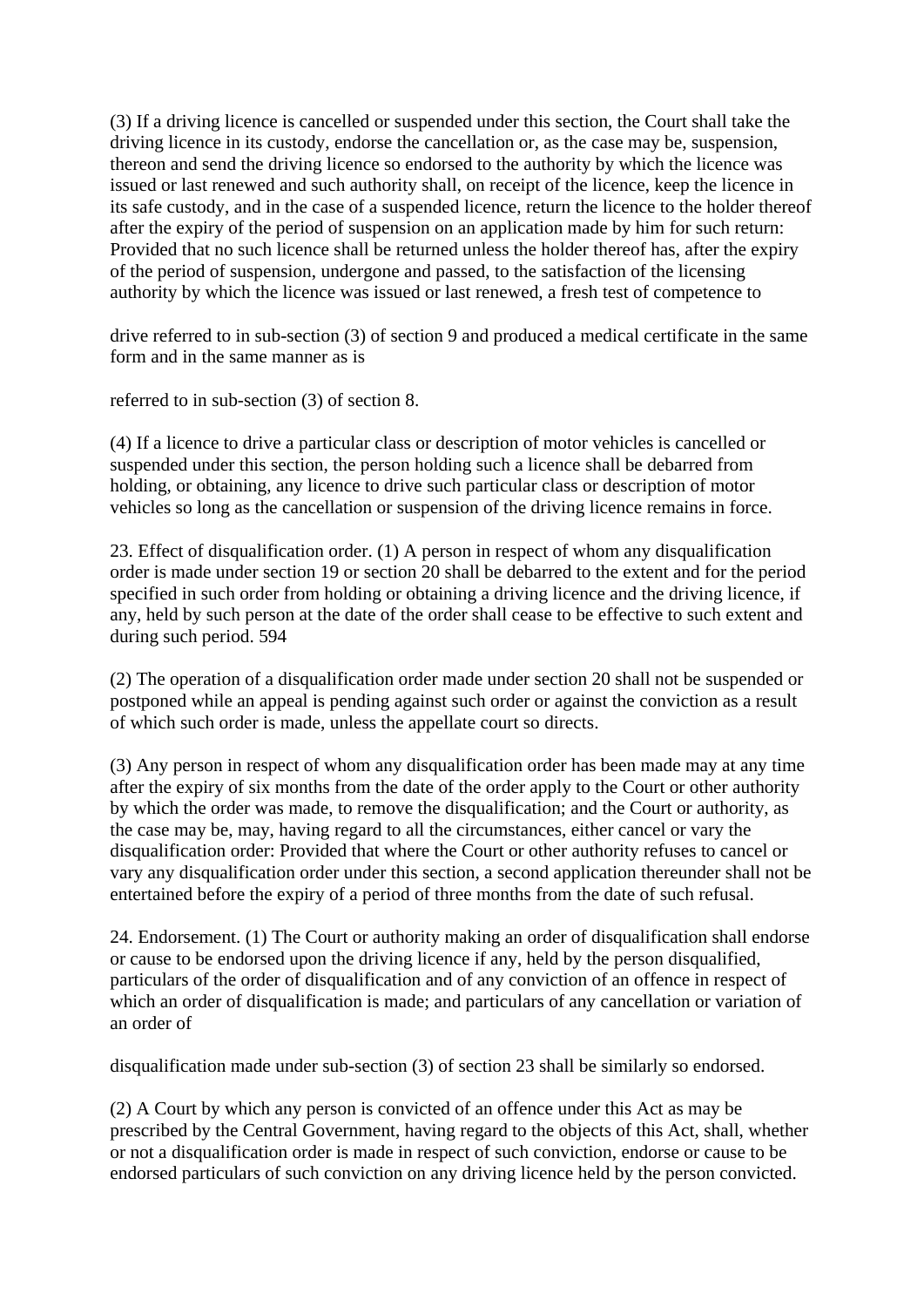(3) If a driving licence is cancelled or suspended under this section, the Court shall take the driving licence in its custody, endorse the cancellation or, as the case may be, suspension, thereon and send the driving licence so endorsed to the authority by which the licence was issued or last renewed and such authority shall, on receipt of the licence, keep the licence in its safe custody, and in the case of a suspended licence, return the licence to the holder thereof after the expiry of the period of suspension on an application made by him for such return: Provided that no such licence shall be returned unless the holder thereof has, after the expiry of the period of suspension, undergone and passed, to the satisfaction of the licensing authority by which the licence was issued or last renewed, a fresh test of competence to

drive referred to in sub-section (3) of section 9 and produced a medical certificate in the same form and in the same manner as is

referred to in sub-section (3) of section 8.

(4) If a licence to drive a particular class or description of motor vehicles is cancelled or suspended under this section, the person holding such a licence shall be debarred from holding, or obtaining, any licence to drive such particular class or description of motor vehicles so long as the cancellation or suspension of the driving licence remains in force.

23. Effect of disqualification order. (1) A person in respect of whom any disqualification order is made under section 19 or section 20 shall be debarred to the extent and for the period specified in such order from holding or obtaining a driving licence and the driving licence, if any, held by such person at the date of the order shall cease to be effective to such extent and during such period. 594

(2) The operation of a disqualification order made under section 20 shall not be suspended or postponed while an appeal is pending against such order or against the conviction as a result of which such order is made, unless the appellate court so directs.

(3) Any person in respect of whom any disqualification order has been made may at any time after the expiry of six months from the date of the order apply to the Court or other authority by which the order was made, to remove the disqualification; and the Court or authority, as the case may be, may, having regard to all the circumstances, either cancel or vary the disqualification order: Provided that where the Court or other authority refuses to cancel or vary any disqualification order under this section, a second application thereunder shall not be entertained before the expiry of a period of three months from the date of such refusal.

24. Endorsement. (1) The Court or authority making an order of disqualification shall endorse or cause to be endorsed upon the driving licence if any, held by the person disqualified, particulars of the order of disqualification and of any conviction of an offence in respect of which an order of disqualification is made; and particulars of any cancellation or variation of an order of

disqualification made under sub-section (3) of section 23 shall be similarly so endorsed.

(2) A Court by which any person is convicted of an offence under this Act as may be prescribed by the Central Government, having regard to the objects of this Act, shall, whether or not a disqualification order is made in respect of such conviction, endorse or cause to be endorsed particulars of such conviction on any driving licence held by the person convicted.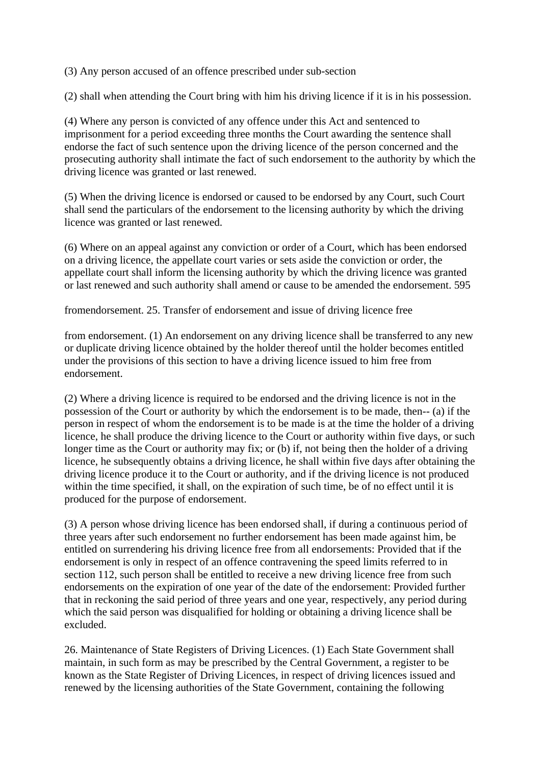(3) Any person accused of an offence prescribed under sub-section

(2) shall when attending the Court bring with him his driving licence if it is in his possession.

(4) Where any person is convicted of any offence under this Act and sentenced to imprisonment for a period exceeding three months the Court awarding the sentence shall endorse the fact of such sentence upon the driving licence of the person concerned and the prosecuting authority shall intimate the fact of such endorsement to the authority by which the driving licence was granted or last renewed.

(5) When the driving licence is endorsed or caused to be endorsed by any Court, such Court shall send the particulars of the endorsement to the licensing authority by which the driving licence was granted or last renewed.

(6) Where on an appeal against any conviction or order of a Court, which has been endorsed on a driving licence, the appellate court varies or sets aside the conviction or order, the appellate court shall inform the licensing authority by which the driving licence was granted or last renewed and such authority shall amend or cause to be amended the endorsement. 595

fromendorsement. 25. Transfer of endorsement and issue of driving licence free

from endorsement. (1) An endorsement on any driving licence shall be transferred to any new or duplicate driving licence obtained by the holder thereof until the holder becomes entitled under the provisions of this section to have a driving licence issued to him free from endorsement.

(2) Where a driving licence is required to be endorsed and the driving licence is not in the possession of the Court or authority by which the endorsement is to be made, then-- (a) if the person in respect of whom the endorsement is to be made is at the time the holder of a driving licence, he shall produce the driving licence to the Court or authority within five days, or such longer time as the Court or authority may fix; or (b) if, not being then the holder of a driving licence, he subsequently obtains a driving licence, he shall within five days after obtaining the driving licence produce it to the Court or authority, and if the driving licence is not produced within the time specified, it shall, on the expiration of such time, be of no effect until it is produced for the purpose of endorsement.

(3) A person whose driving licence has been endorsed shall, if during a continuous period of three years after such endorsement no further endorsement has been made against him, be entitled on surrendering his driving licence free from all endorsements: Provided that if the endorsement is only in respect of an offence contravening the speed limits referred to in section 112, such person shall be entitled to receive a new driving licence free from such endorsements on the expiration of one year of the date of the endorsement: Provided further that in reckoning the said period of three years and one year, respectively, any period during which the said person was disqualified for holding or obtaining a driving licence shall be excluded.

26. Maintenance of State Registers of Driving Licences. (1) Each State Government shall maintain, in such form as may be prescribed by the Central Government, a register to be known as the State Register of Driving Licences, in respect of driving licences issued and renewed by the licensing authorities of the State Government, containing the following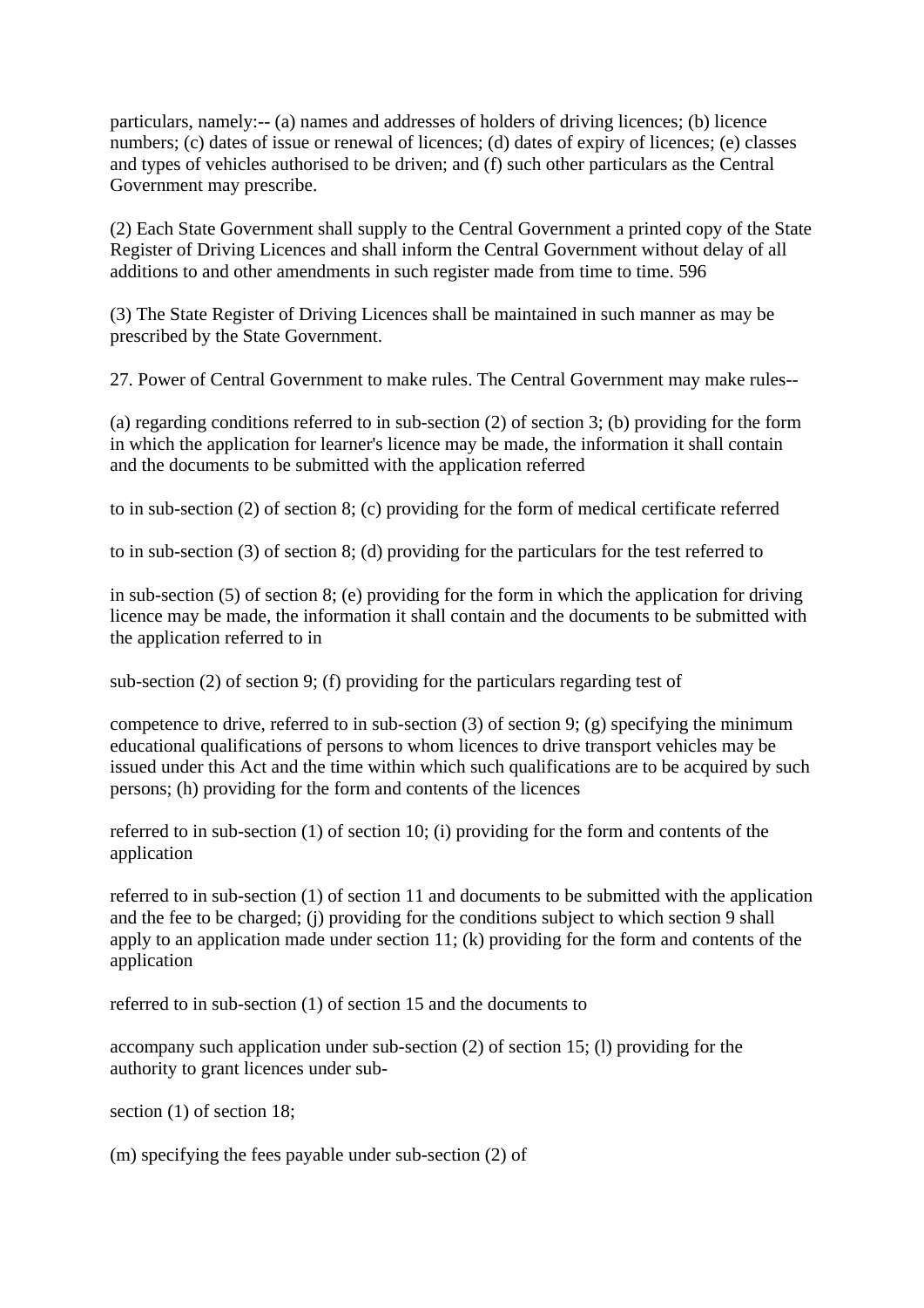particulars, namely:-- (a) names and addresses of holders of driving licences; (b) licence numbers; (c) dates of issue or renewal of licences; (d) dates of expiry of licences; (e) classes and types of vehicles authorised to be driven; and (f) such other particulars as the Central Government may prescribe.

(2) Each State Government shall supply to the Central Government a printed copy of the State Register of Driving Licences and shall inform the Central Government without delay of all additions to and other amendments in such register made from time to time. 596

(3) The State Register of Driving Licences shall be maintained in such manner as may be prescribed by the State Government.

27. Power of Central Government to make rules. The Central Government may make rules--

(a) regarding conditions referred to in sub-section (2) of section 3; (b) providing for the form in which the application for learner's licence may be made, the information it shall contain and the documents to be submitted with the application referred

to in sub-section (2) of section 8; (c) providing for the form of medical certificate referred

to in sub-section (3) of section 8; (d) providing for the particulars for the test referred to

in sub-section (5) of section 8; (e) providing for the form in which the application for driving licence may be made, the information it shall contain and the documents to be submitted with the application referred to in

sub-section (2) of section 9; (f) providing for the particulars regarding test of

competence to drive, referred to in sub-section (3) of section 9; (g) specifying the minimum educational qualifications of persons to whom licences to drive transport vehicles may be issued under this Act and the time within which such qualifications are to be acquired by such persons; (h) providing for the form and contents of the licences

referred to in sub-section (1) of section 10; (i) providing for the form and contents of the application

referred to in sub-section (1) of section 11 and documents to be submitted with the application and the fee to be charged; (j) providing for the conditions subject to which section 9 shall apply to an application made under section 11; (k) providing for the form and contents of the application

referred to in sub-section (1) of section 15 and the documents to

accompany such application under sub-section (2) of section 15; (l) providing for the authority to grant licences under sub-

section (1) of section 18;

(m) specifying the fees payable under sub-section (2) of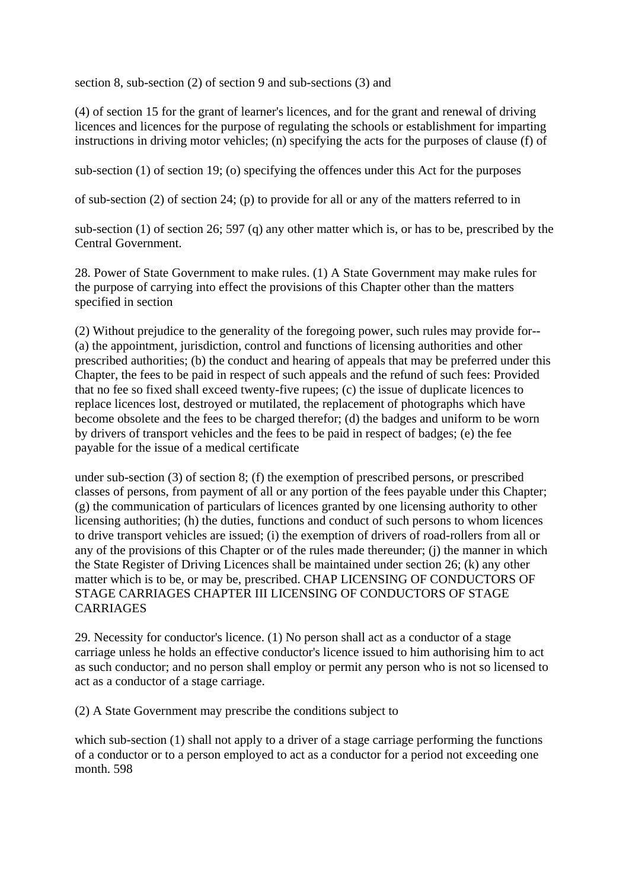section 8, sub-section (2) of section 9 and sub-sections (3) and

(4) of section 15 for the grant of learner's licences, and for the grant and renewal of driving licences and licences for the purpose of regulating the schools or establishment for imparting instructions in driving motor vehicles; (n) specifying the acts for the purposes of clause (f) of

sub-section (1) of section 19; (o) specifying the offences under this Act for the purposes

of sub-section (2) of section 24; (p) to provide for all or any of the matters referred to in

sub-section (1) of section 26; 597 (q) any other matter which is, or has to be, prescribed by the Central Government.

28. Power of State Government to make rules. (1) A State Government may make rules for the purpose of carrying into effect the provisions of this Chapter other than the matters specified in section

(2) Without prejudice to the generality of the foregoing power, such rules may provide for-- (a) the appointment, jurisdiction, control and functions of licensing authorities and other prescribed authorities; (b) the conduct and hearing of appeals that may be preferred under this Chapter, the fees to be paid in respect of such appeals and the refund of such fees: Provided that no fee so fixed shall exceed twenty-five rupees; (c) the issue of duplicate licences to replace licences lost, destroyed or mutilated, the replacement of photographs which have become obsolete and the fees to be charged therefor; (d) the badges and uniform to be worn by drivers of transport vehicles and the fees to be paid in respect of badges; (e) the fee payable for the issue of a medical certificate

under sub-section (3) of section 8; (f) the exemption of prescribed persons, or prescribed classes of persons, from payment of all or any portion of the fees payable under this Chapter; (g) the communication of particulars of licences granted by one licensing authority to other licensing authorities; (h) the duties, functions and conduct of such persons to whom licences to drive transport vehicles are issued; (i) the exemption of drivers of road-rollers from all or any of the provisions of this Chapter or of the rules made thereunder; (j) the manner in which the State Register of Driving Licences shall be maintained under section 26; (k) any other matter which is to be, or may be, prescribed. CHAP LICENSING OF CONDUCTORS OF STAGE CARRIAGES CHAPTER III LICENSING OF CONDUCTORS OF STAGE CARRIAGES

29. Necessity for conductor's licence. (1) No person shall act as a conductor of a stage carriage unless he holds an effective conductor's licence issued to him authorising him to act as such conductor; and no person shall employ or permit any person who is not so licensed to act as a conductor of a stage carriage.

(2) A State Government may prescribe the conditions subject to

which sub-section (1) shall not apply to a driver of a stage carriage performing the functions of a conductor or to a person employed to act as a conductor for a period not exceeding one month. 598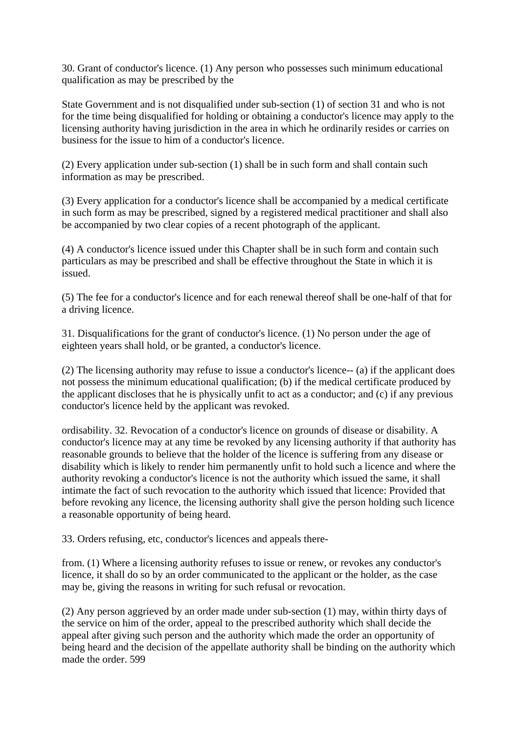30. Grant of conductor's licence. (1) Any person who possesses such minimum educational qualification as may be prescribed by the

State Government and is not disqualified under sub-section (1) of section 31 and who is not for the time being disqualified for holding or obtaining a conductor's licence may apply to the licensing authority having jurisdiction in the area in which he ordinarily resides or carries on business for the issue to him of a conductor's licence.

(2) Every application under sub-section (1) shall be in such form and shall contain such information as may be prescribed.

(3) Every application for a conductor's licence shall be accompanied by a medical certificate in such form as may be prescribed, signed by a registered medical practitioner and shall also be accompanied by two clear copies of a recent photograph of the applicant.

(4) A conductor's licence issued under this Chapter shall be in such form and contain such particulars as may be prescribed and shall be effective throughout the State in which it is issued.

(5) The fee for a conductor's licence and for each renewal thereof shall be one-half of that for a driving licence.

31. Disqualifications for the grant of conductor's licence. (1) No person under the age of eighteen years shall hold, or be granted, a conductor's licence.

(2) The licensing authority may refuse to issue a conductor's licence-- (a) if the applicant does not possess the minimum educational qualification; (b) if the medical certificate produced by the applicant discloses that he is physically unfit to act as a conductor; and (c) if any previous conductor's licence held by the applicant was revoked.

ordisability. 32. Revocation of a conductor's licence on grounds of disease or disability. A conductor's licence may at any time be revoked by any licensing authority if that authority has reasonable grounds to believe that the holder of the licence is suffering from any disease or disability which is likely to render him permanently unfit to hold such a licence and where the authority revoking a conductor's licence is not the authority which issued the same, it shall intimate the fact of such revocation to the authority which issued that licence: Provided that before revoking any licence, the licensing authority shall give the person holding such licence a reasonable opportunity of being heard.

33. Orders refusing, etc, conductor's licences and appeals there-

from. (1) Where a licensing authority refuses to issue or renew, or revokes any conductor's licence, it shall do so by an order communicated to the applicant or the holder, as the case may be, giving the reasons in writing for such refusal or revocation.

(2) Any person aggrieved by an order made under sub-section (1) may, within thirty days of the service on him of the order, appeal to the prescribed authority which shall decide the appeal after giving such person and the authority which made the order an opportunity of being heard and the decision of the appellate authority shall be binding on the authority which made the order. 599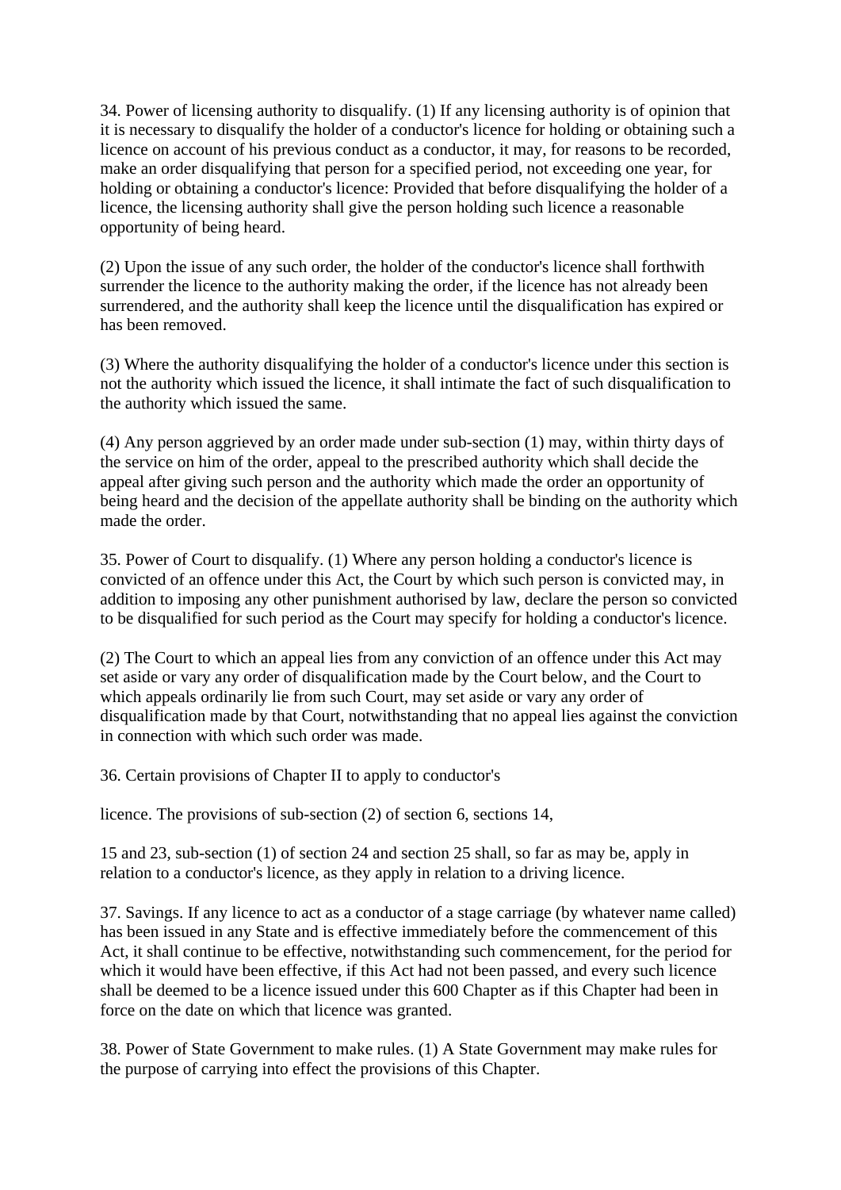34. Power of licensing authority to disqualify. (1) If any licensing authority is of opinion that it is necessary to disqualify the holder of a conductor's licence for holding or obtaining such a licence on account of his previous conduct as a conductor, it may, for reasons to be recorded, make an order disqualifying that person for a specified period, not exceeding one year, for holding or obtaining a conductor's licence: Provided that before disqualifying the holder of a licence, the licensing authority shall give the person holding such licence a reasonable opportunity of being heard.

(2) Upon the issue of any such order, the holder of the conductor's licence shall forthwith surrender the licence to the authority making the order, if the licence has not already been surrendered, and the authority shall keep the licence until the disqualification has expired or has been removed.

(3) Where the authority disqualifying the holder of a conductor's licence under this section is not the authority which issued the licence, it shall intimate the fact of such disqualification to the authority which issued the same.

(4) Any person aggrieved by an order made under sub-section (1) may, within thirty days of the service on him of the order, appeal to the prescribed authority which shall decide the appeal after giving such person and the authority which made the order an opportunity of being heard and the decision of the appellate authority shall be binding on the authority which made the order.

35. Power of Court to disqualify. (1) Where any person holding a conductor's licence is convicted of an offence under this Act, the Court by which such person is convicted may, in addition to imposing any other punishment authorised by law, declare the person so convicted to be disqualified for such period as the Court may specify for holding a conductor's licence.

(2) The Court to which an appeal lies from any conviction of an offence under this Act may set aside or vary any order of disqualification made by the Court below, and the Court to which appeals ordinarily lie from such Court, may set aside or vary any order of disqualification made by that Court, notwithstanding that no appeal lies against the conviction in connection with which such order was made.

36. Certain provisions of Chapter II to apply to conductor's

licence. The provisions of sub-section (2) of section 6, sections 14,

15 and 23, sub-section (1) of section 24 and section 25 shall, so far as may be, apply in relation to a conductor's licence, as they apply in relation to a driving licence.

37. Savings. If any licence to act as a conductor of a stage carriage (by whatever name called) has been issued in any State and is effective immediately before the commencement of this Act, it shall continue to be effective, notwithstanding such commencement, for the period for which it would have been effective, if this Act had not been passed, and every such licence shall be deemed to be a licence issued under this 600 Chapter as if this Chapter had been in force on the date on which that licence was granted.

38. Power of State Government to make rules. (1) A State Government may make rules for the purpose of carrying into effect the provisions of this Chapter.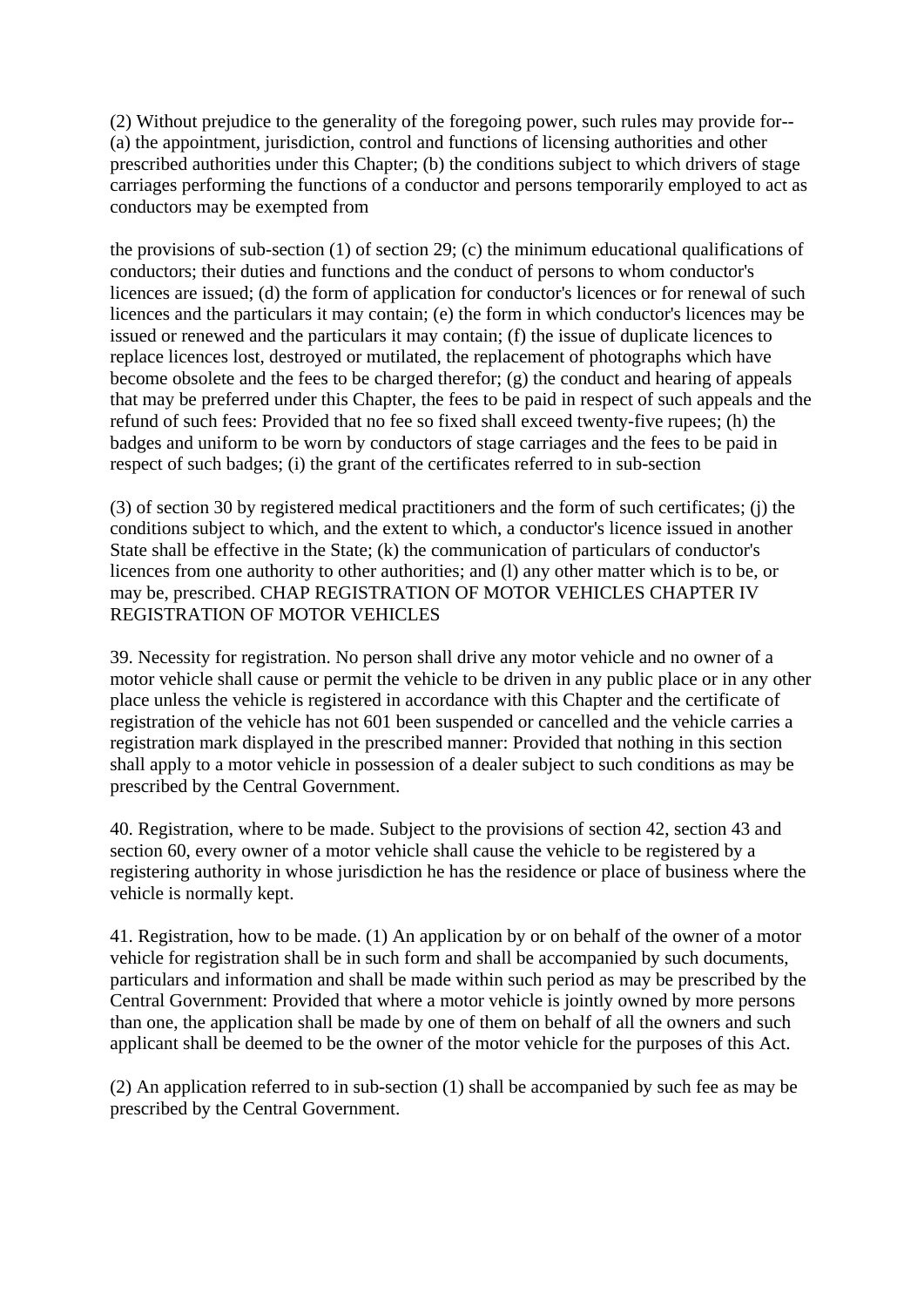(2) Without prejudice to the generality of the foregoing power, such rules may provide for-- (a) the appointment, jurisdiction, control and functions of licensing authorities and other prescribed authorities under this Chapter; (b) the conditions subject to which drivers of stage carriages performing the functions of a conductor and persons temporarily employed to act as conductors may be exempted from

the provisions of sub-section (1) of section 29; (c) the minimum educational qualifications of conductors; their duties and functions and the conduct of persons to whom conductor's licences are issued; (d) the form of application for conductor's licences or for renewal of such licences and the particulars it may contain; (e) the form in which conductor's licences may be issued or renewed and the particulars it may contain; (f) the issue of duplicate licences to replace licences lost, destroyed or mutilated, the replacement of photographs which have become obsolete and the fees to be charged therefor; (g) the conduct and hearing of appeals that may be preferred under this Chapter, the fees to be paid in respect of such appeals and the refund of such fees: Provided that no fee so fixed shall exceed twenty-five rupees; (h) the badges and uniform to be worn by conductors of stage carriages and the fees to be paid in respect of such badges; (i) the grant of the certificates referred to in sub-section

(3) of section 30 by registered medical practitioners and the form of such certificates; (j) the conditions subject to which, and the extent to which, a conductor's licence issued in another State shall be effective in the State; (k) the communication of particulars of conductor's licences from one authority to other authorities; and (l) any other matter which is to be, or may be, prescribed. CHAP REGISTRATION OF MOTOR VEHICLES CHAPTER IV REGISTRATION OF MOTOR VEHICLES

39. Necessity for registration. No person shall drive any motor vehicle and no owner of a motor vehicle shall cause or permit the vehicle to be driven in any public place or in any other place unless the vehicle is registered in accordance with this Chapter and the certificate of registration of the vehicle has not 601 been suspended or cancelled and the vehicle carries a registration mark displayed in the prescribed manner: Provided that nothing in this section shall apply to a motor vehicle in possession of a dealer subject to such conditions as may be prescribed by the Central Government.

40. Registration, where to be made. Subject to the provisions of section 42, section 43 and section 60, every owner of a motor vehicle shall cause the vehicle to be registered by a registering authority in whose jurisdiction he has the residence or place of business where the vehicle is normally kept.

41. Registration, how to be made. (1) An application by or on behalf of the owner of a motor vehicle for registration shall be in such form and shall be accompanied by such documents, particulars and information and shall be made within such period as may be prescribed by the Central Government: Provided that where a motor vehicle is jointly owned by more persons than one, the application shall be made by one of them on behalf of all the owners and such applicant shall be deemed to be the owner of the motor vehicle for the purposes of this Act.

(2) An application referred to in sub-section (1) shall be accompanied by such fee as may be prescribed by the Central Government.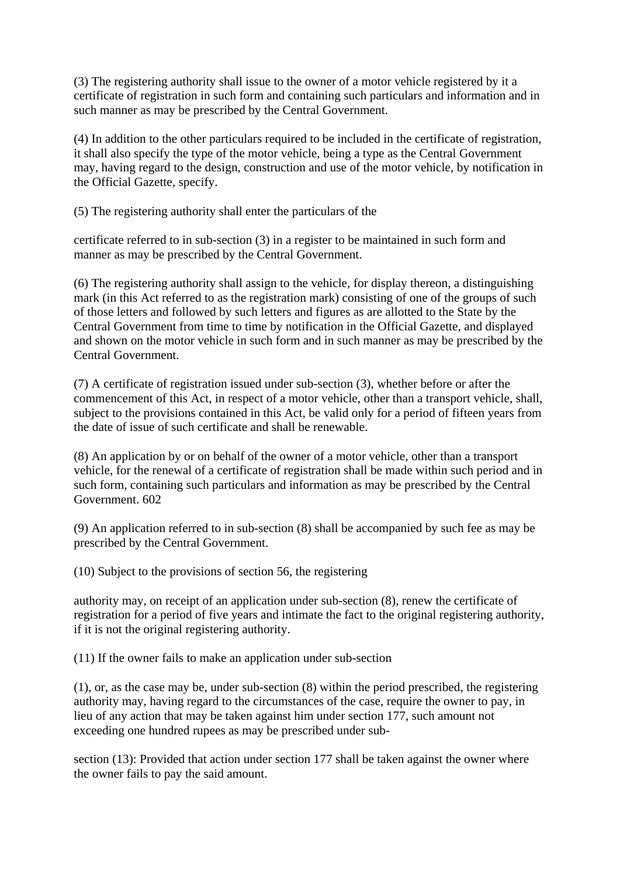(3) The registering authority shall issue to the owner of a motor vehicle registered by it a certificate of registration in such form and containing such particulars and information and in such manner as may be prescribed by the Central Government.

(4) In addition to the other particulars required to be included in the certificate of registration, it shall also specify the type of the motor vehicle, being a type as the Central Government may, having regard to the design, construction and use of the motor vehicle, by notification in the Official Gazette, specify.

(5) The registering authority shall enter the particulars of the

certificate referred to in sub-section (3) in a register to be maintained in such form and manner as may be prescribed by the Central Government.

(6) The registering authority shall assign to the vehicle, for display thereon, a distinguishing mark (in this Act referred to as the registration mark) consisting of one of the groups of such of those letters and followed by such letters and figures as are allotted to the State by the Central Government from time to time by notification in the Official Gazette, and displayed and shown on the motor vehicle in such form and in such manner as may be prescribed by the Central Government.

(7) A certificate of registration issued under sub-section (3), whether before or after the commencement of this Act, in respect of a motor vehicle, other than a transport vehicle, shall, subject to the provisions contained in this Act, be valid only for a period of fifteen years from the date of issue of such certificate and shall be renewable.

(8) An application by or on behalf of the owner of a motor vehicle, other than a transport vehicle, for the renewal of a certificate of registration shall be made within such period and in such form, containing such particulars and information as may be prescribed by the Central Government. 602

(9) An application referred to in sub-section (8) shall be accompanied by such fee as may be prescribed by the Central Government.

(10) Subject to the provisions of section 56, the registering

authority may, on receipt of an application under sub-section (8), renew the certificate of registration for a period of five years and intimate the fact to the original registering authority, if it is not the original registering authority.

(11) If the owner fails to make an application under sub-section

(1), or, as the case may be, under sub-section (8) within the period prescribed, the registering authority may, having regard to the circumstances of the case, require the owner to pay, in lieu of any action that may be taken against him under section 177, such amount not exceeding one hundred rupees as may be prescribed under sub-

section (13): Provided that action under section 177 shall be taken against the owner where the owner fails to pay the said amount.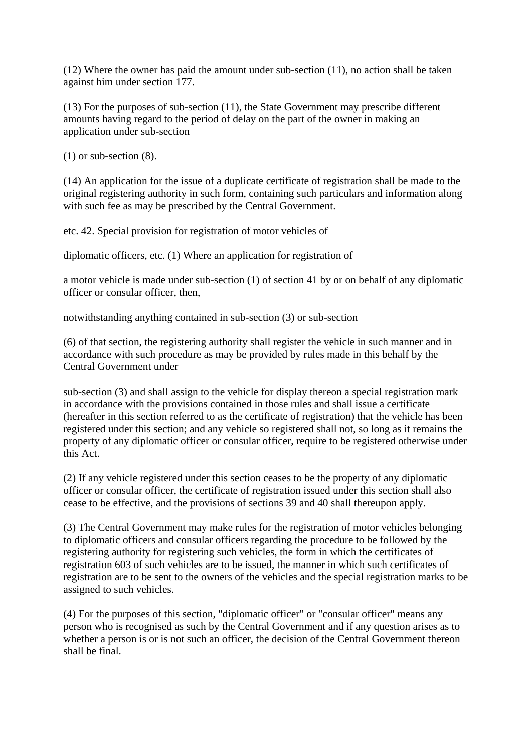(12) Where the owner has paid the amount under sub-section (11), no action shall be taken against him under section 177.

(13) For the purposes of sub-section (11), the State Government may prescribe different amounts having regard to the period of delay on the part of the owner in making an application under sub-section

(1) or sub-section (8).

(14) An application for the issue of a duplicate certificate of registration shall be made to the original registering authority in such form, containing such particulars and information along with such fee as may be prescribed by the Central Government.

etc. 42. Special provision for registration of motor vehicles of

diplomatic officers, etc. (1) Where an application for registration of

a motor vehicle is made under sub-section (1) of section 41 by or on behalf of any diplomatic officer or consular officer, then,

notwithstanding anything contained in sub-section (3) or sub-section

(6) of that section, the registering authority shall register the vehicle in such manner and in accordance with such procedure as may be provided by rules made in this behalf by the Central Government under

sub-section (3) and shall assign to the vehicle for display thereon a special registration mark in accordance with the provisions contained in those rules and shall issue a certificate (hereafter in this section referred to as the certificate of registration) that the vehicle has been registered under this section; and any vehicle so registered shall not, so long as it remains the property of any diplomatic officer or consular officer, require to be registered otherwise under this Act.

(2) If any vehicle registered under this section ceases to be the property of any diplomatic officer or consular officer, the certificate of registration issued under this section shall also cease to be effective, and the provisions of sections 39 and 40 shall thereupon apply.

(3) The Central Government may make rules for the registration of motor vehicles belonging to diplomatic officers and consular officers regarding the procedure to be followed by the registering authority for registering such vehicles, the form in which the certificates of registration 603 of such vehicles are to be issued, the manner in which such certificates of registration are to be sent to the owners of the vehicles and the special registration marks to be assigned to such vehicles.

(4) For the purposes of this section, "diplomatic officer" or "consular officer" means any person who is recognised as such by the Central Government and if any question arises as to whether a person is or is not such an officer, the decision of the Central Government thereon shall be final.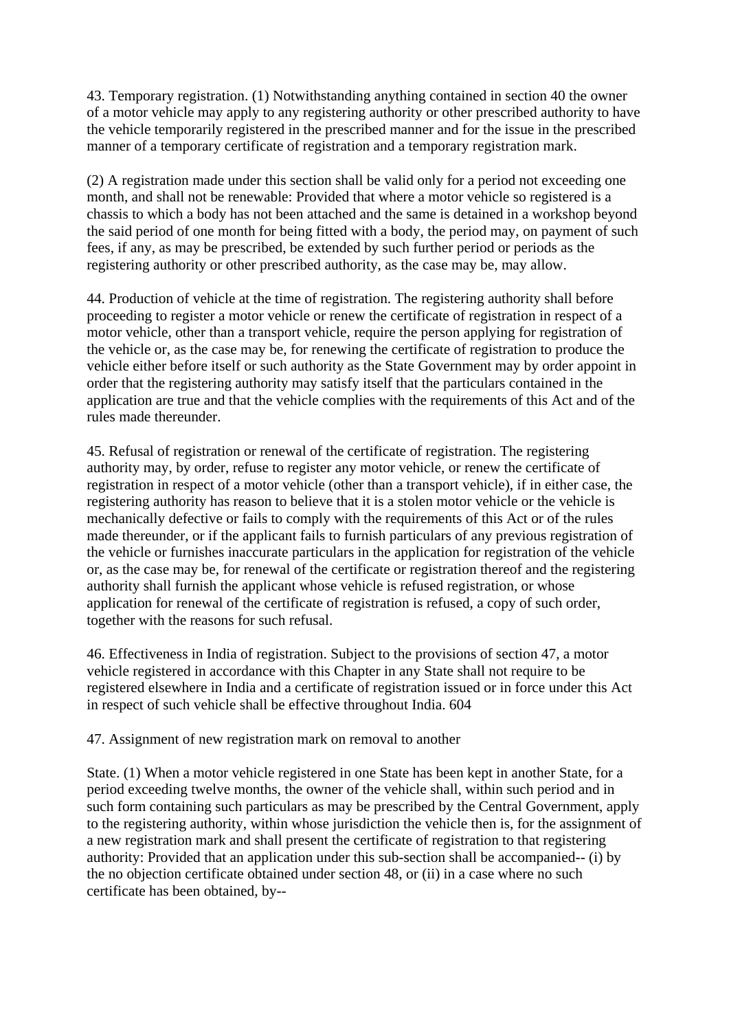43. Temporary registration. (1) Notwithstanding anything contained in section 40 the owner of a motor vehicle may apply to any registering authority or other prescribed authority to have the vehicle temporarily registered in the prescribed manner and for the issue in the prescribed manner of a temporary certificate of registration and a temporary registration mark.

(2) A registration made under this section shall be valid only for a period not exceeding one month, and shall not be renewable: Provided that where a motor vehicle so registered is a chassis to which a body has not been attached and the same is detained in a workshop beyond the said period of one month for being fitted with a body, the period may, on payment of such fees, if any, as may be prescribed, be extended by such further period or periods as the registering authority or other prescribed authority, as the case may be, may allow.

44. Production of vehicle at the time of registration. The registering authority shall before proceeding to register a motor vehicle or renew the certificate of registration in respect of a motor vehicle, other than a transport vehicle, require the person applying for registration of the vehicle or, as the case may be, for renewing the certificate of registration to produce the vehicle either before itself or such authority as the State Government may by order appoint in order that the registering authority may satisfy itself that the particulars contained in the application are true and that the vehicle complies with the requirements of this Act and of the rules made thereunder.

45. Refusal of registration or renewal of the certificate of registration. The registering authority may, by order, refuse to register any motor vehicle, or renew the certificate of registration in respect of a motor vehicle (other than a transport vehicle), if in either case, the registering authority has reason to believe that it is a stolen motor vehicle or the vehicle is mechanically defective or fails to comply with the requirements of this Act or of the rules made thereunder, or if the applicant fails to furnish particulars of any previous registration of the vehicle or furnishes inaccurate particulars in the application for registration of the vehicle or, as the case may be, for renewal of the certificate or registration thereof and the registering authority shall furnish the applicant whose vehicle is refused registration, or whose application for renewal of the certificate of registration is refused, a copy of such order, together with the reasons for such refusal.

46. Effectiveness in India of registration. Subject to the provisions of section 47, a motor vehicle registered in accordance with this Chapter in any State shall not require to be registered elsewhere in India and a certificate of registration issued or in force under this Act in respect of such vehicle shall be effective throughout India. 604

47. Assignment of new registration mark on removal to another

State. (1) When a motor vehicle registered in one State has been kept in another State, for a period exceeding twelve months, the owner of the vehicle shall, within such period and in such form containing such particulars as may be prescribed by the Central Government, apply to the registering authority, within whose jurisdiction the vehicle then is, for the assignment of a new registration mark and shall present the certificate of registration to that registering authority: Provided that an application under this sub-section shall be accompanied-- (i) by the no objection certificate obtained under section 48, or (ii) in a case where no such certificate has been obtained, by--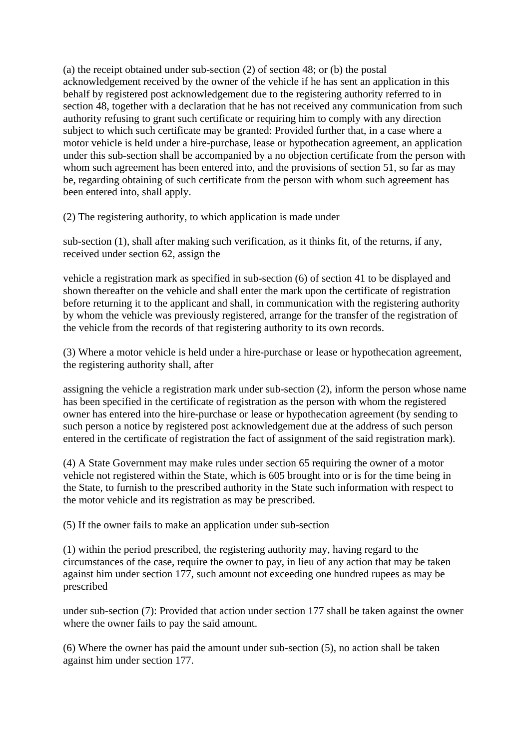(a) the receipt obtained under sub-section (2) of section 48; or (b) the postal acknowledgement received by the owner of the vehicle if he has sent an application in this behalf by registered post acknowledgement due to the registering authority referred to in section 48, together with a declaration that he has not received any communication from such authority refusing to grant such certificate or requiring him to comply with any direction subject to which such certificate may be granted: Provided further that, in a case where a motor vehicle is held under a hire-purchase, lease or hypothecation agreement, an application under this sub-section shall be accompanied by a no objection certificate from the person with whom such agreement has been entered into, and the provisions of section 51, so far as may be, regarding obtaining of such certificate from the person with whom such agreement has been entered into, shall apply.

(2) The registering authority, to which application is made under

sub-section (1), shall after making such verification, as it thinks fit, of the returns, if any, received under section 62, assign the

vehicle a registration mark as specified in sub-section (6) of section 41 to be displayed and shown thereafter on the vehicle and shall enter the mark upon the certificate of registration before returning it to the applicant and shall, in communication with the registering authority by whom the vehicle was previously registered, arrange for the transfer of the registration of the vehicle from the records of that registering authority to its own records.

(3) Where a motor vehicle is held under a hire-purchase or lease or hypothecation agreement, the registering authority shall, after

assigning the vehicle a registration mark under sub-section (2), inform the person whose name has been specified in the certificate of registration as the person with whom the registered owner has entered into the hire-purchase or lease or hypothecation agreement (by sending to such person a notice by registered post acknowledgement due at the address of such person entered in the certificate of registration the fact of assignment of the said registration mark).

(4) A State Government may make rules under section 65 requiring the owner of a motor vehicle not registered within the State, which is 605 brought into or is for the time being in the State, to furnish to the prescribed authority in the State such information with respect to the motor vehicle and its registration as may be prescribed.

(5) If the owner fails to make an application under sub-section

(1) within the period prescribed, the registering authority may, having regard to the circumstances of the case, require the owner to pay, in lieu of any action that may be taken against him under section 177, such amount not exceeding one hundred rupees as may be prescribed

under sub-section (7): Provided that action under section 177 shall be taken against the owner where the owner fails to pay the said amount.

(6) Where the owner has paid the amount under sub-section (5), no action shall be taken against him under section 177.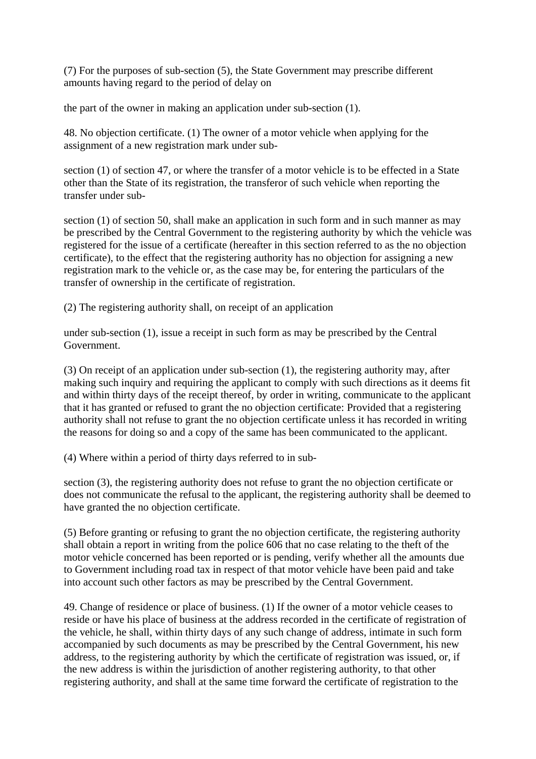(7) For the purposes of sub-section (5), the State Government may prescribe different amounts having regard to the period of delay on

the part of the owner in making an application under sub-section (1).

48. No objection certificate. (1) The owner of a motor vehicle when applying for the assignment of a new registration mark under sub-

section (1) of section 47, or where the transfer of a motor vehicle is to be effected in a State other than the State of its registration, the transferor of such vehicle when reporting the transfer under sub-

section (1) of section 50, shall make an application in such form and in such manner as may be prescribed by the Central Government to the registering authority by which the vehicle was registered for the issue of a certificate (hereafter in this section referred to as the no objection certificate), to the effect that the registering authority has no objection for assigning a new registration mark to the vehicle or, as the case may be, for entering the particulars of the transfer of ownership in the certificate of registration.

(2) The registering authority shall, on receipt of an application

under sub-section (1), issue a receipt in such form as may be prescribed by the Central Government.

(3) On receipt of an application under sub-section (1), the registering authority may, after making such inquiry and requiring the applicant to comply with such directions as it deems fit and within thirty days of the receipt thereof, by order in writing, communicate to the applicant that it has granted or refused to grant the no objection certificate: Provided that a registering authority shall not refuse to grant the no objection certificate unless it has recorded in writing the reasons for doing so and a copy of the same has been communicated to the applicant.

(4) Where within a period of thirty days referred to in sub-

section (3), the registering authority does not refuse to grant the no objection certificate or does not communicate the refusal to the applicant, the registering authority shall be deemed to have granted the no objection certificate.

(5) Before granting or refusing to grant the no objection certificate, the registering authority shall obtain a report in writing from the police 606 that no case relating to the theft of the motor vehicle concerned has been reported or is pending, verify whether all the amounts due to Government including road tax in respect of that motor vehicle have been paid and take into account such other factors as may be prescribed by the Central Government.

49. Change of residence or place of business. (1) If the owner of a motor vehicle ceases to reside or have his place of business at the address recorded in the certificate of registration of the vehicle, he shall, within thirty days of any such change of address, intimate in such form accompanied by such documents as may be prescribed by the Central Government, his new address, to the registering authority by which the certificate of registration was issued, or, if the new address is within the jurisdiction of another registering authority, to that other registering authority, and shall at the same time forward the certificate of registration to the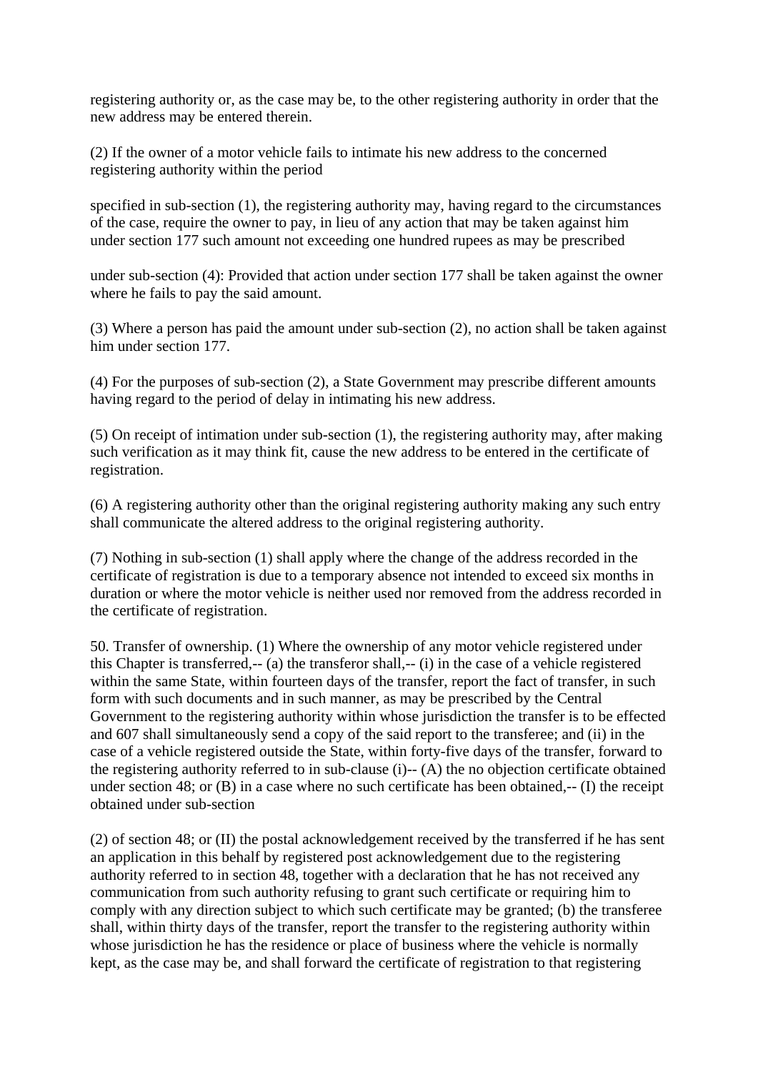registering authority or, as the case may be, to the other registering authority in order that the new address may be entered therein.

(2) If the owner of a motor vehicle fails to intimate his new address to the concerned registering authority within the period

specified in sub-section (1), the registering authority may, having regard to the circumstances of the case, require the owner to pay, in lieu of any action that may be taken against him under section 177 such amount not exceeding one hundred rupees as may be prescribed

under sub-section (4): Provided that action under section 177 shall be taken against the owner where he fails to pay the said amount.

(3) Where a person has paid the amount under sub-section (2), no action shall be taken against him under section 177.

(4) For the purposes of sub-section (2), a State Government may prescribe different amounts having regard to the period of delay in intimating his new address.

(5) On receipt of intimation under sub-section (1), the registering authority may, after making such verification as it may think fit, cause the new address to be entered in the certificate of registration.

(6) A registering authority other than the original registering authority making any such entry shall communicate the altered address to the original registering authority.

(7) Nothing in sub-section (1) shall apply where the change of the address recorded in the certificate of registration is due to a temporary absence not intended to exceed six months in duration or where the motor vehicle is neither used nor removed from the address recorded in the certificate of registration.

50. Transfer of ownership. (1) Where the ownership of any motor vehicle registered under this Chapter is transferred,-- (a) the transferor shall,-- (i) in the case of a vehicle registered within the same State, within fourteen days of the transfer, report the fact of transfer, in such form with such documents and in such manner, as may be prescribed by the Central Government to the registering authority within whose jurisdiction the transfer is to be effected and 607 shall simultaneously send a copy of the said report to the transferee; and (ii) in the case of a vehicle registered outside the State, within forty-five days of the transfer, forward to the registering authority referred to in sub-clause (i)-- (A) the no objection certificate obtained under section 48; or (B) in a case where no such certificate has been obtained,-- (I) the receipt obtained under sub-section

(2) of section 48; or (II) the postal acknowledgement received by the transferred if he has sent an application in this behalf by registered post acknowledgement due to the registering authority referred to in section 48, together with a declaration that he has not received any communication from such authority refusing to grant such certificate or requiring him to comply with any direction subject to which such certificate may be granted; (b) the transferee shall, within thirty days of the transfer, report the transfer to the registering authority within whose jurisdiction he has the residence or place of business where the vehicle is normally kept, as the case may be, and shall forward the certificate of registration to that registering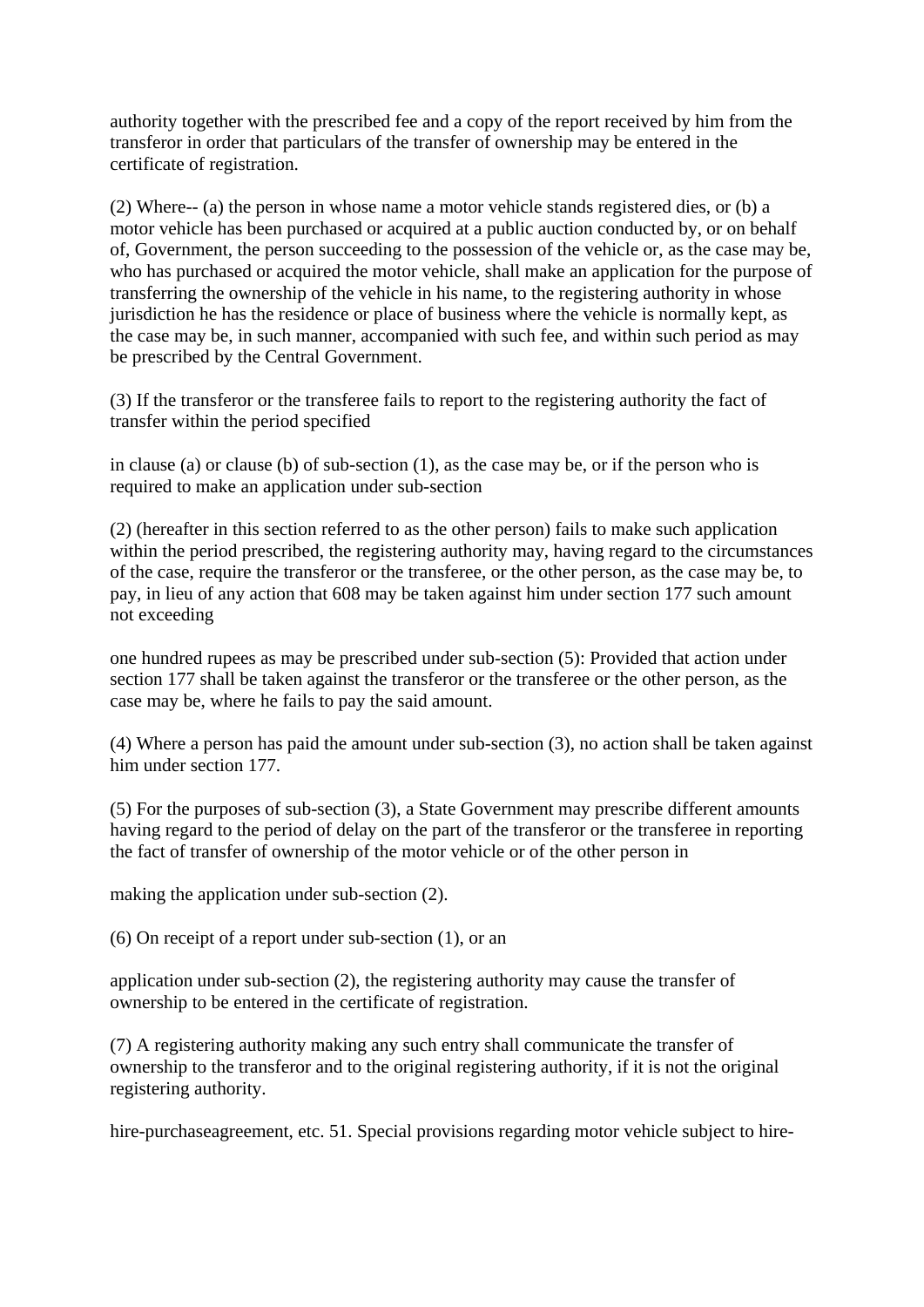authority together with the prescribed fee and a copy of the report received by him from the transferor in order that particulars of the transfer of ownership may be entered in the certificate of registration.

(2) Where-- (a) the person in whose name a motor vehicle stands registered dies, or (b) a motor vehicle has been purchased or acquired at a public auction conducted by, or on behalf of, Government, the person succeeding to the possession of the vehicle or, as the case may be, who has purchased or acquired the motor vehicle, shall make an application for the purpose of transferring the ownership of the vehicle in his name, to the registering authority in whose jurisdiction he has the residence or place of business where the vehicle is normally kept, as the case may be, in such manner, accompanied with such fee, and within such period as may be prescribed by the Central Government.

(3) If the transferor or the transferee fails to report to the registering authority the fact of transfer within the period specified

in clause (a) or clause (b) of sub-section (1), as the case may be, or if the person who is required to make an application under sub-section

(2) (hereafter in this section referred to as the other person) fails to make such application within the period prescribed, the registering authority may, having regard to the circumstances of the case, require the transferor or the transferee, or the other person, as the case may be, to pay, in lieu of any action that 608 may be taken against him under section 177 such amount not exceeding

one hundred rupees as may be prescribed under sub-section (5): Provided that action under section 177 shall be taken against the transferor or the transferee or the other person, as the case may be, where he fails to pay the said amount.

(4) Where a person has paid the amount under sub-section (3), no action shall be taken against him under section 177.

(5) For the purposes of sub-section (3), a State Government may prescribe different amounts having regard to the period of delay on the part of the transferor or the transferee in reporting the fact of transfer of ownership of the motor vehicle or of the other person in

making the application under sub-section (2).

(6) On receipt of a report under sub-section (1), or an

application under sub-section (2), the registering authority may cause the transfer of ownership to be entered in the certificate of registration.

(7) A registering authority making any such entry shall communicate the transfer of ownership to the transferor and to the original registering authority, if it is not the original registering authority.

hire-purchaseagreement, etc. 51. Special provisions regarding motor vehicle subject to hire-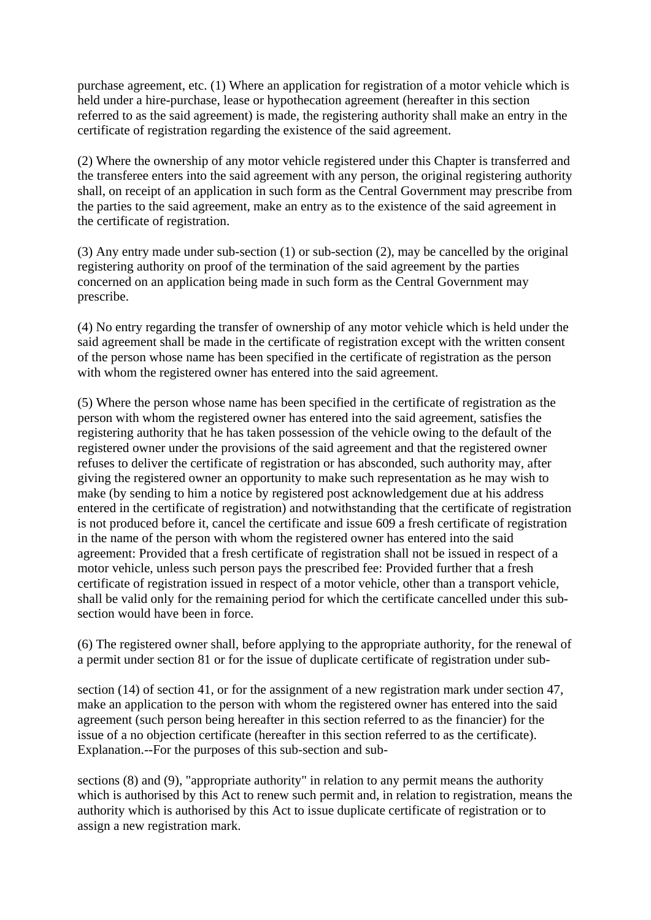purchase agreement, etc. (1) Where an application for registration of a motor vehicle which is held under a hire-purchase, lease or hypothecation agreement (hereafter in this section referred to as the said agreement) is made, the registering authority shall make an entry in the certificate of registration regarding the existence of the said agreement.

(2) Where the ownership of any motor vehicle registered under this Chapter is transferred and the transferee enters into the said agreement with any person, the original registering authority shall, on receipt of an application in such form as the Central Government may prescribe from the parties to the said agreement, make an entry as to the existence of the said agreement in the certificate of registration.

(3) Any entry made under sub-section (1) or sub-section (2), may be cancelled by the original registering authority on proof of the termination of the said agreement by the parties concerned on an application being made in such form as the Central Government may prescribe.

(4) No entry regarding the transfer of ownership of any motor vehicle which is held under the said agreement shall be made in the certificate of registration except with the written consent of the person whose name has been specified in the certificate of registration as the person with whom the registered owner has entered into the said agreement.

(5) Where the person whose name has been specified in the certificate of registration as the person with whom the registered owner has entered into the said agreement, satisfies the registering authority that he has taken possession of the vehicle owing to the default of the registered owner under the provisions of the said agreement and that the registered owner refuses to deliver the certificate of registration or has absconded, such authority may, after giving the registered owner an opportunity to make such representation as he may wish to make (by sending to him a notice by registered post acknowledgement due at his address entered in the certificate of registration) and notwithstanding that the certificate of registration is not produced before it, cancel the certificate and issue 609 a fresh certificate of registration in the name of the person with whom the registered owner has entered into the said agreement: Provided that a fresh certificate of registration shall not be issued in respect of a motor vehicle, unless such person pays the prescribed fee: Provided further that a fresh certificate of registration issued in respect of a motor vehicle, other than a transport vehicle, shall be valid only for the remaining period for which the certificate cancelled under this sub-section would have been in force.

(6) The registered owner shall, before applying to the appropriate authority, for the renewal of a permit under section 81 or for the issue of duplicate certificate of registration under sub-

section (14) of section 41, or for the assignment of a new registration mark under section 47, make an application to the person with whom the registered owner has entered into the said agreement (such person being hereafter in this section referred to as the financier) for the issue of a no objection certificate (hereafter in this section referred to as the certificate). Explanation.--For the purposes of this sub-section and sub-

sections (8) and (9), "appropriate authority" in relation to any permit means the authority which is authorised by this Act to renew such permit and, in relation to registration, means the authority which is authorised by this Act to issue duplicate certificate of registration or to assign a new registration mark.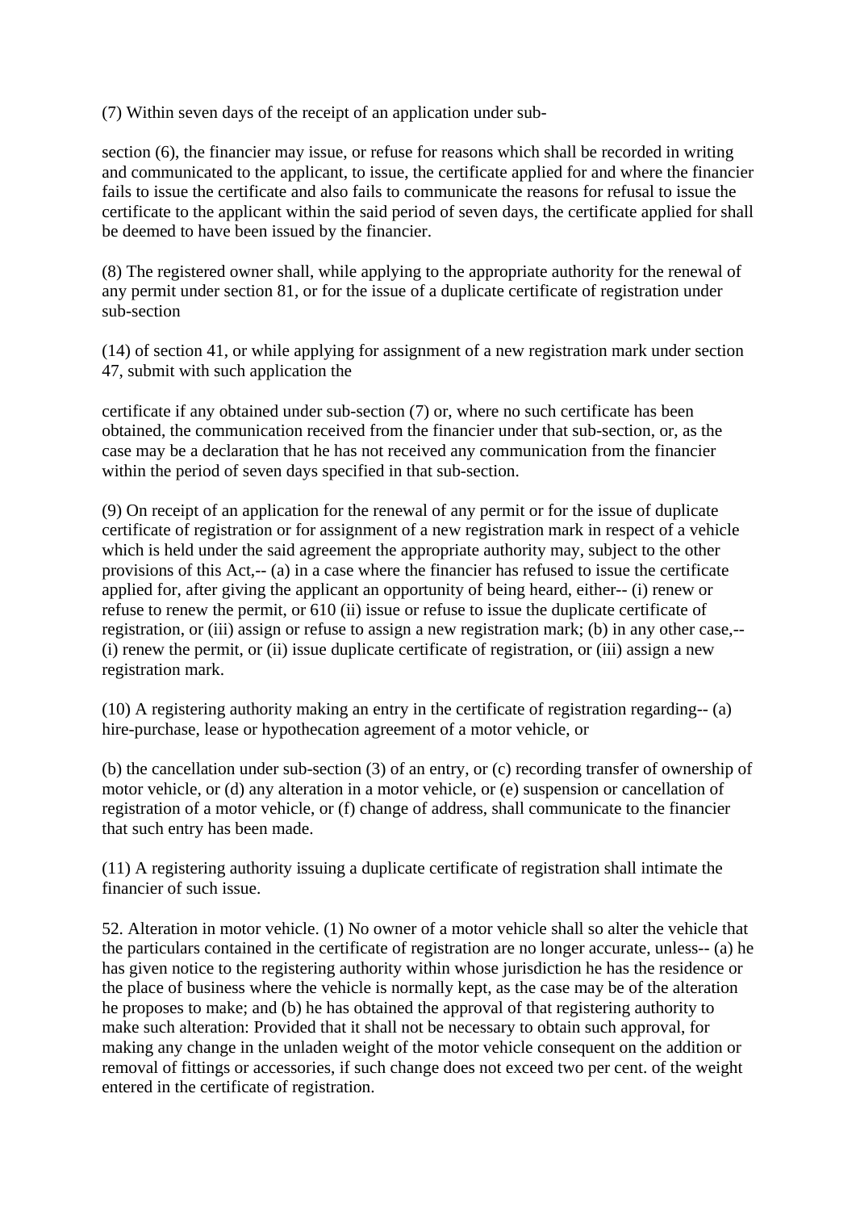(7) Within seven days of the receipt of an application under sub-

section (6), the financier may issue, or refuse for reasons which shall be recorded in writing and communicated to the applicant, to issue, the certificate applied for and where the financier fails to issue the certificate and also fails to communicate the reasons for refusal to issue the certificate to the applicant within the said period of seven days, the certificate applied for shall be deemed to have been issued by the financier.

(8) The registered owner shall, while applying to the appropriate authority for the renewal of any permit under section 81, or for the issue of a duplicate certificate of registration under sub-section

(14) of section 41, or while applying for assignment of a new registration mark under section 47, submit with such application the

certificate if any obtained under sub-section (7) or, where no such certificate has been obtained, the communication received from the financier under that sub-section, or, as the case may be a declaration that he has not received any communication from the financier within the period of seven days specified in that sub-section.

(9) On receipt of an application for the renewal of any permit or for the issue of duplicate certificate of registration or for assignment of a new registration mark in respect of a vehicle which is held under the said agreement the appropriate authority may, subject to the other provisions of this Act,-- (a) in a case where the financier has refused to issue the certificate applied for, after giving the applicant an opportunity of being heard, either-- (i) renew or refuse to renew the permit, or 610 (ii) issue or refuse to issue the duplicate certificate of registration, or (iii) assign or refuse to assign a new registration mark; (b) in any other case,-- (i) renew the permit, or (ii) issue duplicate certificate of registration, or (iii) assign a new registration mark.

(10) A registering authority making an entry in the certificate of registration regarding-- (a) hire-purchase, lease or hypothecation agreement of a motor vehicle, or

(b) the cancellation under sub-section (3) of an entry, or (c) recording transfer of ownership of motor vehicle, or (d) any alteration in a motor vehicle, or (e) suspension or cancellation of registration of a motor vehicle, or (f) change of address, shall communicate to the financier that such entry has been made.

(11) A registering authority issuing a duplicate certificate of registration shall intimate the financier of such issue.

52. Alteration in motor vehicle. (1) No owner of a motor vehicle shall so alter the vehicle that the particulars contained in the certificate of registration are no longer accurate, unless-- (a) he has given notice to the registering authority within whose jurisdiction he has the residence or the place of business where the vehicle is normally kept, as the case may be of the alteration he proposes to make; and (b) he has obtained the approval of that registering authority to make such alteration: Provided that it shall not be necessary to obtain such approval, for making any change in the unladen weight of the motor vehicle consequent on the addition or removal of fittings or accessories, if such change does not exceed two per cent. of the weight entered in the certificate of registration.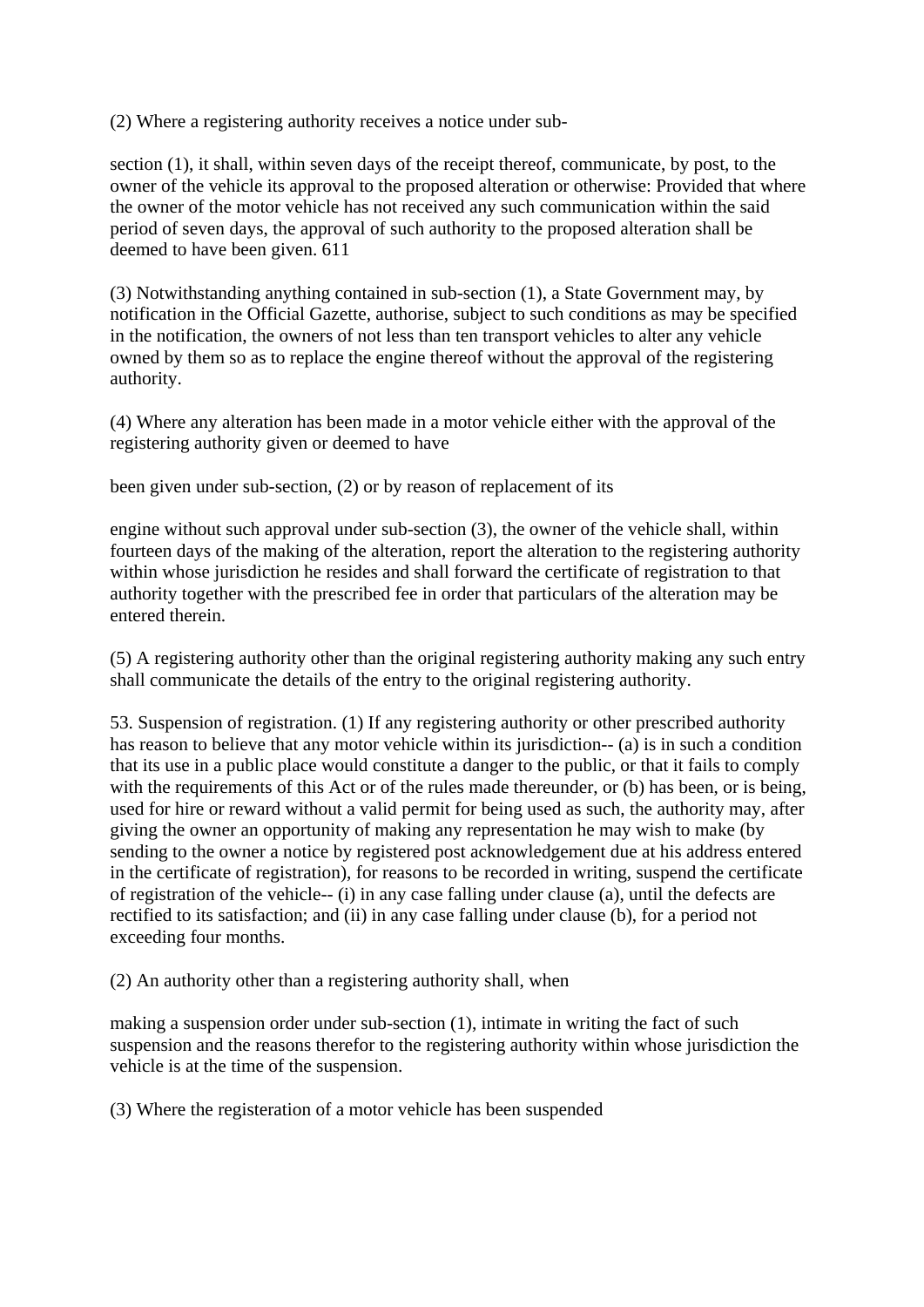(2) Where a registering authority receives a notice under sub-

section (1), it shall, within seven days of the receipt thereof, communicate, by post, to the owner of the vehicle its approval to the proposed alteration or otherwise: Provided that where the owner of the motor vehicle has not received any such communication within the said period of seven days, the approval of such authority to the proposed alteration shall be deemed to have been given. 611

(3) Notwithstanding anything contained in sub-section (1), a State Government may, by notification in the Official Gazette, authorise, subject to such conditions as may be specified in the notification, the owners of not less than ten transport vehicles to alter any vehicle owned by them so as to replace the engine thereof without the approval of the registering authority.

(4) Where any alteration has been made in a motor vehicle either with the approval of the registering authority given or deemed to have

been given under sub-section, (2) or by reason of replacement of its

engine without such approval under sub-section (3), the owner of the vehicle shall, within fourteen days of the making of the alteration, report the alteration to the registering authority within whose jurisdiction he resides and shall forward the certificate of registration to that authority together with the prescribed fee in order that particulars of the alteration may be entered therein.

(5) A registering authority other than the original registering authority making any such entry shall communicate the details of the entry to the original registering authority.

53. Suspension of registration. (1) If any registering authority or other prescribed authority has reason to believe that any motor vehicle within its jurisdiction-- (a) is in such a condition that its use in a public place would constitute a danger to the public, or that it fails to comply with the requirements of this Act or of the rules made thereunder, or (b) has been, or is being, used for hire or reward without a valid permit for being used as such, the authority may, after giving the owner an opportunity of making any representation he may wish to make (by sending to the owner a notice by registered post acknowledgement due at his address entered in the certificate of registration), for reasons to be recorded in writing, suspend the certificate of registration of the vehicle-- (i) in any case falling under clause (a), until the defects are rectified to its satisfaction; and (ii) in any case falling under clause (b), for a period not exceeding four months.

(2) An authority other than a registering authority shall, when

making a suspension order under sub-section (1), intimate in writing the fact of such suspension and the reasons therefor to the registering authority within whose jurisdiction the vehicle is at the time of the suspension.

(3) Where the registeration of a motor vehicle has been suspended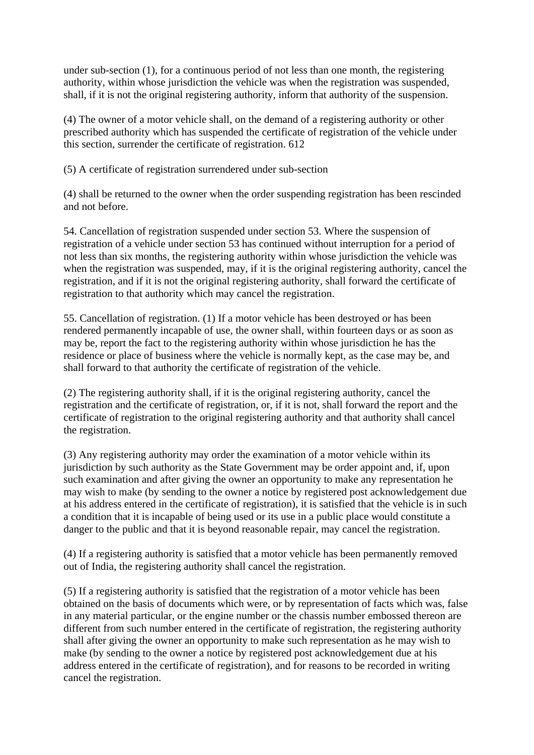under sub-section (1), for a continuous period of not less than one month, the registering authority, within whose jurisdiction the vehicle was when the registration was suspended, shall, if it is not the original registering authority, inform that authority of the suspension.

(4) The owner of a motor vehicle shall, on the demand of a registering authority or other prescribed authority which has suspended the certificate of registration of the vehicle under this section, surrender the certificate of registration. 612

(5) A certificate of registration surrendered under sub-section

(4) shall be returned to the owner when the order suspending registration has been rescinded and not before.

54. Cancellation of registration suspended under section 53. Where the suspension of registration of a vehicle under section 53 has continued without interruption for a period of not less than six months, the registering authority within whose jurisdiction the vehicle was when the registration was suspended, may, if it is the original registering authority, cancel the registration, and if it is not the original registering authority, shall forward the certificate of registration to that authority which may cancel the registration.

55. Cancellation of registration. (1) If a motor vehicle has been destroyed or has been rendered permanently incapable of use, the owner shall, within fourteen days or as soon as may be, report the fact to the registering authority within whose jurisdiction he has the residence or place of business where the vehicle is normally kept, as the case may be, and shall forward to that authority the certificate of registration of the vehicle.

(2) The registering authority shall, if it is the original registering authority, cancel the registration and the certificate of registration, or, if it is not, shall forward the report and the certificate of registration to the original registering authority and that authority shall cancel the registration.

(3) Any registering authority may order the examination of a motor vehicle within its jurisdiction by such authority as the State Government may be order appoint and, if, upon such examination and after giving the owner an opportunity to make any representation he may wish to make (by sending to the owner a notice by registered post acknowledgement due at his address entered in the certificate of registration), it is satisfied that the vehicle is in such a condition that it is incapable of being used or its use in a public place would constitute a danger to the public and that it is beyond reasonable repair, may cancel the registration.

(4) If a registering authority is satisfied that a motor vehicle has been permanently removed out of India, the registering authority shall cancel the registration.

(5) If a registering authority is satisfied that the registration of a motor vehicle has been obtained on the basis of documents which were, or by representation of facts which was, false in any material particular, or the engine number or the chassis number embossed thereon are different from such number entered in the certificate of registration, the registering authority shall after giving the owner an opportunity to make such representation as he may wish to make (by sending to the owner a notice by registered post acknowledgement due at his address entered in the certificate of registration), and for reasons to be recorded in writing cancel the registration.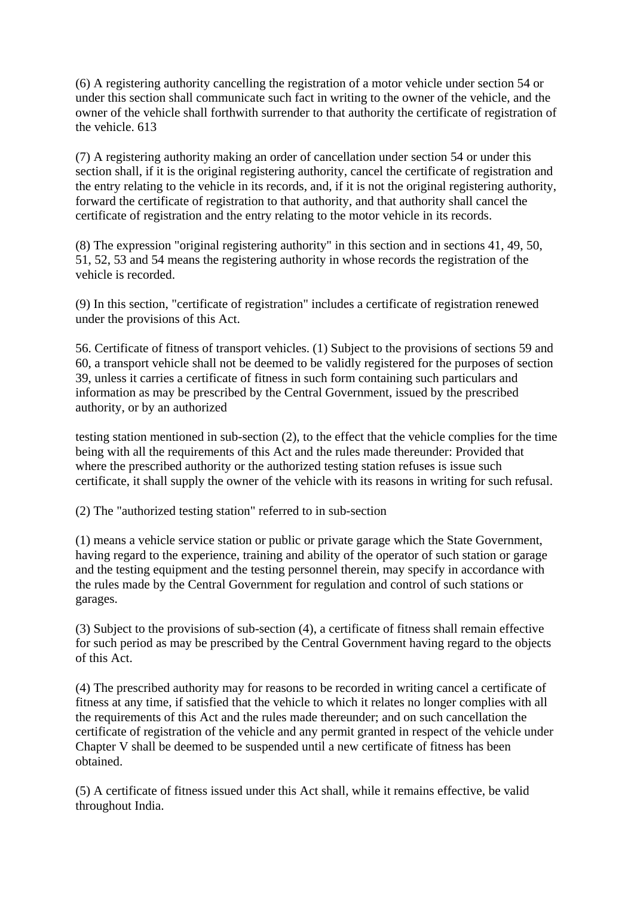(6) A registering authority cancelling the registration of a motor vehicle under section 54 or under this section shall communicate such fact in writing to the owner of the vehicle, and the owner of the vehicle shall forthwith surrender to that authority the certificate of registration of the vehicle. 613

(7) A registering authority making an order of cancellation under section 54 or under this section shall, if it is the original registering authority, cancel the certificate of registration and the entry relating to the vehicle in its records, and, if it is not the original registering authority, forward the certificate of registration to that authority, and that authority shall cancel the certificate of registration and the entry relating to the motor vehicle in its records.

(8) The expression "original registering authority" in this section and in sections 41, 49, 50, 51, 52, 53 and 54 means the registering authority in whose records the registration of the vehicle is recorded.

(9) In this section, "certificate of registration" includes a certificate of registration renewed under the provisions of this Act.

56. Certificate of fitness of transport vehicles. (1) Subject to the provisions of sections 59 and 60, a transport vehicle shall not be deemed to be validly registered for the purposes of section 39, unless it carries a certificate of fitness in such form containing such particulars and information as may be prescribed by the Central Government, issued by the prescribed authority, or by an authorized

testing station mentioned in sub-section (2), to the effect that the vehicle complies for the time being with all the requirements of this Act and the rules made thereunder: Provided that where the prescribed authority or the authorized testing station refuses is issue such certificate, it shall supply the owner of the vehicle with its reasons in writing for such refusal.

(2) The "authorized testing station" referred to in sub-section

(1) means a vehicle service station or public or private garage which the State Government, having regard to the experience, training and ability of the operator of such station or garage and the testing equipment and the testing personnel therein, may specify in accordance with the rules made by the Central Government for regulation and control of such stations or garages.

(3) Subject to the provisions of sub-section (4), a certificate of fitness shall remain effective for such period as may be prescribed by the Central Government having regard to the objects of this Act.

(4) The prescribed authority may for reasons to be recorded in writing cancel a certificate of fitness at any time, if satisfied that the vehicle to which it relates no longer complies with all the requirements of this Act and the rules made thereunder; and on such cancellation the certificate of registration of the vehicle and any permit granted in respect of the vehicle under Chapter V shall be deemed to be suspended until a new certificate of fitness has been obtained.

(5) A certificate of fitness issued under this Act shall, while it remains effective, be valid throughout India.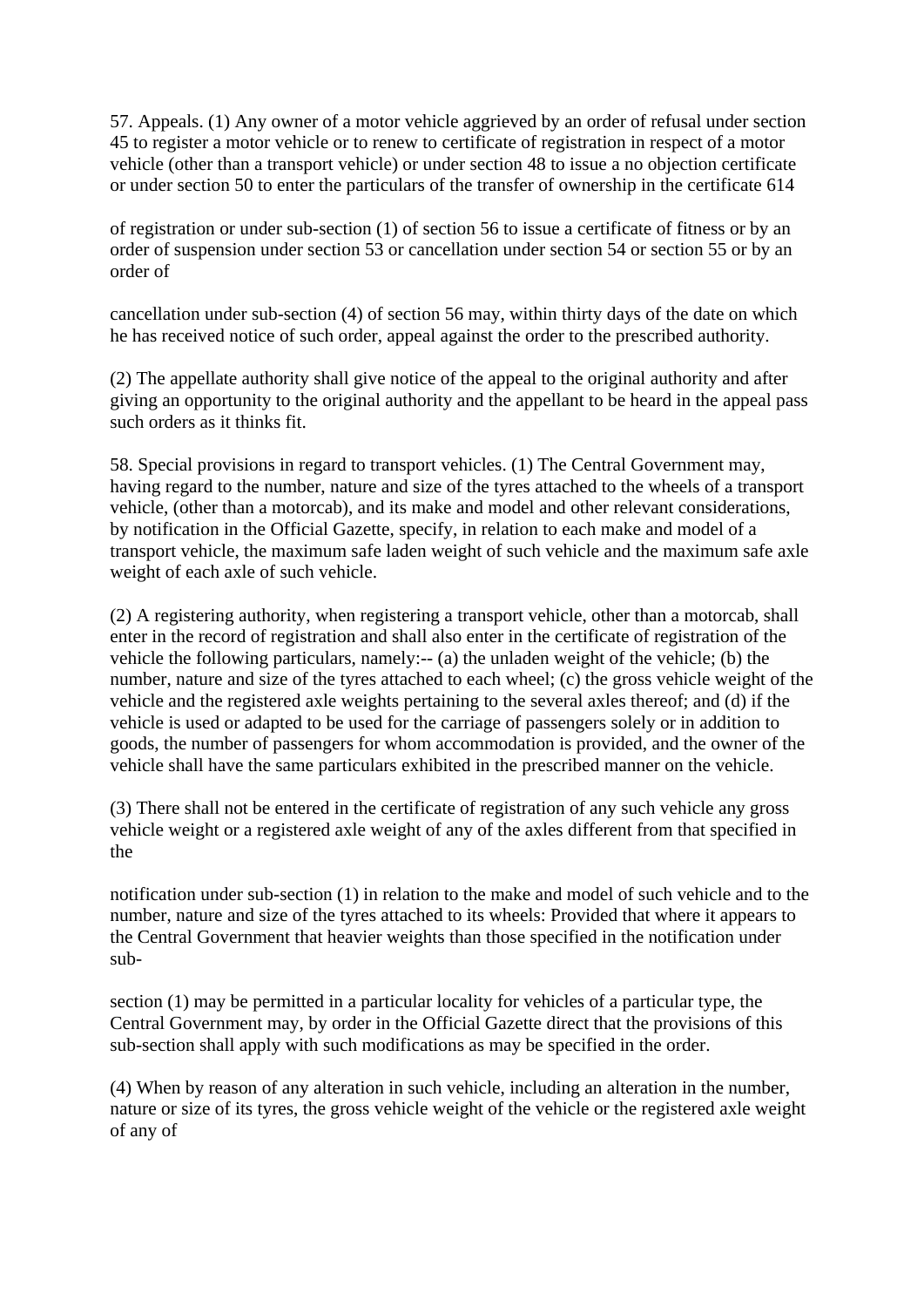57. Appeals. (1) Any owner of a motor vehicle aggrieved by an order of refusal under section 45 to register a motor vehicle or to renew to certificate of registration in respect of a motor vehicle (other than a transport vehicle) or under section 48 to issue a no objection certificate or under section 50 to enter the particulars of the transfer of ownership in the certificate 614

of registration or under sub-section (1) of section 56 to issue a certificate of fitness or by an order of suspension under section 53 or cancellation under section 54 or section 55 or by an order of

cancellation under sub-section (4) of section 56 may, within thirty days of the date on which he has received notice of such order, appeal against the order to the prescribed authority.

(2) The appellate authority shall give notice of the appeal to the original authority and after giving an opportunity to the original authority and the appellant to be heard in the appeal pass such orders as it thinks fit.

58. Special provisions in regard to transport vehicles. (1) The Central Government may, having regard to the number, nature and size of the tyres attached to the wheels of a transport vehicle, (other than a motorcab), and its make and model and other relevant considerations, by notification in the Official Gazette, specify, in relation to each make and model of a transport vehicle, the maximum safe laden weight of such vehicle and the maximum safe axle weight of each axle of such vehicle.

(2) A registering authority, when registering a transport vehicle, other than a motorcab, shall enter in the record of registration and shall also enter in the certificate of registration of the vehicle the following particulars, namely:-- (a) the unladen weight of the vehicle; (b) the number, nature and size of the tyres attached to each wheel; (c) the gross vehicle weight of the vehicle and the registered axle weights pertaining to the several axles thereof; and (d) if the vehicle is used or adapted to be used for the carriage of passengers solely or in addition to goods, the number of passengers for whom accommodation is provided, and the owner of the vehicle shall have the same particulars exhibited in the prescribed manner on the vehicle.

(3) There shall not be entered in the certificate of registration of any such vehicle any gross vehicle weight or a registered axle weight of any of the axles different from that specified in the

notification under sub-section (1) in relation to the make and model of such vehicle and to the number, nature and size of the tyres attached to its wheels: Provided that where it appears to the Central Government that heavier weights than those specified in the notification under sub-

section (1) may be permitted in a particular locality for vehicles of a particular type, the Central Government may, by order in the Official Gazette direct that the provisions of this sub-section shall apply with such modifications as may be specified in the order.

(4) When by reason of any alteration in such vehicle, including an alteration in the number, nature or size of its tyres, the gross vehicle weight of the vehicle or the registered axle weight of any of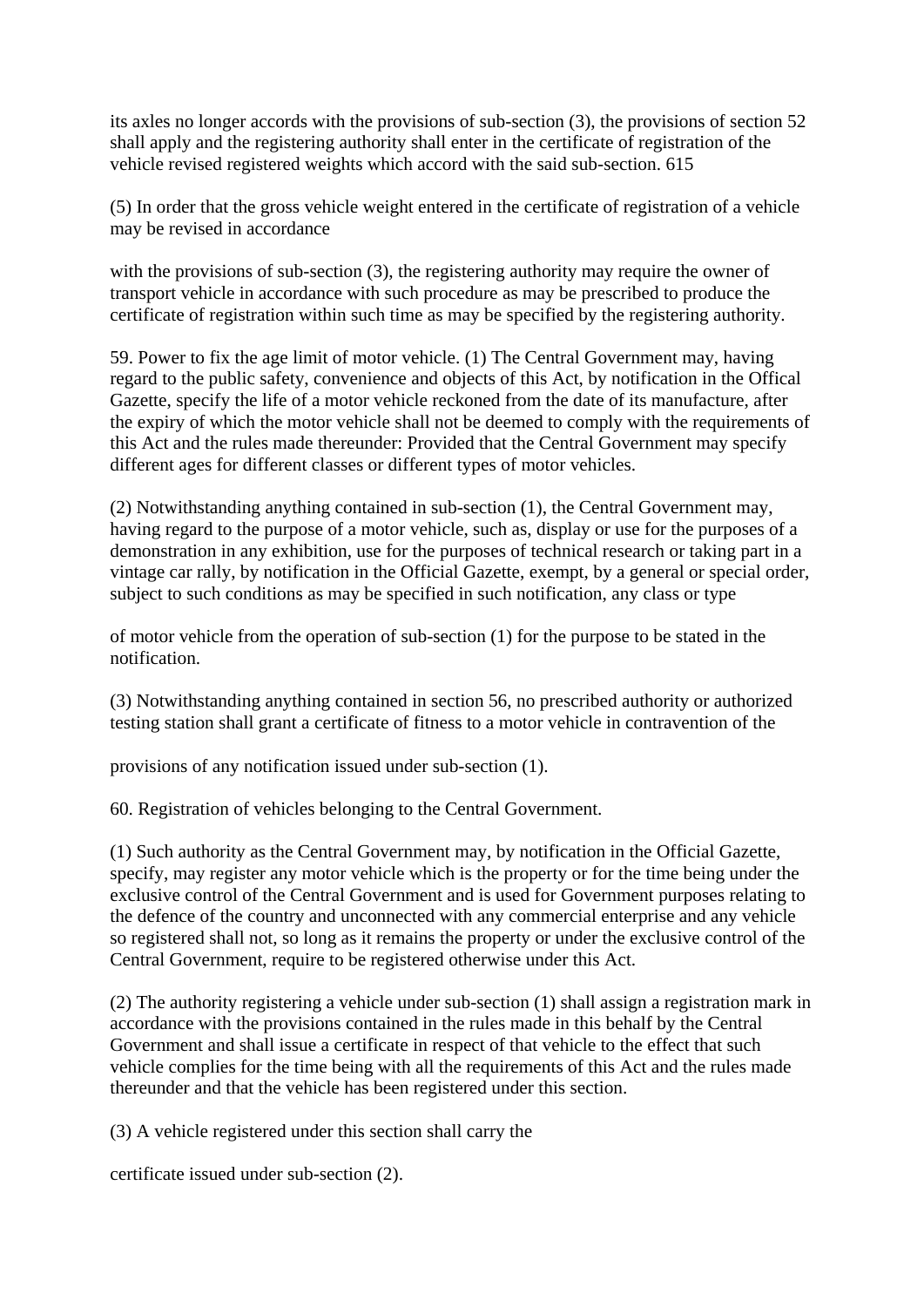its axles no longer accords with the provisions of sub-section (3), the provisions of section 52 shall apply and the registering authority shall enter in the certificate of registration of the vehicle revised registered weights which accord with the said sub-section. 615

(5) In order that the gross vehicle weight entered in the certificate of registration of a vehicle may be revised in accordance

with the provisions of sub-section (3), the registering authority may require the owner of transport vehicle in accordance with such procedure as may be prescribed to produce the certificate of registration within such time as may be specified by the registering authority.

59. Power to fix the age limit of motor vehicle. (1) The Central Government may, having regard to the public safety, convenience and objects of this Act, by notification in the Offical Gazette, specify the life of a motor vehicle reckoned from the date of its manufacture, after the expiry of which the motor vehicle shall not be deemed to comply with the requirements of this Act and the rules made thereunder: Provided that the Central Government may specify different ages for different classes or different types of motor vehicles.

(2) Notwithstanding anything contained in sub-section (1), the Central Government may, having regard to the purpose of a motor vehicle, such as, display or use for the purposes of a demonstration in any exhibition, use for the purposes of technical research or taking part in a vintage car rally, by notification in the Official Gazette, exempt, by a general or special order, subject to such conditions as may be specified in such notification, any class or type

of motor vehicle from the operation of sub-section (1) for the purpose to be stated in the notification.

(3) Notwithstanding anything contained in section 56, no prescribed authority or authorized testing station shall grant a certificate of fitness to a motor vehicle in contravention of the

provisions of any notification issued under sub-section (1).

60. Registration of vehicles belonging to the Central Government.

(1) Such authority as the Central Government may, by notification in the Official Gazette, specify, may register any motor vehicle which is the property or for the time being under the exclusive control of the Central Government and is used for Government purposes relating to the defence of the country and unconnected with any commercial enterprise and any vehicle so registered shall not, so long as it remains the property or under the exclusive control of the Central Government, require to be registered otherwise under this Act.

(2) The authority registering a vehicle under sub-section (1) shall assign a registration mark in accordance with the provisions contained in the rules made in this behalf by the Central Government and shall issue a certificate in respect of that vehicle to the effect that such vehicle complies for the time being with all the requirements of this Act and the rules made thereunder and that the vehicle has been registered under this section.

(3) A vehicle registered under this section shall carry the

certificate issued under sub-section (2).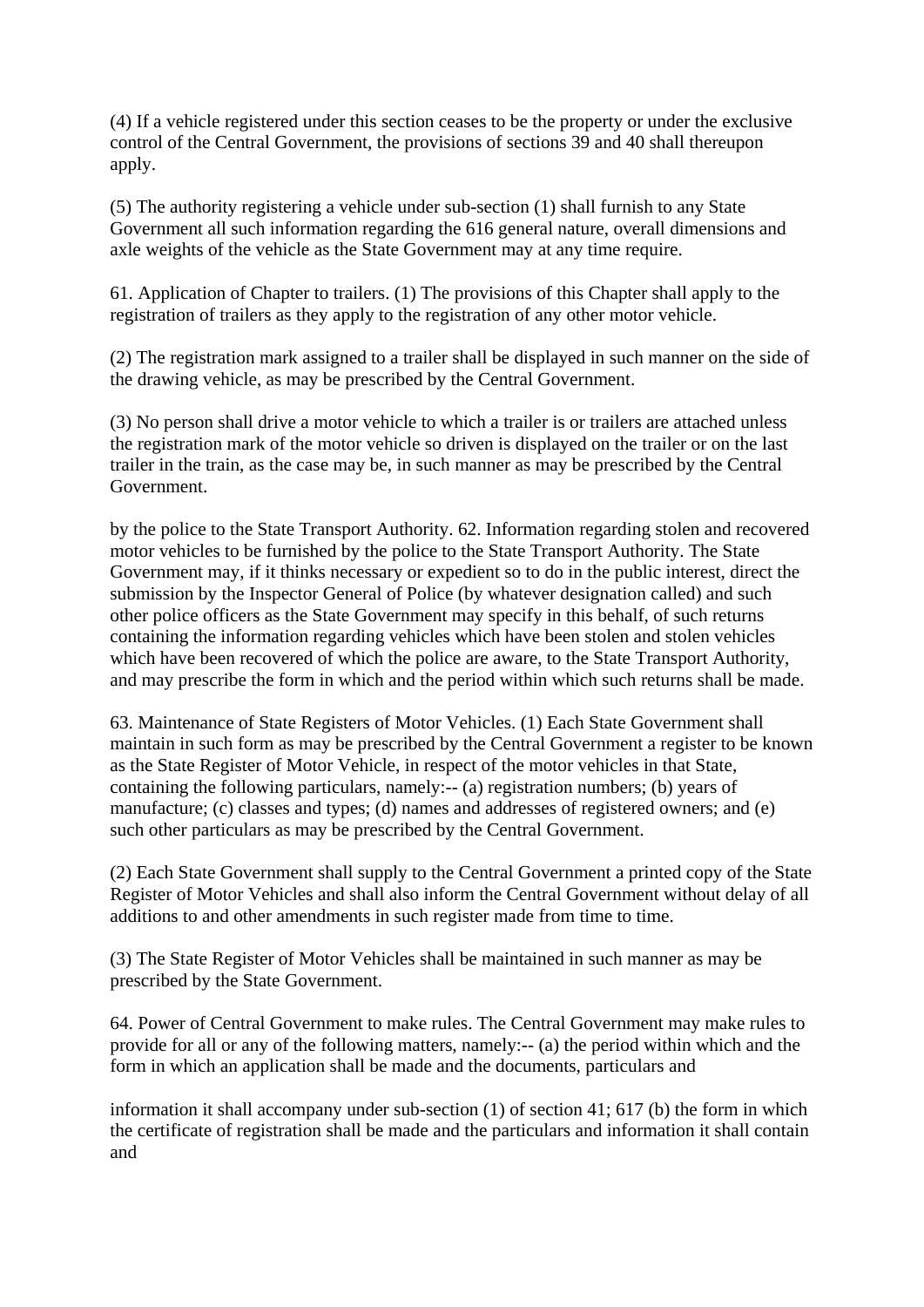(4) If a vehicle registered under this section ceases to be the property or under the exclusive control of the Central Government, the provisions of sections 39 and 40 shall thereupon apply.

(5) The authority registering a vehicle under sub-section (1) shall furnish to any State Government all such information regarding the 616 general nature, overall dimensions and axle weights of the vehicle as the State Government may at any time require.

61. Application of Chapter to trailers. (1) The provisions of this Chapter shall apply to the registration of trailers as they apply to the registration of any other motor vehicle.

(2) The registration mark assigned to a trailer shall be displayed in such manner on the side of the drawing vehicle, as may be prescribed by the Central Government.

(3) No person shall drive a motor vehicle to which a trailer is or trailers are attached unless the registration mark of the motor vehicle so driven is displayed on the trailer or on the last trailer in the train, as the case may be, in such manner as may be prescribed by the Central Government.

by the police to the State Transport Authority. 62. Information regarding stolen and recovered motor vehicles to be furnished by the police to the State Transport Authority. The State Government may, if it thinks necessary or expedient so to do in the public interest, direct the submission by the Inspector General of Police (by whatever designation called) and such other police officers as the State Government may specify in this behalf, of such returns containing the information regarding vehicles which have been stolen and stolen vehicles which have been recovered of which the police are aware, to the State Transport Authority, and may prescribe the form in which and the period within which such returns shall be made.

63. Maintenance of State Registers of Motor Vehicles. (1) Each State Government shall maintain in such form as may be prescribed by the Central Government a register to be known as the State Register of Motor Vehicle, in respect of the motor vehicles in that State, containing the following particulars, namely:-- (a) registration numbers; (b) years of manufacture; (c) classes and types; (d) names and addresses of registered owners; and (e) such other particulars as may be prescribed by the Central Government.

(2) Each State Government shall supply to the Central Government a printed copy of the State Register of Motor Vehicles and shall also inform the Central Government without delay of all additions to and other amendments in such register made from time to time.

(3) The State Register of Motor Vehicles shall be maintained in such manner as may be prescribed by the State Government.

64. Power of Central Government to make rules. The Central Government may make rules to provide for all or any of the following matters, namely:-- (a) the period within which and the form in which an application shall be made and the documents, particulars and

information it shall accompany under sub-section (1) of section 41; 617 (b) the form in which the certificate of registration shall be made and the particulars and information it shall contain and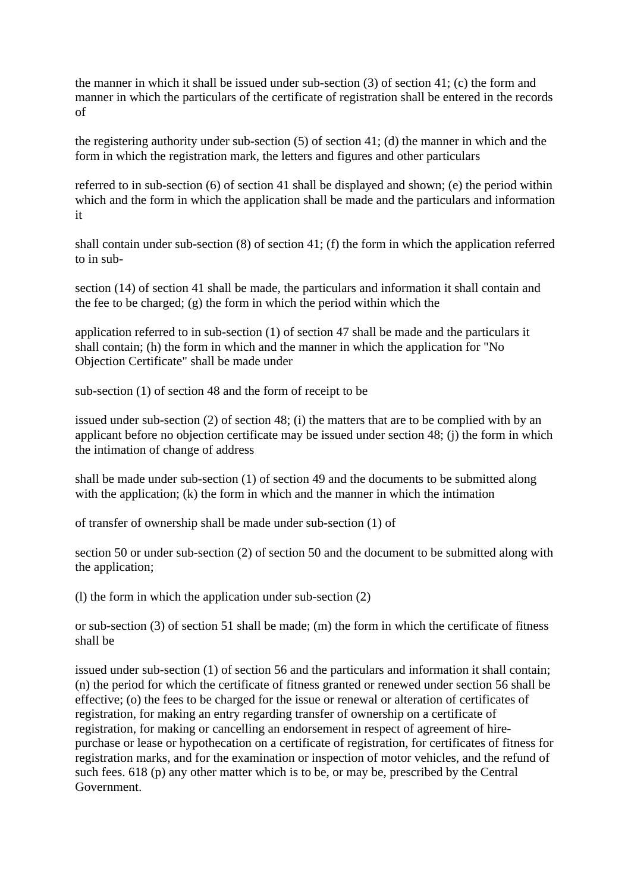the manner in which it shall be issued under sub-section (3) of section 41; (c) the form and manner in which the particulars of the certificate of registration shall be entered in the records of

the registering authority under sub-section (5) of section 41; (d) the manner in which and the form in which the registration mark, the letters and figures and other particulars

referred to in sub-section (6) of section 41 shall be displayed and shown; (e) the period within which and the form in which the application shall be made and the particulars and information it

shall contain under sub-section (8) of section 41; (f) the form in which the application referred to in sub-

section (14) of section 41 shall be made, the particulars and information it shall contain and the fee to be charged; (g) the form in which the period within which the

application referred to in sub-section (1) of section 47 shall be made and the particulars it shall contain; (h) the form in which and the manner in which the application for "No Objection Certificate" shall be made under

sub-section (1) of section 48 and the form of receipt to be

issued under sub-section (2) of section 48; (i) the matters that are to be complied with by an applicant before no objection certificate may be issued under section 48; (j) the form in which the intimation of change of address

shall be made under sub-section (1) of section 49 and the documents to be submitted along with the application; (k) the form in which and the manner in which the intimation

of transfer of ownership shall be made under sub-section (1) of

section 50 or under sub-section (2) of section 50 and the document to be submitted along with the application;

(l) the form in which the application under sub-section (2)

or sub-section (3) of section 51 shall be made; (m) the form in which the certificate of fitness shall be

issued under sub-section (1) of section 56 and the particulars and information it shall contain; (n) the period for which the certificate of fitness granted or renewed under section 56 shall be effective; (o) the fees to be charged for the issue or renewal or alteration of certificates of registration, for making an entry regarding transfer of ownership on a certificate of registration, for making or cancelling an endorsement in respect of agreement of hire-purchase or lease or hypothecation on a certificate of registration, for certificates of fitness for registration marks, and for the examination or inspection of motor vehicles, and the refund of such fees. 618 (p) any other matter which is to be, or may be, prescribed by the Central Government.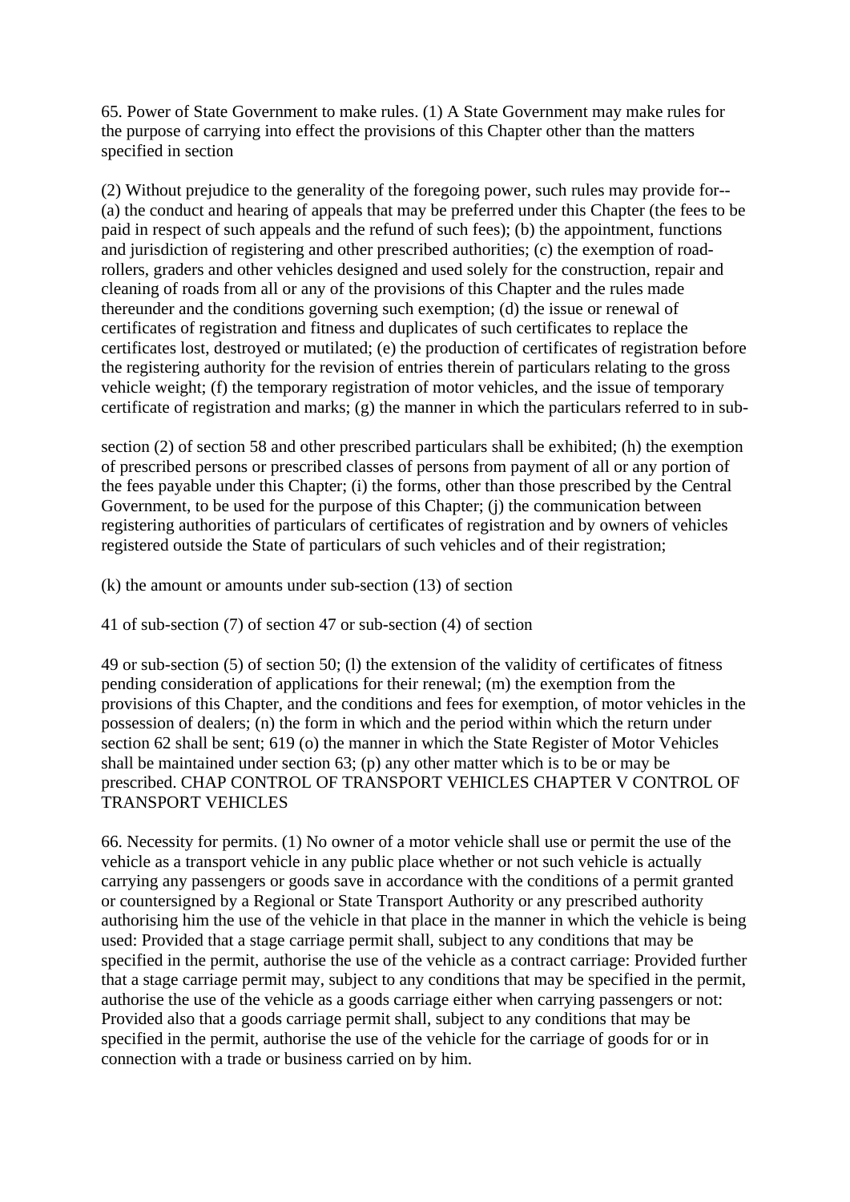65. Power of State Government to make rules. (1) A State Government may make rules for the purpose of carrying into effect the provisions of this Chapter other than the matters specified in section

(2) Without prejudice to the generality of the foregoing power, such rules may provide for-- (a) the conduct and hearing of appeals that may be preferred under this Chapter (the fees to be paid in respect of such appeals and the refund of such fees); (b) the appointment, functions and jurisdiction of registering and other prescribed authorities; (c) the exemption of road-rollers, graders and other vehicles designed and used solely for the construction, repair and cleaning of roads from all or any of the provisions of this Chapter and the rules made thereunder and the conditions governing such exemption; (d) the issue or renewal of certificates of registration and fitness and duplicates of such certificates to replace the certificates lost, destroyed or mutilated; (e) the production of certificates of registration before the registering authority for the revision of entries therein of particulars relating to the gross vehicle weight; (f) the temporary registration of motor vehicles, and the issue of temporary certificate of registration and marks; (g) the manner in which the particulars referred to in sub-

section (2) of section 58 and other prescribed particulars shall be exhibited; (h) the exemption of prescribed persons or prescribed classes of persons from payment of all or any portion of the fees payable under this Chapter; (i) the forms, other than those prescribed by the Central Government, to be used for the purpose of this Chapter; (j) the communication between registering authorities of particulars of certificates of registration and by owners of vehicles registered outside the State of particulars of such vehicles and of their registration;

(k) the amount or amounts under sub-section (13) of section

41 of sub-section (7) of section 47 or sub-section (4) of section

49 or sub-section (5) of section 50; (l) the extension of the validity of certificates of fitness pending consideration of applications for their renewal; (m) the exemption from the provisions of this Chapter, and the conditions and fees for exemption, of motor vehicles in the possession of dealers; (n) the form in which and the period within which the return under section 62 shall be sent; 619 (o) the manner in which the State Register of Motor Vehicles shall be maintained under section 63; (p) any other matter which is to be or may be prescribed. CHAP CONTROL OF TRANSPORT VEHICLES CHAPTER V CONTROL OF TRANSPORT VEHICLES

66. Necessity for permits. (1) No owner of a motor vehicle shall use or permit the use of the vehicle as a transport vehicle in any public place whether or not such vehicle is actually carrying any passengers or goods save in accordance with the conditions of a permit granted or countersigned by a Regional or State Transport Authority or any prescribed authority authorising him the use of the vehicle in that place in the manner in which the vehicle is being used: Provided that a stage carriage permit shall, subject to any conditions that may be specified in the permit, authorise the use of the vehicle as a contract carriage: Provided further that a stage carriage permit may, subject to any conditions that may be specified in the permit, authorise the use of the vehicle as a goods carriage either when carrying passengers or not: Provided also that a goods carriage permit shall, subject to any conditions that may be specified in the permit, authorise the use of the vehicle for the carriage of goods for or in connection with a trade or business carried on by him.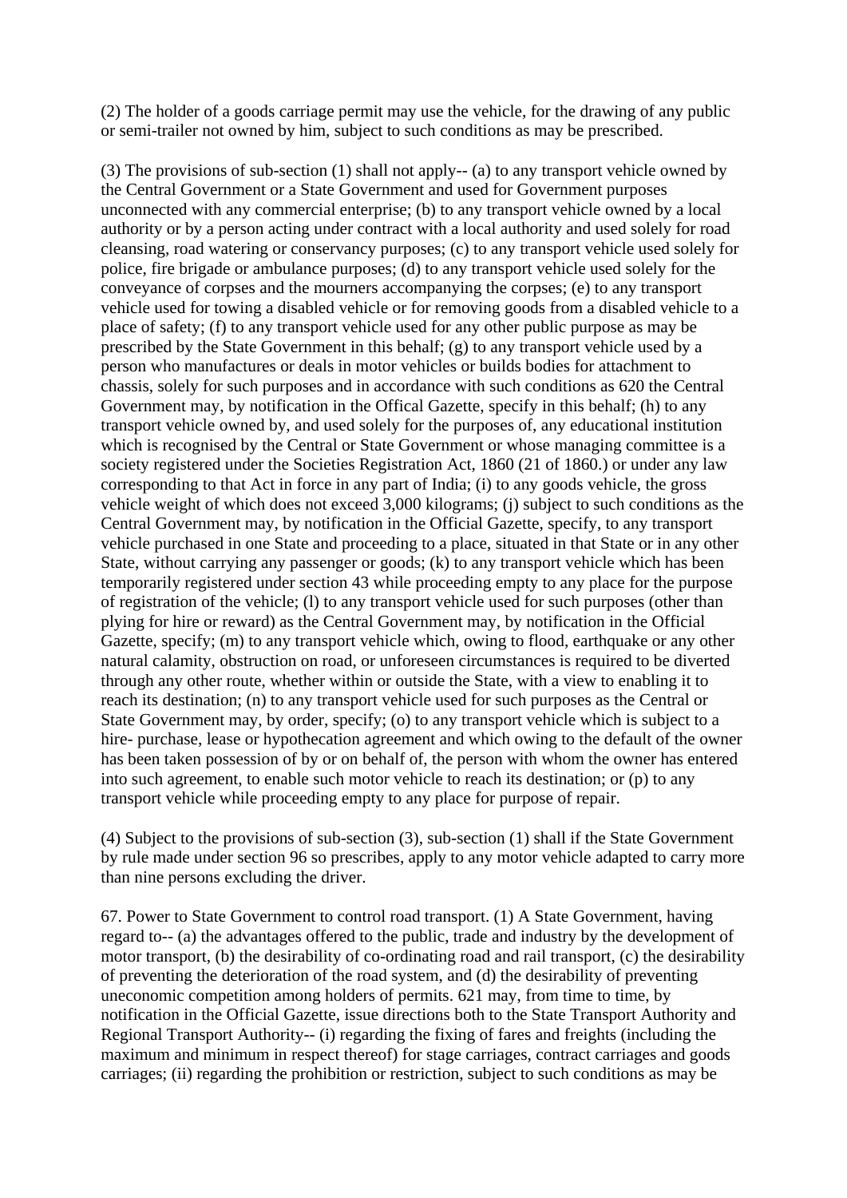(2) The holder of a goods carriage permit may use the vehicle, for the drawing of any public or semi-trailer not owned by him, subject to such conditions as may be prescribed.

(3) The provisions of sub-section (1) shall not apply-- (a) to any transport vehicle owned by the Central Government or a State Government and used for Government purposes unconnected with any commercial enterprise; (b) to any transport vehicle owned by a local authority or by a person acting under contract with a local authority and used solely for road cleansing, road watering or conservancy purposes; (c) to any transport vehicle used solely for police, fire brigade or ambulance purposes; (d) to any transport vehicle used solely for the conveyance of corpses and the mourners accompanying the corpses; (e) to any transport vehicle used for towing a disabled vehicle or for removing goods from a disabled vehicle to a place of safety; (f) to any transport vehicle used for any other public purpose as may be prescribed by the State Government in this behalf; (g) to any transport vehicle used by a person who manufactures or deals in motor vehicles or builds bodies for attachment to chassis, solely for such purposes and in accordance with such conditions as 620 the Central Government may, by notification in the Offical Gazette, specify in this behalf; (h) to any transport vehicle owned by, and used solely for the purposes of, any educational institution which is recognised by the Central or State Government or whose managing committee is a society registered under the Societies Registration Act, 1860 (21 of 1860.) or under any law corresponding to that Act in force in any part of India; (i) to any goods vehicle, the gross vehicle weight of which does not exceed 3,000 kilograms; (j) subject to such conditions as the Central Government may, by notification in the Official Gazette, specify, to any transport vehicle purchased in one State and proceeding to a place, situated in that State or in any other State, without carrying any passenger or goods; (k) to any transport vehicle which has been temporarily registered under section 43 while proceeding empty to any place for the purpose of registration of the vehicle; (l) to any transport vehicle used for such purposes (other than plying for hire or reward) as the Central Government may, by notification in the Official Gazette, specify; (m) to any transport vehicle which, owing to flood, earthquake or any other natural calamity, obstruction on road, or unforeseen circumstances is required to be diverted through any other route, whether within or outside the State, with a view to enabling it to reach its destination; (n) to any transport vehicle used for such purposes as the Central or State Government may, by order, specify; (o) to any transport vehicle which is subject to a hire- purchase, lease or hypothecation agreement and which owing to the default of the owner has been taken possession of by or on behalf of, the person with whom the owner has entered into such agreement, to enable such motor vehicle to reach its destination; or (p) to any transport vehicle while proceeding empty to any place for purpose of repair.

(4) Subject to the provisions of sub-section (3), sub-section (1) shall if the State Government by rule made under section 96 so prescribes, apply to any motor vehicle adapted to carry more than nine persons excluding the driver.

67. Power to State Government to control road transport. (1) A State Government, having regard to-- (a) the advantages offered to the public, trade and industry by the development of motor transport, (b) the desirability of co-ordinating road and rail transport, (c) the desirability of preventing the deterioration of the road system, and (d) the desirability of preventing uneconomic competition among holders of permits. 621 may, from time to time, by notification in the Official Gazette, issue directions both to the State Transport Authority and Regional Transport Authority-- (i) regarding the fixing of fares and freights (including the maximum and minimum in respect thereof) for stage carriages, contract carriages and goods carriages; (ii) regarding the prohibition or restriction, subject to such conditions as may be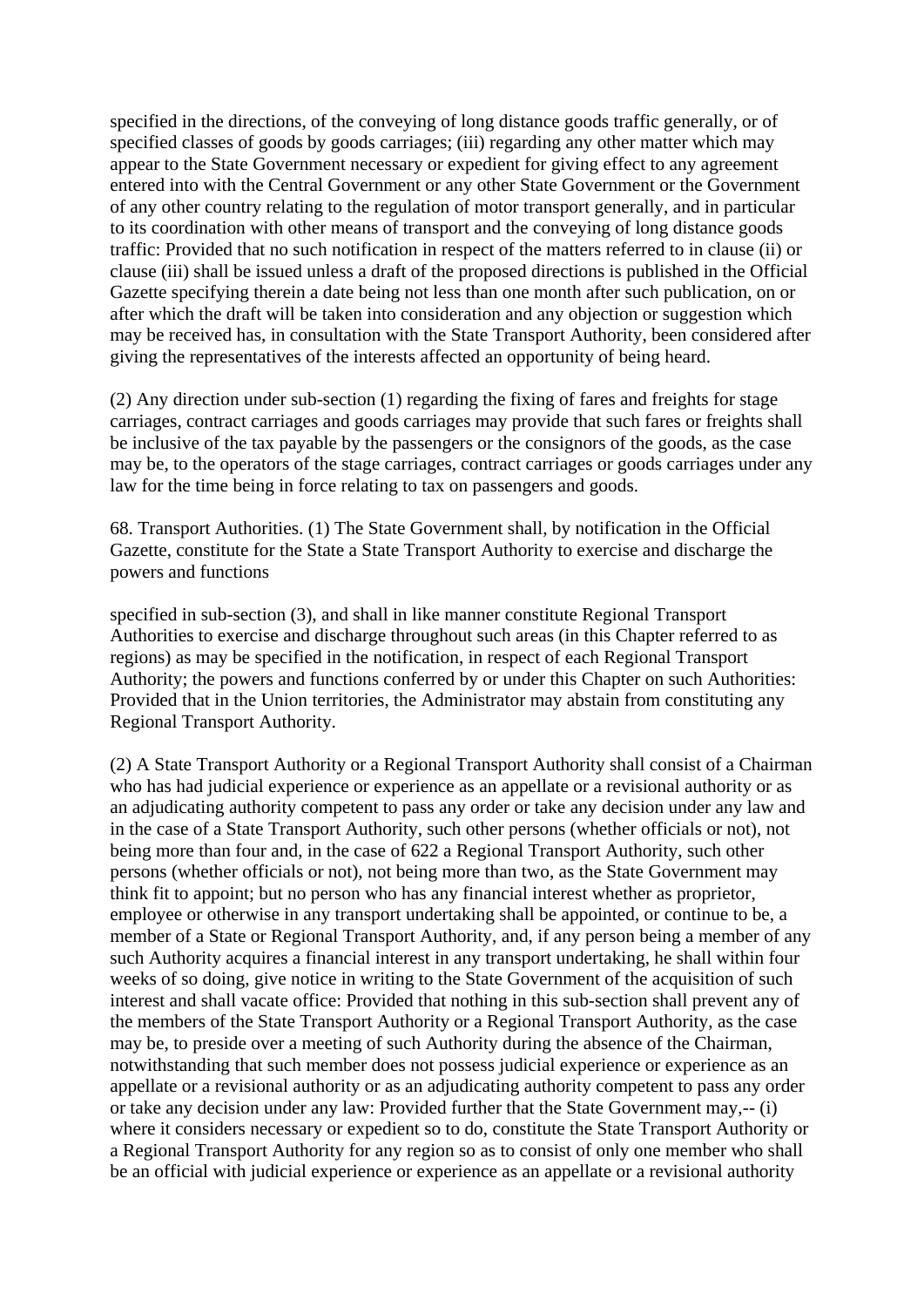specified in the directions, of the conveying of long distance goods traffic generally, or of specified classes of goods by goods carriages; (iii) regarding any other matter which may appear to the State Government necessary or expedient for giving effect to any agreement entered into with the Central Government or any other State Government or the Government of any other country relating to the regulation of motor transport generally, and in particular to its coordination with other means of transport and the conveying of long distance goods traffic: Provided that no such notification in respect of the matters referred to in clause (ii) or clause (iii) shall be issued unless a draft of the proposed directions is published in the Official Gazette specifying therein a date being not less than one month after such publication, on or after which the draft will be taken into consideration and any objection or suggestion which may be received has, in consultation with the State Transport Authority, been considered after giving the representatives of the interests affected an opportunity of being heard.

(2) Any direction under sub-section (1) regarding the fixing of fares and freights for stage carriages, contract carriages and goods carriages may provide that such fares or freights shall be inclusive of the tax payable by the passengers or the consignors of the goods, as the case may be, to the operators of the stage carriages, contract carriages or goods carriages under any law for the time being in force relating to tax on passengers and goods.

68. Transport Authorities. (1) The State Government shall, by notification in the Official Gazette, constitute for the State a State Transport Authority to exercise and discharge the powers and functions

specified in sub-section (3), and shall in like manner constitute Regional Transport Authorities to exercise and discharge throughout such areas (in this Chapter referred to as regions) as may be specified in the notification, in respect of each Regional Transport Authority; the powers and functions conferred by or under this Chapter on such Authorities: Provided that in the Union territories, the Administrator may abstain from constituting any Regional Transport Authority.

(2) A State Transport Authority or a Regional Transport Authority shall consist of a Chairman who has had judicial experience or experience as an appellate or a revisional authority or as an adjudicating authority competent to pass any order or take any decision under any law and in the case of a State Transport Authority, such other persons (whether officials or not), not being more than four and, in the case of 622 a Regional Transport Authority, such other persons (whether officials or not), not being more than two, as the State Government may think fit to appoint; but no person who has any financial interest whether as proprietor, employee or otherwise in any transport undertaking shall be appointed, or continue to be, a member of a State or Regional Transport Authority, and, if any person being a member of any such Authority acquires a financial interest in any transport undertaking, he shall within four weeks of so doing, give notice in writing to the State Government of the acquisition of such interest and shall vacate office: Provided that nothing in this sub-section shall prevent any of the members of the State Transport Authority or a Regional Transport Authority, as the case may be, to preside over a meeting of such Authority during the absence of the Chairman, notwithstanding that such member does not possess judicial experience or experience as an appellate or a revisional authority or as an adjudicating authority competent to pass any order or take any decision under any law: Provided further that the State Government may,-- (i) where it considers necessary or expedient so to do, constitute the State Transport Authority or a Regional Transport Authority for any region so as to consist of only one member who shall be an official with judicial experience or experience as an appellate or a revisional authority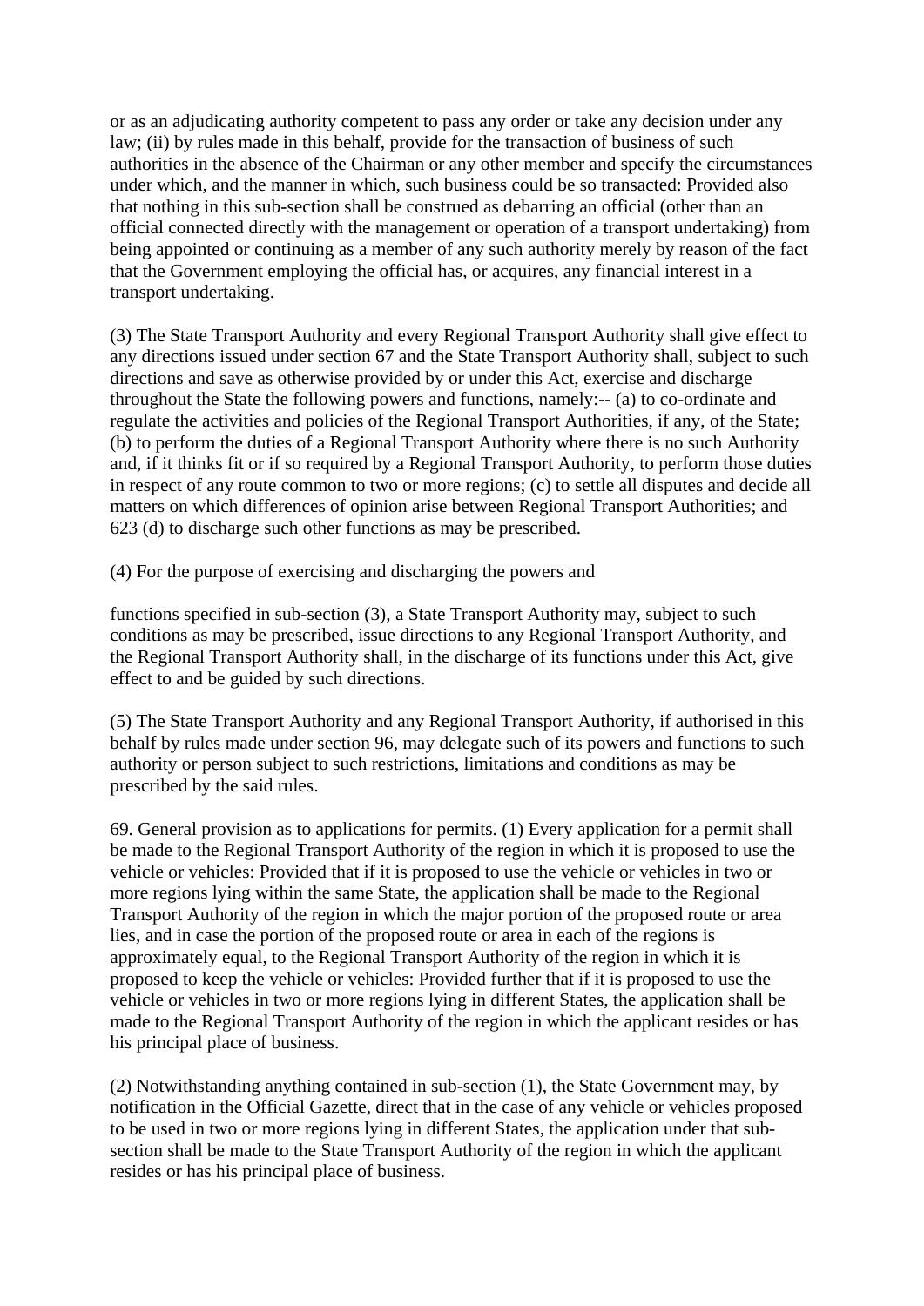or as an adjudicating authority competent to pass any order or take any decision under any law; (ii) by rules made in this behalf, provide for the transaction of business of such authorities in the absence of the Chairman or any other member and specify the circumstances under which, and the manner in which, such business could be so transacted: Provided also that nothing in this sub-section shall be construed as debarring an official (other than an official connected directly with the management or operation of a transport undertaking) from being appointed or continuing as a member of any such authority merely by reason of the fact that the Government employing the official has, or acquires, any financial interest in a transport undertaking.

(3) The State Transport Authority and every Regional Transport Authority shall give effect to any directions issued under section 67 and the State Transport Authority shall, subject to such directions and save as otherwise provided by or under this Act, exercise and discharge throughout the State the following powers and functions, namely:-- (a) to co-ordinate and regulate the activities and policies of the Regional Transport Authorities, if any, of the State; (b) to perform the duties of a Regional Transport Authority where there is no such Authority and, if it thinks fit or if so required by a Regional Transport Authority, to perform those duties in respect of any route common to two or more regions; (c) to settle all disputes and decide all matters on which differences of opinion arise between Regional Transport Authorities; and 623 (d) to discharge such other functions as may be prescribed.

(4) For the purpose of exercising and discharging the powers and

functions specified in sub-section (3), a State Transport Authority may, subject to such conditions as may be prescribed, issue directions to any Regional Transport Authority, and the Regional Transport Authority shall, in the discharge of its functions under this Act, give effect to and be guided by such directions.

(5) The State Transport Authority and any Regional Transport Authority, if authorised in this behalf by rules made under section 96, may delegate such of its powers and functions to such authority or person subject to such restrictions, limitations and conditions as may be prescribed by the said rules.

69. General provision as to applications for permits. (1) Every application for a permit shall be made to the Regional Transport Authority of the region in which it is proposed to use the vehicle or vehicles: Provided that if it is proposed to use the vehicle or vehicles in two or more regions lying within the same State, the application shall be made to the Regional Transport Authority of the region in which the major portion of the proposed route or area lies, and in case the portion of the proposed route or area in each of the regions is approximately equal, to the Regional Transport Authority of the region in which it is proposed to keep the vehicle or vehicles: Provided further that if it is proposed to use the vehicle or vehicles in two or more regions lying in different States, the application shall be made to the Regional Transport Authority of the region in which the applicant resides or has his principal place of business.

(2) Notwithstanding anything contained in sub-section (1), the State Government may, by notification in the Official Gazette, direct that in the case of any vehicle or vehicles proposed to be used in two or more regions lying in different States, the application under that sub-section shall be made to the State Transport Authority of the region in which the applicant resides or has his principal place of business.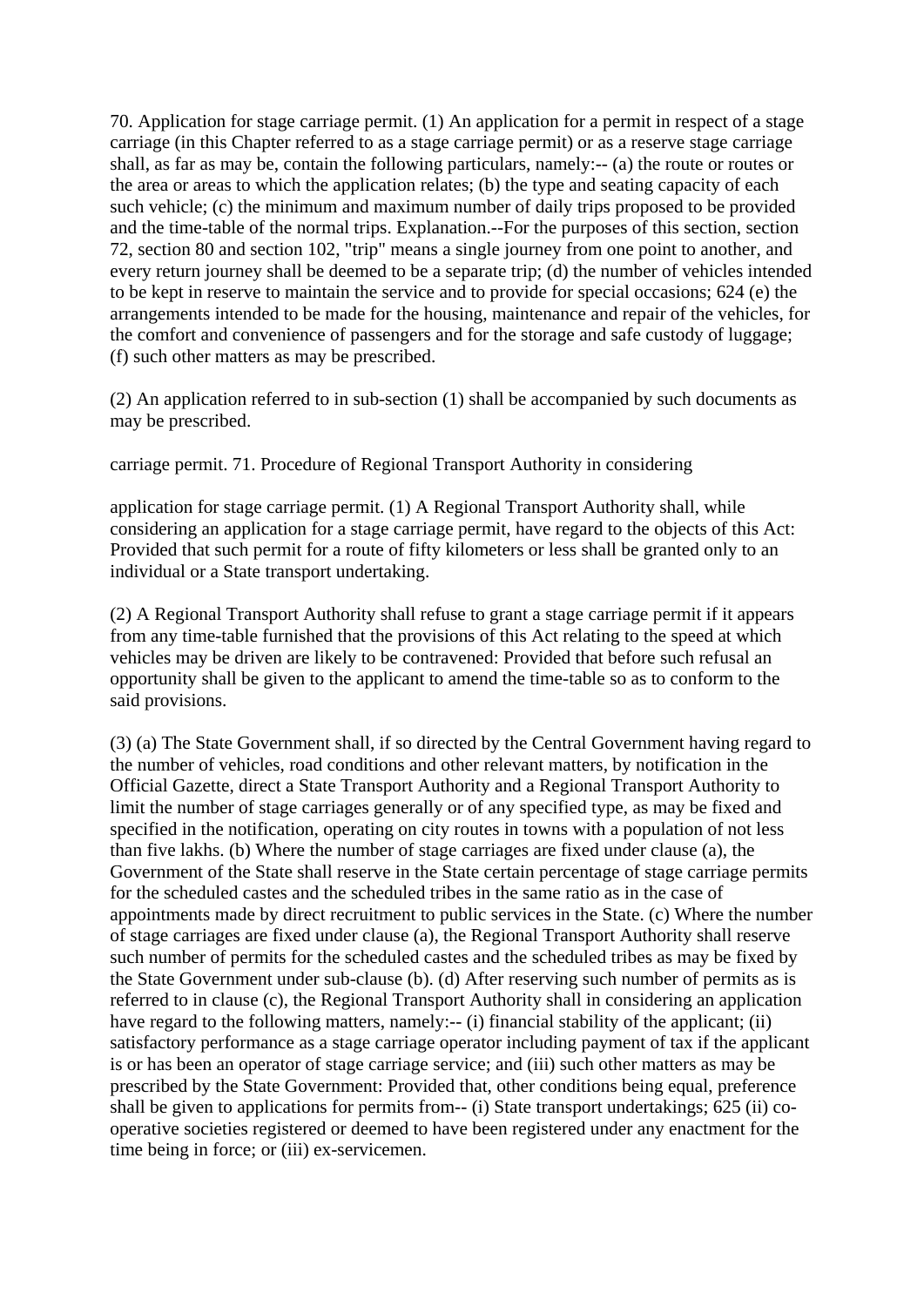70. Application for stage carriage permit. (1) An application for a permit in respect of a stage carriage (in this Chapter referred to as a stage carriage permit) or as a reserve stage carriage shall, as far as may be, contain the following particulars, namely:-- (a) the route or routes or the area or areas to which the application relates; (b) the type and seating capacity of each such vehicle; (c) the minimum and maximum number of daily trips proposed to be provided and the time-table of the normal trips. Explanation.--For the purposes of this section, section 72, section 80 and section 102, "trip" means a single journey from one point to another, and every return journey shall be deemed to be a separate trip; (d) the number of vehicles intended to be kept in reserve to maintain the service and to provide for special occasions; 624 (e) the arrangements intended to be made for the housing, maintenance and repair of the vehicles, for the comfort and convenience of passengers and for the storage and safe custody of luggage; (f) such other matters as may be prescribed.

(2) An application referred to in sub-section (1) shall be accompanied by such documents as may be prescribed.

carriage permit. 71. Procedure of Regional Transport Authority in considering

application for stage carriage permit. (1) A Regional Transport Authority shall, while considering an application for a stage carriage permit, have regard to the objects of this Act: Provided that such permit for a route of fifty kilometers or less shall be granted only to an individual or a State transport undertaking.

(2) A Regional Transport Authority shall refuse to grant a stage carriage permit if it appears from any time-table furnished that the provisions of this Act relating to the speed at which vehicles may be driven are likely to be contravened: Provided that before such refusal an opportunity shall be given to the applicant to amend the time-table so as to conform to the said provisions.

(3) (a) The State Government shall, if so directed by the Central Government having regard to the number of vehicles, road conditions and other relevant matters, by notification in the Official Gazette, direct a State Transport Authority and a Regional Transport Authority to limit the number of stage carriages generally or of any specified type, as may be fixed and specified in the notification, operating on city routes in towns with a population of not less than five lakhs. (b) Where the number of stage carriages are fixed under clause (a), the Government of the State shall reserve in the State certain percentage of stage carriage permits for the scheduled castes and the scheduled tribes in the same ratio as in the case of appointments made by direct recruitment to public services in the State. (c) Where the number of stage carriages are fixed under clause (a), the Regional Transport Authority shall reserve such number of permits for the scheduled castes and the scheduled tribes as may be fixed by the State Government under sub-clause (b). (d) After reserving such number of permits as is referred to in clause (c), the Regional Transport Authority shall in considering an application have regard to the following matters, namely:-- (i) financial stability of the applicant; (ii) satisfactory performance as a stage carriage operator including payment of tax if the applicant is or has been an operator of stage carriage service; and (iii) such other matters as may be prescribed by the State Government: Provided that, other conditions being equal, preference shall be given to applications for permits from-- (i) State transport undertakings; 625 (ii) co-operative societies registered or deemed to have been registered under any enactment for the time being in force; or (iii) ex-servicemen.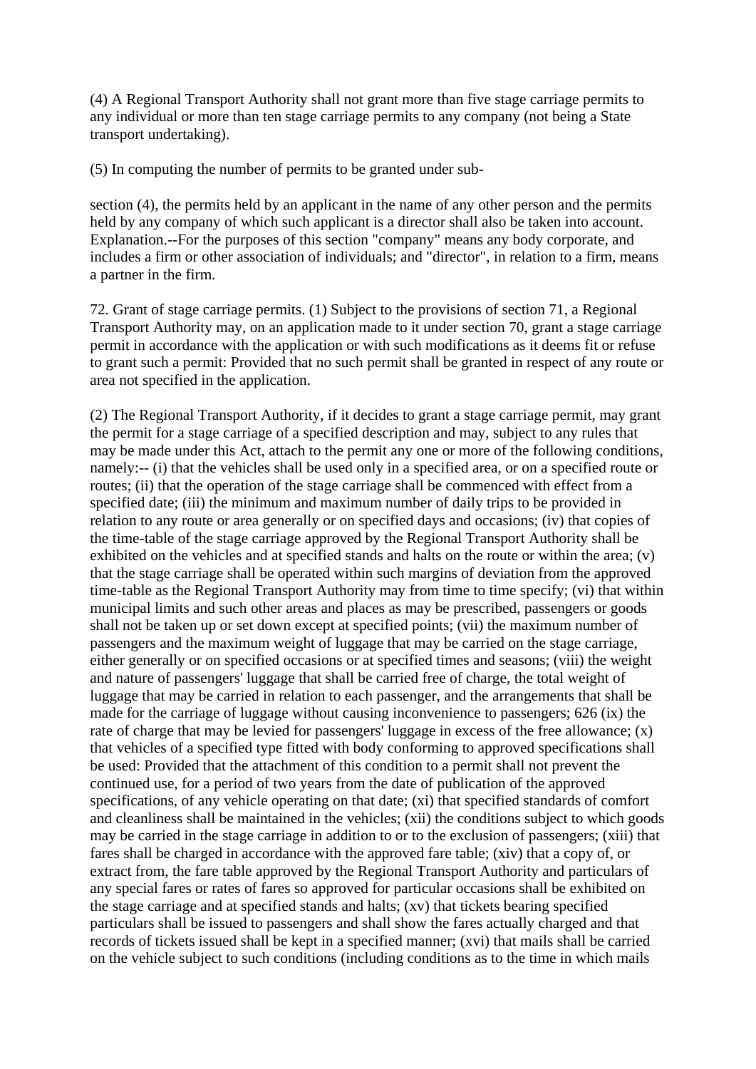(4) A Regional Transport Authority shall not grant more than five stage carriage permits to any individual or more than ten stage carriage permits to any company (not being a State transport undertaking).

(5) In computing the number of permits to be granted under sub-

section (4), the permits held by an applicant in the name of any other person and the permits held by any company of which such applicant is a director shall also be taken into account. Explanation.--For the purposes of this section "company" means any body corporate, and includes a firm or other association of individuals; and "director", in relation to a firm, means a partner in the firm.

72. Grant of stage carriage permits. (1) Subject to the provisions of section 71, a Regional Transport Authority may, on an application made to it under section 70, grant a stage carriage permit in accordance with the application or with such modifications as it deems fit or refuse to grant such a permit: Provided that no such permit shall be granted in respect of any route or area not specified in the application.

(2) The Regional Transport Authority, if it decides to grant a stage carriage permit, may grant the permit for a stage carriage of a specified description and may, subject to any rules that may be made under this Act, attach to the permit any one or more of the following conditions, namely:-- (i) that the vehicles shall be used only in a specified area, or on a specified route or routes; (ii) that the operation of the stage carriage shall be commenced with effect from a specified date; (iii) the minimum and maximum number of daily trips to be provided in relation to any route or area generally or on specified days and occasions; (iv) that copies of the time-table of the stage carriage approved by the Regional Transport Authority shall be exhibited on the vehicles and at specified stands and halts on the route or within the area; (v) that the stage carriage shall be operated within such margins of deviation from the approved time-table as the Regional Transport Authority may from time to time specify; (vi) that within municipal limits and such other areas and places as may be prescribed, passengers or goods shall not be taken up or set down except at specified points; (vii) the maximum number of passengers and the maximum weight of luggage that may be carried on the stage carriage, either generally or on specified occasions or at specified times and seasons; (viii) the weight and nature of passengers' luggage that shall be carried free of charge, the total weight of luggage that may be carried in relation to each passenger, and the arrangements that shall be made for the carriage of luggage without causing inconvenience to passengers; 626 (ix) the rate of charge that may be levied for passengers' luggage in excess of the free allowance; (x) that vehicles of a specified type fitted with body conforming to approved specifications shall be used: Provided that the attachment of this condition to a permit shall not prevent the continued use, for a period of two years from the date of publication of the approved specifications, of any vehicle operating on that date; (xi) that specified standards of comfort and cleanliness shall be maintained in the vehicles; (xii) the conditions subject to which goods may be carried in the stage carriage in addition to or to the exclusion of passengers; (xiii) that fares shall be charged in accordance with the approved fare table; (xiv) that a copy of, or extract from, the fare table approved by the Regional Transport Authority and particulars of any special fares or rates of fares so approved for particular occasions shall be exhibited on the stage carriage and at specified stands and halts; (xv) that tickets bearing specified particulars shall be issued to passengers and shall show the fares actually charged and that records of tickets issued shall be kept in a specified manner; (xvi) that mails shall be carried on the vehicle subject to such conditions (including conditions as to the time in which mails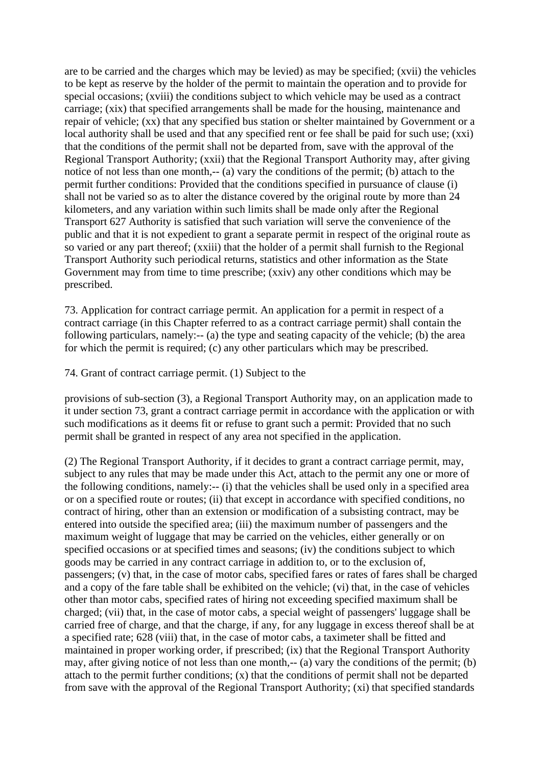are to be carried and the charges which may be levied) as may be specified; (xvii) the vehicles to be kept as reserve by the holder of the permit to maintain the operation and to provide for special occasions; (xviii) the conditions subject to which vehicle may be used as a contract carriage; (xix) that specified arrangements shall be made for the housing, maintenance and repair of vehicle; (xx) that any specified bus station or shelter maintained by Government or a local authority shall be used and that any specified rent or fee shall be paid for such use; (xxi) that the conditions of the permit shall not be departed from, save with the approval of the Regional Transport Authority; (xxii) that the Regional Transport Authority may, after giving notice of not less than one month,-- (a) vary the conditions of the permit; (b) attach to the permit further conditions: Provided that the conditions specified in pursuance of clause (i) shall not be varied so as to alter the distance covered by the original route by more than 24 kilometers, and any variation within such limits shall be made only after the Regional Transport 627 Authority is satisfied that such variation will serve the convenience of the public and that it is not expedient to grant a separate permit in respect of the original route as so varied or any part thereof; (xxiii) that the holder of a permit shall furnish to the Regional Transport Authority such periodical returns, statistics and other information as the State Government may from time to time prescribe; (xxiv) any other conditions which may be prescribed.

73. Application for contract carriage permit. An application for a permit in respect of a contract carriage (in this Chapter referred to as a contract carriage permit) shall contain the following particulars, namely:-- (a) the type and seating capacity of the vehicle; (b) the area for which the permit is required; (c) any other particulars which may be prescribed.

74. Grant of contract carriage permit. (1) Subject to the

provisions of sub-section (3), a Regional Transport Authority may, on an application made to it under section 73, grant a contract carriage permit in accordance with the application or with such modifications as it deems fit or refuse to grant such a permit: Provided that no such permit shall be granted in respect of any area not specified in the application.

(2) The Regional Transport Authority, if it decides to grant a contract carriage permit, may, subject to any rules that may be made under this Act, attach to the permit any one or more of the following conditions, namely:-- (i) that the vehicles shall be used only in a specified area or on a specified route or routes; (ii) that except in accordance with specified conditions, no contract of hiring, other than an extension or modification of a subsisting contract, may be entered into outside the specified area; (iii) the maximum number of passengers and the maximum weight of luggage that may be carried on the vehicles, either generally or on specified occasions or at specified times and seasons; (iv) the conditions subject to which goods may be carried in any contract carriage in addition to, or to the exclusion of, passengers; (v) that, in the case of motor cabs, specified fares or rates of fares shall be charged and a copy of the fare table shall be exhibited on the vehicle; (vi) that, in the case of vehicles other than motor cabs, specified rates of hiring not exceeding specified maximum shall be charged; (vii) that, in the case of motor cabs, a special weight of passengers' luggage shall be carried free of charge, and that the charge, if any, for any luggage in excess thereof shall be at a specified rate; 628 (viii) that, in the case of motor cabs, a taximeter shall be fitted and maintained in proper working order, if prescribed; (ix) that the Regional Transport Authority may, after giving notice of not less than one month,-- (a) vary the conditions of the permit; (b) attach to the permit further conditions; (x) that the conditions of permit shall not be departed from save with the approval of the Regional Transport Authority; (xi) that specified standards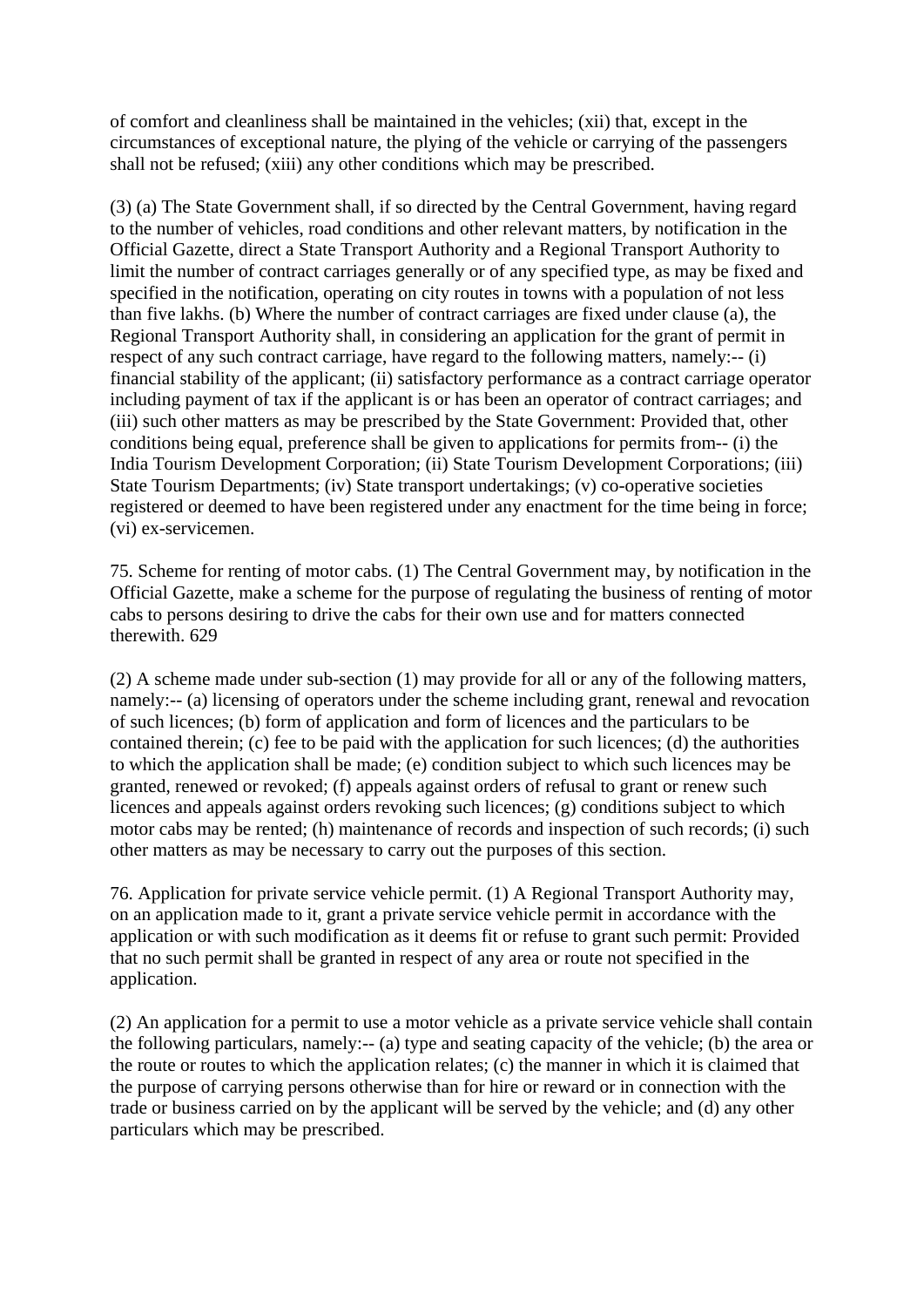of comfort and cleanliness shall be maintained in the vehicles; (xii) that, except in the circumstances of exceptional nature, the plying of the vehicle or carrying of the passengers shall not be refused; (xiii) any other conditions which may be prescribed.

(3) (a) The State Government shall, if so directed by the Central Government, having regard to the number of vehicles, road conditions and other relevant matters, by notification in the Official Gazette, direct a State Transport Authority and a Regional Transport Authority to limit the number of contract carriages generally or of any specified type, as may be fixed and specified in the notification, operating on city routes in towns with a population of not less than five lakhs. (b) Where the number of contract carriages are fixed under clause (a), the Regional Transport Authority shall, in considering an application for the grant of permit in respect of any such contract carriage, have regard to the following matters, namely:-- (i) financial stability of the applicant; (ii) satisfactory performance as a contract carriage operator including payment of tax if the applicant is or has been an operator of contract carriages; and (iii) such other matters as may be prescribed by the State Government: Provided that, other conditions being equal, preference shall be given to applications for permits from-- (i) the India Tourism Development Corporation; (ii) State Tourism Development Corporations; (iii) State Tourism Departments; (iv) State transport undertakings; (v) co-operative societies registered or deemed to have been registered under any enactment for the time being in force; (vi) ex-servicemen.

75. Scheme for renting of motor cabs. (1) The Central Government may, by notification in the Official Gazette, make a scheme for the purpose of regulating the business of renting of motor cabs to persons desiring to drive the cabs for their own use and for matters connected therewith. 629

(2) A scheme made under sub-section (1) may provide for all or any of the following matters, namely:-- (a) licensing of operators under the scheme including grant, renewal and revocation of such licences; (b) form of application and form of licences and the particulars to be contained therein; (c) fee to be paid with the application for such licences; (d) the authorities to which the application shall be made; (e) condition subject to which such licences may be granted, renewed or revoked; (f) appeals against orders of refusal to grant or renew such licences and appeals against orders revoking such licences; (g) conditions subject to which motor cabs may be rented; (h) maintenance of records and inspection of such records; (i) such other matters as may be necessary to carry out the purposes of this section.

76. Application for private service vehicle permit. (1) A Regional Transport Authority may, on an application made to it, grant a private service vehicle permit in accordance with the application or with such modification as it deems fit or refuse to grant such permit: Provided that no such permit shall be granted in respect of any area or route not specified in the application.

(2) An application for a permit to use a motor vehicle as a private service vehicle shall contain the following particulars, namely:-- (a) type and seating capacity of the vehicle; (b) the area or the route or routes to which the application relates; (c) the manner in which it is claimed that the purpose of carrying persons otherwise than for hire or reward or in connection with the trade or business carried on by the applicant will be served by the vehicle; and (d) any other particulars which may be prescribed.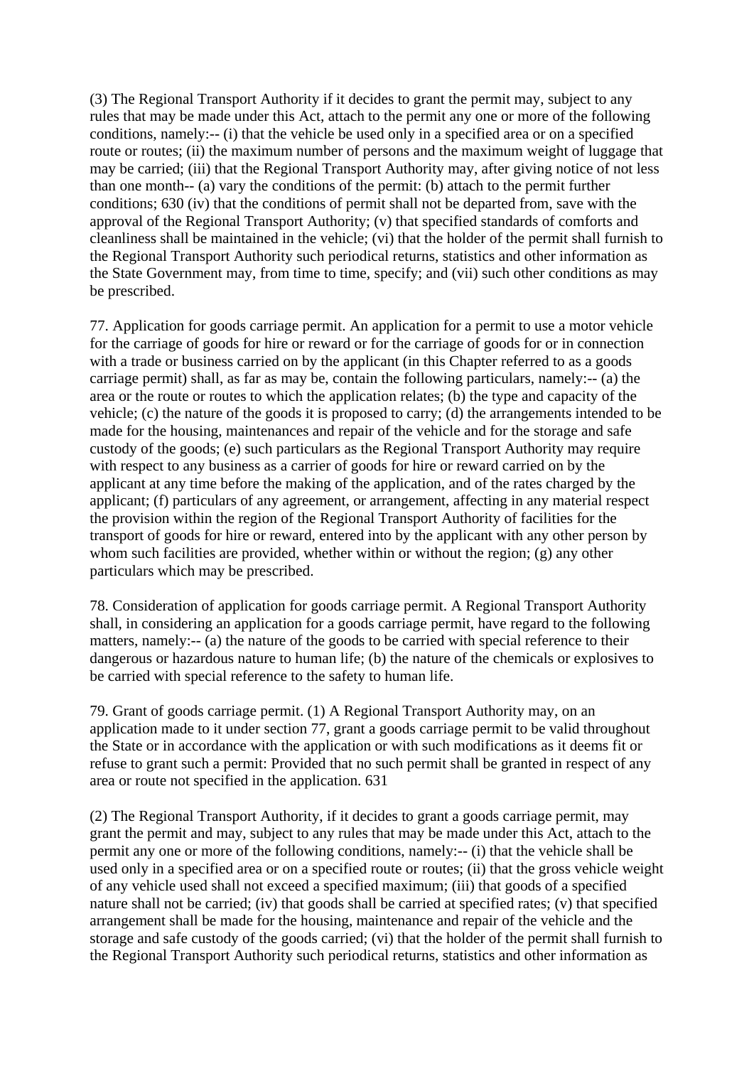(3) The Regional Transport Authority if it decides to grant the permit may, subject to any rules that may be made under this Act, attach to the permit any one or more of the following conditions, namely:-- (i) that the vehicle be used only in a specified area or on a specified route or routes; (ii) the maximum number of persons and the maximum weight of luggage that may be carried; (iii) that the Regional Transport Authority may, after giving notice of not less than one month-- (a) vary the conditions of the permit: (b) attach to the permit further conditions; 630 (iv) that the conditions of permit shall not be departed from, save with the approval of the Regional Transport Authority; (v) that specified standards of comforts and cleanliness shall be maintained in the vehicle; (vi) that the holder of the permit shall furnish to the Regional Transport Authority such periodical returns, statistics and other information as the State Government may, from time to time, specify; and (vii) such other conditions as may be prescribed.

77. Application for goods carriage permit. An application for a permit to use a motor vehicle for the carriage of goods for hire or reward or for the carriage of goods for or in connection with a trade or business carried on by the applicant (in this Chapter referred to as a goods carriage permit) shall, as far as may be, contain the following particulars, namely:-- (a) the area or the route or routes to which the application relates; (b) the type and capacity of the vehicle; (c) the nature of the goods it is proposed to carry; (d) the arrangements intended to be made for the housing, maintenances and repair of the vehicle and for the storage and safe custody of the goods; (e) such particulars as the Regional Transport Authority may require with respect to any business as a carrier of goods for hire or reward carried on by the applicant at any time before the making of the application, and of the rates charged by the applicant; (f) particulars of any agreement, or arrangement, affecting in any material respect the provision within the region of the Regional Transport Authority of facilities for the transport of goods for hire or reward, entered into by the applicant with any other person by whom such facilities are provided, whether within or without the region; (g) any other particulars which may be prescribed.

78. Consideration of application for goods carriage permit. A Regional Transport Authority shall, in considering an application for a goods carriage permit, have regard to the following matters, namely:-- (a) the nature of the goods to be carried with special reference to their dangerous or hazardous nature to human life; (b) the nature of the chemicals or explosives to be carried with special reference to the safety to human life.

79. Grant of goods carriage permit. (1) A Regional Transport Authority may, on an application made to it under section 77, grant a goods carriage permit to be valid throughout the State or in accordance with the application or with such modifications as it deems fit or refuse to grant such a permit: Provided that no such permit shall be granted in respect of any area or route not specified in the application. 631

(2) The Regional Transport Authority, if it decides to grant a goods carriage permit, may grant the permit and may, subject to any rules that may be made under this Act, attach to the permit any one or more of the following conditions, namely:-- (i) that the vehicle shall be used only in a specified area or on a specified route or routes; (ii) that the gross vehicle weight of any vehicle used shall not exceed a specified maximum; (iii) that goods of a specified nature shall not be carried; (iv) that goods shall be carried at specified rates; (v) that specified arrangement shall be made for the housing, maintenance and repair of the vehicle and the storage and safe custody of the goods carried; (vi) that the holder of the permit shall furnish to the Regional Transport Authority such periodical returns, statistics and other information as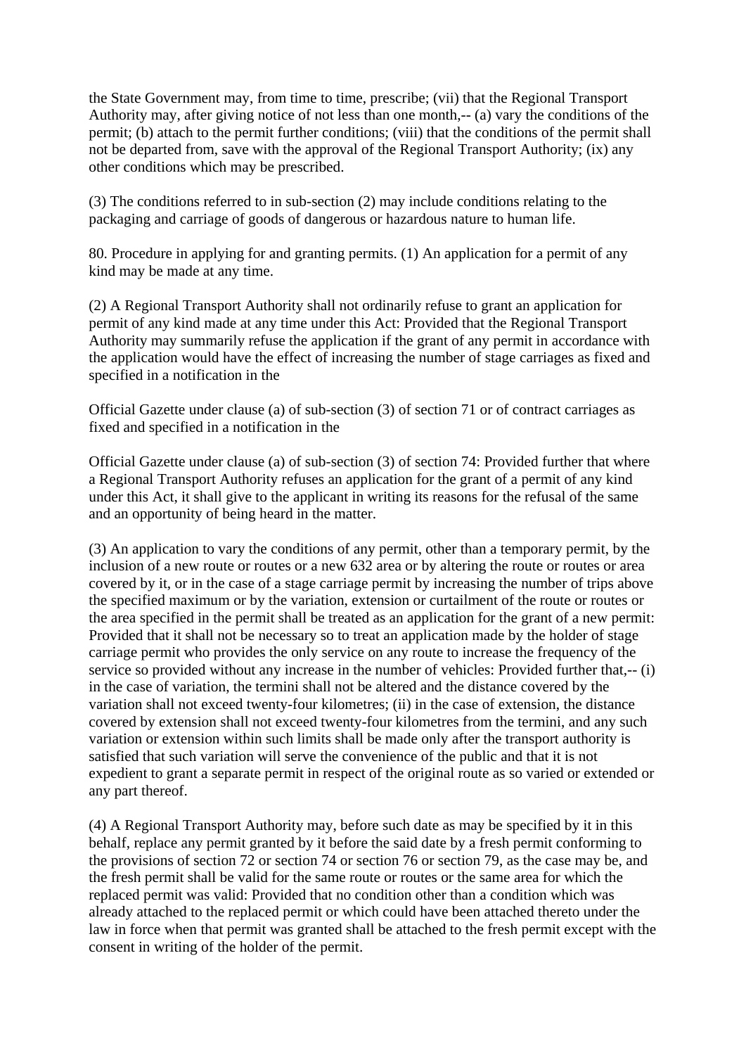the State Government may, from time to time, prescribe; (vii) that the Regional Transport Authority may, after giving notice of not less than one month,-- (a) vary the conditions of the permit; (b) attach to the permit further conditions; (viii) that the conditions of the permit shall not be departed from, save with the approval of the Regional Transport Authority; (ix) any other conditions which may be prescribed.

(3) The conditions referred to in sub-section (2) may include conditions relating to the packaging and carriage of goods of dangerous or hazardous nature to human life.

80. Procedure in applying for and granting permits. (1) An application for a permit of any kind may be made at any time.

(2) A Regional Transport Authority shall not ordinarily refuse to grant an application for permit of any kind made at any time under this Act: Provided that the Regional Transport Authority may summarily refuse the application if the grant of any permit in accordance with the application would have the effect of increasing the number of stage carriages as fixed and specified in a notification in the

Official Gazette under clause (a) of sub-section (3) of section 71 or of contract carriages as fixed and specified in a notification in the

Official Gazette under clause (a) of sub-section (3) of section 74: Provided further that where a Regional Transport Authority refuses an application for the grant of a permit of any kind under this Act, it shall give to the applicant in writing its reasons for the refusal of the same and an opportunity of being heard in the matter.

(3) An application to vary the conditions of any permit, other than a temporary permit, by the inclusion of a new route or routes or a new 632 area or by altering the route or routes or area covered by it, or in the case of a stage carriage permit by increasing the number of trips above the specified maximum or by the variation, extension or curtailment of the route or routes or the area specified in the permit shall be treated as an application for the grant of a new permit: Provided that it shall not be necessary so to treat an application made by the holder of stage carriage permit who provides the only service on any route to increase the frequency of the service so provided without any increase in the number of vehicles: Provided further that,-- (i) in the case of variation, the termini shall not be altered and the distance covered by the variation shall not exceed twenty-four kilometres; (ii) in the case of extension, the distance covered by extension shall not exceed twenty-four kilometres from the termini, and any such variation or extension within such limits shall be made only after the transport authority is satisfied that such variation will serve the convenience of the public and that it is not expedient to grant a separate permit in respect of the original route as so varied or extended or any part thereof.

(4) A Regional Transport Authority may, before such date as may be specified by it in this behalf, replace any permit granted by it before the said date by a fresh permit conforming to the provisions of section 72 or section 74 or section 76 or section 79, as the case may be, and the fresh permit shall be valid for the same route or routes or the same area for which the replaced permit was valid: Provided that no condition other than a condition which was already attached to the replaced permit or which could have been attached thereto under the law in force when that permit was granted shall be attached to the fresh permit except with the consent in writing of the holder of the permit.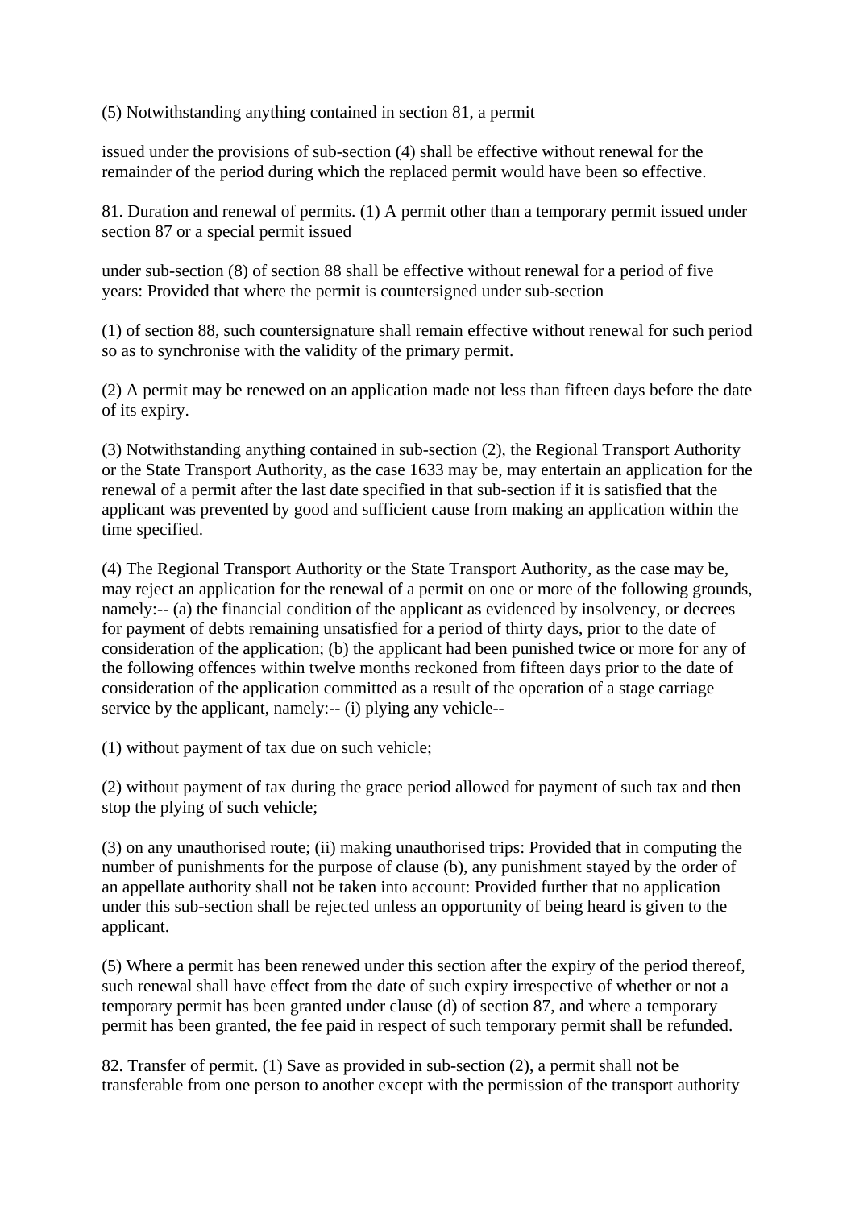(5) Notwithstanding anything contained in section 81, a permit

issued under the provisions of sub-section (4) shall be effective without renewal for the remainder of the period during which the replaced permit would have been so effective.

81. Duration and renewal of permits. (1) A permit other than a temporary permit issued under section 87 or a special permit issued

under sub-section (8) of section 88 shall be effective without renewal for a period of five years: Provided that where the permit is countersigned under sub-section

(1) of section 88, such countersignature shall remain effective without renewal for such period so as to synchronise with the validity of the primary permit.

(2) A permit may be renewed on an application made not less than fifteen days before the date of its expiry.

(3) Notwithstanding anything contained in sub-section (2), the Regional Transport Authority or the State Transport Authority, as the case 1633 may be, may entertain an application for the renewal of a permit after the last date specified in that sub-section if it is satisfied that the applicant was prevented by good and sufficient cause from making an application within the time specified.

(4) The Regional Transport Authority or the State Transport Authority, as the case may be, may reject an application for the renewal of a permit on one or more of the following grounds, namely:-- (a) the financial condition of the applicant as evidenced by insolvency, or decrees for payment of debts remaining unsatisfied for a period of thirty days, prior to the date of consideration of the application; (b) the applicant had been punished twice or more for any of the following offences within twelve months reckoned from fifteen days prior to the date of consideration of the application committed as a result of the operation of a stage carriage service by the applicant, namely:-- (i) plying any vehicle--

(1) without payment of tax due on such vehicle;

(2) without payment of tax during the grace period allowed for payment of such tax and then stop the plying of such vehicle;

(3) on any unauthorised route; (ii) making unauthorised trips: Provided that in computing the number of punishments for the purpose of clause (b), any punishment stayed by the order of an appellate authority shall not be taken into account: Provided further that no application under this sub-section shall be rejected unless an opportunity of being heard is given to the applicant.

(5) Where a permit has been renewed under this section after the expiry of the period thereof, such renewal shall have effect from the date of such expiry irrespective of whether or not a temporary permit has been granted under clause (d) of section 87, and where a temporary permit has been granted, the fee paid in respect of such temporary permit shall be refunded.

82. Transfer of permit. (1) Save as provided in sub-section (2), a permit shall not be transferable from one person to another except with the permission of the transport authority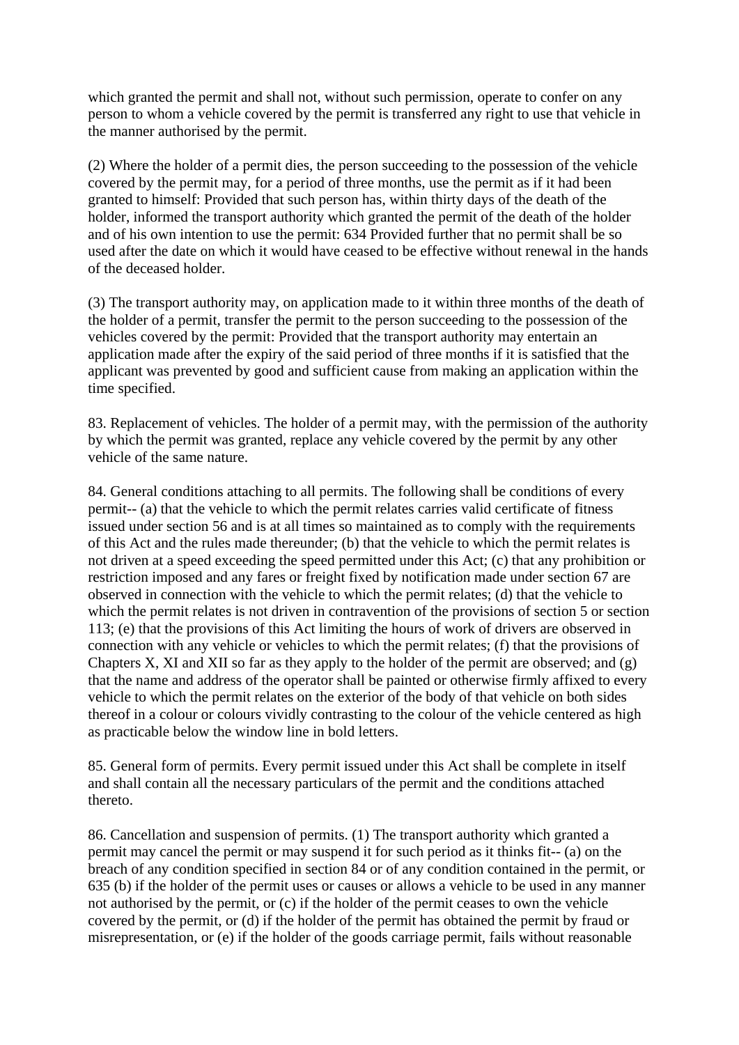which granted the permit and shall not, without such permission, operate to confer on any person to whom a vehicle covered by the permit is transferred any right to use that vehicle in the manner authorised by the permit.

(2) Where the holder of a permit dies, the person succeeding to the possession of the vehicle covered by the permit may, for a period of three months, use the permit as if it had been granted to himself: Provided that such person has, within thirty days of the death of the holder, informed the transport authority which granted the permit of the death of the holder and of his own intention to use the permit: 634 Provided further that no permit shall be so used after the date on which it would have ceased to be effective without renewal in the hands of the deceased holder.

(3) The transport authority may, on application made to it within three months of the death of the holder of a permit, transfer the permit to the person succeeding to the possession of the vehicles covered by the permit: Provided that the transport authority may entertain an application made after the expiry of the said period of three months if it is satisfied that the applicant was prevented by good and sufficient cause from making an application within the time specified.

83. Replacement of vehicles. The holder of a permit may, with the permission of the authority by which the permit was granted, replace any vehicle covered by the permit by any other vehicle of the same nature.

84. General conditions attaching to all permits. The following shall be conditions of every permit-- (a) that the vehicle to which the permit relates carries valid certificate of fitness issued under section 56 and is at all times so maintained as to comply with the requirements of this Act and the rules made thereunder; (b) that the vehicle to which the permit relates is not driven at a speed exceeding the speed permitted under this Act; (c) that any prohibition or restriction imposed and any fares or freight fixed by notification made under section 67 are observed in connection with the vehicle to which the permit relates; (d) that the vehicle to which the permit relates is not driven in contravention of the provisions of section 5 or section 113; (e) that the provisions of this Act limiting the hours of work of drivers are observed in connection with any vehicle or vehicles to which the permit relates; (f) that the provisions of Chapters X, XI and XII so far as they apply to the holder of the permit are observed; and (g) that the name and address of the operator shall be painted or otherwise firmly affixed to every vehicle to which the permit relates on the exterior of the body of that vehicle on both sides thereof in a colour or colours vividly contrasting to the colour of the vehicle centered as high as practicable below the window line in bold letters.

85. General form of permits. Every permit issued under this Act shall be complete in itself and shall contain all the necessary particulars of the permit and the conditions attached thereto.

86. Cancellation and suspension of permits. (1) The transport authority which granted a permit may cancel the permit or may suspend it for such period as it thinks fit-- (a) on the breach of any condition specified in section 84 or of any condition contained in the permit, or 635 (b) if the holder of the permit uses or causes or allows a vehicle to be used in any manner not authorised by the permit, or (c) if the holder of the permit ceases to own the vehicle covered by the permit, or (d) if the holder of the permit has obtained the permit by fraud or misrepresentation, or (e) if the holder of the goods carriage permit, fails without reasonable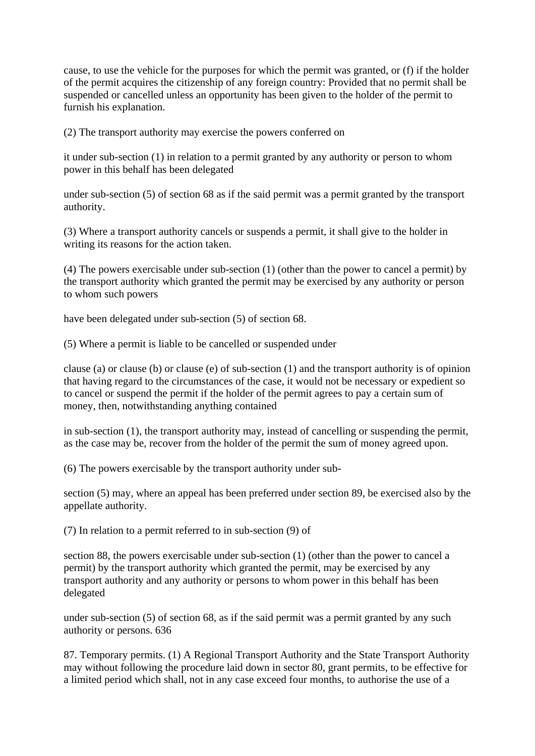cause, to use the vehicle for the purposes for which the permit was granted, or (f) if the holder of the permit acquires the citizenship of any foreign country: Provided that no permit shall be suspended or cancelled unless an opportunity has been given to the holder of the permit to furnish his explanation.

(2) The transport authority may exercise the powers conferred on

it under sub-section (1) in relation to a permit granted by any authority or person to whom power in this behalf has been delegated

under sub-section (5) of section 68 as if the said permit was a permit granted by the transport authority.

(3) Where a transport authority cancels or suspends a permit, it shall give to the holder in writing its reasons for the action taken.

(4) The powers exercisable under sub-section (1) (other than the power to cancel a permit) by the transport authority which granted the permit may be exercised by any authority or person to whom such powers

have been delegated under sub-section (5) of section 68.

(5) Where a permit is liable to be cancelled or suspended under

clause (a) or clause (b) or clause (e) of sub-section (1) and the transport authority is of opinion that having regard to the circumstances of the case, it would not be necessary or expedient so to cancel or suspend the permit if the holder of the permit agrees to pay a certain sum of money, then, notwithstanding anything contained

in sub-section (1), the transport authority may, instead of cancelling or suspending the permit, as the case may be, recover from the holder of the permit the sum of money agreed upon.

(6) The powers exercisable by the transport authority under sub-

section (5) may, where an appeal has been preferred under section 89, be exercised also by the appellate authority.

(7) In relation to a permit referred to in sub-section (9) of

section 88, the powers exercisable under sub-section (1) (other than the power to cancel a permit) by the transport authority which granted the permit, may be exercised by any transport authority and any authority or persons to whom power in this behalf has been delegated

under sub-section (5) of section 68, as if the said permit was a permit granted by any such authority or persons. 636

87. Temporary permits. (1) A Regional Transport Authority and the State Transport Authority may without following the procedure laid down in sector 80, grant permits, to be effective for a limited period which shall, not in any case exceed four months, to authorise the use of a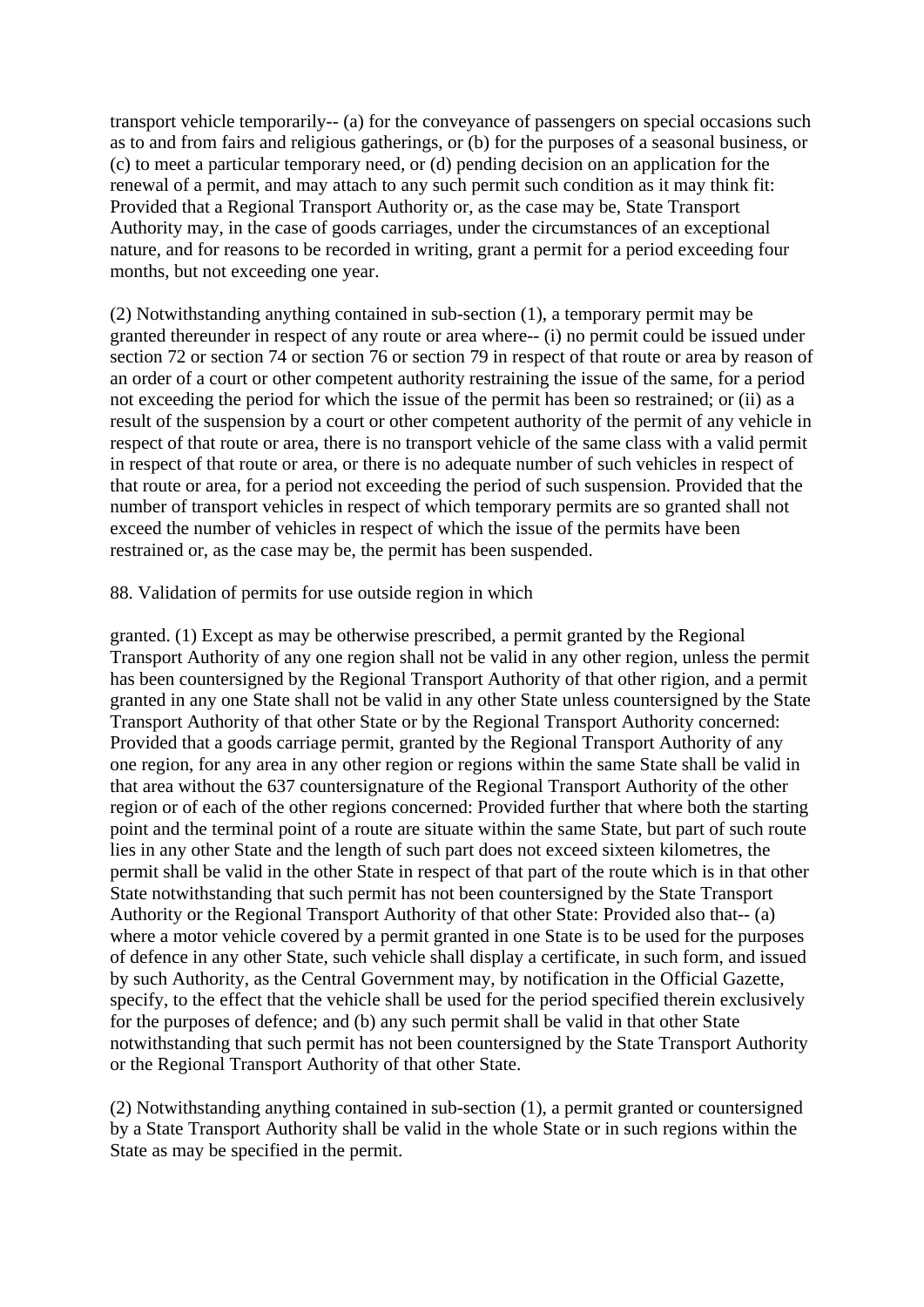transport vehicle temporarily-- (a) for the conveyance of passengers on special occasions such as to and from fairs and religious gatherings, or (b) for the purposes of a seasonal business, or (c) to meet a particular temporary need, or (d) pending decision on an application for the renewal of a permit, and may attach to any such permit such condition as it may think fit: Provided that a Regional Transport Authority or, as the case may be, State Transport Authority may, in the case of goods carriages, under the circumstances of an exceptional nature, and for reasons to be recorded in writing, grant a permit for a period exceeding four months, but not exceeding one year.

(2) Notwithstanding anything contained in sub-section (1), a temporary permit may be granted thereunder in respect of any route or area where-- (i) no permit could be issued under section 72 or section 74 or section 76 or section 79 in respect of that route or area by reason of an order of a court or other competent authority restraining the issue of the same, for a period not exceeding the period for which the issue of the permit has been so restrained; or (ii) as a result of the suspension by a court or other competent authority of the permit of any vehicle in respect of that route or area, there is no transport vehicle of the same class with a valid permit in respect of that route or area, or there is no adequate number of such vehicles in respect of that route or area, for a period not exceeding the period of such suspension. Provided that the number of transport vehicles in respect of which temporary permits are so granted shall not exceed the number of vehicles in respect of which the issue of the permits have been restrained or, as the case may be, the permit has been suspended.

88. Validation of permits for use outside region in which

granted. (1) Except as may be otherwise prescribed, a permit granted by the Regional Transport Authority of any one region shall not be valid in any other region, unless the permit has been countersigned by the Regional Transport Authority of that other rigion, and a permit granted in any one State shall not be valid in any other State unless countersigned by the State Transport Authority of that other State or by the Regional Transport Authority concerned: Provided that a goods carriage permit, granted by the Regional Transport Authority of any one region, for any area in any other region or regions within the same State shall be valid in that area without the 637 countersignature of the Regional Transport Authority of the other region or of each of the other regions concerned: Provided further that where both the starting point and the terminal point of a route are situate within the same State, but part of such route lies in any other State and the length of such part does not exceed sixteen kilometres, the permit shall be valid in the other State in respect of that part of the route which is in that other State notwithstanding that such permit has not been countersigned by the State Transport Authority or the Regional Transport Authority of that other State: Provided also that-- (a) where a motor vehicle covered by a permit granted in one State is to be used for the purposes of defence in any other State, such vehicle shall display a certificate, in such form, and issued by such Authority, as the Central Government may, by notification in the Official Gazette, specify, to the effect that the vehicle shall be used for the period specified therein exclusively for the purposes of defence; and (b) any such permit shall be valid in that other State notwithstanding that such permit has not been countersigned by the State Transport Authority or the Regional Transport Authority of that other State.

(2) Notwithstanding anything contained in sub-section (1), a permit granted or countersigned by a State Transport Authority shall be valid in the whole State or in such regions within the State as may be specified in the permit.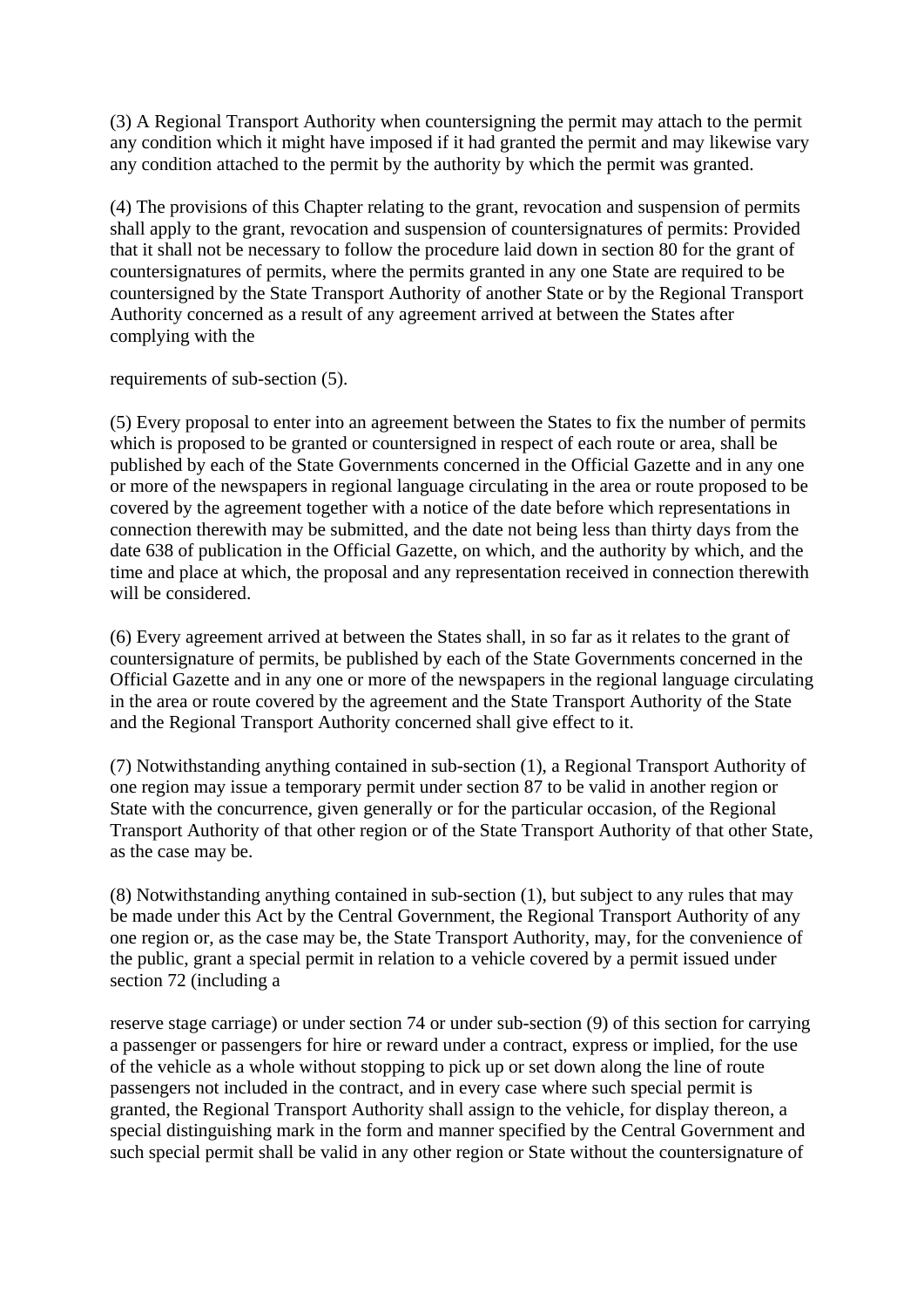(3) A Regional Transport Authority when countersigning the permit may attach to the permit any condition which it might have imposed if it had granted the permit and may likewise vary any condition attached to the permit by the authority by which the permit was granted.

(4) The provisions of this Chapter relating to the grant, revocation and suspension of permits shall apply to the grant, revocation and suspension of countersignatures of permits: Provided that it shall not be necessary to follow the procedure laid down in section 80 for the grant of countersignatures of permits, where the permits granted in any one State are required to be countersigned by the State Transport Authority of another State or by the Regional Transport Authority concerned as a result of any agreement arrived at between the States after complying with the

requirements of sub-section (5).

(5) Every proposal to enter into an agreement between the States to fix the number of permits which is proposed to be granted or countersigned in respect of each route or area, shall be published by each of the State Governments concerned in the Official Gazette and in any one or more of the newspapers in regional language circulating in the area or route proposed to be covered by the agreement together with a notice of the date before which representations in connection therewith may be submitted, and the date not being less than thirty days from the date 638 of publication in the Official Gazette, on which, and the authority by which, and the time and place at which, the proposal and any representation received in connection therewith will be considered.

(6) Every agreement arrived at between the States shall, in so far as it relates to the grant of countersignature of permits, be published by each of the State Governments concerned in the Official Gazette and in any one or more of the newspapers in the regional language circulating in the area or route covered by the agreement and the State Transport Authority of the State and the Regional Transport Authority concerned shall give effect to it.

(7) Notwithstanding anything contained in sub-section (1), a Regional Transport Authority of one region may issue a temporary permit under section 87 to be valid in another region or State with the concurrence, given generally or for the particular occasion, of the Regional Transport Authority of that other region or of the State Transport Authority of that other State, as the case may be.

(8) Notwithstanding anything contained in sub-section (1), but subject to any rules that may be made under this Act by the Central Government, the Regional Transport Authority of any one region or, as the case may be, the State Transport Authority, may, for the convenience of the public, grant a special permit in relation to a vehicle covered by a permit issued under section 72 (including a

reserve stage carriage) or under section 74 or under sub-section (9) of this section for carrying a passenger or passengers for hire or reward under a contract, express or implied, for the use of the vehicle as a whole without stopping to pick up or set down along the line of route passengers not included in the contract, and in every case where such special permit is granted, the Regional Transport Authority shall assign to the vehicle, for display thereon, a special distinguishing mark in the form and manner specified by the Central Government and such special permit shall be valid in any other region or State without the countersignature of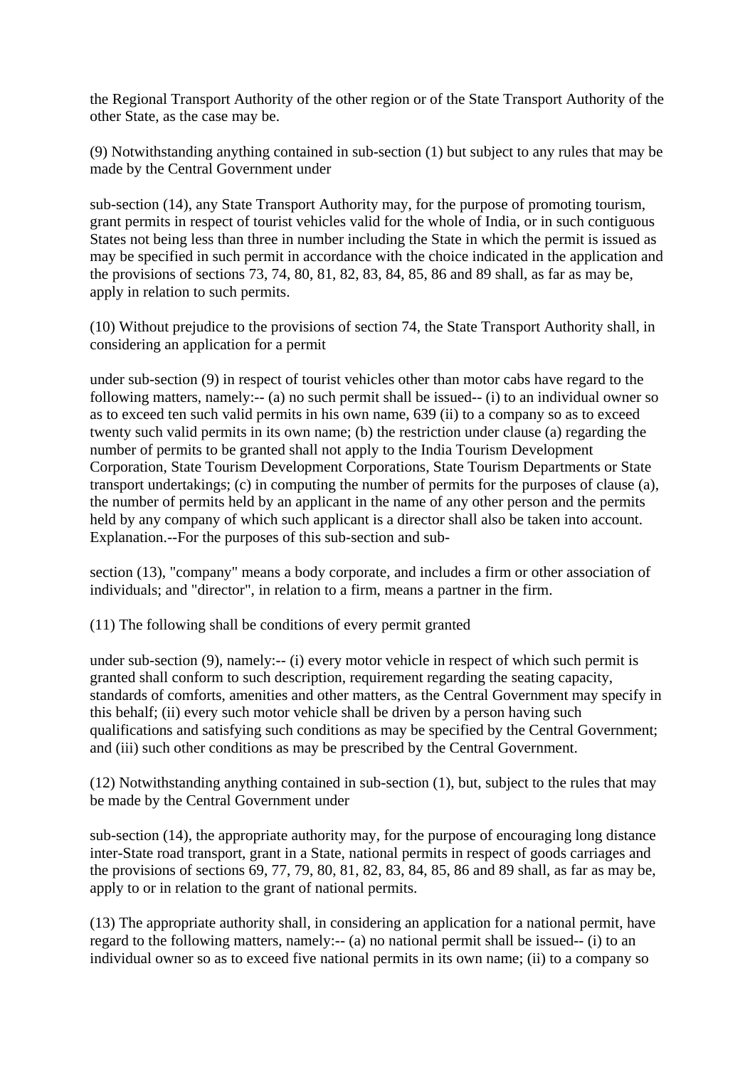the Regional Transport Authority of the other region or of the State Transport Authority of the other State, as the case may be.

(9) Notwithstanding anything contained in sub-section (1) but subject to any rules that may be made by the Central Government under

sub-section (14), any State Transport Authority may, for the purpose of promoting tourism, grant permits in respect of tourist vehicles valid for the whole of India, or in such contiguous States not being less than three in number including the State in which the permit is issued as may be specified in such permit in accordance with the choice indicated in the application and the provisions of sections 73, 74, 80, 81, 82, 83, 84, 85, 86 and 89 shall, as far as may be, apply in relation to such permits.

(10) Without prejudice to the provisions of section 74, the State Transport Authority shall, in considering an application for a permit

under sub-section (9) in respect of tourist vehicles other than motor cabs have regard to the following matters, namely:-- (a) no such permit shall be issued-- (i) to an individual owner so as to exceed ten such valid permits in his own name, 639 (ii) to a company so as to exceed twenty such valid permits in its own name; (b) the restriction under clause (a) regarding the number of permits to be granted shall not apply to the India Tourism Development Corporation, State Tourism Development Corporations, State Tourism Departments or State transport undertakings; (c) in computing the number of permits for the purposes of clause (a), the number of permits held by an applicant in the name of any other person and the permits held by any company of which such applicant is a director shall also be taken into account. Explanation.--For the purposes of this sub-section and sub-

section (13), "company" means a body corporate, and includes a firm or other association of individuals; and "director", in relation to a firm, means a partner in the firm.

(11) The following shall be conditions of every permit granted

under sub-section (9), namely:-- (i) every motor vehicle in respect of which such permit is granted shall conform to such description, requirement regarding the seating capacity, standards of comforts, amenities and other matters, as the Central Government may specify in this behalf; (ii) every such motor vehicle shall be driven by a person having such qualifications and satisfying such conditions as may be specified by the Central Government; and (iii) such other conditions as may be prescribed by the Central Government.

(12) Notwithstanding anything contained in sub-section (1), but, subject to the rules that may be made by the Central Government under

sub-section (14), the appropriate authority may, for the purpose of encouraging long distance inter-State road transport, grant in a State, national permits in respect of goods carriages and the provisions of sections 69, 77, 79, 80, 81, 82, 83, 84, 85, 86 and 89 shall, as far as may be, apply to or in relation to the grant of national permits.

(13) The appropriate authority shall, in considering an application for a national permit, have regard to the following matters, namely:-- (a) no national permit shall be issued-- (i) to an individual owner so as to exceed five national permits in its own name; (ii) to a company so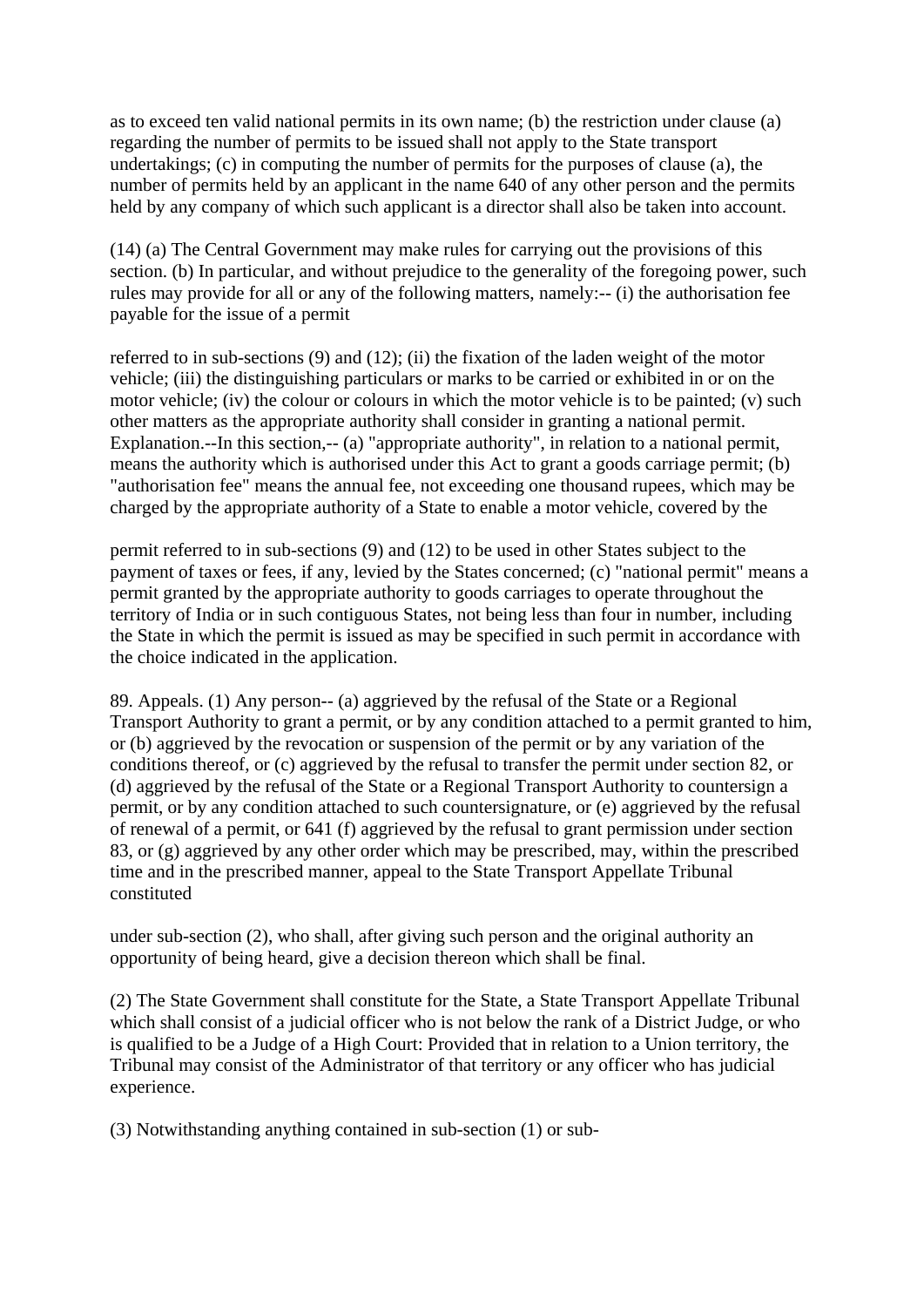as to exceed ten valid national permits in its own name; (b) the restriction under clause (a) regarding the number of permits to be issued shall not apply to the State transport undertakings; (c) in computing the number of permits for the purposes of clause (a), the number of permits held by an applicant in the name 640 of any other person and the permits held by any company of which such applicant is a director shall also be taken into account.

(14) (a) The Central Government may make rules for carrying out the provisions of this section. (b) In particular, and without prejudice to the generality of the foregoing power, such rules may provide for all or any of the following matters, namely:-- (i) the authorisation fee payable for the issue of a permit

referred to in sub-sections (9) and (12); (ii) the fixation of the laden weight of the motor vehicle; (iii) the distinguishing particulars or marks to be carried or exhibited in or on the motor vehicle; (iv) the colour or colours in which the motor vehicle is to be painted; (v) such other matters as the appropriate authority shall consider in granting a national permit. Explanation.--In this section,-- (a) "appropriate authority", in relation to a national permit, means the authority which is authorised under this Act to grant a goods carriage permit; (b) "authorisation fee" means the annual fee, not exceeding one thousand rupees, which may be charged by the appropriate authority of a State to enable a motor vehicle, covered by the

permit referred to in sub-sections (9) and (12) to be used in other States subject to the payment of taxes or fees, if any, levied by the States concerned; (c) "national permit" means a permit granted by the appropriate authority to goods carriages to operate throughout the territory of India or in such contiguous States, not being less than four in number, including the State in which the permit is issued as may be specified in such permit in accordance with the choice indicated in the application.

89. Appeals. (1) Any person-- (a) aggrieved by the refusal of the State or a Regional Transport Authority to grant a permit, or by any condition attached to a permit granted to him, or (b) aggrieved by the revocation or suspension of the permit or by any variation of the conditions thereof, or (c) aggrieved by the refusal to transfer the permit under section 82, or (d) aggrieved by the refusal of the State or a Regional Transport Authority to countersign a permit, or by any condition attached to such countersignature, or (e) aggrieved by the refusal of renewal of a permit, or 641 (f) aggrieved by the refusal to grant permission under section 83, or (g) aggrieved by any other order which may be prescribed, may, within the prescribed time and in the prescribed manner, appeal to the State Transport Appellate Tribunal constituted

under sub-section (2), who shall, after giving such person and the original authority an opportunity of being heard, give a decision thereon which shall be final.

(2) The State Government shall constitute for the State, a State Transport Appellate Tribunal which shall consist of a judicial officer who is not below the rank of a District Judge, or who is qualified to be a Judge of a High Court: Provided that in relation to a Union territory, the Tribunal may consist of the Administrator of that territory or any officer who has judicial experience.

(3) Notwithstanding anything contained in sub-section (1) or sub-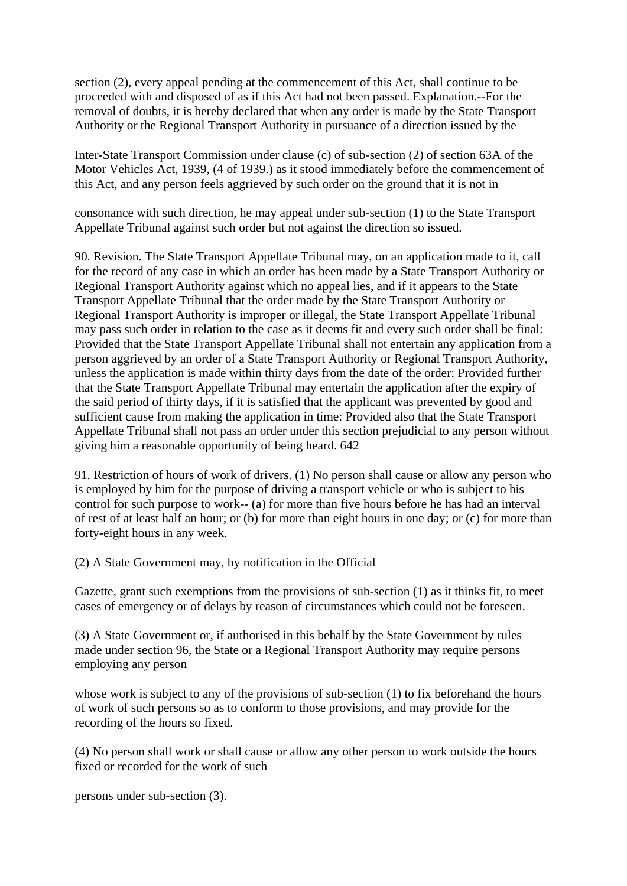section (2), every appeal pending at the commencement of this Act, shall continue to be proceeded with and disposed of as if this Act had not been passed. Explanation.--For the removal of doubts, it is hereby declared that when any order is made by the State Transport Authority or the Regional Transport Authority in pursuance of a direction issued by the

Inter-State Transport Commission under clause (c) of sub-section (2) of section 63A of the Motor Vehicles Act, 1939, (4 of 1939.) as it stood immediately before the commencement of this Act, and any person feels aggrieved by such order on the ground that it is not in

consonance with such direction, he may appeal under sub-section (1) to the State Transport Appellate Tribunal against such order but not against the direction so issued.

90. Revision. The State Transport Appellate Tribunal may, on an application made to it, call for the record of any case in which an order has been made by a State Transport Authority or Regional Transport Authority against which no appeal lies, and if it appears to the State Transport Appellate Tribunal that the order made by the State Transport Authority or Regional Transport Authority is improper or illegal, the State Transport Appellate Tribunal may pass such order in relation to the case as it deems fit and every such order shall be final: Provided that the State Transport Appellate Tribunal shall not entertain any application from a person aggrieved by an order of a State Transport Authority or Regional Transport Authority, unless the application is made within thirty days from the date of the order: Provided further that the State Transport Appellate Tribunal may entertain the application after the expiry of the said period of thirty days, if it is satisfied that the applicant was prevented by good and sufficient cause from making the application in time: Provided also that the State Transport Appellate Tribunal shall not pass an order under this section prejudicial to any person without giving him a reasonable opportunity of being heard. 642

91. Restriction of hours of work of drivers. (1) No person shall cause or allow any person who is employed by him for the purpose of driving a transport vehicle or who is subject to his control for such purpose to work-- (a) for more than five hours before he has had an interval of rest of at least half an hour; or (b) for more than eight hours in one day; or (c) for more than forty-eight hours in any week.

(2) A State Government may, by notification in the Official

Gazette, grant such exemptions from the provisions of sub-section (1) as it thinks fit, to meet cases of emergency or of delays by reason of circumstances which could not be foreseen.

(3) A State Government or, if authorised in this behalf by the State Government by rules made under section 96, the State or a Regional Transport Authority may require persons employing any person

whose work is subject to any of the provisions of sub-section (1) to fix beforehand the hours of work of such persons so as to conform to those provisions, and may provide for the recording of the hours so fixed.

(4) No person shall work or shall cause or allow any other person to work outside the hours fixed or recorded for the work of such

persons under sub-section (3).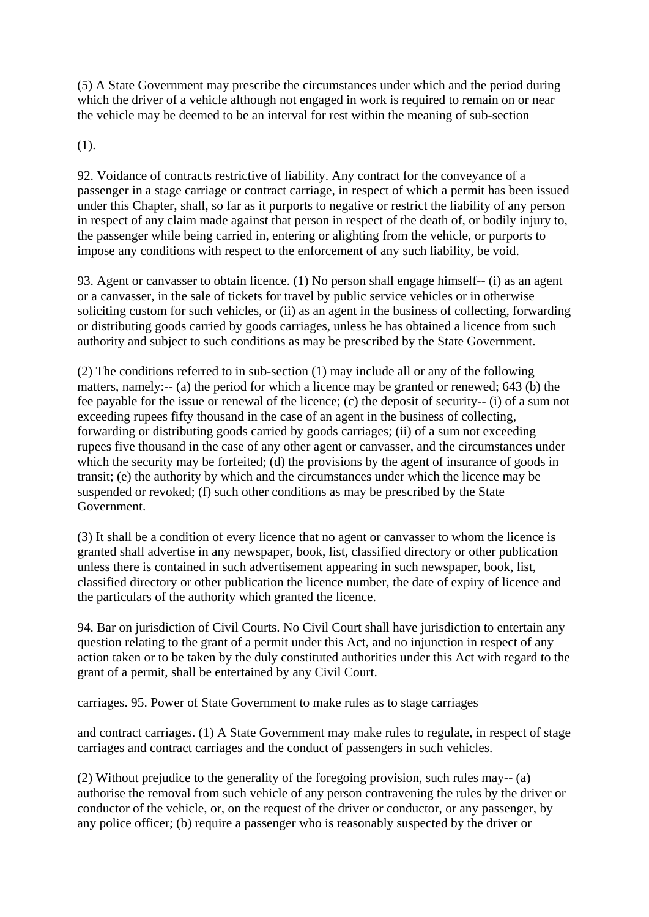(5) A State Government may prescribe the circumstances under which and the period during which the driver of a vehicle although not engaged in work is required to remain on or near the vehicle may be deemed to be an interval for rest within the meaning of sub-section

(1).

92. Voidance of contracts restrictive of liability. Any contract for the conveyance of a passenger in a stage carriage or contract carriage, in respect of which a permit has been issued under this Chapter, shall, so far as it purports to negative or restrict the liability of any person in respect of any claim made against that person in respect of the death of, or bodily injury to, the passenger while being carried in, entering or alighting from the vehicle, or purports to impose any conditions with respect to the enforcement of any such liability, be void.

93. Agent or canvasser to obtain licence. (1) No person shall engage himself-- (i) as an agent or a canvasser, in the sale of tickets for travel by public service vehicles or in otherwise soliciting custom for such vehicles, or (ii) as an agent in the business of collecting, forwarding or distributing goods carried by goods carriages, unless he has obtained a licence from such authority and subject to such conditions as may be prescribed by the State Government.

(2) The conditions referred to in sub-section (1) may include all or any of the following matters, namely:-- (a) the period for which a licence may be granted or renewed; 643 (b) the fee payable for the issue or renewal of the licence; (c) the deposit of security-- (i) of a sum not exceeding rupees fifty thousand in the case of an agent in the business of collecting, forwarding or distributing goods carried by goods carriages; (ii) of a sum not exceeding rupees five thousand in the case of any other agent or canvasser, and the circumstances under which the security may be forfeited; (d) the provisions by the agent of insurance of goods in transit; (e) the authority by which and the circumstances under which the licence may be suspended or revoked; (f) such other conditions as may be prescribed by the State Government.

(3) It shall be a condition of every licence that no agent or canvasser to whom the licence is granted shall advertise in any newspaper, book, list, classified directory or other publication unless there is contained in such advertisement appearing in such newspaper, book, list, classified directory or other publication the licence number, the date of expiry of licence and the particulars of the authority which granted the licence.

94. Bar on jurisdiction of Civil Courts. No Civil Court shall have jurisdiction to entertain any question relating to the grant of a permit under this Act, and no injunction in respect of any action taken or to be taken by the duly constituted authorities under this Act with regard to the grant of a permit, shall be entertained by any Civil Court.

carriages. 95. Power of State Government to make rules as to stage carriages

and contract carriages. (1) A State Government may make rules to regulate, in respect of stage carriages and contract carriages and the conduct of passengers in such vehicles.

(2) Without prejudice to the generality of the foregoing provision, such rules may-- (a) authorise the removal from such vehicle of any person contravening the rules by the driver or conductor of the vehicle, or, on the request of the driver or conductor, or any passenger, by any police officer; (b) require a passenger who is reasonably suspected by the driver or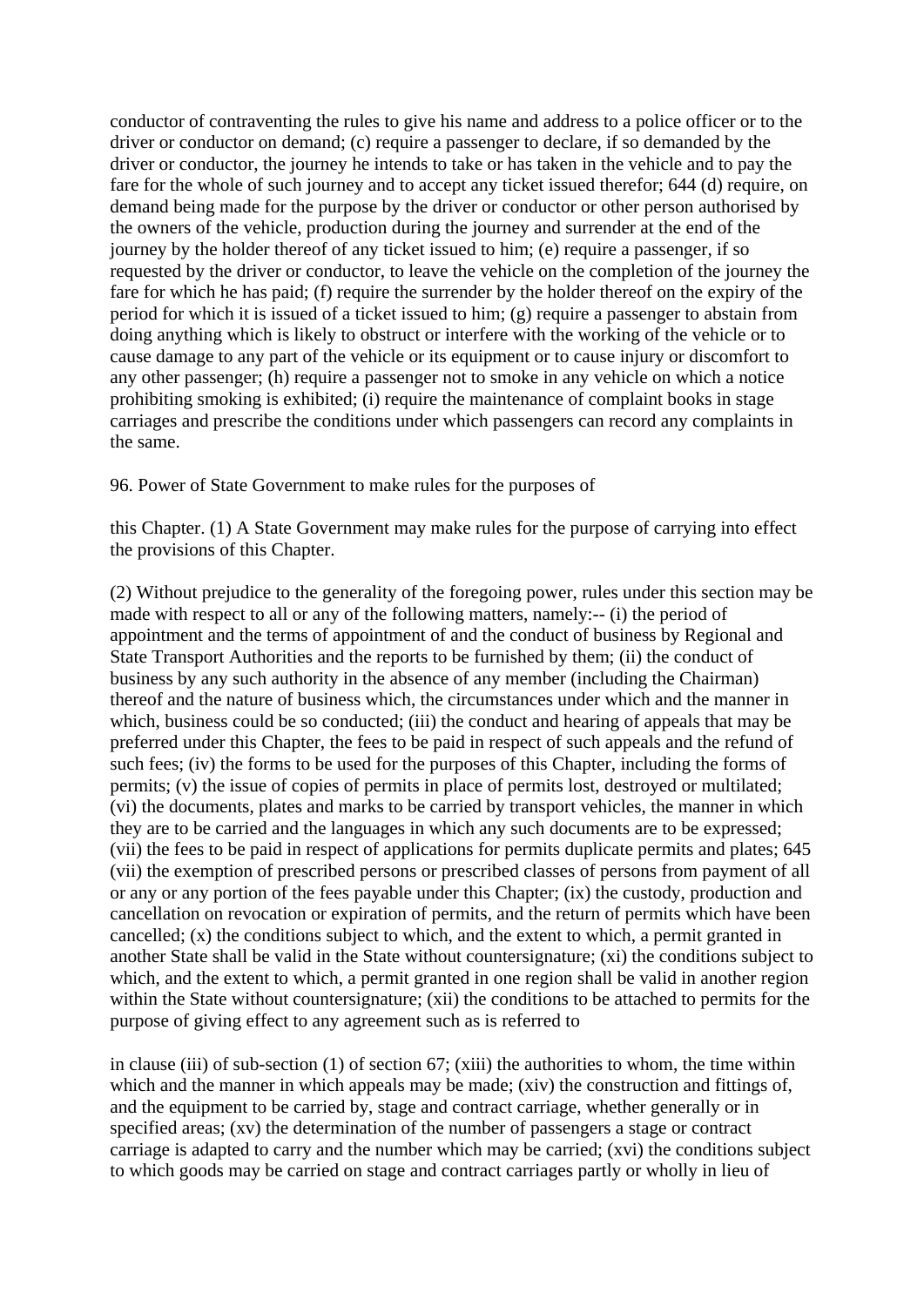conductor of contravening the rules to give his name and address to a police officer or to the driver or conductor on demand; (c) require a passenger to declare, if so demanded by the driver or conductor, the journey he intends to take or has taken in the vehicle and to pay the fare for the whole of such journey and to accept any ticket issued therefor; 644 (d) require, on demand being made for the purpose by the driver or conductor or other person authorised by the owners of the vehicle, production during the journey and surrender at the end of the journey by the holder thereof of any ticket issued to him; (e) require a passenger, if so requested by the driver or conductor, to leave the vehicle on the completion of the journey the fare for which he has paid; (f) require the surrender by the holder thereof on the expiry of the period for which it is issued of a ticket issued to him; (g) require a passenger to abstain from doing anything which is likely to obstruct or interfere with the working of the vehicle or to cause damage to any part of the vehicle or its equipment or to cause injury or discomfort to any other passenger; (h) require a passenger not to smoke in any vehicle on which a notice prohibiting smoking is exhibited; (i) require the maintenance of complaint books in stage carriages and prescribe the conditions under which passengers can record any complaints in the same.

96. Power of State Government to make rules for the purposes of

this Chapter. (1) A State Government may make rules for the purpose of carrying into effect the provisions of this Chapter.

(2) Without prejudice to the generality of the foregoing power, rules under this section may be made with respect to all or any of the following matters, namely:-- (i) the period of appointment and the terms of appointment of and the conduct of business by Regional and State Transport Authorities and the reports to be furnished by them; (ii) the conduct of business by any such authority in the absence of any member (including the Chairman) thereof and the nature of business which, the circumstances under which and the manner in which, business could be so conducted; (iii) the conduct and hearing of appeals that may be preferred under this Chapter, the fees to be paid in respect of such appeals and the refund of such fees; (iv) the forms to be used for the purposes of this Chapter, including the forms of permits; (v) the issue of copies of permits in place of permits lost, destroyed or multilated; (vi) the documents, plates and marks to be carried by transport vehicles, the manner in which they are to be carried and the languages in which any such documents are to be expressed; (vii) the fees to be paid in respect of applications for permits duplicate permits and plates; 645 (vii) the exemption of prescribed persons or prescribed classes of persons from payment of all or any or any portion of the fees payable under this Chapter; (ix) the custody, production and cancellation on revocation or expiration of permits, and the return of permits which have been cancelled; (x) the conditions subject to which, and the extent to which, a permit granted in another State shall be valid in the State without countersignature; (xi) the conditions subject to which, and the extent to which, a permit granted in one region shall be valid in another region within the State without countersignature; (xii) the conditions to be attached to permits for the purpose of giving effect to any agreement such as is referred to

in clause (iii) of sub-section (1) of section 67; (xiii) the authorities to whom, the time within which and the manner in which appeals may be made; (xiv) the construction and fittings of, and the equipment to be carried by, stage and contract carriage, whether generally or in specified areas; (xv) the determination of the number of passengers a stage or contract carriage is adapted to carry and the number which may be carried; (xvi) the conditions subject to which goods may be carried on stage and contract carriages partly or wholly in lieu of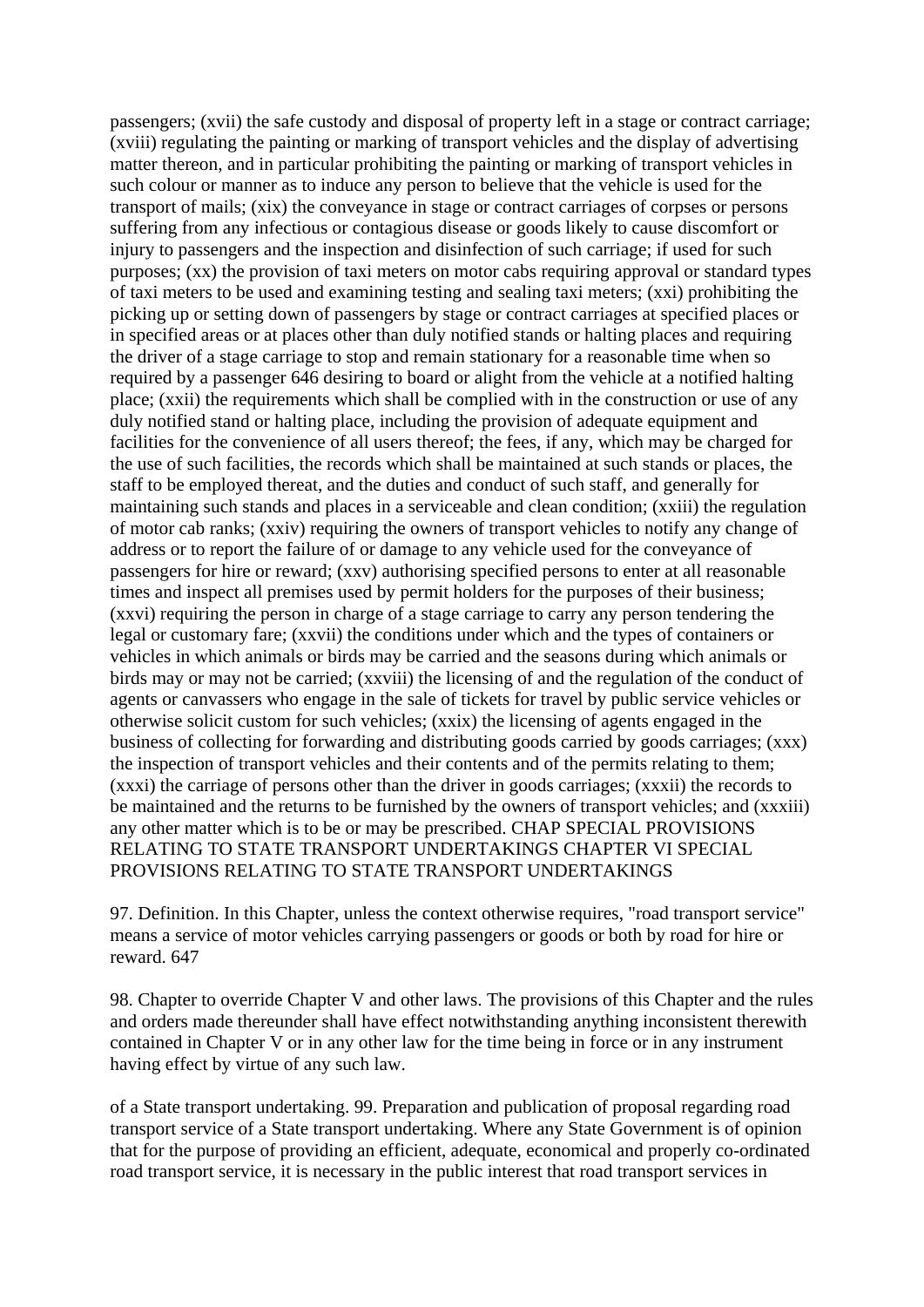passengers; (xvii) the safe custody and disposal of property left in a stage or contract carriage; (xviii) regulating the painting or marking of transport vehicles and the display of advertising matter thereon, and in particular prohibiting the painting or marking of transport vehicles in such colour or manner as to induce any person to believe that the vehicle is used for the transport of mails; (xix) the conveyance in stage or contract carriages of corpses or persons suffering from any infectious or contagious disease or goods likely to cause discomfort or injury to passengers and the inspection and disinfection of such carriage; if used for such purposes; (xx) the provision of taxi meters on motor cabs requiring approval or standard types of taxi meters to be used and examining testing and sealing taxi meters; (xxi) prohibiting the picking up or setting down of passengers by stage or contract carriages at specified places or in specified areas or at places other than duly notified stands or halting places and requiring the driver of a stage carriage to stop and remain stationary for a reasonable time when so required by a passenger 646 desiring to board or alight from the vehicle at a notified halting place; (xxii) the requirements which shall be complied with in the construction or use of any duly notified stand or halting place, including the provision of adequate equipment and facilities for the convenience of all users thereof; the fees, if any, which may be charged for the use of such facilities, the records which shall be maintained at such stands or places, the staff to be employed thereat, and the duties and conduct of such staff, and generally for maintaining such stands and places in a serviceable and clean condition; (xxiii) the regulation of motor cab ranks; (xxiv) requiring the owners of transport vehicles to notify any change of address or to report the failure of or damage to any vehicle used for the conveyance of passengers for hire or reward; (xxv) authorising specified persons to enter at all reasonable times and inspect all premises used by permit holders for the purposes of their business; (xxvi) requiring the person in charge of a stage carriage to carry any person tendering the legal or customary fare; (xxvii) the conditions under which and the types of containers or vehicles in which animals or birds may be carried and the seasons during which animals or birds may or may not be carried; (xxviii) the licensing of and the regulation of the conduct of agents or canvassers who engage in the sale of tickets for travel by public service vehicles or otherwise solicit custom for such vehicles; (xxix) the licensing of agents engaged in the business of collecting for forwarding and distributing goods carried by goods carriages; (xxx) the inspection of transport vehicles and their contents and of the permits relating to them; (xxxi) the carriage of persons other than the driver in goods carriages; (xxxii) the records to be maintained and the returns to be furnished by the owners of transport vehicles; and (xxxiii) any other matter which is to be or may be prescribed. CHAP SPECIAL PROVISIONS RELATING TO STATE TRANSPORT UNDERTAKINGS CHAPTER VI SPECIAL PROVISIONS RELATING TO STATE TRANSPORT UNDERTAKINGS

97. Definition. In this Chapter, unless the context otherwise requires, "road transport service" means a service of motor vehicles carrying passengers or goods or both by road for hire or reward. 647

98. Chapter to override Chapter V and other laws. The provisions of this Chapter and the rules and orders made thereunder shall have effect notwithstanding anything inconsistent therewith contained in Chapter V or in any other law for the time being in force or in any instrument having effect by virtue of any such law.

of a State transport undertaking. 99. Preparation and publication of proposal regarding road transport service of a State transport undertaking. Where any State Government is of opinion that for the purpose of providing an efficient, adequate, economical and properly co-ordinated road transport service, it is necessary in the public interest that road transport services in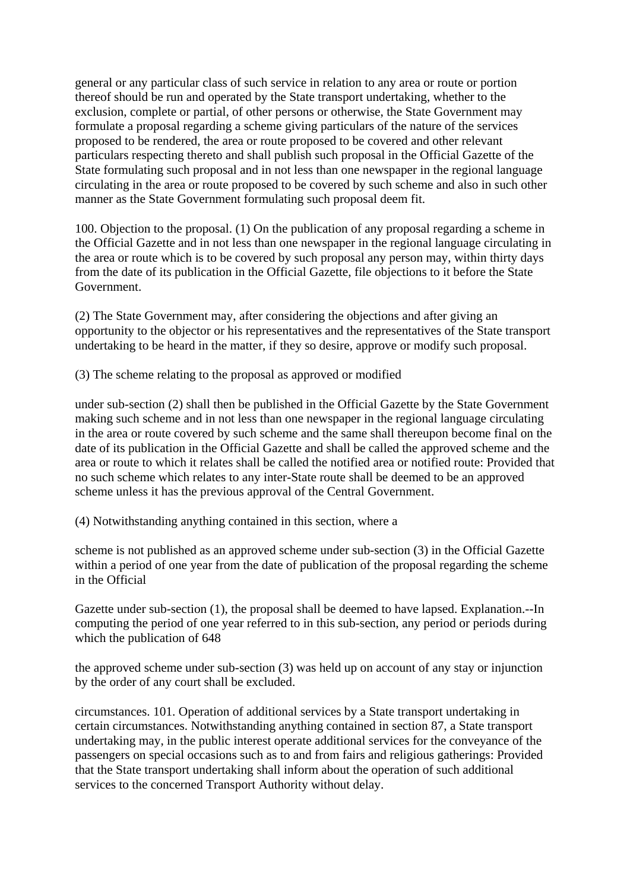general or any particular class of such service in relation to any area or route or portion thereof should be run and operated by the State transport undertaking, whether to the exclusion, complete or partial, of other persons or otherwise, the State Government may formulate a proposal regarding a scheme giving particulars of the nature of the services proposed to be rendered, the area or route proposed to be covered and other relevant particulars respecting thereto and shall publish such proposal in the Official Gazette of the State formulating such proposal and in not less than one newspaper in the regional language circulating in the area or route proposed to be covered by such scheme and also in such other manner as the State Government formulating such proposal deem fit.

100. Objection to the proposal. (1) On the publication of any proposal regarding a scheme in the Official Gazette and in not less than one newspaper in the regional language circulating in the area or route which is to be covered by such proposal any person may, within thirty days from the date of its publication in the Official Gazette, file objections to it before the State Government.

(2) The State Government may, after considering the objections and after giving an opportunity to the objector or his representatives and the representatives of the State transport undertaking to be heard in the matter, if they so desire, approve or modify such proposal.

(3) The scheme relating to the proposal as approved or modified

under sub-section (2) shall then be published in the Official Gazette by the State Government making such scheme and in not less than one newspaper in the regional language circulating in the area or route covered by such scheme and the same shall thereupon become final on the date of its publication in the Official Gazette and shall be called the approved scheme and the area or route to which it relates shall be called the notified area or notified route: Provided that no such scheme which relates to any inter-State route shall be deemed to be an approved scheme unless it has the previous approval of the Central Government.

(4) Notwithstanding anything contained in this section, where a

scheme is not published as an approved scheme under sub-section (3) in the Official Gazette within a period of one year from the date of publication of the proposal regarding the scheme in the Official

Gazette under sub-section (1), the proposal shall be deemed to have lapsed. Explanation.--In computing the period of one year referred to in this sub-section, any period or periods during which the publication of 648

the approved scheme under sub-section (3) was held up on account of any stay or injunction by the order of any court shall be excluded.

circumstances. 101. Operation of additional services by a State transport undertaking in certain circumstances. Notwithstanding anything contained in section 87, a State transport undertaking may, in the public interest operate additional services for the conveyance of the passengers on special occasions such as to and from fairs and religious gatherings: Provided that the State transport undertaking shall inform about the operation of such additional services to the concerned Transport Authority without delay.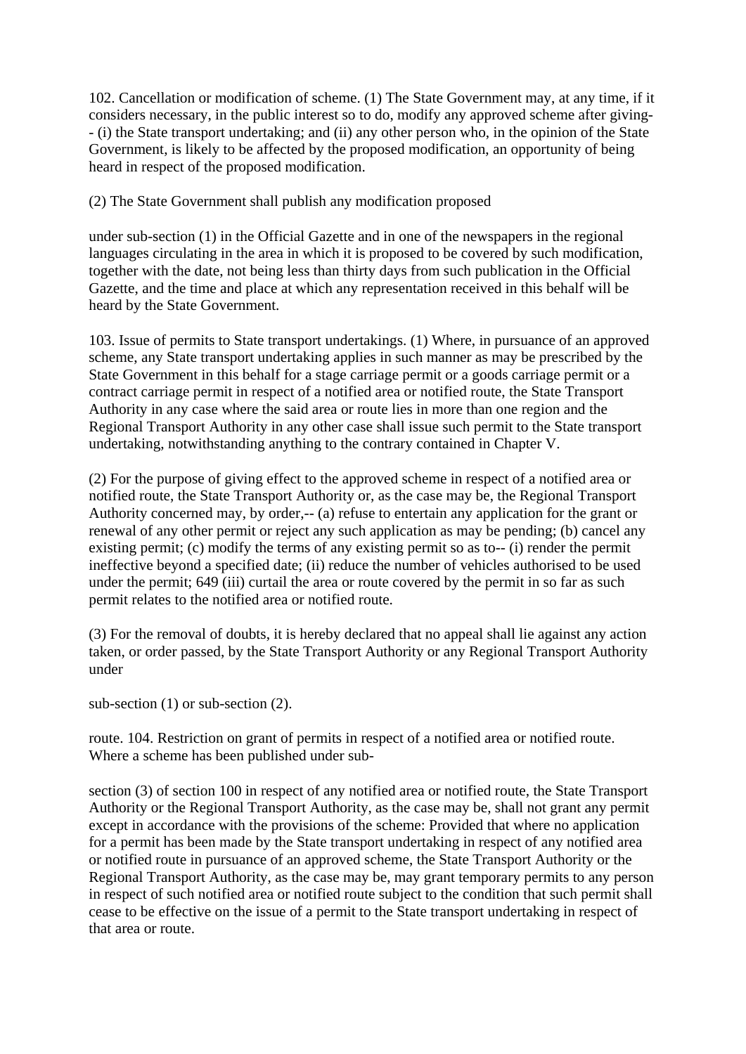102. Cancellation or modification of scheme. (1) The State Government may, at any time, if it considers necessary, in the public interest so to do, modify any approved scheme after giving-- (i) the State transport undertaking; and (ii) any other person who, in the opinion of the State Government, is likely to be affected by the proposed modification, an opportunity of being heard in respect of the proposed modification.

(2) The State Government shall publish any modification proposed

under sub-section (1) in the Official Gazette and in one of the newspapers in the regional languages circulating in the area in which it is proposed to be covered by such modification, together with the date, not being less than thirty days from such publication in the Official Gazette, and the time and place at which any representation received in this behalf will be heard by the State Government.

103. Issue of permits to State transport undertakings. (1) Where, in pursuance of an approved scheme, any State transport undertaking applies in such manner as may be prescribed by the State Government in this behalf for a stage carriage permit or a goods carriage permit or a contract carriage permit in respect of a notified area or notified route, the State Transport Authority in any case where the said area or route lies in more than one region and the Regional Transport Authority in any other case shall issue such permit to the State transport undertaking, notwithstanding anything to the contrary contained in Chapter V.

(2) For the purpose of giving effect to the approved scheme in respect of a notified area or notified route, the State Transport Authority or, as the case may be, the Regional Transport Authority concerned may, by order,-- (a) refuse to entertain any application for the grant or renewal of any other permit or reject any such application as may be pending; (b) cancel any existing permit; (c) modify the terms of any existing permit so as to-- (i) render the permit ineffective beyond a specified date; (ii) reduce the number of vehicles authorised to be used under the permit; 649 (iii) curtail the area or route covered by the permit in so far as such permit relates to the notified area or notified route.

(3) For the removal of doubts, it is hereby declared that no appeal shall lie against any action taken, or order passed, by the State Transport Authority or any Regional Transport Authority under

sub-section (1) or sub-section (2).

route. 104. Restriction on grant of permits in respect of a notified area or notified route. Where a scheme has been published under sub-

section (3) of section 100 in respect of any notified area or notified route, the State Transport Authority or the Regional Transport Authority, as the case may be, shall not grant any permit except in accordance with the provisions of the scheme: Provided that where no application for a permit has been made by the State transport undertaking in respect of any notified area or notified route in pursuance of an approved scheme, the State Transport Authority or the Regional Transport Authority, as the case may be, may grant temporary permits to any person in respect of such notified area or notified route subject to the condition that such permit shall cease to be effective on the issue of a permit to the State transport undertaking in respect of that area or route.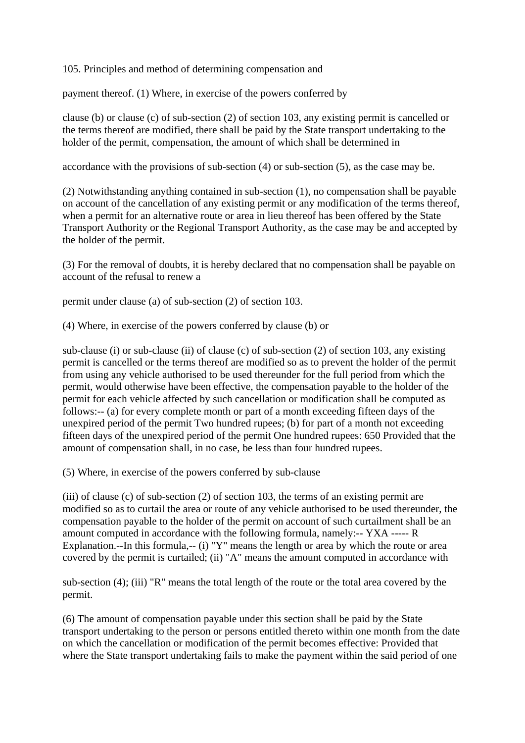105. Principles and method of determining compensation and

payment thereof. (1) Where, in exercise of the powers conferred by

clause (b) or clause (c) of sub-section (2) of section 103, any existing permit is cancelled or the terms thereof are modified, there shall be paid by the State transport undertaking to the holder of the permit, compensation, the amount of which shall be determined in

accordance with the provisions of sub-section (4) or sub-section (5), as the case may be.

(2) Notwithstanding anything contained in sub-section (1), no compensation shall be payable on account of the cancellation of any existing permit or any modification of the terms thereof, when a permit for an alternative route or area in lieu thereof has been offered by the State Transport Authority or the Regional Transport Authority, as the case may be and accepted by the holder of the permit.

(3) For the removal of doubts, it is hereby declared that no compensation shall be payable on account of the refusal to renew a

permit under clause (a) of sub-section (2) of section 103.

(4) Where, in exercise of the powers conferred by clause (b) or

sub-clause (i) or sub-clause (ii) of clause (c) of sub-section (2) of section 103, any existing permit is cancelled or the terms thereof are modified so as to prevent the holder of the permit from using any vehicle authorised to be used thereunder for the full period from which the permit, would otherwise have been effective, the compensation payable to the holder of the permit for each vehicle affected by such cancellation or modification shall be computed as follows:-- (a) for every complete month or part of a month exceeding fifteen days of the unexpired period of the permit Two hundred rupees; (b) for part of a month not exceeding fifteen days of the unexpired period of the permit One hundred rupees: 650 Provided that the amount of compensation shall, in no case, be less than four hundred rupees.

(5) Where, in exercise of the powers conferred by sub-clause

(iii) of clause (c) of sub-section (2) of section 103, the terms of an existing permit are modified so as to curtail the area or route of any vehicle authorised to be used thereunder, the compensation payable to the holder of the permit on account of such curtailment shall be an amount computed in accordance with the following formula, namely:-- YXA ----- R Explanation.--In this formula,-- (i) "Y" means the length or area by which the route or area covered by the permit is curtailed; (ii) "A" means the amount computed in accordance with

sub-section (4); (iii) "R" means the total length of the route or the total area covered by the permit.

(6) The amount of compensation payable under this section shall be paid by the State transport undertaking to the person or persons entitled thereto within one month from the date on which the cancellation or modification of the permit becomes effective: Provided that where the State transport undertaking fails to make the payment within the said period of one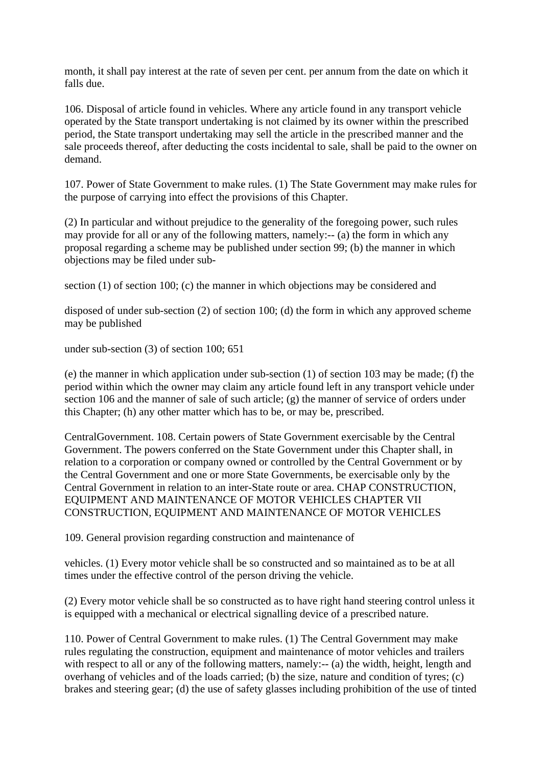month, it shall pay interest at the rate of seven per cent. per annum from the date on which it falls due.

106. Disposal of article found in vehicles. Where any article found in any transport vehicle operated by the State transport undertaking is not claimed by its owner within the prescribed period, the State transport undertaking may sell the article in the prescribed manner and the sale proceeds thereof, after deducting the costs incidental to sale, shall be paid to the owner on demand.

107. Power of State Government to make rules. (1) The State Government may make rules for the purpose of carrying into effect the provisions of this Chapter.

(2) In particular and without prejudice to the generality of the foregoing power, such rules may provide for all or any of the following matters, namely:-- (a) the form in which any proposal regarding a scheme may be published under section 99; (b) the manner in which objections may be filed under sub-

section (1) of section 100; (c) the manner in which objections may be considered and

disposed of under sub-section (2) of section 100; (d) the form in which any approved scheme may be published

under sub-section (3) of section 100; 651

(e) the manner in which application under sub-section (1) of section 103 may be made; (f) the period within which the owner may claim any article found left in any transport vehicle under section 106 and the manner of sale of such article; (g) the manner of service of orders under this Chapter; (h) any other matter which has to be, or may be, prescribed.

CentralGovernment. 108. Certain powers of State Government exercisable by the Central Government. The powers conferred on the State Government under this Chapter shall, in relation to a corporation or company owned or controlled by the Central Government or by the Central Government and one or more State Governments, be exercisable only by the Central Government in relation to an inter-State route or area. CHAP CONSTRUCTION, EQUIPMENT AND MAINTENANCE OF MOTOR VEHICLES CHAPTER VII CONSTRUCTION, EQUIPMENT AND MAINTENANCE OF MOTOR VEHICLES

109. General provision regarding construction and maintenance of

vehicles. (1) Every motor vehicle shall be so constructed and so maintained as to be at all times under the effective control of the person driving the vehicle.

(2) Every motor vehicle shall be so constructed as to have right hand steering control unless it is equipped with a mechanical or electrical signalling device of a prescribed nature.

110. Power of Central Government to make rules. (1) The Central Government may make rules regulating the construction, equipment and maintenance of motor vehicles and trailers with respect to all or any of the following matters, namely:-- (a) the width, height, length and overhang of vehicles and of the loads carried; (b) the size, nature and condition of tyres; (c) brakes and steering gear; (d) the use of safety glasses including prohibition of the use of tinted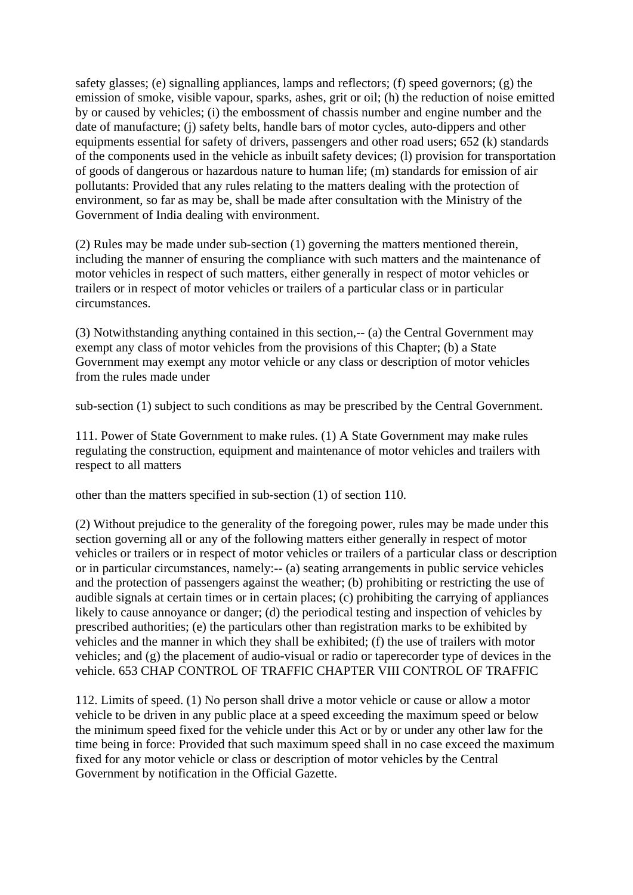safety glasses; (e) signalling appliances, lamps and reflectors; (f) speed governors; (g) the emission of smoke, visible vapour, sparks, ashes, grit or oil; (h) the reduction of noise emitted by or caused by vehicles; (i) the embossment of chassis number and engine number and the date of manufacture; (j) safety belts, handle bars of motor cycles, auto-dippers and other equipments essential for safety of drivers, passengers and other road users; 652 (k) standards of the components used in the vehicle as inbuilt safety devices; (l) provision for transportation of goods of dangerous or hazardous nature to human life; (m) standards for emission of air pollutants: Provided that any rules relating to the matters dealing with the protection of environment, so far as may be, shall be made after consultation with the Ministry of the Government of India dealing with environment.

(2) Rules may be made under sub-section (1) governing the matters mentioned therein, including the manner of ensuring the compliance with such matters and the maintenance of motor vehicles in respect of such matters, either generally in respect of motor vehicles or trailers or in respect of motor vehicles or trailers of a particular class or in particular circumstances.

(3) Notwithstanding anything contained in this section,-- (a) the Central Government may exempt any class of motor vehicles from the provisions of this Chapter; (b) a State Government may exempt any motor vehicle or any class or description of motor vehicles from the rules made under

sub-section (1) subject to such conditions as may be prescribed by the Central Government.

111. Power of State Government to make rules. (1) A State Government may make rules regulating the construction, equipment and maintenance of motor vehicles and trailers with respect to all matters

other than the matters specified in sub-section (1) of section 110.

(2) Without prejudice to the generality of the foregoing power, rules may be made under this section governing all or any of the following matters either generally in respect of motor vehicles or trailers or in respect of motor vehicles or trailers of a particular class or description or in particular circumstances, namely:-- (a) seating arrangements in public service vehicles and the protection of passengers against the weather; (b) prohibiting or restricting the use of audible signals at certain times or in certain places; (c) prohibiting the carrying of appliances likely to cause annoyance or danger; (d) the periodical testing and inspection of vehicles by prescribed authorities; (e) the particulars other than registration marks to be exhibited by vehicles and the manner in which they shall be exhibited; (f) the use of trailers with motor vehicles; and (g) the placement of audio-visual or radio or taperecorder type of devices in the vehicle. 653 CHAP CONTROL OF TRAFFIC CHAPTER VIII CONTROL OF TRAFFIC

112. Limits of speed. (1) No person shall drive a motor vehicle or cause or allow a motor vehicle to be driven in any public place at a speed exceeding the maximum speed or below the minimum speed fixed for the vehicle under this Act or by or under any other law for the time being in force: Provided that such maximum speed shall in no case exceed the maximum fixed for any motor vehicle or class or description of motor vehicles by the Central Government by notification in the Official Gazette.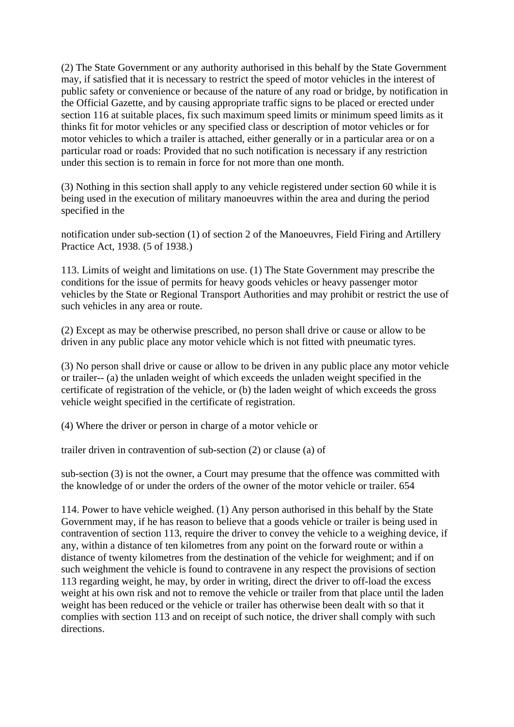(2) The State Government or any authority authorised in this behalf by the State Government may, if satisfied that it is necessary to restrict the speed of motor vehicles in the interest of public safety or convenience or because of the nature of any road or bridge, by notification in the Official Gazette, and by causing appropriate traffic signs to be placed or erected under section 116 at suitable places, fix such maximum speed limits or minimum speed limits as it thinks fit for motor vehicles or any specified class or description of motor vehicles or for motor vehicles to which a trailer is attached, either generally or in a particular area or on a particular road or roads: Provided that no such notification is necessary if any restriction under this section is to remain in force for not more than one month.

(3) Nothing in this section shall apply to any vehicle registered under section 60 while it is being used in the execution of military manoeuvres within the area and during the period specified in the

notification under sub-section (1) of section 2 of the Manoeuvres, Field Firing and Artillery Practice Act, 1938. (5 of 1938.)

113. Limits of weight and limitations on use. (1) The State Government may prescribe the conditions for the issue of permits for heavy goods vehicles or heavy passenger motor vehicles by the State or Regional Transport Authorities and may prohibit or restrict the use of such vehicles in any area or route.

(2) Except as may be otherwise prescribed, no person shall drive or cause or allow to be driven in any public place any motor vehicle which is not fitted with pneumatic tyres.

(3) No person shall drive or cause or allow to be driven in any public place any motor vehicle or trailer-- (a) the unladen weight of which exceeds the unladen weight specified in the certificate of registration of the vehicle, or (b) the laden weight of which exceeds the gross vehicle weight specified in the certificate of registration.

(4) Where the driver or person in charge of a motor vehicle or

trailer driven in contravention of sub-section (2) or clause (a) of

sub-section (3) is not the owner, a Court may presume that the offence was committed with the knowledge of or under the orders of the owner of the motor vehicle or trailer. 654

114. Power to have vehicle weighed. (1) Any person authorised in this behalf by the State Government may, if he has reason to believe that a goods vehicle or trailer is being used in contravention of section 113, require the driver to convey the vehicle to a weighing device, if any, within a distance of ten kilometres from any point on the forward route or within a distance of twenty kilometres from the destination of the vehicle for weighment; and if on such weighment the vehicle is found to contravene in any respect the provisions of section 113 regarding weight, he may, by order in writing, direct the driver to off-load the excess weight at his own risk and not to remove the vehicle or trailer from that place until the laden weight has been reduced or the vehicle or trailer has otherwise been dealt with so that it complies with section 113 and on receipt of such notice, the driver shall comply with such directions.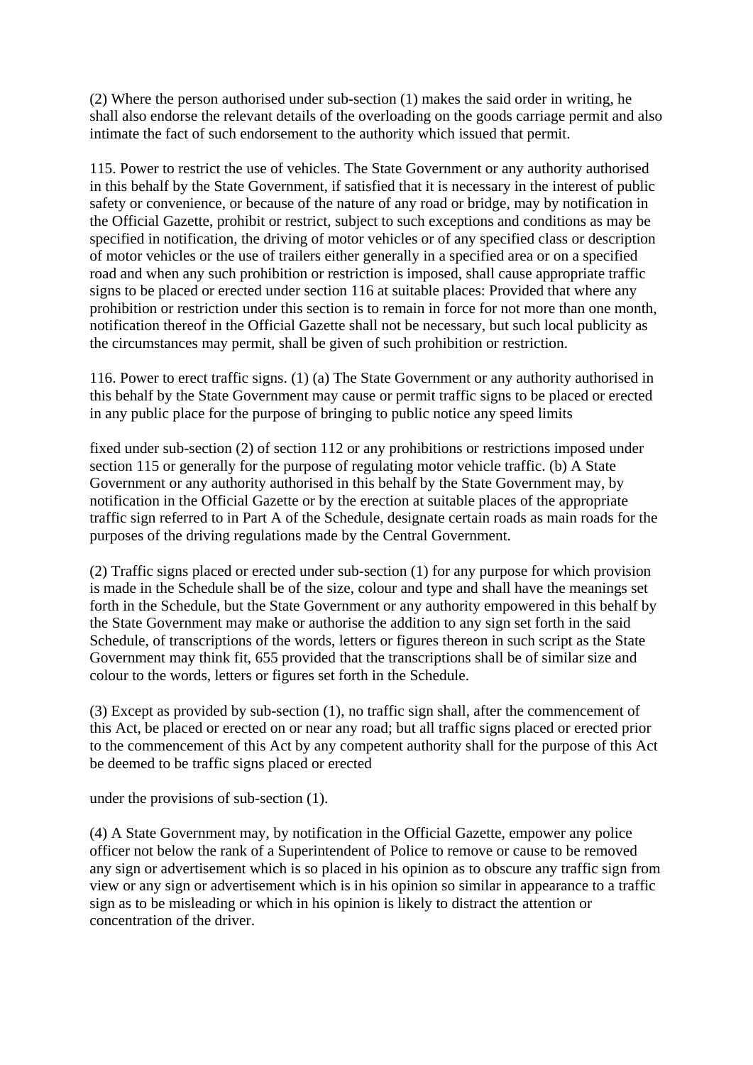(2) Where the person authorised under sub-section (1) makes the said order in writing, he shall also endorse the relevant details of the overloading on the goods carriage permit and also intimate the fact of such endorsement to the authority which issued that permit.

115. Power to restrict the use of vehicles. The State Government or any authority authorised in this behalf by the State Government, if satisfied that it is necessary in the interest of public safety or convenience, or because of the nature of any road or bridge, may by notification in the Official Gazette, prohibit or restrict, subject to such exceptions and conditions as may be specified in notification, the driving of motor vehicles or of any specified class or description of motor vehicles or the use of trailers either generally in a specified area or on a specified road and when any such prohibition or restriction is imposed, shall cause appropriate traffic signs to be placed or erected under section 116 at suitable places: Provided that where any prohibition or restriction under this section is to remain in force for not more than one month, notification thereof in the Official Gazette shall not be necessary, but such local publicity as the circumstances may permit, shall be given of such prohibition or restriction.

116. Power to erect traffic signs. (1) (a) The State Government or any authority authorised in this behalf by the State Government may cause or permit traffic signs to be placed or erected in any public place for the purpose of bringing to public notice any speed limits

fixed under sub-section (2) of section 112 or any prohibitions or restrictions imposed under section 115 or generally for the purpose of regulating motor vehicle traffic. (b) A State Government or any authority authorised in this behalf by the State Government may, by notification in the Official Gazette or by the erection at suitable places of the appropriate traffic sign referred to in Part A of the Schedule, designate certain roads as main roads for the purposes of the driving regulations made by the Central Government.

(2) Traffic signs placed or erected under sub-section (1) for any purpose for which provision is made in the Schedule shall be of the size, colour and type and shall have the meanings set forth in the Schedule, but the State Government or any authority empowered in this behalf by the State Government may make or authorise the addition to any sign set forth in the said Schedule, of transcriptions of the words, letters or figures thereon in such script as the State Government may think fit, 655 provided that the transcriptions shall be of similar size and colour to the words, letters or figures set forth in the Schedule.

(3) Except as provided by sub-section (1), no traffic sign shall, after the commencement of this Act, be placed or erected on or near any road; but all traffic signs placed or erected prior to the commencement of this Act by any competent authority shall for the purpose of this Act be deemed to be traffic signs placed or erected

under the provisions of sub-section (1).

(4) A State Government may, by notification in the Official Gazette, empower any police officer not below the rank of a Superintendent of Police to remove or cause to be removed any sign or advertisement which is so placed in his opinion as to obscure any traffic sign from view or any sign or advertisement which is in his opinion so similar in appearance to a traffic sign as to be misleading or which in his opinion is likely to distract the attention or concentration of the driver.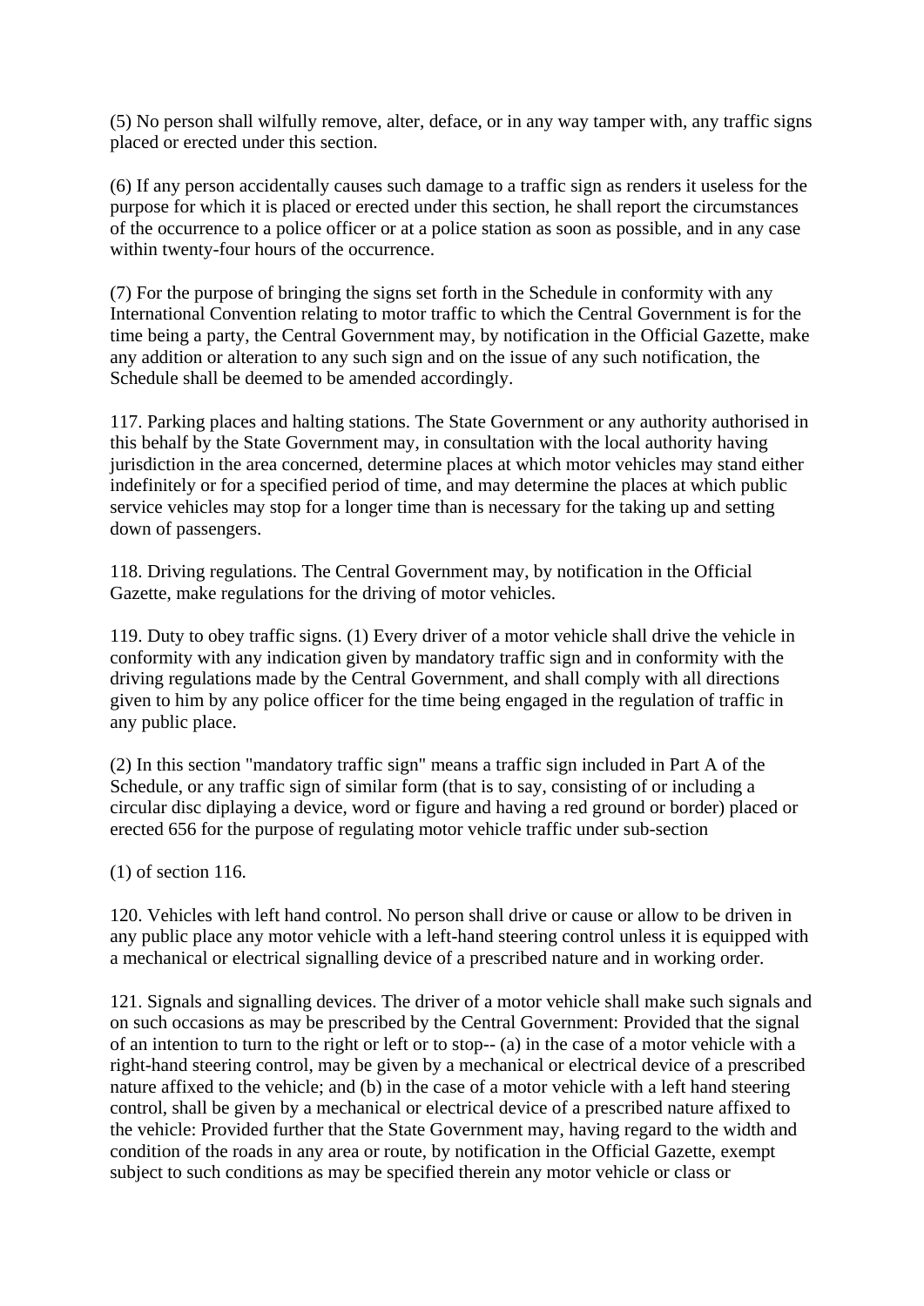(5) No person shall wilfully remove, alter, deface, or in any way tamper with, any traffic signs placed or erected under this section.

(6) If any person accidentally causes such damage to a traffic sign as renders it useless for the purpose for which it is placed or erected under this section, he shall report the circumstances of the occurrence to a police officer or at a police station as soon as possible, and in any case within twenty-four hours of the occurrence.

(7) For the purpose of bringing the signs set forth in the Schedule in conformity with any International Convention relating to motor traffic to which the Central Government is for the time being a party, the Central Government may, by notification in the Official Gazette, make any addition or alteration to any such sign and on the issue of any such notification, the Schedule shall be deemed to be amended accordingly.

117. Parking places and halting stations. The State Government or any authority authorised in this behalf by the State Government may, in consultation with the local authority having jurisdiction in the area concerned, determine places at which motor vehicles may stand either indefinitely or for a specified period of time, and may determine the places at which public service vehicles may stop for a longer time than is necessary for the taking up and setting down of passengers.

118. Driving regulations. The Central Government may, by notification in the Official Gazette, make regulations for the driving of motor vehicles.

119. Duty to obey traffic signs. (1) Every driver of a motor vehicle shall drive the vehicle in conformity with any indication given by mandatory traffic sign and in conformity with the driving regulations made by the Central Government, and shall comply with all directions given to him by any police officer for the time being engaged in the regulation of traffic in any public place.

(2) In this section "mandatory traffic sign" means a traffic sign included in Part A of the Schedule, or any traffic sign of similar form (that is to say, consisting of or including a circular disc diplaying a device, word or figure and having a red ground or border) placed or erected 656 for the purpose of regulating motor vehicle traffic under sub-section

(1) of section 116.

120. Vehicles with left hand control. No person shall drive or cause or allow to be driven in any public place any motor vehicle with a left-hand steering control unless it is equipped with a mechanical or electrical signalling device of a prescribed nature and in working order.

121. Signals and signalling devices. The driver of a motor vehicle shall make such signals and on such occasions as may be prescribed by the Central Government: Provided that the signal of an intention to turn to the right or left or to stop-- (a) in the case of a motor vehicle with a right-hand steering control, may be given by a mechanical or electrical device of a prescribed nature affixed to the vehicle; and (b) in the case of a motor vehicle with a left hand steering control, shall be given by a mechanical or electrical device of a prescribed nature affixed to the vehicle: Provided further that the State Government may, having regard to the width and condition of the roads in any area or route, by notification in the Official Gazette, exempt subject to such conditions as may be specified therein any motor vehicle or class or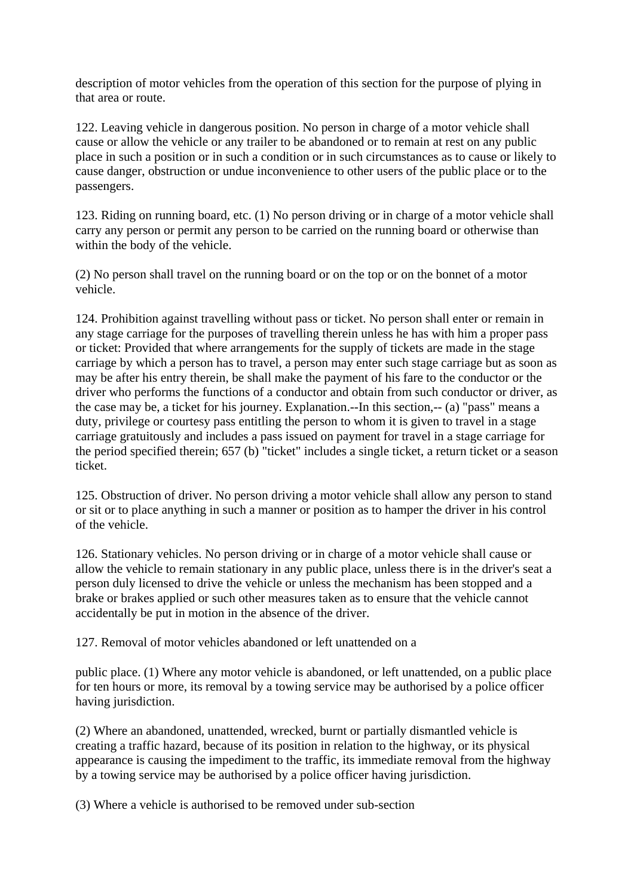description of motor vehicles from the operation of this section for the purpose of plying in that area or route.

122. Leaving vehicle in dangerous position. No person in charge of a motor vehicle shall cause or allow the vehicle or any trailer to be abandoned or to remain at rest on any public place in such a position or in such a condition or in such circumstances as to cause or likely to cause danger, obstruction or undue inconvenience to other users of the public place or to the passengers.

123. Riding on running board, etc. (1) No person driving or in charge of a motor vehicle shall carry any person or permit any person to be carried on the running board or otherwise than within the body of the vehicle.

(2) No person shall travel on the running board or on the top or on the bonnet of a motor vehicle.

124. Prohibition against travelling without pass or ticket. No person shall enter or remain in any stage carriage for the purposes of travelling therein unless he has with him a proper pass or ticket: Provided that where arrangements for the supply of tickets are made in the stage carriage by which a person has to travel, a person may enter such stage carriage but as soon as may be after his entry therein, be shall make the payment of his fare to the conductor or the driver who performs the functions of a conductor and obtain from such conductor or driver, as the case may be, a ticket for his journey. Explanation.--In this section,-- (a) "pass" means a duty, privilege or courtesy pass entitling the person to whom it is given to travel in a stage carriage gratuitously and includes a pass issued on payment for travel in a stage carriage for the period specified therein; 657 (b) "ticket" includes a single ticket, a return ticket or a season ticket.

125. Obstruction of driver. No person driving a motor vehicle shall allow any person to stand or sit or to place anything in such a manner or position as to hamper the driver in his control of the vehicle.

126. Stationary vehicles. No person driving or in charge of a motor vehicle shall cause or allow the vehicle to remain stationary in any public place, unless there is in the driver's seat a person duly licensed to drive the vehicle or unless the mechanism has been stopped and a brake or brakes applied or such other measures taken as to ensure that the vehicle cannot accidentally be put in motion in the absence of the driver.

127. Removal of motor vehicles abandoned or left unattended on a

public place. (1) Where any motor vehicle is abandoned, or left unattended, on a public place for ten hours or more, its removal by a towing service may be authorised by a police officer having jurisdiction.

(2) Where an abandoned, unattended, wrecked, burnt or partially dismantled vehicle is creating a traffic hazard, because of its position in relation to the highway, or its physical appearance is causing the impediment to the traffic, its immediate removal from the highway by a towing service may be authorised by a police officer having jurisdiction.

(3) Where a vehicle is authorised to be removed under sub-section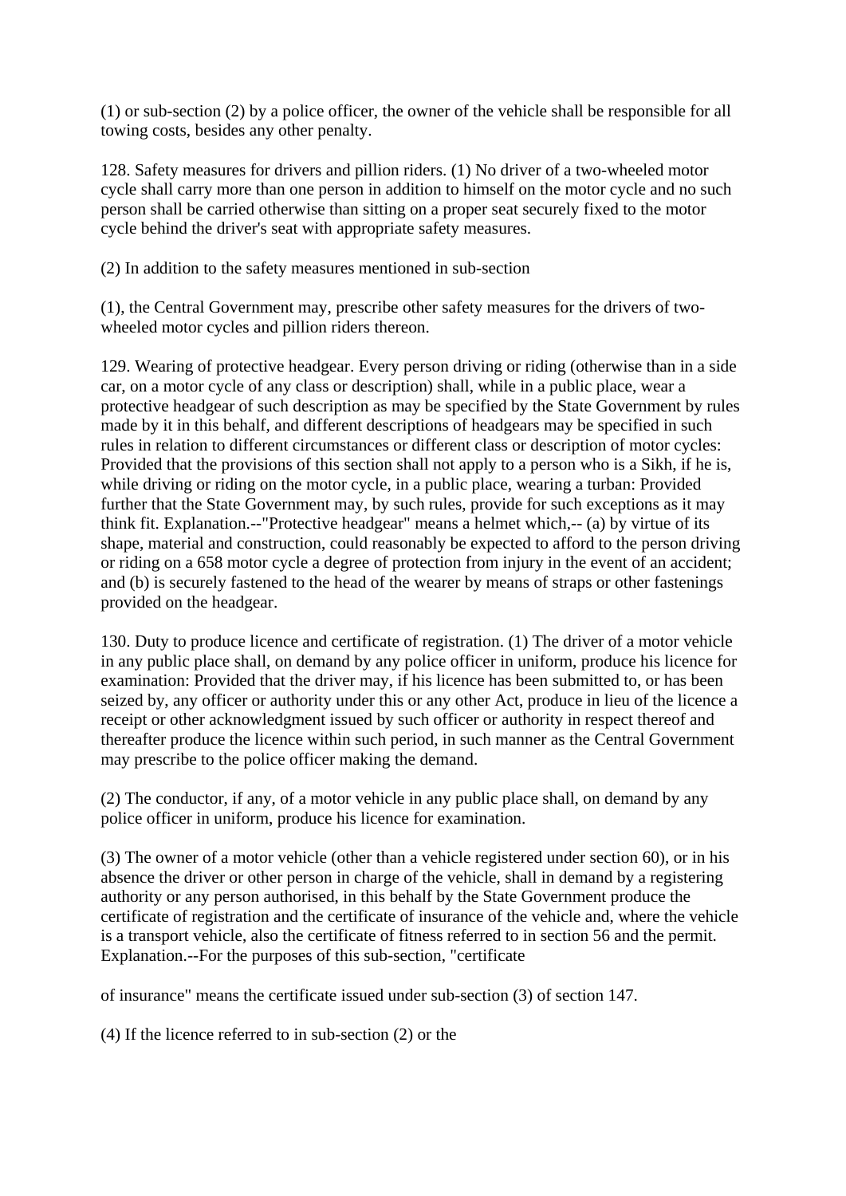(1) or sub-section (2) by a police officer, the owner of the vehicle shall be responsible for all towing costs, besides any other penalty.

128. Safety measures for drivers and pillion riders. (1) No driver of a two-wheeled motor cycle shall carry more than one person in addition to himself on the motor cycle and no such person shall be carried otherwise than sitting on a proper seat securely fixed to the motor cycle behind the driver's seat with appropriate safety measures.

(2) In addition to the safety measures mentioned in sub-section

(1), the Central Government may, prescribe other safety measures for the drivers of two-wheeled motor cycles and pillion riders thereon.

129. Wearing of protective headgear. Every person driving or riding (otherwise than in a side car, on a motor cycle of any class or description) shall, while in a public place, wear a protective headgear of such description as may be specified by the State Government by rules made by it in this behalf, and different descriptions of headgears may be specified in such rules in relation to different circumstances or different class or description of motor cycles: Provided that the provisions of this section shall not apply to a person who is a Sikh, if he is, while driving or riding on the motor cycle, in a public place, wearing a turban: Provided further that the State Government may, by such rules, provide for such exceptions as it may think fit. Explanation.--"Protective headgear" means a helmet which,-- (a) by virtue of its shape, material and construction, could reasonably be expected to afford to the person driving or riding on a 658 motor cycle a degree of protection from injury in the event of an accident; and (b) is securely fastened to the head of the wearer by means of straps or other fastenings provided on the headgear.

130. Duty to produce licence and certificate of registration. (1) The driver of a motor vehicle in any public place shall, on demand by any police officer in uniform, produce his licence for examination: Provided that the driver may, if his licence has been submitted to, or has been seized by, any officer or authority under this or any other Act, produce in lieu of the licence a receipt or other acknowledgment issued by such officer or authority in respect thereof and thereafter produce the licence within such period, in such manner as the Central Government may prescribe to the police officer making the demand.

(2) The conductor, if any, of a motor vehicle in any public place shall, on demand by any police officer in uniform, produce his licence for examination.

(3) The owner of a motor vehicle (other than a vehicle registered under section 60), or in his absence the driver or other person in charge of the vehicle, shall in demand by a registering authority or any person authorised, in this behalf by the State Government produce the certificate of registration and the certificate of insurance of the vehicle and, where the vehicle is a transport vehicle, also the certificate of fitness referred to in section 56 and the permit. Explanation.--For the purposes of this sub-section, "certificate

of insurance" means the certificate issued under sub-section (3) of section 147.

(4) If the licence referred to in sub-section (2) or the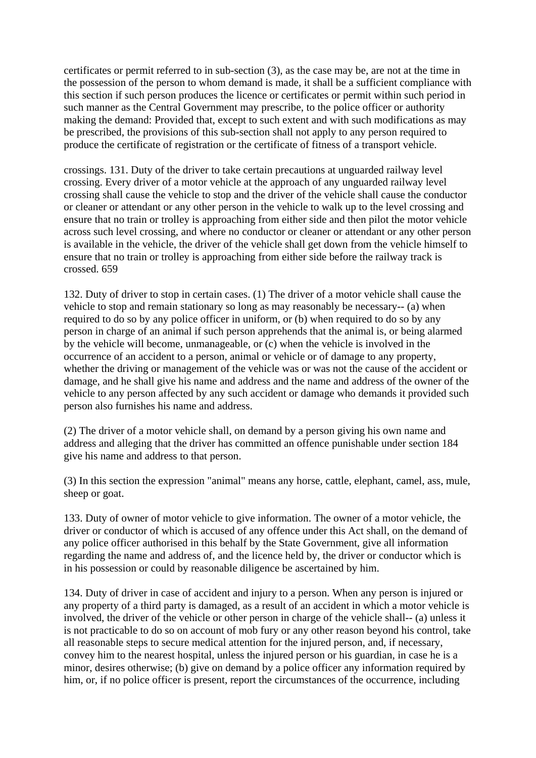certificates or permit referred to in sub-section (3), as the case may be, are not at the time in the possession of the person to whom demand is made, it shall be a sufficient compliance with this section if such person produces the licence or certificates or permit within such period in such manner as the Central Government may prescribe, to the police officer or authority making the demand: Provided that, except to such extent and with such modifications as may be prescribed, the provisions of this sub-section shall not apply to any person required to produce the certificate of registration or the certificate of fitness of a transport vehicle.

crossings. 131. Duty of the driver to take certain precautions at unguarded railway level crossing. Every driver of a motor vehicle at the approach of any unguarded railway level crossing shall cause the vehicle to stop and the driver of the vehicle shall cause the conductor or cleaner or attendant or any other person in the vehicle to walk up to the level crossing and ensure that no train or trolley is approaching from either side and then pilot the motor vehicle across such level crossing, and where no conductor or cleaner or attendant or any other person is available in the vehicle, the driver of the vehicle shall get down from the vehicle himself to ensure that no train or trolley is approaching from either side before the railway track is crossed. 659

132. Duty of driver to stop in certain cases. (1) The driver of a motor vehicle shall cause the vehicle to stop and remain stationary so long as may reasonably be necessary-- (a) when required to do so by any police officer in uniform, or (b) when required to do so by any person in charge of an animal if such person apprehends that the animal is, or being alarmed by the vehicle will become, unmanageable, or (c) when the vehicle is involved in the occurrence of an accident to a person, animal or vehicle or of damage to any property, whether the driving or management of the vehicle was or was not the cause of the accident or damage, and he shall give his name and address and the name and address of the owner of the vehicle to any person affected by any such accident or damage who demands it provided such person also furnishes his name and address.

(2) The driver of a motor vehicle shall, on demand by a person giving his own name and address and alleging that the driver has committed an offence punishable under section 184 give his name and address to that person.

(3) In this section the expression "animal" means any horse, cattle, elephant, camel, ass, mule, sheep or goat.

133. Duty of owner of motor vehicle to give information. The owner of a motor vehicle, the driver or conductor of which is accused of any offence under this Act shall, on the demand of any police officer authorised in this behalf by the State Government, give all information regarding the name and address of, and the licence held by, the driver or conductor which is in his possession or could by reasonable diligence be ascertained by him.

134. Duty of driver in case of accident and injury to a person. When any person is injured or any property of a third party is damaged, as a result of an accident in which a motor vehicle is involved, the driver of the vehicle or other person in charge of the vehicle shall-- (a) unless it is not practicable to do so on account of mob fury or any other reason beyond his control, take all reasonable steps to secure medical attention for the injured person, and, if necessary, convey him to the nearest hospital, unless the injured person or his guardian, in case he is a minor, desires otherwise; (b) give on demand by a police officer any information required by him, or, if no police officer is present, report the circumstances of the occurrence, including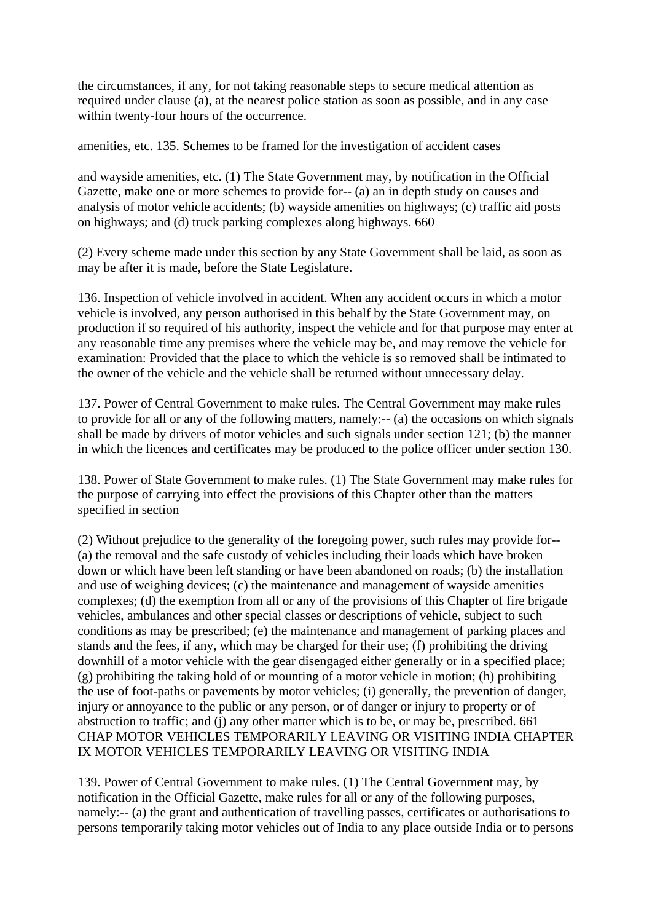the circumstances, if any, for not taking reasonable steps to secure medical attention as required under clause (a), at the nearest police station as soon as possible, and in any case within twenty-four hours of the occurrence.

amenities, etc. 135. Schemes to be framed for the investigation of accident cases

and wayside amenities, etc. (1) The State Government may, by notification in the Official Gazette, make one or more schemes to provide for-- (a) an in depth study on causes and analysis of motor vehicle accidents; (b) wayside amenities on highways; (c) traffic aid posts on highways; and (d) truck parking complexes along highways. 660

(2) Every scheme made under this section by any State Government shall be laid, as soon as may be after it is made, before the State Legislature.

136. Inspection of vehicle involved in accident. When any accident occurs in which a motor vehicle is involved, any person authorised in this behalf by the State Government may, on production if so required of his authority, inspect the vehicle and for that purpose may enter at any reasonable time any premises where the vehicle may be, and may remove the vehicle for examination: Provided that the place to which the vehicle is so removed shall be intimated to the owner of the vehicle and the vehicle shall be returned without unnecessary delay.

137. Power of Central Government to make rules. The Central Government may make rules to provide for all or any of the following matters, namely:-- (a) the occasions on which signals shall be made by drivers of motor vehicles and such signals under section 121; (b) the manner in which the licences and certificates may be produced to the police officer under section 130.

138. Power of State Government to make rules. (1) The State Government may make rules for the purpose of carrying into effect the provisions of this Chapter other than the matters specified in section

(2) Without prejudice to the generality of the foregoing power, such rules may provide for-- (a) the removal and the safe custody of vehicles including their loads which have broken down or which have been left standing or have been abandoned on roads; (b) the installation and use of weighing devices; (c) the maintenance and management of wayside amenities complexes; (d) the exemption from all or any of the provisions of this Chapter of fire brigade vehicles, ambulances and other special classes or descriptions of vehicle, subject to such conditions as may be prescribed; (e) the maintenance and management of parking places and stands and the fees, if any, which may be charged for their use; (f) prohibiting the driving downhill of a motor vehicle with the gear disengaged either generally or in a specified place; (g) prohibiting the taking hold of or mounting of a motor vehicle in motion; (h) prohibiting the use of foot-paths or pavements by motor vehicles; (i) generally, the prevention of danger, injury or annoyance to the public or any person, or of danger or injury to property or of abstruction to traffic; and (j) any other matter which is to be, or may be, prescribed. 661 CHAP MOTOR VEHICLES TEMPORARILY LEAVING OR VISITING INDIA CHAPTER IX MOTOR VEHICLES TEMPORARILY LEAVING OR VISITING INDIA

139. Power of Central Government to make rules. (1) The Central Government may, by notification in the Official Gazette, make rules for all or any of the following purposes, namely:-- (a) the grant and authentication of travelling passes, certificates or authorisations to persons temporarily taking motor vehicles out of India to any place outside India or to persons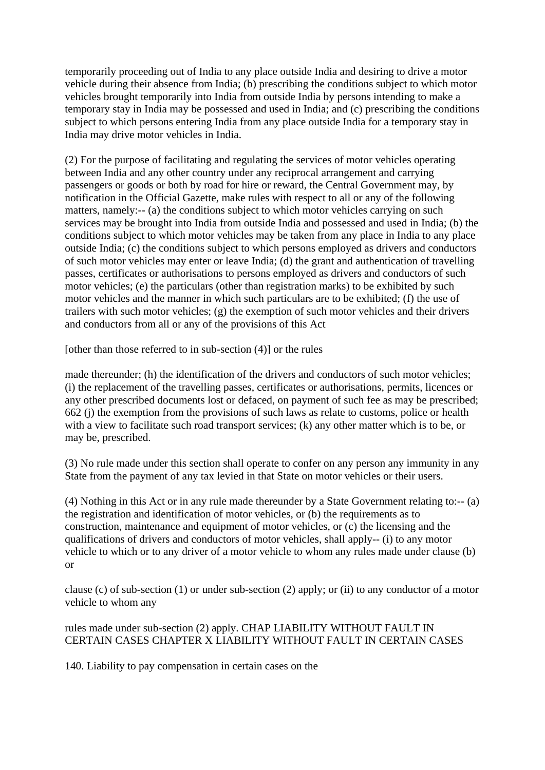temporarily proceeding out of India to any place outside India and desiring to drive a motor vehicle during their absence from India; (b) prescribing the conditions subject to which motor vehicles brought temporarily into India from outside India by persons intending to make a temporary stay in India may be possessed and used in India; and (c) prescribing the conditions subject to which persons entering India from any place outside India for a temporary stay in India may drive motor vehicles in India.

(2) For the purpose of facilitating and regulating the services of motor vehicles operating between India and any other country under any reciprocal arrangement and carrying passengers or goods or both by road for hire or reward, the Central Government may, by notification in the Official Gazette, make rules with respect to all or any of the following matters, namely:-- (a) the conditions subject to which motor vehicles carrying on such services may be brought into India from outside India and possessed and used in India; (b) the conditions subject to which motor vehicles may be taken from any place in India to any place outside India; (c) the conditions subject to which persons employed as drivers and conductors of such motor vehicles may enter or leave India; (d) the grant and authentication of travelling passes, certificates or authorisations to persons employed as drivers and conductors of such motor vehicles; (e) the particulars (other than registration marks) to be exhibited by such motor vehicles and the manner in which such particulars are to be exhibited; (f) the use of trailers with such motor vehicles; (g) the exemption of such motor vehicles and their drivers and conductors from all or any of the provisions of this Act

[other than those referred to in sub-section (4)] or the rules

made thereunder; (h) the identification of the drivers and conductors of such motor vehicles; (i) the replacement of the travelling passes, certificates or authorisations, permits, licences or any other prescribed documents lost or defaced, on payment of such fee as may be prescribed; 662 (j) the exemption from the provisions of such laws as relate to customs, police or health with a view to facilitate such road transport services; (k) any other matter which is to be, or may be, prescribed.

(3) No rule made under this section shall operate to confer on any person any immunity in any State from the payment of any tax levied in that State on motor vehicles or their users.

(4) Nothing in this Act or in any rule made thereunder by a State Government relating to:-- (a) the registration and identification of motor vehicles, or (b) the requirements as to construction, maintenance and equipment of motor vehicles, or (c) the licensing and the qualifications of drivers and conductors of motor vehicles, shall apply-- (i) to any motor vehicle to which or to any driver of a motor vehicle to whom any rules made under clause (b) or

clause (c) of sub-section (1) or under sub-section (2) apply; or (ii) to any conductor of a motor vehicle to whom any

rules made under sub-section (2) apply. CHAP LIABILITY WITHOUT FAULT IN CERTAIN CASES CHAPTER X LIABILITY WITHOUT FAULT IN CERTAIN CASES

140. Liability to pay compensation in certain cases on the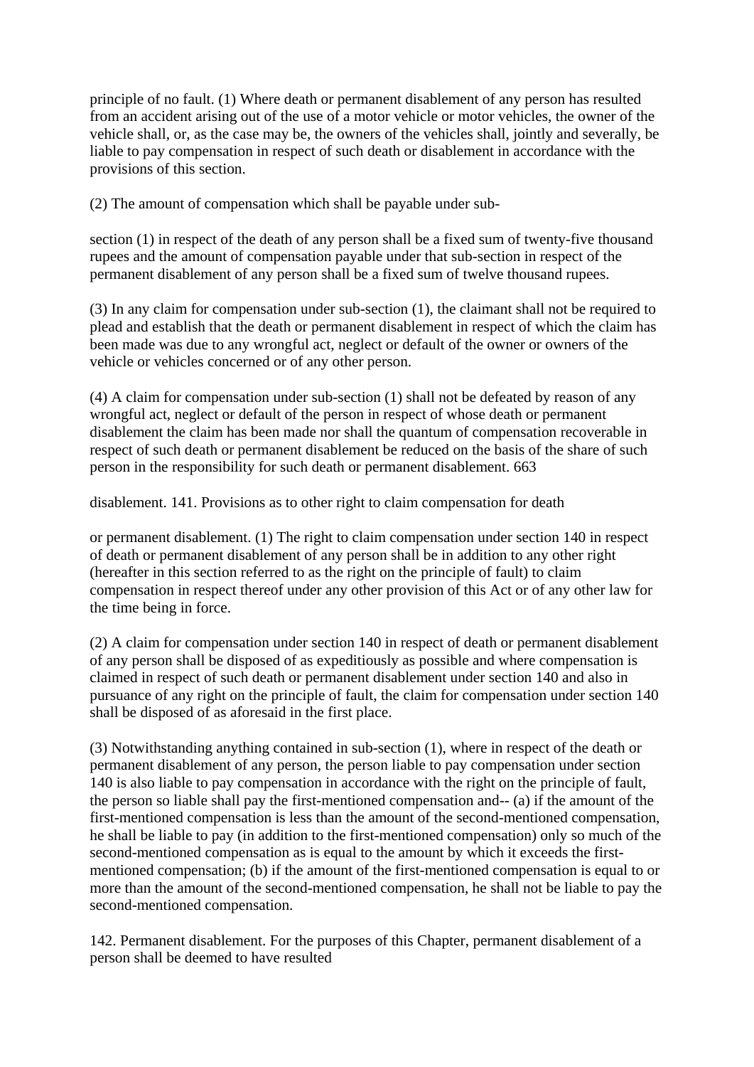principle of no fault. (1) Where death or permanent disablement of any person has resulted from an accident arising out of the use of a motor vehicle or motor vehicles, the owner of the vehicle shall, or, as the case may be, the owners of the vehicles shall, jointly and severally, be liable to pay compensation in respect of such death or disablement in accordance with the provisions of this section.

(2) The amount of compensation which shall be payable under sub-

section (1) in respect of the death of any person shall be a fixed sum of twenty-five thousand rupees and the amount of compensation payable under that sub-section in respect of the permanent disablement of any person shall be a fixed sum of twelve thousand rupees.

(3) In any claim for compensation under sub-section (1), the claimant shall not be required to plead and establish that the death or permanent disablement in respect of which the claim has been made was due to any wrongful act, neglect or default of the owner or owners of the vehicle or vehicles concerned or of any other person.

(4) A claim for compensation under sub-section (1) shall not be defeated by reason of any wrongful act, neglect or default of the person in respect of whose death or permanent disablement the claim has been made nor shall the quantum of compensation recoverable in respect of such death or permanent disablement be reduced on the basis of the share of such person in the responsibility for such death or permanent disablement. 663

disablement. 141. Provisions as to other right to claim compensation for death

or permanent disablement. (1) The right to claim compensation under section 140 in respect of death or permanent disablement of any person shall be in addition to any other right (hereafter in this section referred to as the right on the principle of fault) to claim compensation in respect thereof under any other provision of this Act or of any other law for the time being in force.

(2) A claim for compensation under section 140 in respect of death or permanent disablement of any person shall be disposed of as expeditiously as possible and where compensation is claimed in respect of such death or permanent disablement under section 140 and also in pursuance of any right on the principle of fault, the claim for compensation under section 140 shall be disposed of as aforesaid in the first place.

(3) Notwithstanding anything contained in sub-section (1), where in respect of the death or permanent disablement of any person, the person liable to pay compensation under section 140 is also liable to pay compensation in accordance with the right on the principle of fault, the person so liable shall pay the first-mentioned compensation and-- (a) if the amount of the first-mentioned compensation is less than the amount of the second-mentioned compensation, he shall be liable to pay (in addition to the first-mentioned compensation) only so much of the second-mentioned compensation as is equal to the amount by which it exceeds the first-mentioned compensation; (b) if the amount of the first-mentioned compensation is equal to or more than the amount of the second-mentioned compensation, he shall not be liable to pay the second-mentioned compensation.

142. Permanent disablement. For the purposes of this Chapter, permanent disablement of a person shall be deemed to have resulted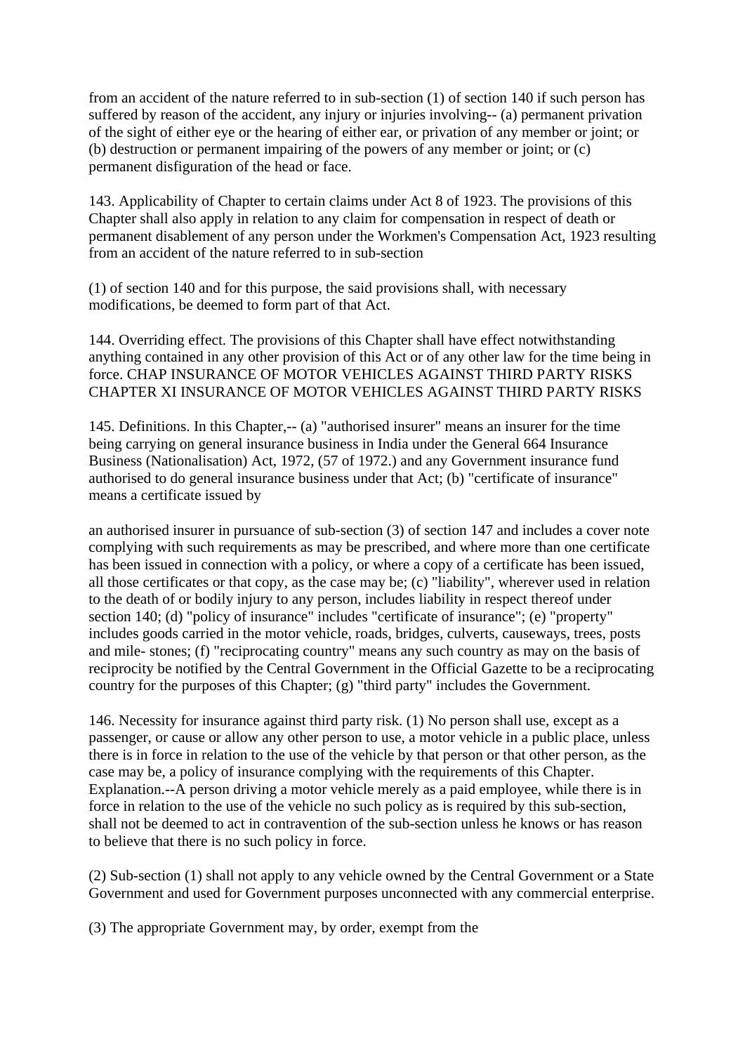from an accident of the nature referred to in sub-section (1) of section 140 if such person has suffered by reason of the accident, any injury or injuries involving-- (a) permanent privation of the sight of either eye or the hearing of either ear, or privation of any member or joint; or (b) destruction or permanent impairing of the powers of any member or joint; or (c) permanent disfiguration of the head or face.

143. Applicability of Chapter to certain claims under Act 8 of 1923. The provisions of this Chapter shall also apply in relation to any claim for compensation in respect of death or permanent disablement of any person under the Workmen's Compensation Act, 1923 resulting from an accident of the nature referred to in sub-section

(1) of section 140 and for this purpose, the said provisions shall, with necessary modifications, be deemed to form part of that Act.

144. Overriding effect. The provisions of this Chapter shall have effect notwithstanding anything contained in any other provision of this Act or of any other law for the time being in force. CHAP INSURANCE OF MOTOR VEHICLES AGAINST THIRD PARTY RISKS CHAPTER XI INSURANCE OF MOTOR VEHICLES AGAINST THIRD PARTY RISKS

145. Definitions. In this Chapter,-- (a) "authorised insurer" means an insurer for the time being carrying on general insurance business in India under the General 664 Insurance Business (Nationalisation) Act, 1972, (57 of 1972.) and any Government insurance fund authorised to do general insurance business under that Act; (b) "certificate of insurance" means a certificate issued by

an authorised insurer in pursuance of sub-section (3) of section 147 and includes a cover note complying with such requirements as may be prescribed, and where more than one certificate has been issued in connection with a policy, or where a copy of a certificate has been issued, all those certificates or that copy, as the case may be; (c) "liability", wherever used in relation to the death of or bodily injury to any person, includes liability in respect thereof under section 140; (d) "policy of insurance" includes "certificate of insurance"; (e) "property" includes goods carried in the motor vehicle, roads, bridges, culverts, causeways, trees, posts and mile- stones; (f) "reciprocating country" means any such country as may on the basis of reciprocity be notified by the Central Government in the Official Gazette to be a reciprocating country for the purposes of this Chapter; (g) "third party" includes the Government.

146. Necessity for insurance against third party risk. (1) No person shall use, except as a passenger, or cause or allow any other person to use, a motor vehicle in a public place, unless there is in force in relation to the use of the vehicle by that person or that other person, as the case may be, a policy of insurance complying with the requirements of this Chapter. Explanation.--A person driving a motor vehicle merely as a paid employee, while there is in force in relation to the use of the vehicle no such policy as is required by this sub-section, shall not be deemed to act in contravention of the sub-section unless he knows or has reason to believe that there is no such policy in force.

(2) Sub-section (1) shall not apply to any vehicle owned by the Central Government or a State Government and used for Government purposes unconnected with any commercial enterprise.

(3) The appropriate Government may, by order, exempt from the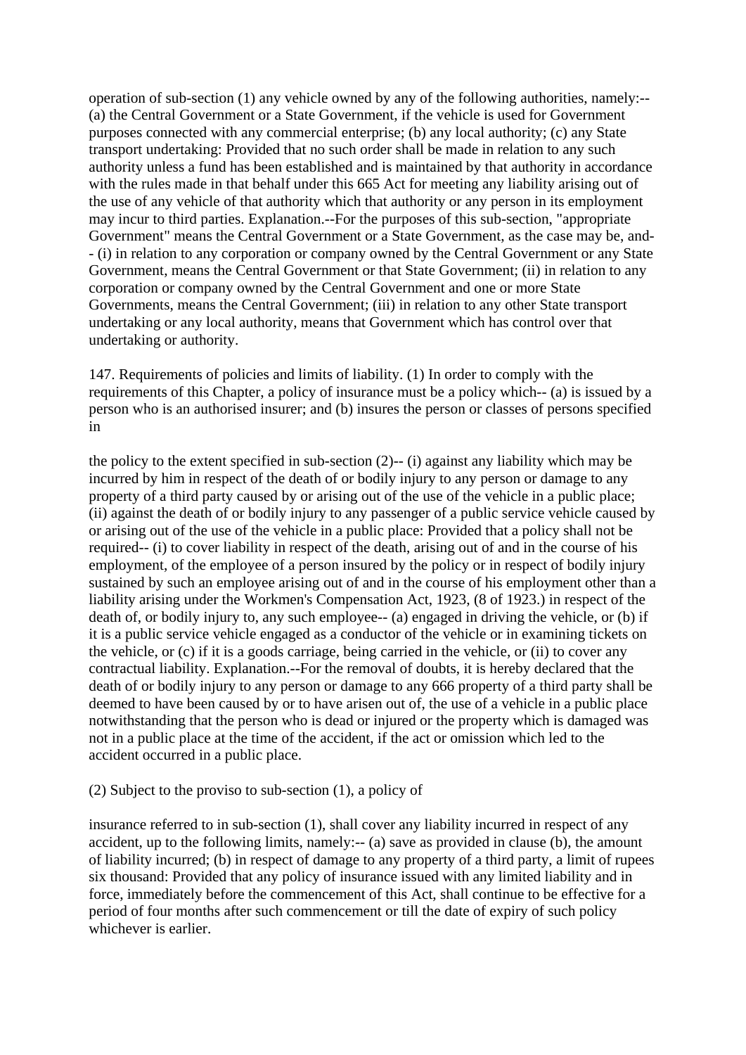operation of sub-section (1) any vehicle owned by any of the following authorities, namely:-- (a) the Central Government or a State Government, if the vehicle is used for Government purposes connected with any commercial enterprise; (b) any local authority; (c) any State transport undertaking: Provided that no such order shall be made in relation to any such authority unless a fund has been established and is maintained by that authority in accordance with the rules made in that behalf under this 665 Act for meeting any liability arising out of the use of any vehicle of that authority which that authority or any person in its employment may incur to third parties. Explanation.--For the purposes of this sub-section, "appropriate Government" means the Central Government or a State Government, as the case may be, and-- (i) in relation to any corporation or company owned by the Central Government or any State Government, means the Central Government or that State Government; (ii) in relation to any corporation or company owned by the Central Government and one or more State Governments, means the Central Government; (iii) in relation to any other State transport undertaking or any local authority, means that Government which has control over that undertaking or authority.

147. Requirements of policies and limits of liability. (1) In order to comply with the requirements of this Chapter, a policy of insurance must be a policy which-- (a) is issued by a person who is an authorised insurer; and (b) insures the person or classes of persons specified in

the policy to the extent specified in sub-section (2)-- (i) against any liability which may be incurred by him in respect of the death of or bodily injury to any person or damage to any property of a third party caused by or arising out of the use of the vehicle in a public place; (ii) against the death of or bodily injury to any passenger of a public service vehicle caused by or arising out of the use of the vehicle in a public place: Provided that a policy shall not be required-- (i) to cover liability in respect of the death, arising out of and in the course of his employment, of the employee of a person insured by the policy or in respect of bodily injury sustained by such an employee arising out of and in the course of his employment other than a liability arising under the Workmen's Compensation Act, 1923, (8 of 1923.) in respect of the death of, or bodily injury to, any such employee-- (a) engaged in driving the vehicle, or (b) if it is a public service vehicle engaged as a conductor of the vehicle or in examining tickets on the vehicle, or (c) if it is a goods carriage, being carried in the vehicle, or (ii) to cover any contractual liability. Explanation.--For the removal of doubts, it is hereby declared that the death of or bodily injury to any person or damage to any 666 property of a third party shall be deemed to have been caused by or to have arisen out of, the use of a vehicle in a public place notwithstanding that the person who is dead or injured or the property which is damaged was not in a public place at the time of the accident, if the act or omission which led to the accident occurred in a public place.

(2) Subject to the proviso to sub-section (1), a policy of

insurance referred to in sub-section (1), shall cover any liability incurred in respect of any accident, up to the following limits, namely:-- (a) save as provided in clause (b), the amount of liability incurred; (b) in respect of damage to any property of a third party, a limit of rupees six thousand: Provided that any policy of insurance issued with any limited liability and in force, immediately before the commencement of this Act, shall continue to be effective for a period of four months after such commencement or till the date of expiry of such policy whichever is earlier.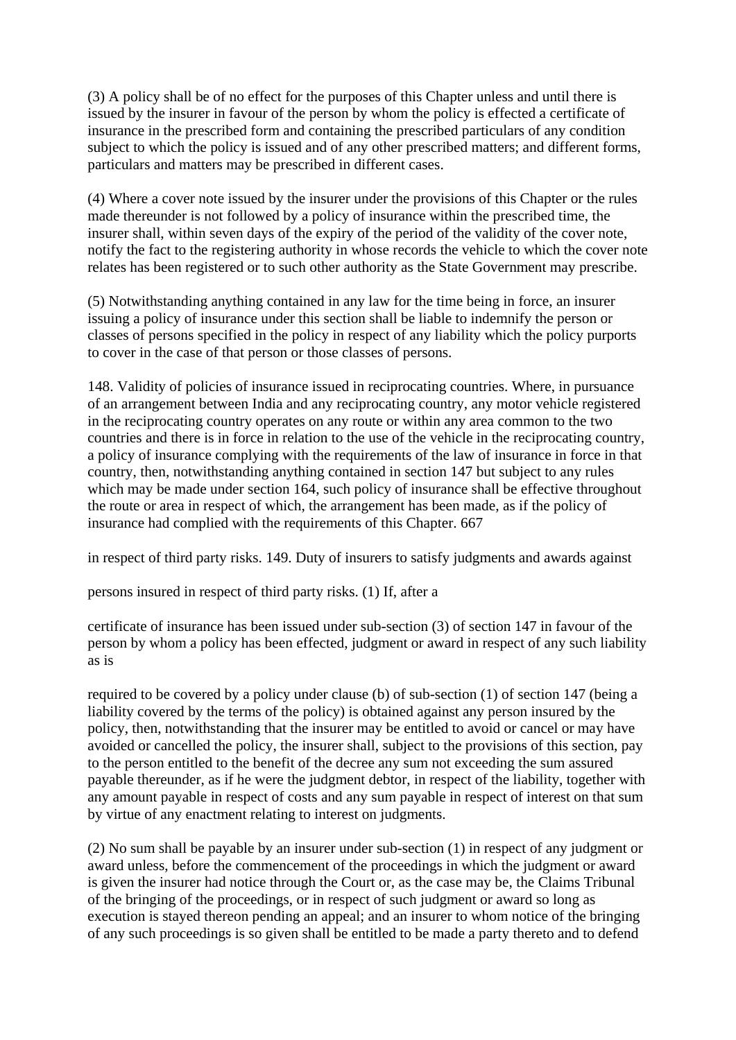(3) A policy shall be of no effect for the purposes of this Chapter unless and until there is issued by the insurer in favour of the person by whom the policy is effected a certificate of insurance in the prescribed form and containing the prescribed particulars of any condition subject to which the policy is issued and of any other prescribed matters; and different forms, particulars and matters may be prescribed in different cases.

(4) Where a cover note issued by the insurer under the provisions of this Chapter or the rules made thereunder is not followed by a policy of insurance within the prescribed time, the insurer shall, within seven days of the expiry of the period of the validity of the cover note, notify the fact to the registering authority in whose records the vehicle to which the cover note relates has been registered or to such other authority as the State Government may prescribe.

(5) Notwithstanding anything contained in any law for the time being in force, an insurer issuing a policy of insurance under this section shall be liable to indemnify the person or classes of persons specified in the policy in respect of any liability which the policy purports to cover in the case of that person or those classes of persons.

148. Validity of policies of insurance issued in reciprocating countries. Where, in pursuance of an arrangement between India and any reciprocating country, any motor vehicle registered in the reciprocating country operates on any route or within any area common to the two countries and there is in force in relation to the use of the vehicle in the reciprocating country, a policy of insurance complying with the requirements of the law of insurance in force in that country, then, notwithstanding anything contained in section 147 but subject to any rules which may be made under section 164, such policy of insurance shall be effective throughout the route or area in respect of which, the arrangement has been made, as if the policy of insurance had complied with the requirements of this Chapter. 667

in respect of third party risks. 149. Duty of insurers to satisfy judgments and awards against

persons insured in respect of third party risks. (1) If, after a

certificate of insurance has been issued under sub-section (3) of section 147 in favour of the person by whom a policy has been effected, judgment or award in respect of any such liability as is

required to be covered by a policy under clause (b) of sub-section (1) of section 147 (being a liability covered by the terms of the policy) is obtained against any person insured by the policy, then, notwithstanding that the insurer may be entitled to avoid or cancel or may have avoided or cancelled the policy, the insurer shall, subject to the provisions of this section, pay to the person entitled to the benefit of the decree any sum not exceeding the sum assured payable thereunder, as if he were the judgment debtor, in respect of the liability, together with any amount payable in respect of costs and any sum payable in respect of interest on that sum by virtue of any enactment relating to interest on judgments.

(2) No sum shall be payable by an insurer under sub-section (1) in respect of any judgment or award unless, before the commencement of the proceedings in which the judgment or award is given the insurer had notice through the Court or, as the case may be, the Claims Tribunal of the bringing of the proceedings, or in respect of such judgment or award so long as execution is stayed thereon pending an appeal; and an insurer to whom notice of the bringing of any such proceedings is so given shall be entitled to be made a party thereto and to defend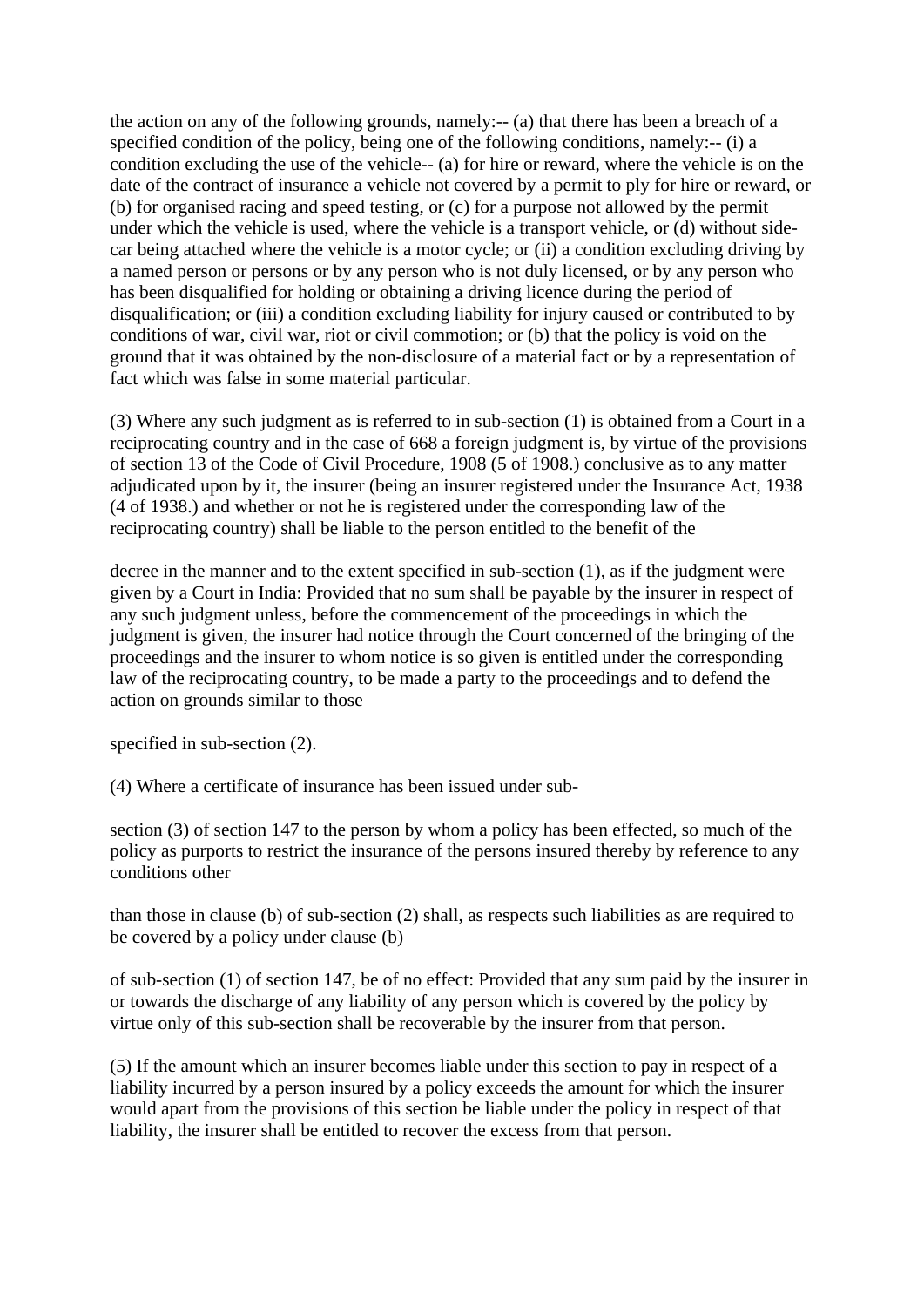the action on any of the following grounds, namely:-- (a) that there has been a breach of a specified condition of the policy, being one of the following conditions, namely:-- (i) a condition excluding the use of the vehicle-- (a) for hire or reward, where the vehicle is on the date of the contract of insurance a vehicle not covered by a permit to ply for hire or reward, or (b) for organised racing and speed testing, or (c) for a purpose not allowed by the permit under which the vehicle is used, where the vehicle is a transport vehicle, or (d) without side-car being attached where the vehicle is a motor cycle; or (ii) a condition excluding driving by a named person or persons or by any person who is not duly licensed, or by any person who has been disqualified for holding or obtaining a driving licence during the period of disqualification; or (iii) a condition excluding liability for injury caused or contributed to by conditions of war, civil war, riot or civil commotion; or (b) that the policy is void on the ground that it was obtained by the non-disclosure of a material fact or by a representation of fact which was false in some material particular.

(3) Where any such judgment as is referred to in sub-section (1) is obtained from a Court in a reciprocating country and in the case of 668 a foreign judgment is, by virtue of the provisions of section 13 of the Code of Civil Procedure, 1908 (5 of 1908.) conclusive as to any matter adjudicated upon by it, the insurer (being an insurer registered under the Insurance Act, 1938 (4 of 1938.) and whether or not he is registered under the corresponding law of the reciprocating country) shall be liable to the person entitled to the benefit of the

decree in the manner and to the extent specified in sub-section (1), as if the judgment were given by a Court in India: Provided that no sum shall be payable by the insurer in respect of any such judgment unless, before the commencement of the proceedings in which the judgment is given, the insurer had notice through the Court concerned of the bringing of the proceedings and the insurer to whom notice is so given is entitled under the corresponding law of the reciprocating country, to be made a party to the proceedings and to defend the action on grounds similar to those

specified in sub-section (2).

(4) Where a certificate of insurance has been issued under sub-

section (3) of section 147 to the person by whom a policy has been effected, so much of the policy as purports to restrict the insurance of the persons insured thereby by reference to any conditions other

than those in clause (b) of sub-section (2) shall, as respects such liabilities as are required to be covered by a policy under clause (b)

of sub-section (1) of section 147, be of no effect: Provided that any sum paid by the insurer in or towards the discharge of any liability of any person which is covered by the policy by virtue only of this sub-section shall be recoverable by the insurer from that person.

(5) If the amount which an insurer becomes liable under this section to pay in respect of a liability incurred by a person insured by a policy exceeds the amount for which the insurer would apart from the provisions of this section be liable under the policy in respect of that liability, the insurer shall be entitled to recover the excess from that person.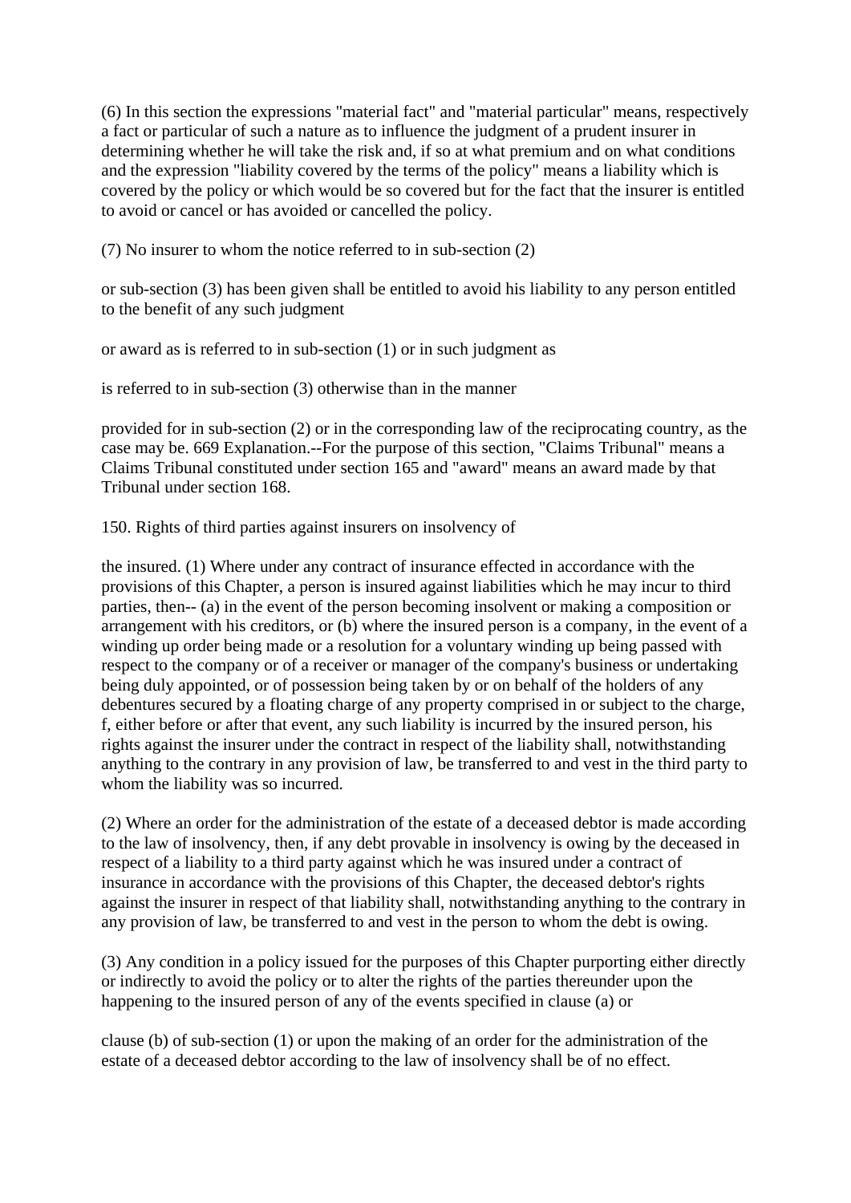(6) In this section the expressions "material fact" and "material particular" means, respectively a fact or particular of such a nature as to influence the judgment of a prudent insurer in determining whether he will take the risk and, if so at what premium and on what conditions and the expression "liability covered by the terms of the policy" means a liability which is covered by the policy or which would be so covered but for the fact that the insurer is entitled to avoid or cancel or has avoided or cancelled the policy.

(7) No insurer to whom the notice referred to in sub-section (2)

or sub-section (3) has been given shall be entitled to avoid his liability to any person entitled to the benefit of any such judgment

or award as is referred to in sub-section (1) or in such judgment as

is referred to in sub-section (3) otherwise than in the manner

provided for in sub-section (2) or in the corresponding law of the reciprocating country, as the case may be. 669 Explanation.--For the purpose of this section, "Claims Tribunal" means a Claims Tribunal constituted under section 165 and "award" means an award made by that Tribunal under section 168.

150. Rights of third parties against insurers on insolvency of

the insured. (1) Where under any contract of insurance effected in accordance with the provisions of this Chapter, a person is insured against liabilities which he may incur to third parties, then-- (a) in the event of the person becoming insolvent or making a composition or arrangement with his creditors, or (b) where the insured person is a company, in the event of a winding up order being made or a resolution for a voluntary winding up being passed with respect to the company or of a receiver or manager of the company's business or undertaking being duly appointed, or of possession being taken by or on behalf of the holders of any debentures secured by a floating charge of any property comprised in or subject to the charge, f, either before or after that event, any such liability is incurred by the insured person, his rights against the insurer under the contract in respect of the liability shall, notwithstanding anything to the contrary in any provision of law, be transferred to and vest in the third party to whom the liability was so incurred.

(2) Where an order for the administration of the estate of a deceased debtor is made according to the law of insolvency, then, if any debt provable in insolvency is owing by the deceased in respect of a liability to a third party against which he was insured under a contract of insurance in accordance with the provisions of this Chapter, the deceased debtor's rights against the insurer in respect of that liability shall, notwithstanding anything to the contrary in any provision of law, be transferred to and vest in the person to whom the debt is owing.

(3) Any condition in a policy issued for the purposes of this Chapter purporting either directly or indirectly to avoid the policy or to alter the rights of the parties thereunder upon the happening to the insured person of any of the events specified in clause (a) or

clause (b) of sub-section (1) or upon the making of an order for the administration of the estate of a deceased debtor according to the law of insolvency shall be of no effect.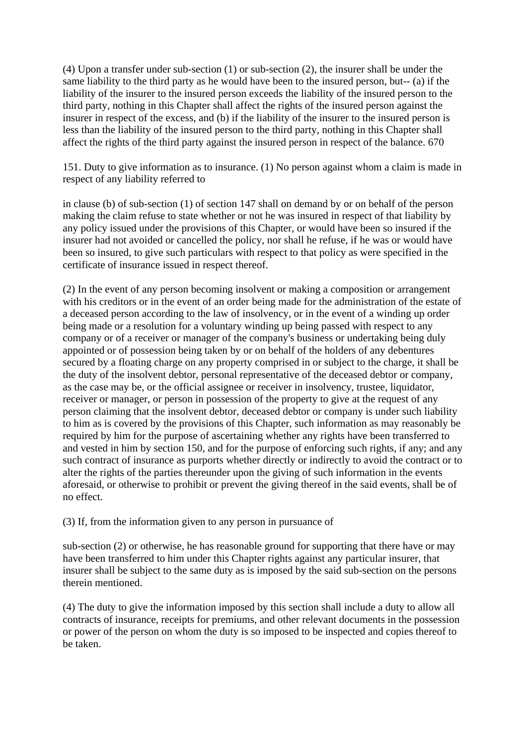(4) Upon a transfer under sub-section (1) or sub-section (2), the insurer shall be under the same liability to the third party as he would have been to the insured person, but-- (a) if the liability of the insurer to the insured person exceeds the liability of the insured person to the third party, nothing in this Chapter shall affect the rights of the insured person against the insurer in respect of the excess, and (b) if the liability of the insurer to the insured person is less than the liability of the insured person to the third party, nothing in this Chapter shall affect the rights of the third party against the insured person in respect of the balance. 670

151. Duty to give information as to insurance. (1) No person against whom a claim is made in respect of any liability referred to

in clause (b) of sub-section (1) of section 147 shall on demand by or on behalf of the person making the claim refuse to state whether or not he was insured in respect of that liability by any policy issued under the provisions of this Chapter, or would have been so insured if the insurer had not avoided or cancelled the policy, nor shall he refuse, if he was or would have been so insured, to give such particulars with respect to that policy as were specified in the certificate of insurance issued in respect thereof.

(2) In the event of any person becoming insolvent or making a composition or arrangement with his creditors or in the event of an order being made for the administration of the estate of a deceased person according to the law of insolvency, or in the event of a winding up order being made or a resolution for a voluntary winding up being passed with respect to any company or of a receiver or manager of the company's business or undertaking being duly appointed or of possession being taken by or on behalf of the holders of any debentures secured by a floating charge on any property comprised in or subject to the charge, it shall be the duty of the insolvent debtor, personal representative of the deceased debtor or company, as the case may be, or the official assignee or receiver in insolvency, trustee, liquidator, receiver or manager, or person in possession of the property to give at the request of any person claiming that the insolvent debtor, deceased debtor or company is under such liability to him as is covered by the provisions of this Chapter, such information as may reasonably be required by him for the purpose of ascertaining whether any rights have been transferred to and vested in him by section 150, and for the purpose of enforcing such rights, if any; and any such contract of insurance as purports whether directly or indirectly to avoid the contract or to alter the rights of the parties thereunder upon the giving of such information in the events aforesaid, or otherwise to prohibit or prevent the giving thereof in the said events, shall be of no effect.

(3) If, from the information given to any person in pursuance of

sub-section (2) or otherwise, he has reasonable ground for supporting that there have or may have been transferred to him under this Chapter rights against any particular insurer, that insurer shall be subject to the same duty as is imposed by the said sub-section on the persons therein mentioned.

(4) The duty to give the information imposed by this section shall include a duty to allow all contracts of insurance, receipts for premiums, and other relevant documents in the possession or power of the person on whom the duty is so imposed to be inspected and copies thereof to be taken.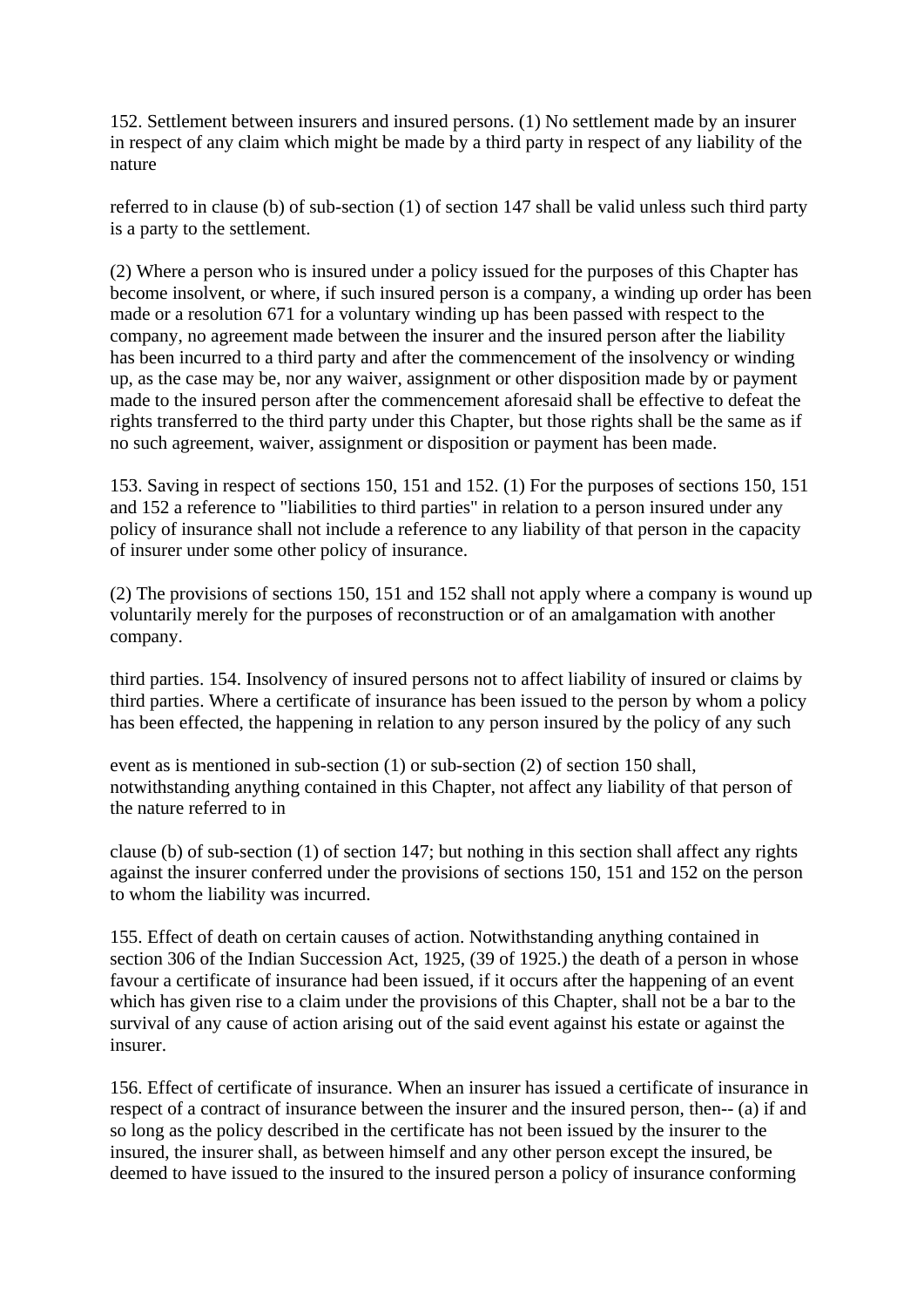152. Settlement between insurers and insured persons. (1) No settlement made by an insurer in respect of any claim which might be made by a third party in respect of any liability of the nature

referred to in clause (b) of sub-section (1) of section 147 shall be valid unless such third party is a party to the settlement.

(2) Where a person who is insured under a policy issued for the purposes of this Chapter has become insolvent, or where, if such insured person is a company, a winding up order has been made or a resolution 671 for a voluntary winding up has been passed with respect to the company, no agreement made between the insurer and the insured person after the liability has been incurred to a third party and after the commencement of the insolvency or winding up, as the case may be, nor any waiver, assignment or other disposition made by or payment made to the insured person after the commencement aforesaid shall be effective to defeat the rights transferred to the third party under this Chapter, but those rights shall be the same as if no such agreement, waiver, assignment or disposition or payment has been made.

153. Saving in respect of sections 150, 151 and 152. (1) For the purposes of sections 150, 151 and 152 a reference to "liabilities to third parties" in relation to a person insured under any policy of insurance shall not include a reference to any liability of that person in the capacity of insurer under some other policy of insurance.

(2) The provisions of sections 150, 151 and 152 shall not apply where a company is wound up voluntarily merely for the purposes of reconstruction or of an amalgamation with another company.

third parties. 154. Insolvency of insured persons not to affect liability of insured or claims by third parties. Where a certificate of insurance has been issued to the person by whom a policy has been effected, the happening in relation to any person insured by the policy of any such

event as is mentioned in sub-section (1) or sub-section (2) of section 150 shall, notwithstanding anything contained in this Chapter, not affect any liability of that person of the nature referred to in

clause (b) of sub-section (1) of section 147; but nothing in this section shall affect any rights against the insurer conferred under the provisions of sections 150, 151 and 152 on the person to whom the liability was incurred.

155. Effect of death on certain causes of action. Notwithstanding anything contained in section 306 of the Indian Succession Act, 1925, (39 of 1925.) the death of a person in whose favour a certificate of insurance had been issued, if it occurs after the happening of an event which has given rise to a claim under the provisions of this Chapter, shall not be a bar to the survival of any cause of action arising out of the said event against his estate or against the insurer.

156. Effect of certificate of insurance. When an insurer has issued a certificate of insurance in respect of a contract of insurance between the insurer and the insured person, then-- (a) if and so long as the policy described in the certificate has not been issued by the insurer to the insured, the insurer shall, as between himself and any other person except the insured, be deemed to have issued to the insured to the insured person a policy of insurance conforming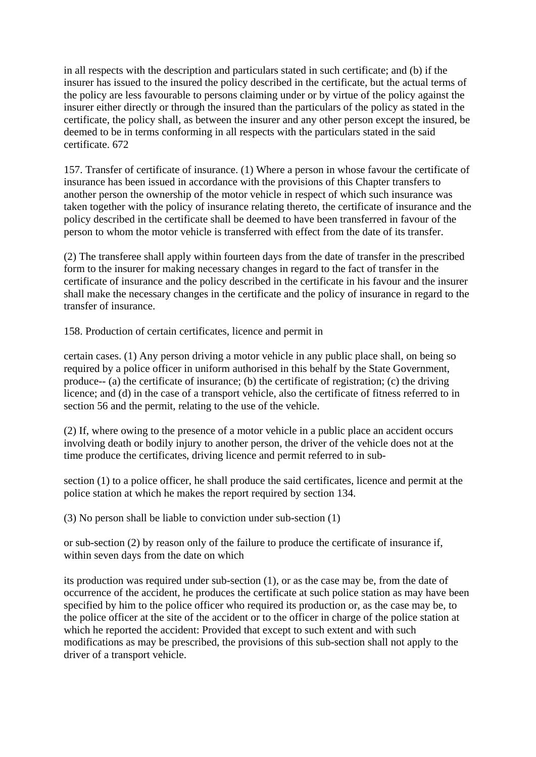in all respects with the description and particulars stated in such certificate; and (b) if the insurer has issued to the insured the policy described in the certificate, but the actual terms of the policy are less favourable to persons claiming under or by virtue of the policy against the insurer either directly or through the insured than the particulars of the policy as stated in the certificate, the policy shall, as between the insurer and any other person except the insured, be deemed to be in terms conforming in all respects with the particulars stated in the said certificate. 672

157. Transfer of certificate of insurance. (1) Where a person in whose favour the certificate of insurance has been issued in accordance with the provisions of this Chapter transfers to another person the ownership of the motor vehicle in respect of which such insurance was taken together with the policy of insurance relating thereto, the certificate of insurance and the policy described in the certificate shall be deemed to have been transferred in favour of the person to whom the motor vehicle is transferred with effect from the date of its transfer.

(2) The transferee shall apply within fourteen days from the date of transfer in the prescribed form to the insurer for making necessary changes in regard to the fact of transfer in the certificate of insurance and the policy described in the certificate in his favour and the insurer shall make the necessary changes in the certificate and the policy of insurance in regard to the transfer of insurance.

158. Production of certain certificates, licence and permit in

certain cases. (1) Any person driving a motor vehicle in any public place shall, on being so required by a police officer in uniform authorised in this behalf by the State Government, produce-- (a) the certificate of insurance; (b) the certificate of registration; (c) the driving licence; and (d) in the case of a transport vehicle, also the certificate of fitness referred to in section 56 and the permit, relating to the use of the vehicle.

(2) If, where owing to the presence of a motor vehicle in a public place an accident occurs involving death or bodily injury to another person, the driver of the vehicle does not at the time produce the certificates, driving licence and permit referred to in sub-

section (1) to a police officer, he shall produce the said certificates, licence and permit at the police station at which he makes the report required by section 134.

(3) No person shall be liable to conviction under sub-section (1)

or sub-section (2) by reason only of the failure to produce the certificate of insurance if, within seven days from the date on which

its production was required under sub-section (1), or as the case may be, from the date of occurrence of the accident, he produces the certificate at such police station as may have been specified by him to the police officer who required its production or, as the case may be, to the police officer at the site of the accident or to the officer in charge of the police station at which he reported the accident: Provided that except to such extent and with such modifications as may be prescribed, the provisions of this sub-section shall not apply to the driver of a transport vehicle.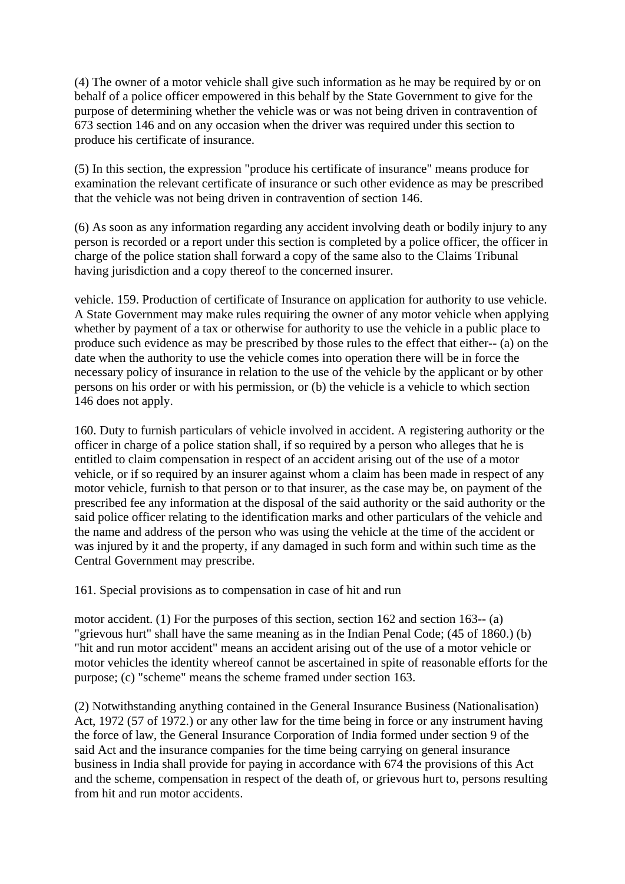(4) The owner of a motor vehicle shall give such information as he may be required by or on behalf of a police officer empowered in this behalf by the State Government to give for the purpose of determining whether the vehicle was or was not being driven in contravention of 673 section 146 and on any occasion when the driver was required under this section to produce his certificate of insurance.

(5) In this section, the expression "produce his certificate of insurance" means produce for examination the relevant certificate of insurance or such other evidence as may be prescribed that the vehicle was not being driven in contravention of section 146.

(6) As soon as any information regarding any accident involving death or bodily injury to any person is recorded or a report under this section is completed by a police officer, the officer in charge of the police station shall forward a copy of the same also to the Claims Tribunal having jurisdiction and a copy thereof to the concerned insurer.

vehicle. 159. Production of certificate of Insurance on application for authority to use vehicle. A State Government may make rules requiring the owner of any motor vehicle when applying whether by payment of a tax or otherwise for authority to use the vehicle in a public place to produce such evidence as may be prescribed by those rules to the effect that either-- (a) on the date when the authority to use the vehicle comes into operation there will be in force the necessary policy of insurance in relation to the use of the vehicle by the applicant or by other persons on his order or with his permission, or (b) the vehicle is a vehicle to which section 146 does not apply.

160. Duty to furnish particulars of vehicle involved in accident. A registering authority or the officer in charge of a police station shall, if so required by a person who alleges that he is entitled to claim compensation in respect of an accident arising out of the use of a motor vehicle, or if so required by an insurer against whom a claim has been made in respect of any motor vehicle, furnish to that person or to that insurer, as the case may be, on payment of the prescribed fee any information at the disposal of the said authority or the said authority or the said police officer relating to the identification marks and other particulars of the vehicle and the name and address of the person who was using the vehicle at the time of the accident or was injured by it and the property, if any damaged in such form and within such time as the Central Government may prescribe.

161. Special provisions as to compensation in case of hit and run

motor accident. (1) For the purposes of this section, section 162 and section 163-- (a) "grievous hurt" shall have the same meaning as in the Indian Penal Code; (45 of 1860.) (b) "hit and run motor accident" means an accident arising out of the use of a motor vehicle or motor vehicles the identity whereof cannot be ascertained in spite of reasonable efforts for the purpose; (c) "scheme" means the scheme framed under section 163.

(2) Notwithstanding anything contained in the General Insurance Business (Nationalisation) Act, 1972 (57 of 1972.) or any other law for the time being in force or any instrument having the force of law, the General Insurance Corporation of India formed under section 9 of the said Act and the insurance companies for the time being carrying on general insurance business in India shall provide for paying in accordance with 674 the provisions of this Act and the scheme, compensation in respect of the death of, or grievous hurt to, persons resulting from hit and run motor accidents.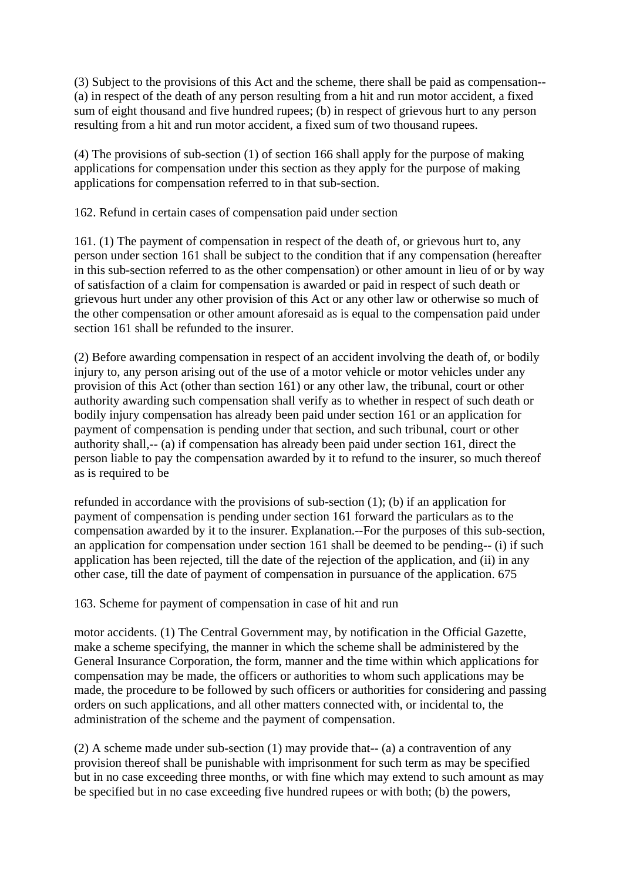(3) Subject to the provisions of this Act and the scheme, there shall be paid as compensation-- (a) in respect of the death of any person resulting from a hit and run motor accident, a fixed sum of eight thousand and five hundred rupees; (b) in respect of grievous hurt to any person resulting from a hit and run motor accident, a fixed sum of two thousand rupees.

(4) The provisions of sub-section (1) of section 166 shall apply for the purpose of making applications for compensation under this section as they apply for the purpose of making applications for compensation referred to in that sub-section.

162. Refund in certain cases of compensation paid under section

161. (1) The payment of compensation in respect of the death of, or grievous hurt to, any person under section 161 shall be subject to the condition that if any compensation (hereafter in this sub-section referred to as the other compensation) or other amount in lieu of or by way of satisfaction of a claim for compensation is awarded or paid in respect of such death or grievous hurt under any other provision of this Act or any other law or otherwise so much of the other compensation or other amount aforesaid as is equal to the compensation paid under section 161 shall be refunded to the insurer.

(2) Before awarding compensation in respect of an accident involving the death of, or bodily injury to, any person arising out of the use of a motor vehicle or motor vehicles under any provision of this Act (other than section 161) or any other law, the tribunal, court or other authority awarding such compensation shall verify as to whether in respect of such death or bodily injury compensation has already been paid under section 161 or an application for payment of compensation is pending under that section, and such tribunal, court or other authority shall,-- (a) if compensation has already been paid under section 161, direct the person liable to pay the compensation awarded by it to refund to the insurer, so much thereof as is required to be

refunded in accordance with the provisions of sub-section (1); (b) if an application for payment of compensation is pending under section 161 forward the particulars as to the compensation awarded by it to the insurer. Explanation.--For the purposes of this sub-section, an application for compensation under section 161 shall be deemed to be pending-- (i) if such application has been rejected, till the date of the rejection of the application, and (ii) in any other case, till the date of payment of compensation in pursuance of the application. 675

163. Scheme for payment of compensation in case of hit and run

motor accidents. (1) The Central Government may, by notification in the Official Gazette, make a scheme specifying, the manner in which the scheme shall be administered by the General Insurance Corporation, the form, manner and the time within which applications for compensation may be made, the officers or authorities to whom such applications may be made, the procedure to be followed by such officers or authorities for considering and passing orders on such applications, and all other matters connected with, or incidental to, the administration of the scheme and the payment of compensation.

(2) A scheme made under sub-section (1) may provide that-- (a) a contravention of any provision thereof shall be punishable with imprisonment for such term as may be specified but in no case exceeding three months, or with fine which may extend to such amount as may be specified but in no case exceeding five hundred rupees or with both; (b) the powers,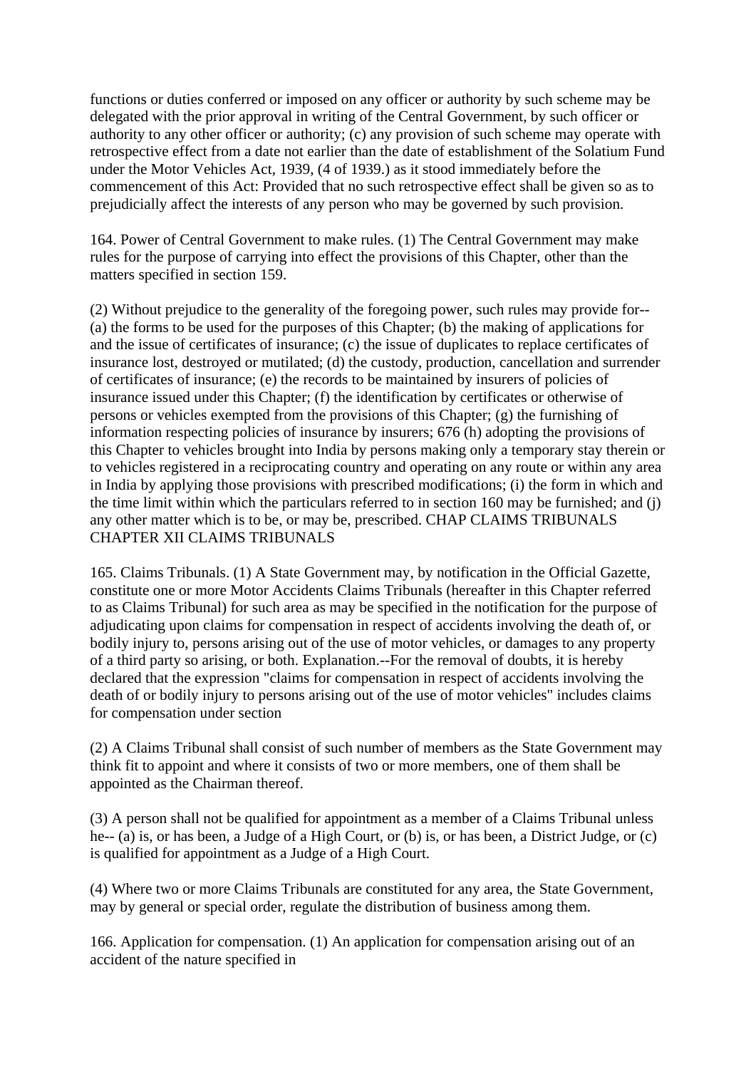functions or duties conferred or imposed on any officer or authority by such scheme may be delegated with the prior approval in writing of the Central Government, by such officer or authority to any other officer or authority; (c) any provision of such scheme may operate with retrospective effect from a date not earlier than the date of establishment of the Solatium Fund under the Motor Vehicles Act, 1939, (4 of 1939.) as it stood immediately before the commencement of this Act: Provided that no such retrospective effect shall be given so as to prejudicially affect the interests of any person who may be governed by such provision.

164. Power of Central Government to make rules. (1) The Central Government may make rules for the purpose of carrying into effect the provisions of this Chapter, other than the matters specified in section 159.

(2) Without prejudice to the generality of the foregoing power, such rules may provide for-- (a) the forms to be used for the purposes of this Chapter; (b) the making of applications for and the issue of certificates of insurance; (c) the issue of duplicates to replace certificates of insurance lost, destroyed or mutilated; (d) the custody, production, cancellation and surrender of certificates of insurance; (e) the records to be maintained by insurers of policies of insurance issued under this Chapter; (f) the identification by certificates or otherwise of persons or vehicles exempted from the provisions of this Chapter; (g) the furnishing of information respecting policies of insurance by insurers; 676 (h) adopting the provisions of this Chapter to vehicles brought into India by persons making only a temporary stay therein or to vehicles registered in a reciprocating country and operating on any route or within any area in India by applying those provisions with prescribed modifications; (i) the form in which and the time limit within which the particulars referred to in section 160 may be furnished; and (j) any other matter which is to be, or may be, prescribed. CHAP CLAIMS TRIBUNALS CHAPTER XII CLAIMS TRIBUNALS

165. Claims Tribunals. (1) A State Government may, by notification in the Official Gazette, constitute one or more Motor Accidents Claims Tribunals (hereafter in this Chapter referred to as Claims Tribunal) for such area as may be specified in the notification for the purpose of adjudicating upon claims for compensation in respect of accidents involving the death of, or bodily injury to, persons arising out of the use of motor vehicles, or damages to any property of a third party so arising, or both. Explanation.--For the removal of doubts, it is hereby declared that the expression "claims for compensation in respect of accidents involving the death of or bodily injury to persons arising out of the use of motor vehicles" includes claims for compensation under section

(2) A Claims Tribunal shall consist of such number of members as the State Government may think fit to appoint and where it consists of two or more members, one of them shall be appointed as the Chairman thereof.

(3) A person shall not be qualified for appointment as a member of a Claims Tribunal unless he-- (a) is, or has been, a Judge of a High Court, or (b) is, or has been, a District Judge, or (c) is qualified for appointment as a Judge of a High Court.

(4) Where two or more Claims Tribunals are constituted for any area, the State Government, may by general or special order, regulate the distribution of business among them.

166. Application for compensation. (1) An application for compensation arising out of an accident of the nature specified in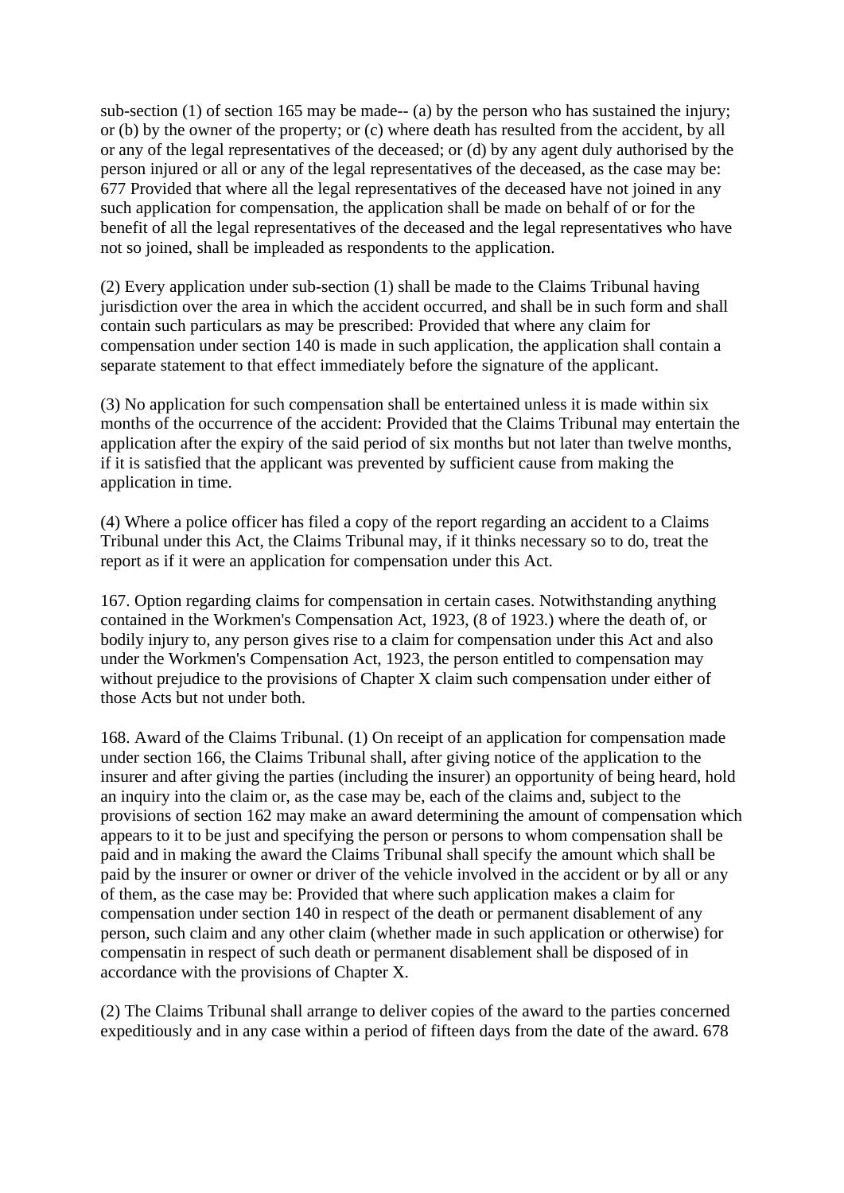sub-section (1) of section 165 may be made-- (a) by the person who has sustained the injury; or (b) by the owner of the property; or (c) where death has resulted from the accident, by all or any of the legal representatives of the deceased; or (d) by any agent duly authorised by the person injured or all or any of the legal representatives of the deceased, as the case may be: 677 Provided that where all the legal representatives of the deceased have not joined in any such application for compensation, the application shall be made on behalf of or for the benefit of all the legal representatives of the deceased and the legal representatives who have not so joined, shall be impleaded as respondents to the application.

(2) Every application under sub-section (1) shall be made to the Claims Tribunal having jurisdiction over the area in which the accident occurred, and shall be in such form and shall contain such particulars as may be prescribed: Provided that where any claim for compensation under section 140 is made in such application, the application shall contain a separate statement to that effect immediately before the signature of the applicant.

(3) No application for such compensation shall be entertained unless it is made within six months of the occurrence of the accident: Provided that the Claims Tribunal may entertain the application after the expiry of the said period of six months but not later than twelve months, if it is satisfied that the applicant was prevented by sufficient cause from making the application in time.

(4) Where a police officer has filed a copy of the report regarding an accident to a Claims Tribunal under this Act, the Claims Tribunal may, if it thinks necessary so to do, treat the report as if it were an application for compensation under this Act.

167. Option regarding claims for compensation in certain cases. Notwithstanding anything contained in the Workmen's Compensation Act, 1923, (8 of 1923.) where the death of, or bodily injury to, any person gives rise to a claim for compensation under this Act and also under the Workmen's Compensation Act, 1923, the person entitled to compensation may without prejudice to the provisions of Chapter X claim such compensation under either of those Acts but not under both.

168. Award of the Claims Tribunal. (1) On receipt of an application for compensation made under section 166, the Claims Tribunal shall, after giving notice of the application to the insurer and after giving the parties (including the insurer) an opportunity of being heard, hold an inquiry into the claim or, as the case may be, each of the claims and, subject to the provisions of section 162 may make an award determining the amount of compensation which appears to it to be just and specifying the person or persons to whom compensation shall be paid and in making the award the Claims Tribunal shall specify the amount which shall be paid by the insurer or owner or driver of the vehicle involved in the accident or by all or any of them, as the case may be: Provided that where such application makes a claim for compensation under section 140 in respect of the death or permanent disablement of any person, such claim and any other claim (whether made in such application or otherwise) for compensatin in respect of such death or permanent disablement shall be disposed of in accordance with the provisions of Chapter X.

(2) The Claims Tribunal shall arrange to deliver copies of the award to the parties concerned expeditiously and in any case within a period of fifteen days from the date of the award. 678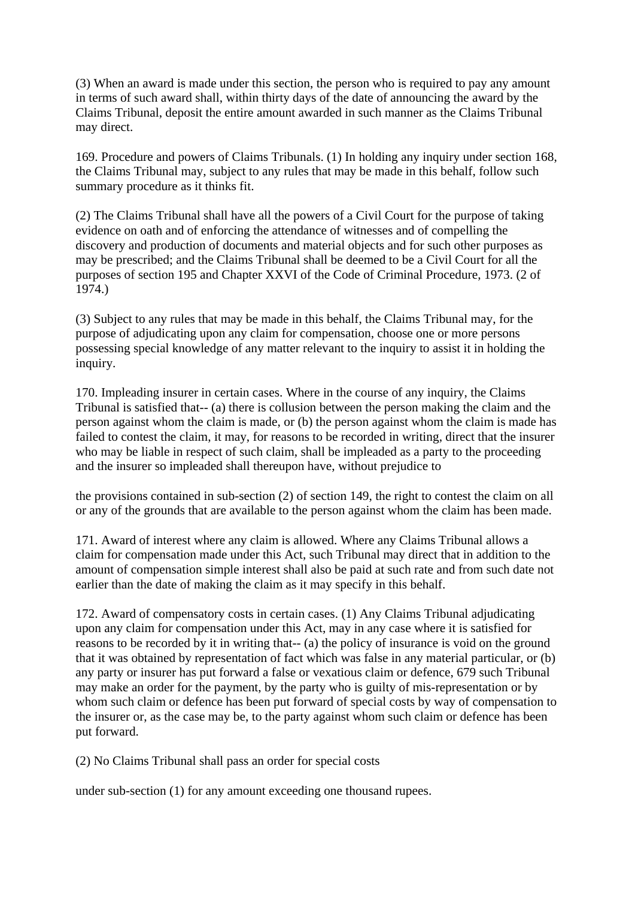(3) When an award is made under this section, the person who is required to pay any amount in terms of such award shall, within thirty days of the date of announcing the award by the Claims Tribunal, deposit the entire amount awarded in such manner as the Claims Tribunal may direct.

169. Procedure and powers of Claims Tribunals. (1) In holding any inquiry under section 168, the Claims Tribunal may, subject to any rules that may be made in this behalf, follow such summary procedure as it thinks fit.

(2) The Claims Tribunal shall have all the powers of a Civil Court for the purpose of taking evidence on oath and of enforcing the attendance of witnesses and of compelling the discovery and production of documents and material objects and for such other purposes as may be prescribed; and the Claims Tribunal shall be deemed to be a Civil Court for all the purposes of section 195 and Chapter XXVI of the Code of Criminal Procedure, 1973. (2 of 1974.)

(3) Subject to any rules that may be made in this behalf, the Claims Tribunal may, for the purpose of adjudicating upon any claim for compensation, choose one or more persons possessing special knowledge of any matter relevant to the inquiry to assist it in holding the inquiry.

170. Impleading insurer in certain cases. Where in the course of any inquiry, the Claims Tribunal is satisfied that-- (a) there is collusion between the person making the claim and the person against whom the claim is made, or (b) the person against whom the claim is made has failed to contest the claim, it may, for reasons to be recorded in writing, direct that the insurer who may be liable in respect of such claim, shall be impleaded as a party to the proceeding and the insurer so impleaded shall thereupon have, without prejudice to

the provisions contained in sub-section (2) of section 149, the right to contest the claim on all or any of the grounds that are available to the person against whom the claim has been made.

171. Award of interest where any claim is allowed. Where any Claims Tribunal allows a claim for compensation made under this Act, such Tribunal may direct that in addition to the amount of compensation simple interest shall also be paid at such rate and from such date not earlier than the date of making the claim as it may specify in this behalf.

172. Award of compensatory costs in certain cases. (1) Any Claims Tribunal adjudicating upon any claim for compensation under this Act, may in any case where it is satisfied for reasons to be recorded by it in writing that-- (a) the policy of insurance is void on the ground that it was obtained by representation of fact which was false in any material particular, or (b) any party or insurer has put forward a false or vexatious claim or defence, 679 such Tribunal may make an order for the payment, by the party who is guilty of mis-representation or by whom such claim or defence has been put forward of special costs by way of compensation to the insurer or, as the case may be, to the party against whom such claim or defence has been put forward.

(2) No Claims Tribunal shall pass an order for special costs

under sub-section (1) for any amount exceeding one thousand rupees.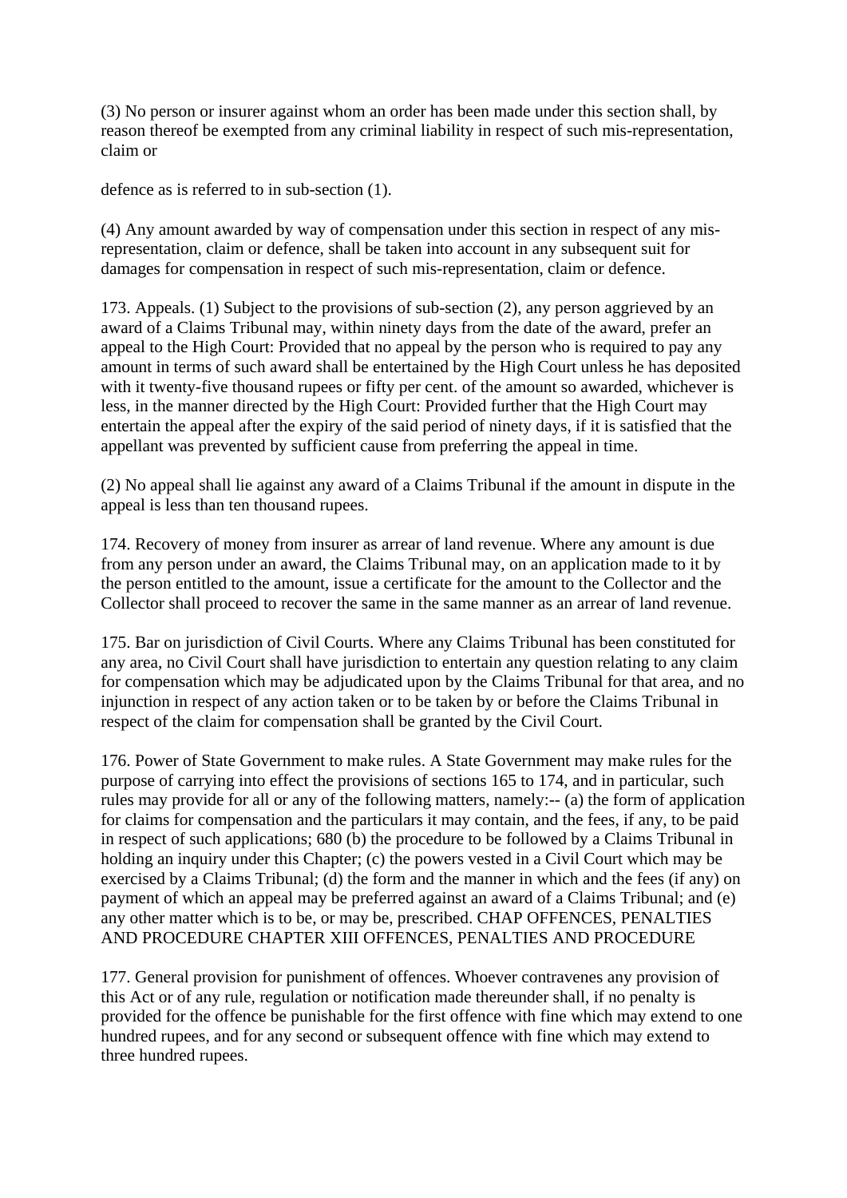(3) No person or insurer against whom an order has been made under this section shall, by reason thereof be exempted from any criminal liability in respect of such mis-representation, claim or

defence as is referred to in sub-section (1).

(4) Any amount awarded by way of compensation under this section in respect of any mis-representation, claim or defence, shall be taken into account in any subsequent suit for damages for compensation in respect of such mis-representation, claim or defence.

173. Appeals. (1) Subject to the provisions of sub-section (2), any person aggrieved by an award of a Claims Tribunal may, within ninety days from the date of the award, prefer an appeal to the High Court: Provided that no appeal by the person who is required to pay any amount in terms of such award shall be entertained by the High Court unless he has deposited with it twenty-five thousand rupees or fifty per cent. of the amount so awarded, whichever is less, in the manner directed by the High Court: Provided further that the High Court may entertain the appeal after the expiry of the said period of ninety days, if it is satisfied that the appellant was prevented by sufficient cause from preferring the appeal in time.

(2) No appeal shall lie against any award of a Claims Tribunal if the amount in dispute in the appeal is less than ten thousand rupees.

174. Recovery of money from insurer as arrear of land revenue. Where any amount is due from any person under an award, the Claims Tribunal may, on an application made to it by the person entitled to the amount, issue a certificate for the amount to the Collector and the Collector shall proceed to recover the same in the same manner as an arrear of land revenue.

175. Bar on jurisdiction of Civil Courts. Where any Claims Tribunal has been constituted for any area, no Civil Court shall have jurisdiction to entertain any question relating to any claim for compensation which may be adjudicated upon by the Claims Tribunal for that area, and no injunction in respect of any action taken or to be taken by or before the Claims Tribunal in respect of the claim for compensation shall be granted by the Civil Court.

176. Power of State Government to make rules. A State Government may make rules for the purpose of carrying into effect the provisions of sections 165 to 174, and in particular, such rules may provide for all or any of the following matters, namely:-- (a) the form of application for claims for compensation and the particulars it may contain, and the fees, if any, to be paid in respect of such applications; 680 (b) the procedure to be followed by a Claims Tribunal in holding an inquiry under this Chapter; (c) the powers vested in a Civil Court which may be exercised by a Claims Tribunal; (d) the form and the manner in which and the fees (if any) on payment of which an appeal may be preferred against an award of a Claims Tribunal; and (e) any other matter which is to be, or may be, prescribed. CHAP OFFENCES, PENALTIES AND PROCEDURE CHAPTER XIII OFFENCES, PENALTIES AND PROCEDURE

177. General provision for punishment of offences. Whoever contravenes any provision of this Act or of any rule, regulation or notification made thereunder shall, if no penalty is provided for the offence be punishable for the first offence with fine which may extend to one hundred rupees, and for any second or subsequent offence with fine which may extend to three hundred rupees.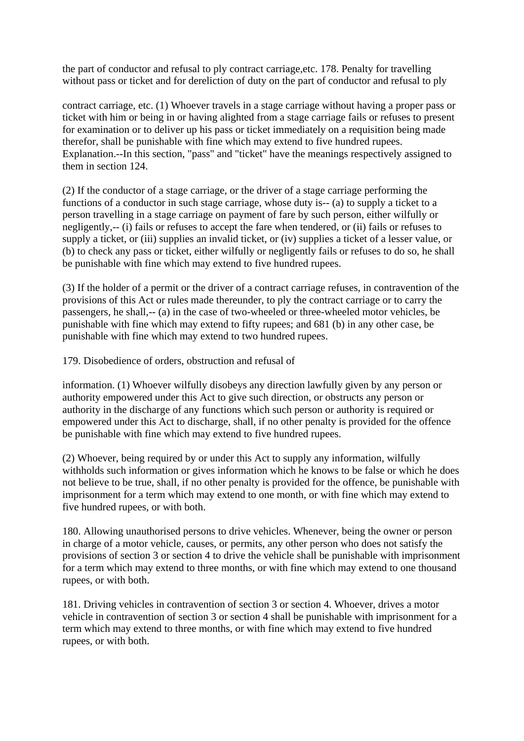the part of conductor and refusal to ply contract carriage,etc. 178. Penalty for travelling without pass or ticket and for dereliction of duty on the part of conductor and refusal to ply

contract carriage, etc. (1) Whoever travels in a stage carriage without having a proper pass or ticket with him or being in or having alighted from a stage carriage fails or refuses to present for examination or to deliver up his pass or ticket immediately on a requisition being made therefor, shall be punishable with fine which may extend to five hundred rupees. Explanation.--In this section, "pass" and "ticket" have the meanings respectively assigned to them in section 124.

(2) If the conductor of a stage carriage, or the driver of a stage carriage performing the functions of a conductor in such stage carriage, whose duty is-- (a) to supply a ticket to a person travelling in a stage carriage on payment of fare by such person, either wilfully or negligently,-- (i) fails or refuses to accept the fare when tendered, or (ii) fails or refuses to supply a ticket, or (iii) supplies an invalid ticket, or (iv) supplies a ticket of a lesser value, or (b) to check any pass or ticket, either wilfully or negligently fails or refuses to do so, he shall be punishable with fine which may extend to five hundred rupees.

(3) If the holder of a permit or the driver of a contract carriage refuses, in contravention of the provisions of this Act or rules made thereunder, to ply the contract carriage or to carry the passengers, he shall,-- (a) in the case of two-wheeled or three-wheeled motor vehicles, be punishable with fine which may extend to fifty rupees; and 681 (b) in any other case, be punishable with fine which may extend to two hundred rupees.

179. Disobedience of orders, obstruction and refusal of

information. (1) Whoever wilfully disobeys any direction lawfully given by any person or authority empowered under this Act to give such direction, or obstructs any person or authority in the discharge of any functions which such person or authority is required or empowered under this Act to discharge, shall, if no other penalty is provided for the offence be punishable with fine which may extend to five hundred rupees.

(2) Whoever, being required by or under this Act to supply any information, wilfully withholds such information or gives information which he knows to be false or which he does not believe to be true, shall, if no other penalty is provided for the offence, be punishable with imprisonment for a term which may extend to one month, or with fine which may extend to five hundred rupees, or with both.

180. Allowing unauthorised persons to drive vehicles. Whenever, being the owner or person in charge of a motor vehicle, causes, or permits, any other person who does not satisfy the provisions of section 3 or section 4 to drive the vehicle shall be punishable with imprisonment for a term which may extend to three months, or with fine which may extend to one thousand rupees, or with both.

181. Driving vehicles in contravention of section 3 or section 4. Whoever, drives a motor vehicle in contravention of section 3 or section 4 shall be punishable with imprisonment for a term which may extend to three months, or with fine which may extend to five hundred rupees, or with both.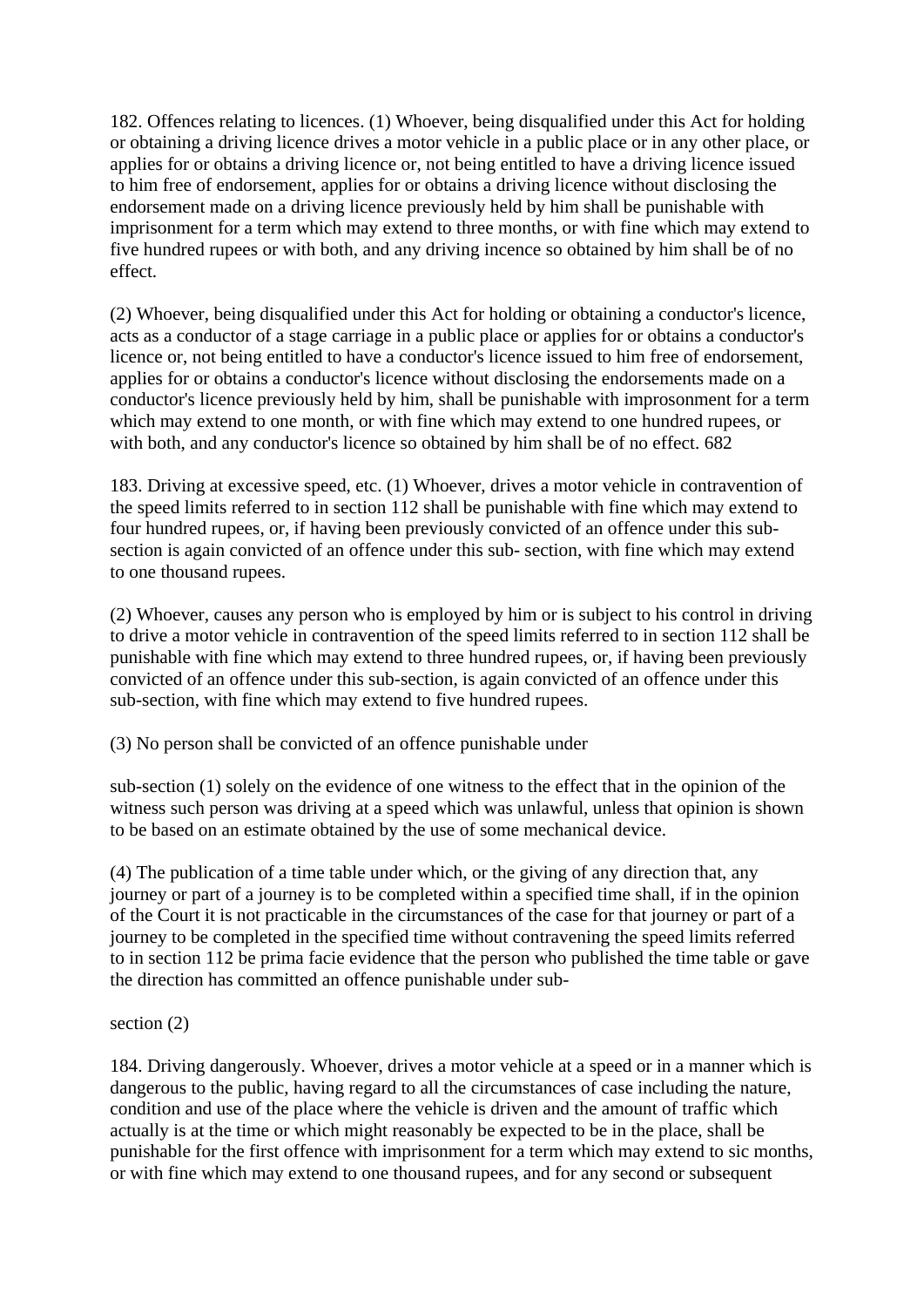182. Offences relating to licences. (1) Whoever, being disqualified under this Act for holding or obtaining a driving licence drives a motor vehicle in a public place or in any other place, or applies for or obtains a driving licence or, not being entitled to have a driving licence issued to him free of endorsement, applies for or obtains a driving licence without disclosing the endorsement made on a driving licence previously held by him shall be punishable with imprisonment for a term which may extend to three months, or with fine which may extend to five hundred rupees or with both, and any driving incence so obtained by him shall be of no effect.

(2) Whoever, being disqualified under this Act for holding or obtaining a conductor's licence, acts as a conductor of a stage carriage in a public place or applies for or obtains a conductor's licence or, not being entitled to have a conductor's licence issued to him free of endorsement, applies for or obtains a conductor's licence without disclosing the endorsements made on a conductor's licence previously held by him, shall be punishable with improsonment for a term which may extend to one month, or with fine which may extend to one hundred rupees, or with both, and any conductor's licence so obtained by him shall be of no effect. 682

183. Driving at excessive speed, etc. (1) Whoever, drives a motor vehicle in contravention of the speed limits referred to in section 112 shall be punishable with fine which may extend to four hundred rupees, or, if having been previously convicted of an offence under this sub-section is again convicted of an offence under this sub- section, with fine which may extend to one thousand rupees.

(2) Whoever, causes any person who is employed by him or is subject to his control in driving to drive a motor vehicle in contravention of the speed limits referred to in section 112 shall be punishable with fine which may extend to three hundred rupees, or, if having been previously convicted of an offence under this sub-section, is again convicted of an offence under this sub-section, with fine which may extend to five hundred rupees.

(3) No person shall be convicted of an offence punishable under

sub-section (1) solely on the evidence of one witness to the effect that in the opinion of the witness such person was driving at a speed which was unlawful, unless that opinion is shown to be based on an estimate obtained by the use of some mechanical device.

(4) The publication of a time table under which, or the giving of any direction that, any journey or part of a journey is to be completed within a specified time shall, if in the opinion of the Court it is not practicable in the circumstances of the case for that journey or part of a journey to be completed in the specified time without contravening the speed limits referred to in section 112 be prima facie evidence that the person who published the time table or gave the direction has committed an offence punishable under sub-

section (2)

184. Driving dangerously. Whoever, drives a motor vehicle at a speed or in a manner which is dangerous to the public, having regard to all the circumstances of case including the nature, condition and use of the place where the vehicle is driven and the amount of traffic which actually is at the time or which might reasonably be expected to be in the place, shall be punishable for the first offence with imprisonment for a term which may extend to sic months, or with fine which may extend to one thousand rupees, and for any second or subsequent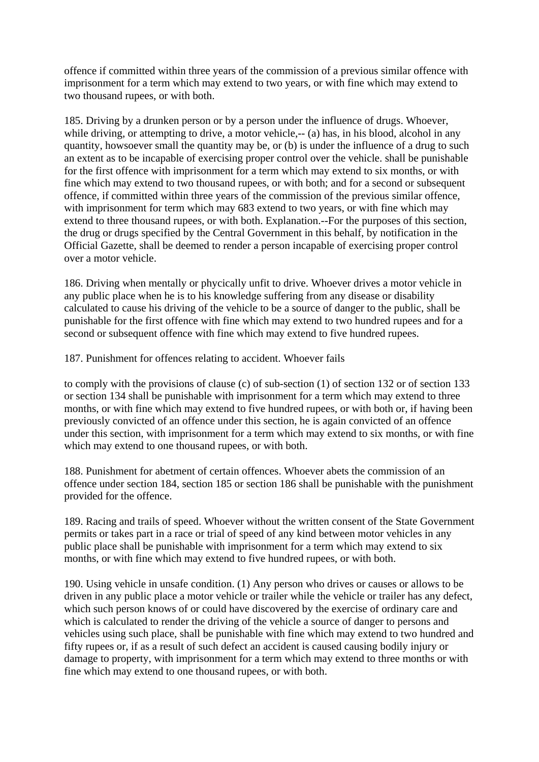offence if committed within three years of the commission of a previous similar offence with imprisonment for a term which may extend to two years, or with fine which may extend to two thousand rupees, or with both.

185. Driving by a drunken person or by a person under the influence of drugs. Whoever, while driving, or attempting to drive, a motor vehicle,-- (a) has, in his blood, alcohol in any quantity, howsoever small the quantity may be, or (b) is under the influence of a drug to such an extent as to be incapable of exercising proper control over the vehicle. shall be punishable for the first offence with imprisonment for a term which may extend to six months, or with fine which may extend to two thousand rupees, or with both; and for a second or subsequent offence, if committed within three years of the commission of the previous similar offence, with imprisonment for term which may 683 extend to two years, or with fine which may extend to three thousand rupees, or with both. Explanation.--For the purposes of this section, the drug or drugs specified by the Central Government in this behalf, by notification in the Official Gazette, shall be deemed to render a person incapable of exercising proper control over a motor vehicle.

186. Driving when mentally or phycically unfit to drive. Whoever drives a motor vehicle in any public place when he is to his knowledge suffering from any disease or disability calculated to cause his driving of the vehicle to be a source of danger to the public, shall be punishable for the first offence with fine which may extend to two hundred rupees and for a second or subsequent offence with fine which may extend to five hundred rupees.

187. Punishment for offences relating to accident. Whoever fails

to comply with the provisions of clause (c) of sub-section (1) of section 132 or of section 133 or section 134 shall be punishable with imprisonment for a term which may extend to three months, or with fine which may extend to five hundred rupees, or with both or, if having been previously convicted of an offence under this section, he is again convicted of an offence under this section, with imprisonment for a term which may extend to six months, or with fine which may extend to one thousand rupees, or with both.

188. Punishment for abetment of certain offences. Whoever abets the commission of an offence under section 184, section 185 or section 186 shall be punishable with the punishment provided for the offence.

189. Racing and trails of speed. Whoever without the written consent of the State Government permits or takes part in a race or trial of speed of any kind between motor vehicles in any public place shall be punishable with imprisonment for a term which may extend to six months, or with fine which may extend to five hundred rupees, or with both.

190. Using vehicle in unsafe condition. (1) Any person who drives or causes or allows to be driven in any public place a motor vehicle or trailer while the vehicle or trailer has any defect, which such person knows of or could have discovered by the exercise of ordinary care and which is calculated to render the driving of the vehicle a source of danger to persons and vehicles using such place, shall be punishable with fine which may extend to two hundred and fifty rupees or, if as a result of such defect an accident is caused causing bodily injury or damage to property, with imprisonment for a term which may extend to three months or with fine which may extend to one thousand rupees, or with both.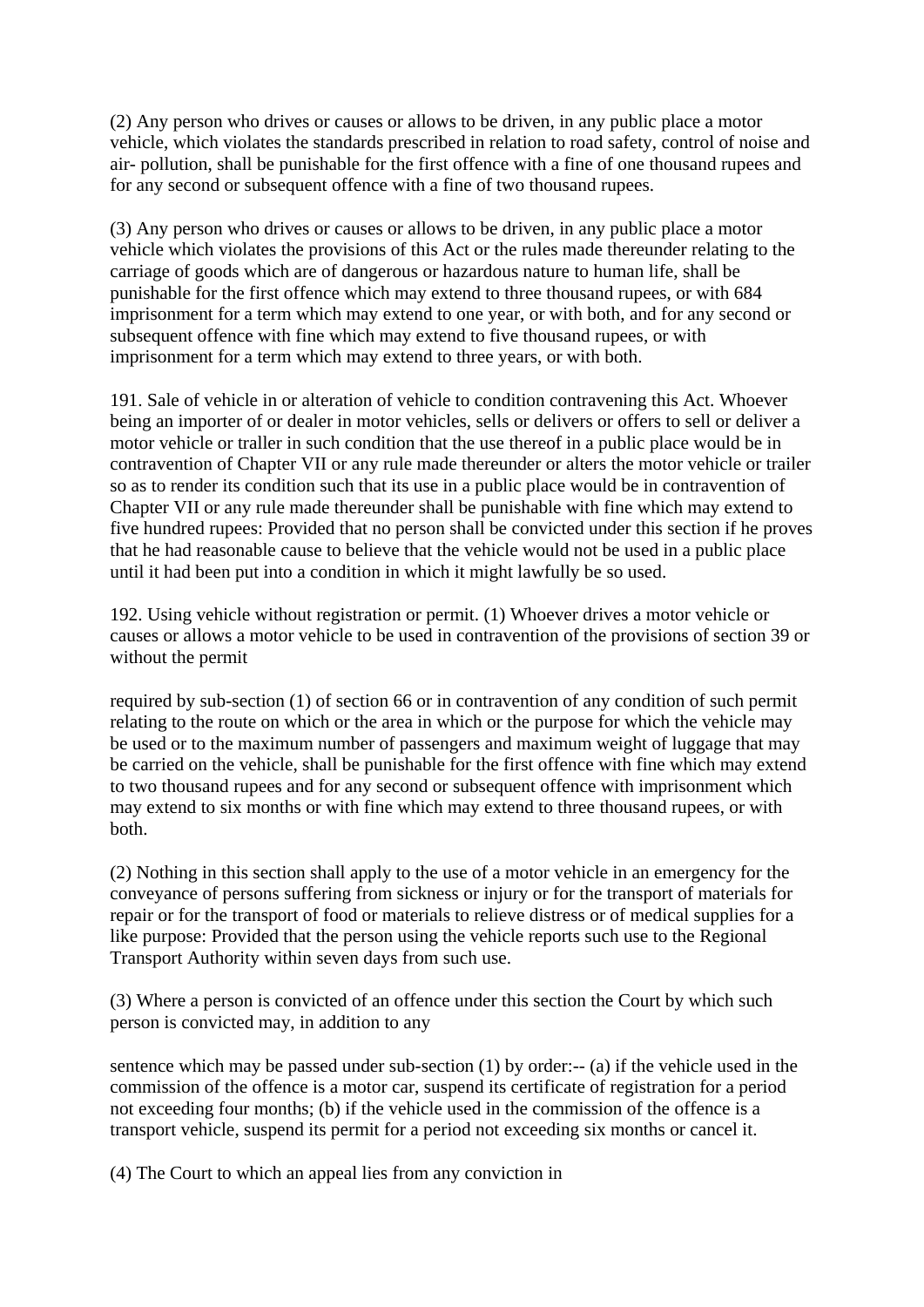(2) Any person who drives or causes or allows to be driven, in any public place a motor vehicle, which violates the standards prescribed in relation to road safety, control of noise and air- pollution, shall be punishable for the first offence with a fine of one thousand rupees and for any second or subsequent offence with a fine of two thousand rupees.

(3) Any person who drives or causes or allows to be driven, in any public place a motor vehicle which violates the provisions of this Act or the rules made thereunder relating to the carriage of goods which are of dangerous or hazardous nature to human life, shall be punishable for the first offence which may extend to three thousand rupees, or with 684 imprisonment for a term which may extend to one year, or with both, and for any second or subsequent offence with fine which may extend to five thousand rupees, or with imprisonment for a term which may extend to three years, or with both.

191. Sale of vehicle in or alteration of vehicle to condition contravening this Act. Whoever being an importer of or dealer in motor vehicles, sells or delivers or offers to sell or deliver a motor vehicle or traller in such condition that the use thereof in a public place would be in contravention of Chapter VII or any rule made thereunder or alters the motor vehicle or trailer so as to render its condition such that its use in a public place would be in contravention of Chapter VII or any rule made thereunder shall be punishable with fine which may extend to five hundred rupees: Provided that no person shall be convicted under this section if he proves that he had reasonable cause to believe that the vehicle would not be used in a public place until it had been put into a condition in which it might lawfully be so used.

192. Using vehicle without registration or permit. (1) Whoever drives a motor vehicle or causes or allows a motor vehicle to be used in contravention of the provisions of section 39 or without the permit

required by sub-section (1) of section 66 or in contravention of any condition of such permit relating to the route on which or the area in which or the purpose for which the vehicle may be used or to the maximum number of passengers and maximum weight of luggage that may be carried on the vehicle, shall be punishable for the first offence with fine which may extend to two thousand rupees and for any second or subsequent offence with imprisonment which may extend to six months or with fine which may extend to three thousand rupees, or with both.

(2) Nothing in this section shall apply to the use of a motor vehicle in an emergency for the conveyance of persons suffering from sickness or injury or for the transport of materials for repair or for the transport of food or materials to relieve distress or of medical supplies for a like purpose: Provided that the person using the vehicle reports such use to the Regional Transport Authority within seven days from such use.

(3) Where a person is convicted of an offence under this section the Court by which such person is convicted may, in addition to any

sentence which may be passed under sub-section (1) by order:-- (a) if the vehicle used in the commission of the offence is a motor car, suspend its certificate of registration for a period not exceeding four months; (b) if the vehicle used in the commission of the offence is a transport vehicle, suspend its permit for a period not exceeding six months or cancel it.

(4) The Court to which an appeal lies from any conviction in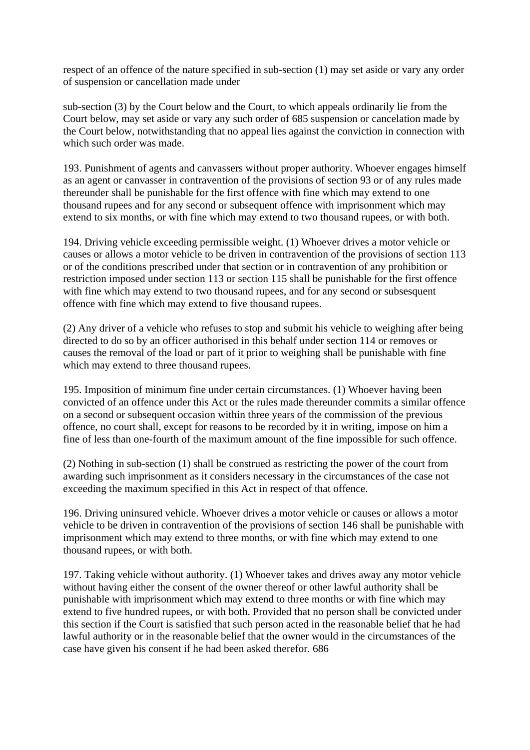respect of an offence of the nature specified in sub-section (1) may set aside or vary any order of suspension or cancellation made under

sub-section (3) by the Court below and the Court, to which appeals ordinarily lie from the Court below, may set aside or vary any such order of 685 suspension or cancelation made by the Court below, notwithstanding that no appeal lies against the conviction in connection with which such order was made.

193. Punishment of agents and canvassers without proper authority. Whoever engages himself as an agent or canvasser in contravention of the provisions of section 93 or of any rules made thereunder shall be punishable for the first offence with fine which may extend to one thousand rupees and for any second or subsequent offence with imprisonment which may extend to six months, or with fine which may extend to two thousand rupees, or with both.

194. Driving vehicle exceeding permissible weight. (1) Whoever drives a motor vehicle or causes or allows a motor vehicle to be driven in contravention of the provisions of section 113 or of the conditions prescribed under that section or in contravention of any prohibition or restriction imposed under section 113 or section 115 shall be punishable for the first offence with fine which may extend to two thousand rupees, and for any second or subsesquent offence with fine which may extend to five thousand rupees.

(2) Any driver of a vehicle who refuses to stop and submit his vehicle to weighing after being directed to do so by an officer authorised in this behalf under section 114 or removes or causes the removal of the load or part of it prior to weighing shall be punishable with fine which may extend to three thousand rupees.

195. Imposition of minimum fine under certain circumstances. (1) Whoever having been convicted of an offence under this Act or the rules made thereunder commits a similar offence on a second or subsequent occasion within three years of the commission of the previous offence, no court shall, except for reasons to be recorded by it in writing, impose on him a fine of less than one-fourth of the maximum amount of the fine impossible for such offence.

(2) Nothing in sub-section (1) shall be construed as restricting the power of the court from awarding such imprisonment as it considers necessary in the circumstances of the case not exceeding the maximum specified in this Act in respect of that offence.

196. Driving uninsured vehicle. Whoever drives a motor vehicle or causes or allows a motor vehicle to be driven in contravention of the provisions of section 146 shall be punishable with imprisonment which may extend to three months, or with fine which may extend to one thousand rupees, or with both.

197. Taking vehicle without authority. (1) Whoever takes and drives away any motor vehicle without having either the consent of the owner thereof or other lawful authority shall be punishable with imprisonment which may extend to three months or with fine which may extend to five hundred rupees, or with both. Provided that no person shall be convicted under this section if the Court is satisfied that such person acted in the reasonable belief that he had lawful authority or in the reasonable belief that the owner would in the circumstances of the case have given his consent if he had been asked therefor. 686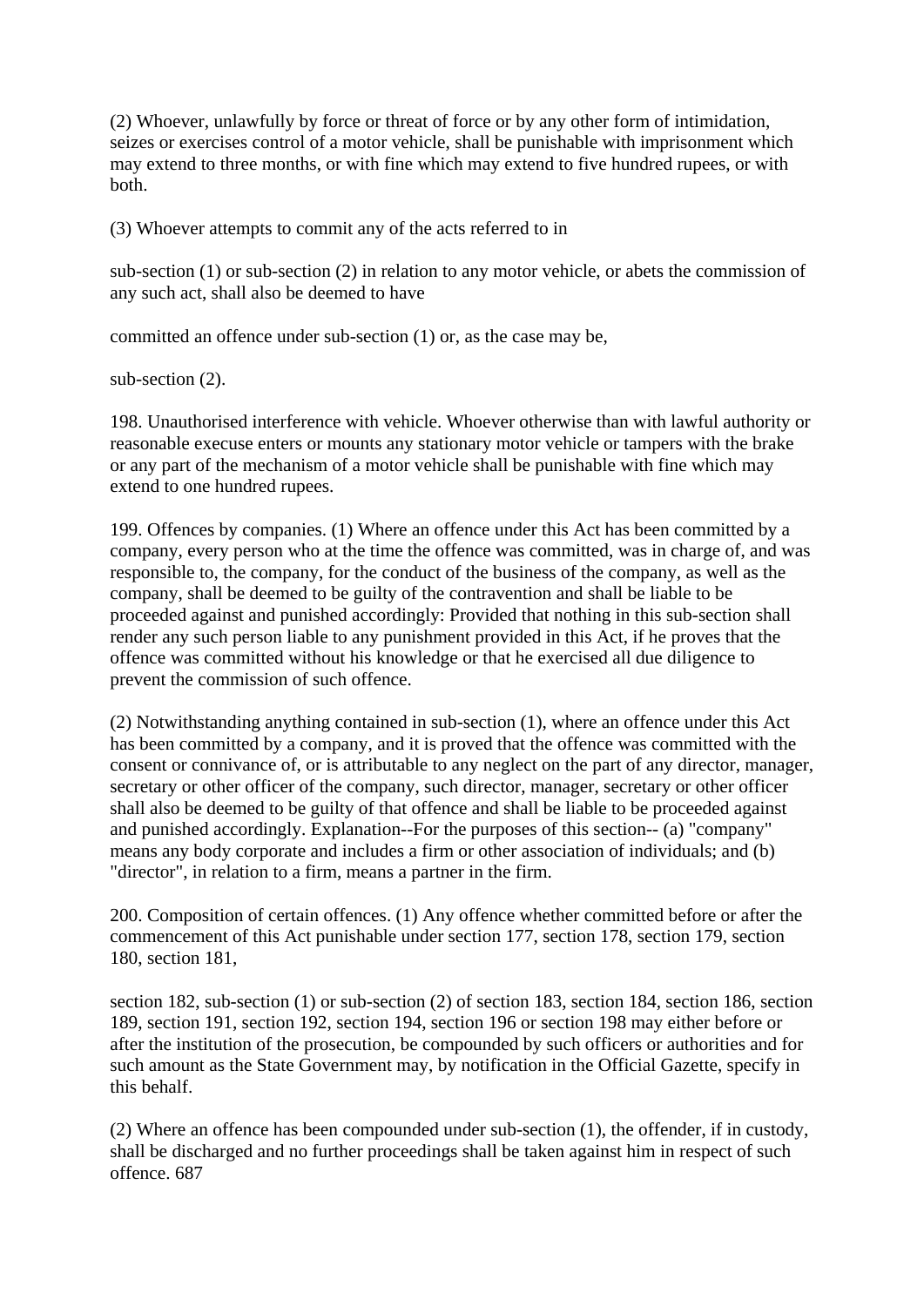(2) Whoever, unlawfully by force or threat of force or by any other form of intimidation, seizes or exercises control of a motor vehicle, shall be punishable with imprisonment which may extend to three months, or with fine which may extend to five hundred rupees, or with both.

(3) Whoever attempts to commit any of the acts referred to in

sub-section (1) or sub-section (2) in relation to any motor vehicle, or abets the commission of any such act, shall also be deemed to have

committed an offence under sub-section (1) or, as the case may be,

sub-section (2).

198. Unauthorised interference with vehicle. Whoever otherwise than with lawful authority or reasonable execuse enters or mounts any stationary motor vehicle or tampers with the brake or any part of the mechanism of a motor vehicle shall be punishable with fine which may extend to one hundred rupees.

199. Offences by companies. (1) Where an offence under this Act has been committed by a company, every person who at the time the offence was committed, was in charge of, and was responsible to, the company, for the conduct of the business of the company, as well as the company, shall be deemed to be guilty of the contravention and shall be liable to be proceeded against and punished accordingly: Provided that nothing in this sub-section shall render any such person liable to any punishment provided in this Act, if he proves that the offence was committed without his knowledge or that he exercised all due diligence to prevent the commission of such offence.

(2) Notwithstanding anything contained in sub-section (1), where an offence under this Act has been committed by a company, and it is proved that the offence was committed with the consent or connivance of, or is attributable to any neglect on the part of any director, manager, secretary or other officer of the company, such director, manager, secretary or other officer shall also be deemed to be guilty of that offence and shall be liable to be proceeded against and punished accordingly. Explanation--For the purposes of this section-- (a) "company" means any body corporate and includes a firm or other association of individuals; and (b) "director", in relation to a firm, means a partner in the firm.

200. Composition of certain offences. (1) Any offence whether committed before or after the commencement of this Act punishable under section 177, section 178, section 179, section 180, section 181,

section 182, sub-section (1) or sub-section (2) of section 183, section 184, section 186, section 189, section 191, section 192, section 194, section 196 or section 198 may either before or after the institution of the prosecution, be compounded by such officers or authorities and for such amount as the State Government may, by notification in the Official Gazette, specify in this behalf.

(2) Where an offence has been compounded under sub-section (1), the offender, if in custody, shall be discharged and no further proceedings shall be taken against him in respect of such offence. 687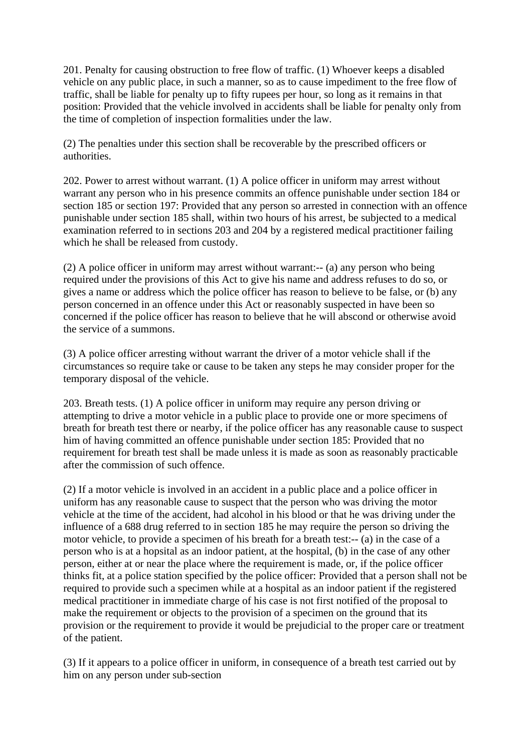201. Penalty for causing obstruction to free flow of traffic. (1) Whoever keeps a disabled vehicle on any public place, in such a manner, so as to cause impediment to the free flow of traffic, shall be liable for penalty up to fifty rupees per hour, so long as it remains in that position: Provided that the vehicle involved in accidents shall be liable for penalty only from the time of completion of inspection formalities under the law.

(2) The penalties under this section shall be recoverable by the prescribed officers or authorities.

202. Power to arrest without warrant. (1) A police officer in uniform may arrest without warrant any person who in his presence commits an offence punishable under section 184 or section 185 or section 197: Provided that any person so arrested in connection with an offence punishable under section 185 shall, within two hours of his arrest, be subjected to a medical examination referred to in sections 203 and 204 by a registered medical practitioner failing which he shall be released from custody.

(2) A police officer in uniform may arrest without warrant:-- (a) any person who being required under the provisions of this Act to give his name and address refuses to do so, or gives a name or address which the police officer has reason to believe to be false, or (b) any person concerned in an offence under this Act or reasonably suspected in have been so concerned if the police officer has reason to believe that he will abscond or otherwise avoid the service of a summons.

(3) A police officer arresting without warrant the driver of a motor vehicle shall if the circumstances so require take or cause to be taken any steps he may consider proper for the temporary disposal of the vehicle.

203. Breath tests. (1) A police officer in uniform may require any person driving or attempting to drive a motor vehicle in a public place to provide one or more specimens of breath for breath test there or nearby, if the police officer has any reasonable cause to suspect him of having committed an offence punishable under section 185: Provided that no requirement for breath test shall be made unless it is made as soon as reasonably practicable after the commission of such offence.

(2) If a motor vehicle is involved in an accident in a public place and a police officer in uniform has any reasonable cause to suspect that the person who was driving the motor vehicle at the time of the accident, had alcohol in his blood or that he was driving under the influence of a 688 drug referred to in section 185 he may require the person so driving the motor vehicle, to provide a specimen of his breath for a breath test:-- (a) in the case of a person who is at a hopsital as an indoor patient, at the hospital, (b) in the case of any other person, either at or near the place where the requirement is made, or, if the police officer thinks fit, at a police station specified by the police officer: Provided that a person shall not be required to provide such a specimen while at a hospital as an indoor patient if the registered medical practitioner in immediate charge of his case is not first notified of the proposal to make the requirement or objects to the provision of a specimen on the ground that its provision or the requirement to provide it would be prejudicial to the proper care or treatment of the patient.

(3) If it appears to a police officer in uniform, in consequence of a breath test carried out by him on any person under sub-section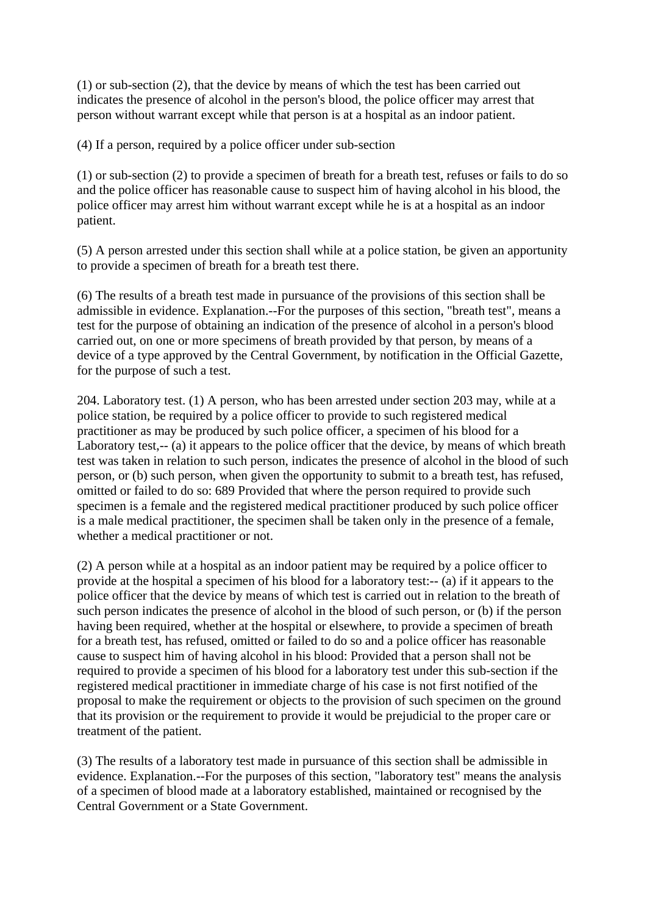(1) or sub-section (2), that the device by means of which the test has been carried out indicates the presence of alcohol in the person's blood, the police officer may arrest that person without warrant except while that person is at a hospital as an indoor patient.

(4) If a person, required by a police officer under sub-section

(1) or sub-section (2) to provide a specimen of breath for a breath test, refuses or fails to do so and the police officer has reasonable cause to suspect him of having alcohol in his blood, the police officer may arrest him without warrant except while he is at a hospital as an indoor patient.

(5) A person arrested under this section shall while at a police station, be given an apportunity to provide a specimen of breath for a breath test there.

(6) The results of a breath test made in pursuance of the provisions of this section shall be admissible in evidence. Explanation.--For the purposes of this section, "breath test", means a test for the purpose of obtaining an indication of the presence of alcohol in a person's blood carried out, on one or more specimens of breath provided by that person, by means of a device of a type approved by the Central Government, by notification in the Official Gazette, for the purpose of such a test.

204. Laboratory test. (1) A person, who has been arrested under section 203 may, while at a police station, be required by a police officer to provide to such registered medical practitioner as may be produced by such police officer, a specimen of his blood for a Laboratory test,-- (a) it appears to the police officer that the device, by means of which breath test was taken in relation to such person, indicates the presence of alcohol in the blood of such person, or (b) such person, when given the opportunity to submit to a breath test, has refused, omitted or failed to do so: 689 Provided that where the person required to provide such specimen is a female and the registered medical practitioner produced by such police officer is a male medical practitioner, the specimen shall be taken only in the presence of a female, whether a medical practitioner or not.

(2) A person while at a hospital as an indoor patient may be required by a police officer to provide at the hospital a specimen of his blood for a laboratory test:-- (a) if it appears to the police officer that the device by means of which test is carried out in relation to the breath of such person indicates the presence of alcohol in the blood of such person, or (b) if the person having been required, whether at the hospital or elsewhere, to provide a specimen of breath for a breath test, has refused, omitted or failed to do so and a police officer has reasonable cause to suspect him of having alcohol in his blood: Provided that a person shall not be required to provide a specimen of his blood for a laboratory test under this sub-section if the registered medical practitioner in immediate charge of his case is not first notified of the proposal to make the requirement or objects to the provision of such specimen on the ground that its provision or the requirement to provide it would be prejudicial to the proper care or treatment of the patient.

(3) The results of a laboratory test made in pursuance of this section shall be admissible in evidence. Explanation.--For the purposes of this section, "laboratory test" means the analysis of a specimen of blood made at a laboratory established, maintained or recognised by the Central Government or a State Government.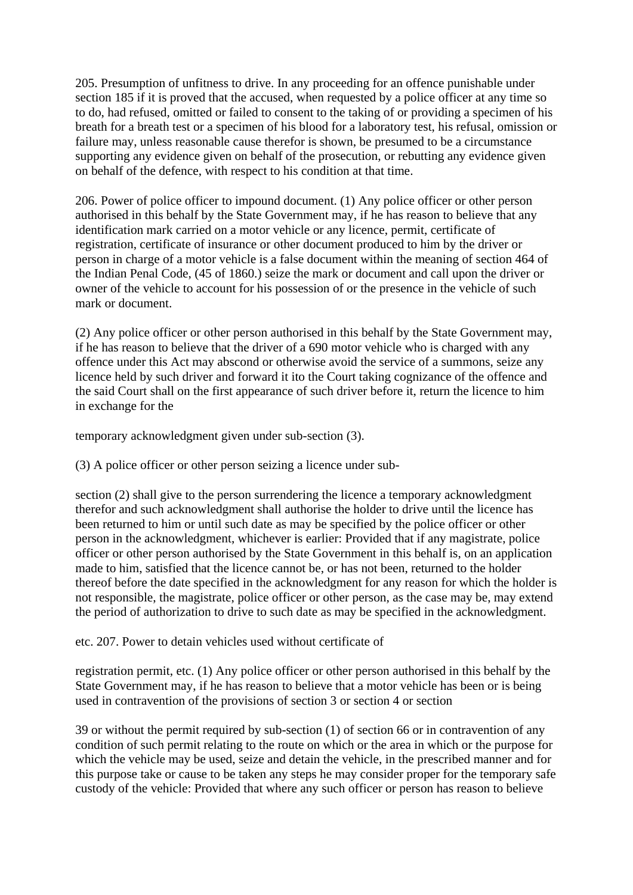205. Presumption of unfitness to drive. In any proceeding for an offence punishable under section 185 if it is proved that the accused, when requested by a police officer at any time so to do, had refused, omitted or failed to consent to the taking of or providing a specimen of his breath for a breath test or a specimen of his blood for a laboratory test, his refusal, omission or failure may, unless reasonable cause therefor is shown, be presumed to be a circumstance supporting any evidence given on behalf of the prosecution, or rebutting any evidence given on behalf of the defence, with respect to his condition at that time.

206. Power of police officer to impound document. (1) Any police officer or other person authorised in this behalf by the State Government may, if he has reason to believe that any identification mark carried on a motor vehicle or any licence, permit, certificate of registration, certificate of insurance or other document produced to him by the driver or person in charge of a motor vehicle is a false document within the meaning of section 464 of the Indian Penal Code, (45 of 1860.) seize the mark or document and call upon the driver or owner of the vehicle to account for his possession of or the presence in the vehicle of such mark or document.

(2) Any police officer or other person authorised in this behalf by the State Government may, if he has reason to believe that the driver of a 690 motor vehicle who is charged with any offence under this Act may abscond or otherwise avoid the service of a summons, seize any licence held by such driver and forward it ito the Court taking cognizance of the offence and the said Court shall on the first appearance of such driver before it, return the licence to him in exchange for the

temporary acknowledgment given under sub-section (3).

(3) A police officer or other person seizing a licence under sub-

section (2) shall give to the person surrendering the licence a temporary acknowledgment therefor and such acknowledgment shall authorise the holder to drive until the licence has been returned to him or until such date as may be specified by the police officer or other person in the acknowledgment, whichever is earlier: Provided that if any magistrate, police officer or other person authorised by the State Government in this behalf is, on an application made to him, satisfied that the licence cannot be, or has not been, returned to the holder thereof before the date specified in the acknowledgment for any reason for which the holder is not responsible, the magistrate, police officer or other person, as the case may be, may extend the period of authorization to drive to such date as may be specified in the acknowledgment.

etc. 207. Power to detain vehicles used without certificate of

registration permit, etc. (1) Any police officer or other person authorised in this behalf by the State Government may, if he has reason to believe that a motor vehicle has been or is being used in contravention of the provisions of section 3 or section 4 or section

39 or without the permit required by sub-section (1) of section 66 or in contravention of any condition of such permit relating to the route on which or the area in which or the purpose for which the vehicle may be used, seize and detain the vehicle, in the prescribed manner and for this purpose take or cause to be taken any steps he may consider proper for the temporary safe custody of the vehicle: Provided that where any such officer or person has reason to believe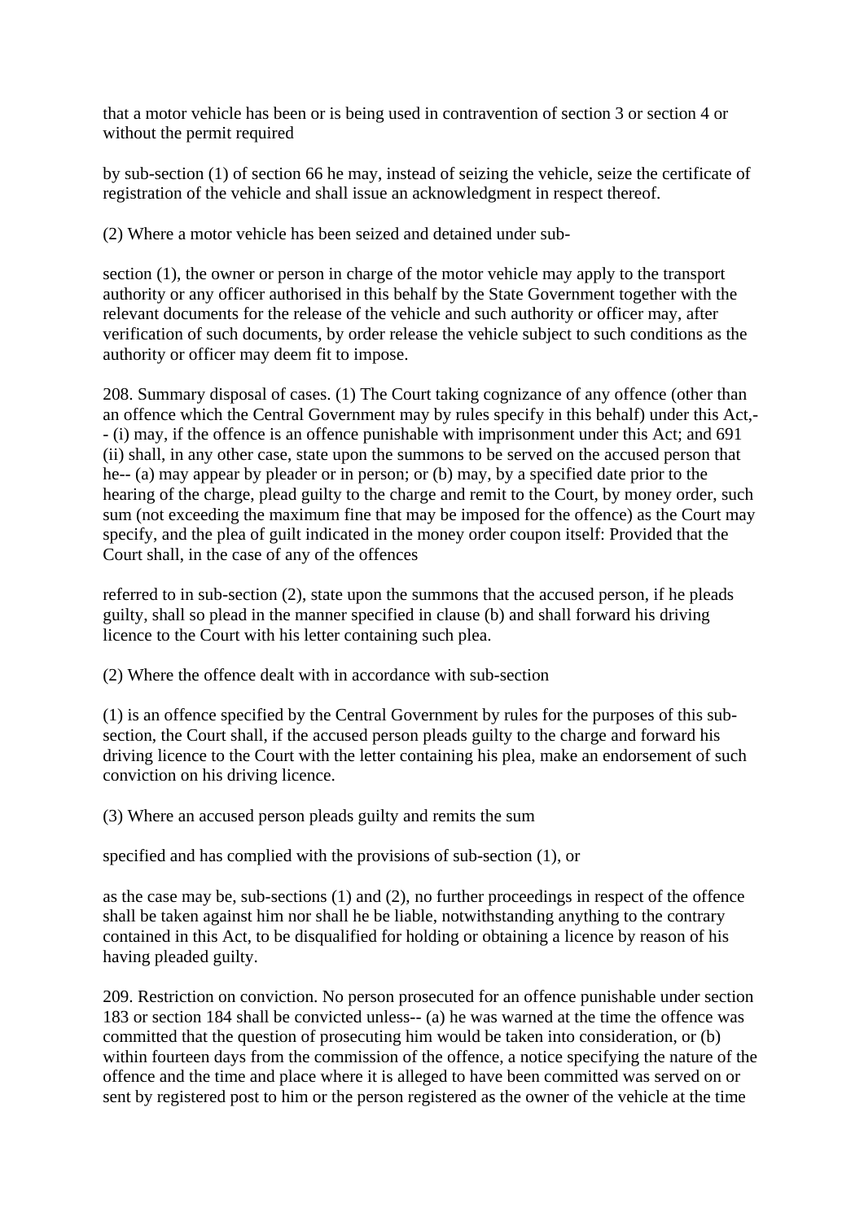that a motor vehicle has been or is being used in contravention of section 3 or section 4 or without the permit required

by sub-section (1) of section 66 he may, instead of seizing the vehicle, seize the certificate of registration of the vehicle and shall issue an acknowledgment in respect thereof.

(2) Where a motor vehicle has been seized and detained under sub-

section (1), the owner or person in charge of the motor vehicle may apply to the transport authority or any officer authorised in this behalf by the State Government together with the relevant documents for the release of the vehicle and such authority or officer may, after verification of such documents, by order release the vehicle subject to such conditions as the authority or officer may deem fit to impose.

208. Summary disposal of cases. (1) The Court taking cognizance of any offence (other than an offence which the Central Government may by rules specify in this behalf) under this Act,-- (i) may, if the offence is an offence punishable with imprisonment under this Act; and 691 (ii) shall, in any other case, state upon the summons to be served on the accused person that he-- (a) may appear by pleader or in person; or (b) may, by a specified date prior to the hearing of the charge, plead guilty to the charge and remit to the Court, by money order, such sum (not exceeding the maximum fine that may be imposed for the offence) as the Court may specify, and the plea of guilt indicated in the money order coupon itself: Provided that the Court shall, in the case of any of the offences

referred to in sub-section (2), state upon the summons that the accused person, if he pleads guilty, shall so plead in the manner specified in clause (b) and shall forward his driving licence to the Court with his letter containing such plea.

(2) Where the offence dealt with in accordance with sub-section

(1) is an offence specified by the Central Government by rules for the purposes of this sub-section, the Court shall, if the accused person pleads guilty to the charge and forward his driving licence to the Court with the letter containing his plea, make an endorsement of such conviction on his driving licence.

(3) Where an accused person pleads guilty and remits the sum

specified and has complied with the provisions of sub-section (1), or

as the case may be, sub-sections (1) and (2), no further proceedings in respect of the offence shall be taken against him nor shall he be liable, notwithstanding anything to the contrary contained in this Act, to be disqualified for holding or obtaining a licence by reason of his having pleaded guilty.

209. Restriction on conviction. No person prosecuted for an offence punishable under section 183 or section 184 shall be convicted unless-- (a) he was warned at the time the offence was committed that the question of prosecuting him would be taken into consideration, or (b) within fourteen days from the commission of the offence, a notice specifying the nature of the offence and the time and place where it is alleged to have been committed was served on or sent by registered post to him or the person registered as the owner of the vehicle at the time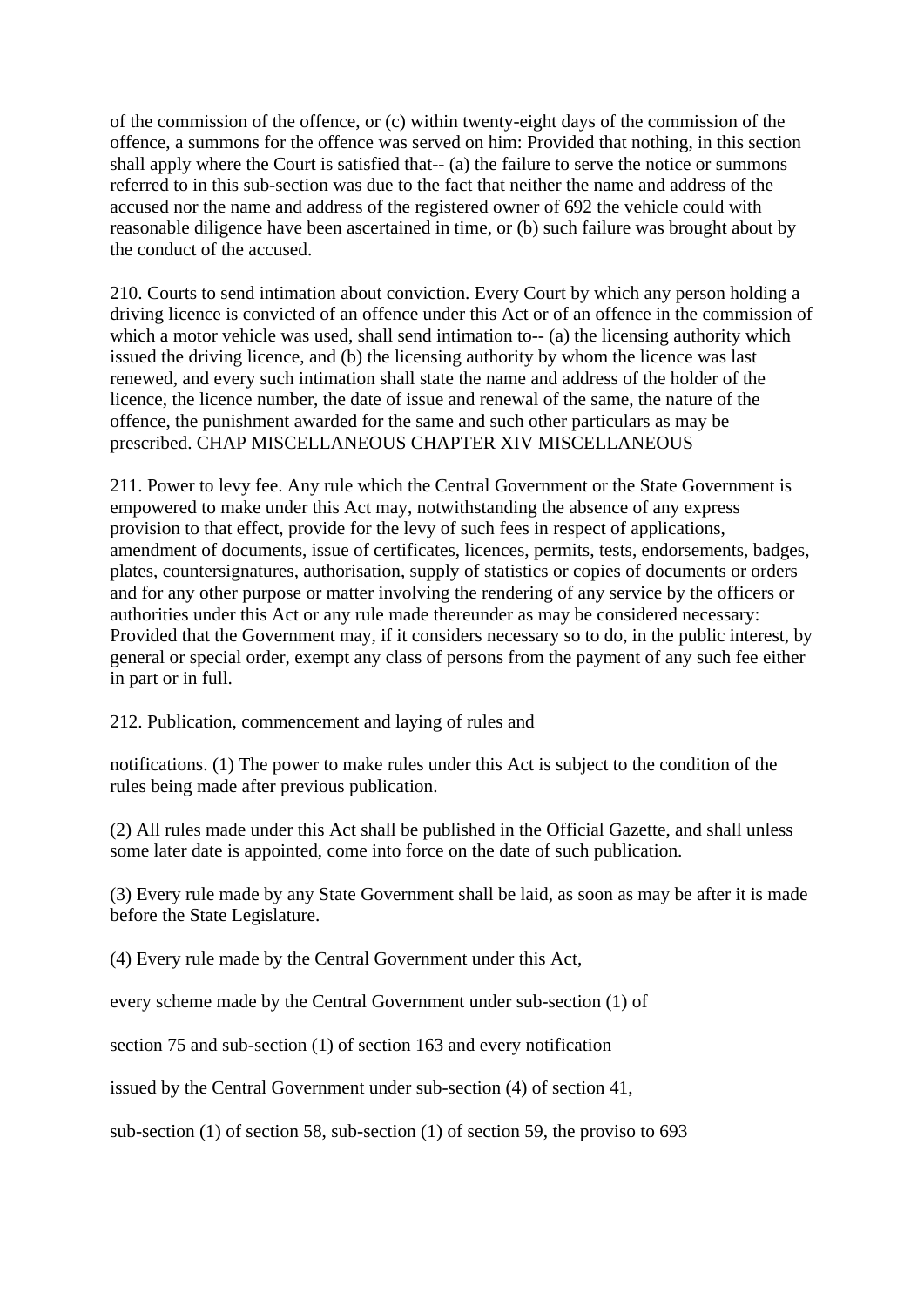of the commission of the offence, or (c) within twenty-eight days of the commission of the offence, a summons for the offence was served on him: Provided that nothing, in this section shall apply where the Court is satisfied that-- (a) the failure to serve the notice or summons referred to in this sub-section was due to the fact that neither the name and address of the accused nor the name and address of the registered owner of 692 the vehicle could with reasonable diligence have been ascertained in time, or (b) such failure was brought about by the conduct of the accused.

210. Courts to send intimation about conviction. Every Court by which any person holding a driving licence is convicted of an offence under this Act or of an offence in the commission of which a motor vehicle was used, shall send intimation to-- (a) the licensing authority which issued the driving licence, and (b) the licensing authority by whom the licence was last renewed, and every such intimation shall state the name and address of the holder of the licence, the licence number, the date of issue and renewal of the same, the nature of the offence, the punishment awarded for the same and such other particulars as may be prescribed. CHAP MISCELLANEOUS CHAPTER XIV MISCELLANEOUS

211. Power to levy fee. Any rule which the Central Government or the State Government is empowered to make under this Act may, notwithstanding the absence of any express provision to that effect, provide for the levy of such fees in respect of applications, amendment of documents, issue of certificates, licences, permits, tests, endorsements, badges, plates, countersignatures, authorisation, supply of statistics or copies of documents or orders and for any other purpose or matter involving the rendering of any service by the officers or authorities under this Act or any rule made thereunder as may be considered necessary: Provided that the Government may, if it considers necessary so to do, in the public interest, by general or special order, exempt any class of persons from the payment of any such fee either in part or in full.

212. Publication, commencement and laying of rules and

notifications. (1) The power to make rules under this Act is subject to the condition of the rules being made after previous publication.

(2) All rules made under this Act shall be published in the Official Gazette, and shall unless some later date is appointed, come into force on the date of such publication.

(3) Every rule made by any State Government shall be laid, as soon as may be after it is made before the State Legislature.

(4) Every rule made by the Central Government under this Act,

every scheme made by the Central Government under sub-section (1) of

section 75 and sub-section (1) of section 163 and every notification

issued by the Central Government under sub-section (4) of section 41,

sub-section (1) of section 58, sub-section (1) of section 59, the proviso to 693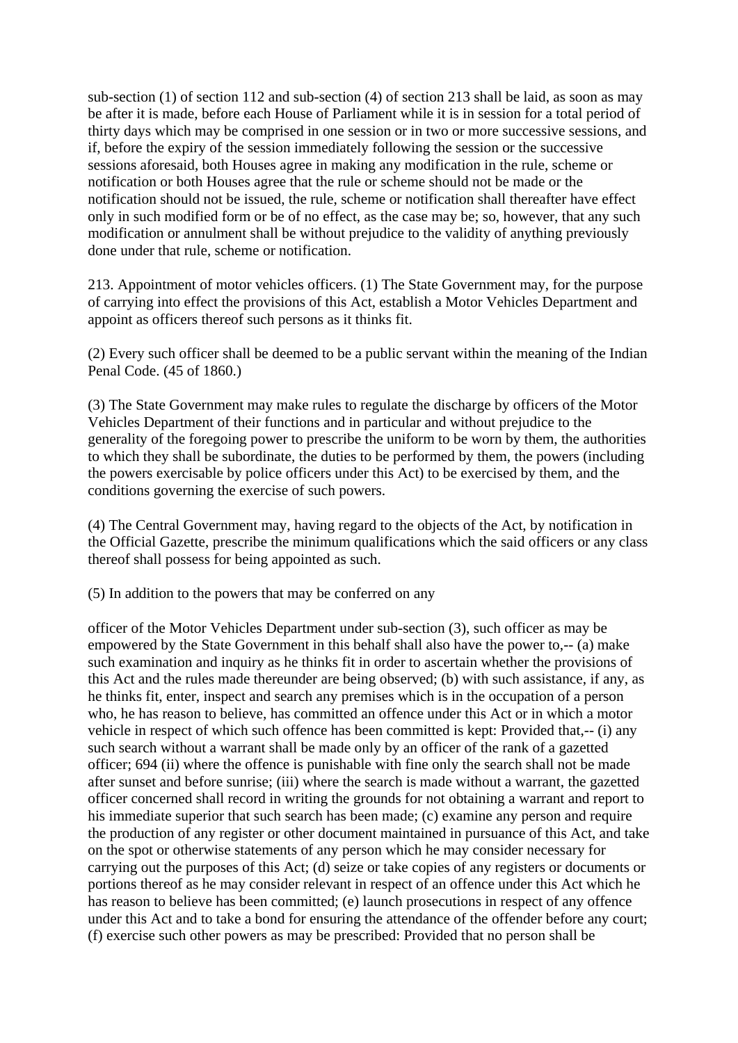sub-section (1) of section 112 and sub-section (4) of section 213 shall be laid, as soon as may be after it is made, before each House of Parliament while it is in session for a total period of thirty days which may be comprised in one session or in two or more successive sessions, and if, before the expiry of the session immediately following the session or the successive sessions aforesaid, both Houses agree in making any modification in the rule, scheme or notification or both Houses agree that the rule or scheme should not be made or the notification should not be issued, the rule, scheme or notification shall thereafter have effect only in such modified form or be of no effect, as the case may be; so, however, that any such modification or annulment shall be without prejudice to the validity of anything previously done under that rule, scheme or notification.

213. Appointment of motor vehicles officers. (1) The State Government may, for the purpose of carrying into effect the provisions of this Act, establish a Motor Vehicles Department and appoint as officers thereof such persons as it thinks fit.

(2) Every such officer shall be deemed to be a public servant within the meaning of the Indian Penal Code. (45 of 1860.)

(3) The State Government may make rules to regulate the discharge by officers of the Motor Vehicles Department of their functions and in particular and without prejudice to the generality of the foregoing power to prescribe the uniform to be worn by them, the authorities to which they shall be subordinate, the duties to be performed by them, the powers (including the powers exercisable by police officers under this Act) to be exercised by them, and the conditions governing the exercise of such powers.

(4) The Central Government may, having regard to the objects of the Act, by notification in the Official Gazette, prescribe the minimum qualifications which the said officers or any class thereof shall possess for being appointed as such.

(5) In addition to the powers that may be conferred on any

officer of the Motor Vehicles Department under sub-section (3), such officer as may be empowered by the State Government in this behalf shall also have the power to,-- (a) make such examination and inquiry as he thinks fit in order to ascertain whether the provisions of this Act and the rules made thereunder are being observed; (b) with such assistance, if any, as he thinks fit, enter, inspect and search any premises which is in the occupation of a person who, he has reason to believe, has committed an offence under this Act or in which a motor vehicle in respect of which such offence has been committed is kept: Provided that,-- (i) any such search without a warrant shall be made only by an officer of the rank of a gazetted officer; 694 (ii) where the offence is punishable with fine only the search shall not be made after sunset and before sunrise; (iii) where the search is made without a warrant, the gazetted officer concerned shall record in writing the grounds for not obtaining a warrant and report to his immediate superior that such search has been made; (c) examine any person and require the production of any register or other document maintained in pursuance of this Act, and take on the spot or otherwise statements of any person which he may consider necessary for carrying out the purposes of this Act; (d) seize or take copies of any registers or documents or portions thereof as he may consider relevant in respect of an offence under this Act which he has reason to believe has been committed; (e) launch prosecutions in respect of any offence under this Act and to take a bond for ensuring the attendance of the offender before any court; (f) exercise such other powers as may be prescribed: Provided that no person shall be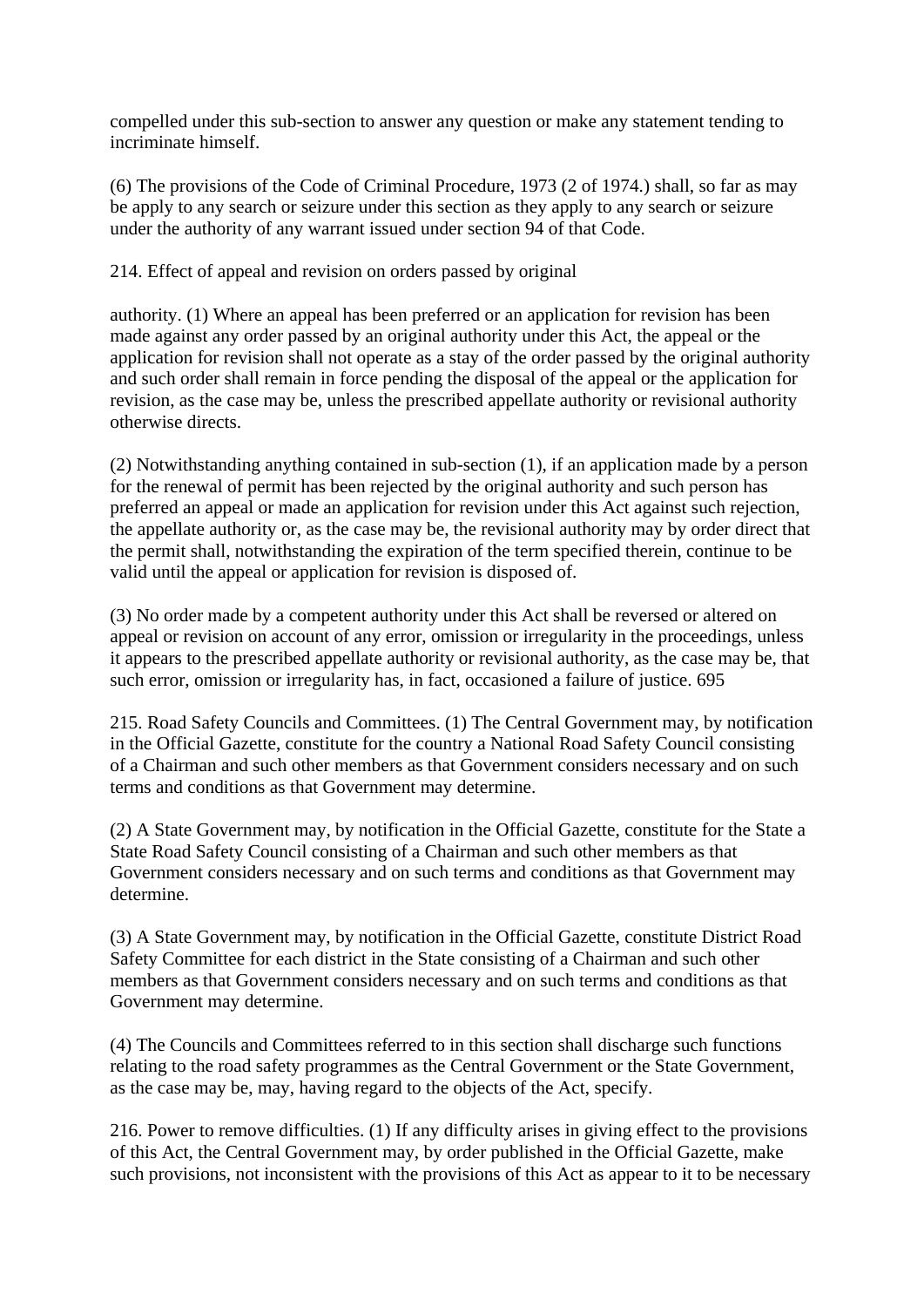compelled under this sub-section to answer any question or make any statement tending to incriminate himself.

(6) The provisions of the Code of Criminal Procedure, 1973 (2 of 1974.) shall, so far as may be apply to any search or seizure under this section as they apply to any search or seizure under the authority of any warrant issued under section 94 of that Code.

214. Effect of appeal and revision on orders passed by original

authority. (1) Where an appeal has been preferred or an application for revision has been made against any order passed by an original authority under this Act, the appeal or the application for revision shall not operate as a stay of the order passed by the original authority and such order shall remain in force pending the disposal of the appeal or the application for revision, as the case may be, unless the prescribed appellate authority or revisional authority otherwise directs.

(2) Notwithstanding anything contained in sub-section (1), if an application made by a person for the renewal of permit has been rejected by the original authority and such person has preferred an appeal or made an application for revision under this Act against such rejection, the appellate authority or, as the case may be, the revisional authority may by order direct that the permit shall, notwithstanding the expiration of the term specified therein, continue to be valid until the appeal or application for revision is disposed of.

(3) No order made by a competent authority under this Act shall be reversed or altered on appeal or revision on account of any error, omission or irregularity in the proceedings, unless it appears to the prescribed appellate authority or revisional authority, as the case may be, that such error, omission or irregularity has, in fact, occasioned a failure of justice. 695

215. Road Safety Councils and Committees. (1) The Central Government may, by notification in the Official Gazette, constitute for the country a National Road Safety Council consisting of a Chairman and such other members as that Government considers necessary and on such terms and conditions as that Government may determine.

(2) A State Government may, by notification in the Official Gazette, constitute for the State a State Road Safety Council consisting of a Chairman and such other members as that Government considers necessary and on such terms and conditions as that Government may determine.

(3) A State Government may, by notification in the Official Gazette, constitute District Road Safety Committee for each district in the State consisting of a Chairman and such other members as that Government considers necessary and on such terms and conditions as that Government may determine.

(4) The Councils and Committees referred to in this section shall discharge such functions relating to the road safety programmes as the Central Government or the State Government, as the case may be, may, having regard to the objects of the Act, specify.

216. Power to remove difficulties. (1) If any difficulty arises in giving effect to the provisions of this Act, the Central Government may, by order published in the Official Gazette, make such provisions, not inconsistent with the provisions of this Act as appear to it to be necessary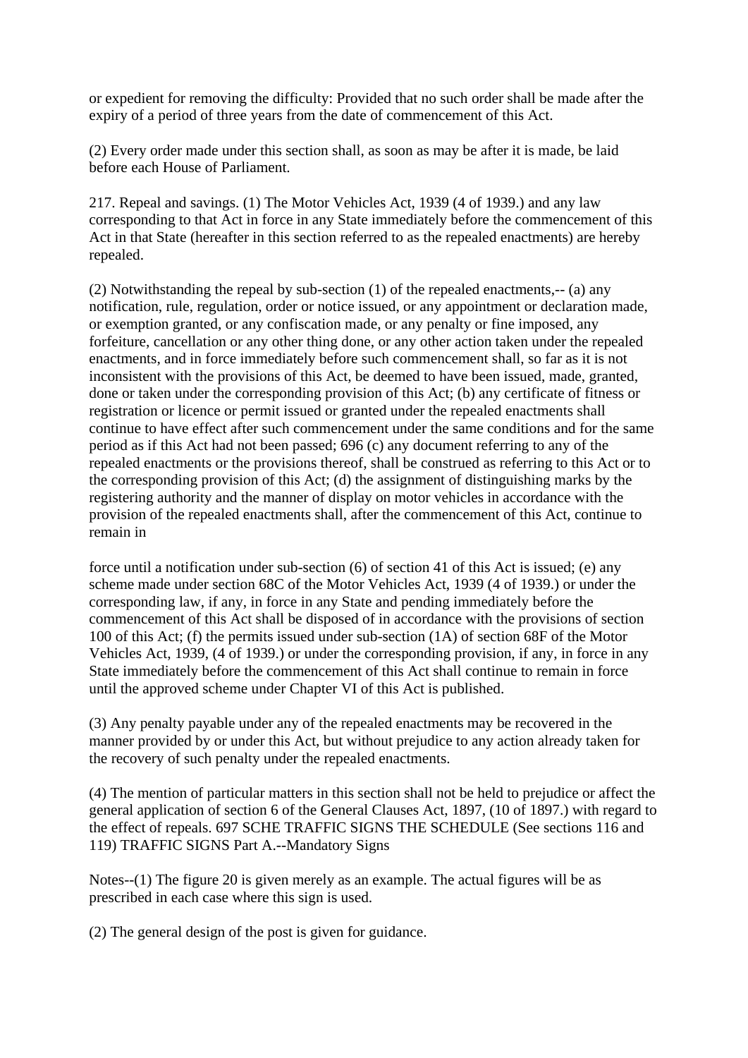or expedient for removing the difficulty: Provided that no such order shall be made after the expiry of a period of three years from the date of commencement of this Act.

(2) Every order made under this section shall, as soon as may be after it is made, be laid before each House of Parliament.

217. Repeal and savings. (1) The Motor Vehicles Act, 1939 (4 of 1939.) and any law corresponding to that Act in force in any State immediately before the commencement of this Act in that State (hereafter in this section referred to as the repealed enactments) are hereby repealed.

(2) Notwithstanding the repeal by sub-section (1) of the repealed enactments,-- (a) any notification, rule, regulation, order or notice issued, or any appointment or declaration made, or exemption granted, or any confiscation made, or any penalty or fine imposed, any forfeiture, cancellation or any other thing done, or any other action taken under the repealed enactments, and in force immediately before such commencement shall, so far as it is not inconsistent with the provisions of this Act, be deemed to have been issued, made, granted, done or taken under the corresponding provision of this Act; (b) any certificate of fitness or registration or licence or permit issued or granted under the repealed enactments shall continue to have effect after such commencement under the same conditions and for the same period as if this Act had not been passed; 696 (c) any document referring to any of the repealed enactments or the provisions thereof, shall be construed as referring to this Act or to the corresponding provision of this Act; (d) the assignment of distinguishing marks by the registering authority and the manner of display on motor vehicles in accordance with the provision of the repealed enactments shall, after the commencement of this Act, continue to remain in

force until a notification under sub-section (6) of section 41 of this Act is issued; (e) any scheme made under section 68C of the Motor Vehicles Act, 1939 (4 of 1939.) or under the corresponding law, if any, in force in any State and pending immediately before the commencement of this Act shall be disposed of in accordance with the provisions of section 100 of this Act; (f) the permits issued under sub-section (1A) of section 68F of the Motor Vehicles Act, 1939, (4 of 1939.) or under the corresponding provision, if any, in force in any State immediately before the commencement of this Act shall continue to remain in force until the approved scheme under Chapter VI of this Act is published.

(3) Any penalty payable under any of the repealed enactments may be recovered in the manner provided by or under this Act, but without prejudice to any action already taken for the recovery of such penalty under the repealed enactments.

(4) The mention of particular matters in this section shall not be held to prejudice or affect the general application of section 6 of the General Clauses Act, 1897, (10 of 1897.) with regard to the effect of repeals. 697 SCHE TRAFFIC SIGNS THE SCHEDULE (See sections 116 and 119) TRAFFIC SIGNS Part A.--Mandatory Signs

Notes--(1) The figure 20 is given merely as an example. The actual figures will be as prescribed in each case where this sign is used.

(2) The general design of the post is given for guidance.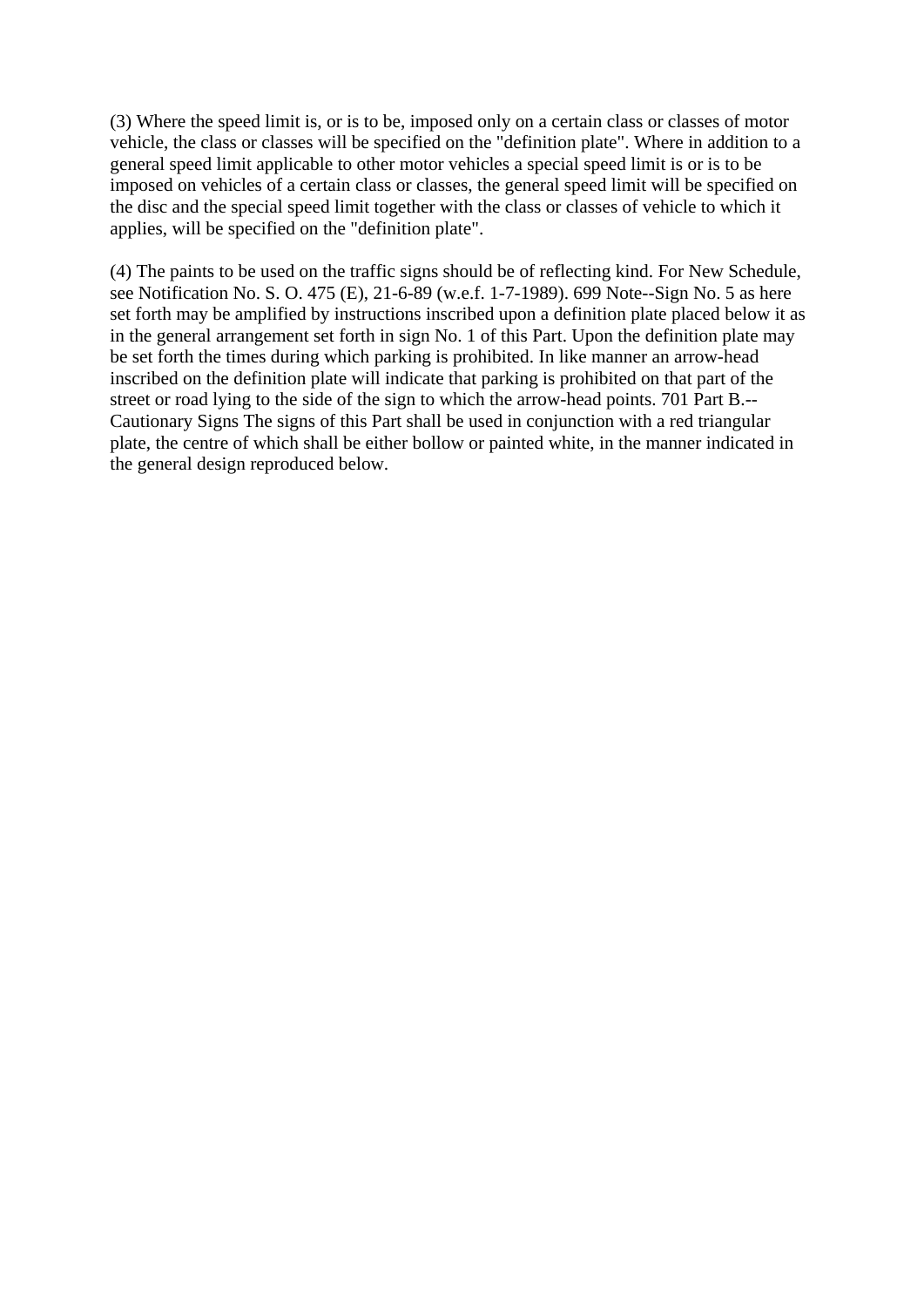(3) Where the speed limit is, or is to be, imposed only on a certain class or classes of motor vehicle, the class or classes will be specified on the "definition plate". Where in addition to a general speed limit applicable to other motor vehicles a special speed limit is or is to be imposed on vehicles of a certain class or classes, the general speed limit will be specified on the disc and the special speed limit together with the class or classes of vehicle to which it applies, will be specified on the "definition plate".

(4) The paints to be used on the traffic signs should be of reflecting kind. For New Schedule, see Notification No. S. O. 475 (E), 21-6-89 (w.e.f. 1-7-1989). 699 Note--Sign No. 5 as here set forth may be amplified by instructions inscribed upon a definition plate placed below it as in the general arrangement set forth in sign No. 1 of this Part. Upon the definition plate may be set forth the times during which parking is prohibited. In like manner an arrow-head inscribed on the definition plate will indicate that parking is prohibited on that part of the street or road lying to the side of the sign to which the arrow-head points. 701 Part B.--Cautionary Signs The signs of this Part shall be used in conjunction with a red triangular plate, the centre of which shall be either bollow or painted white, in the manner indicated in the general design reproduced below.